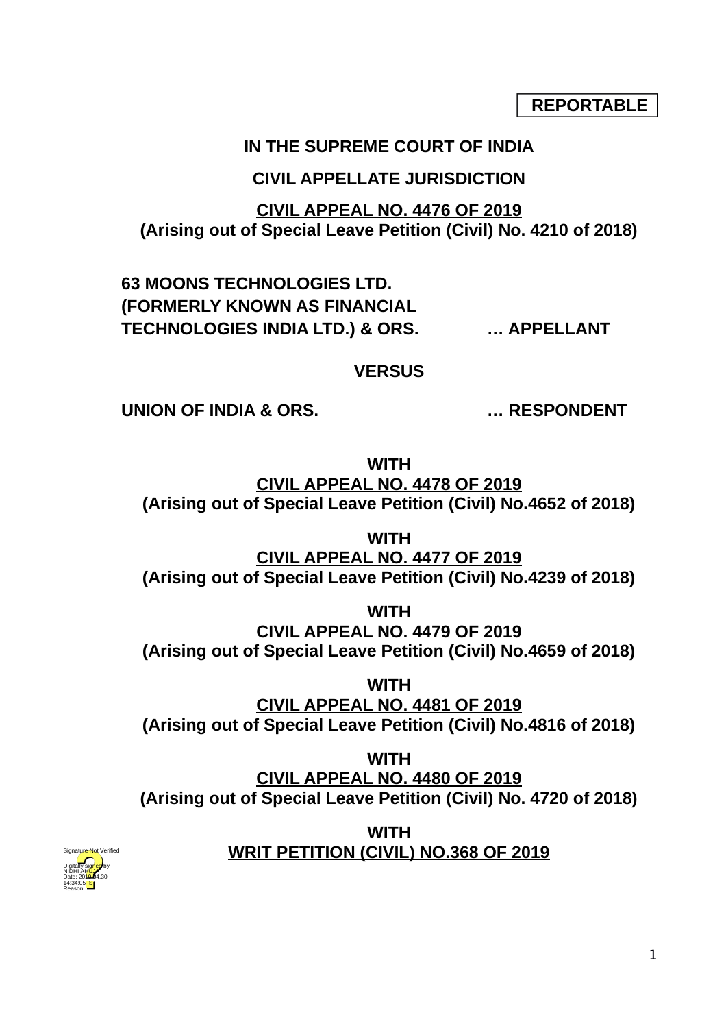**REPORTABLE**

**IN THE SUPREME COURT OF INDIA**

**CIVIL APPELLATE JURISDICTION**

**CIVIL APPEAL NO. 4476 OF 2019**
**(Arising out of Special Leave Petition (Civil) No. 4210 of 2018)**

**63 MOONS TECHNOLOGIES LTD. (FORMERLY KNOWN AS FINANCIAL TECHNOLOGIES INDIA LTD.) & ORS. … APPELLANT**

**VERSUS**

**UNION OF INDIA & ORS. … RESPONDENT**

**WITH**
**CIVIL APPEAL NO. 4478 OF 2019**
**(Arising out of Special Leave Petition (Civil) No.4652 of 2018)**

**WITH**
**CIVIL APPEAL NO. 4477 OF 2019**
**(Arising out of Special Leave Petition (Civil) No.4239 of 2018)**

**WITH**
**CIVIL APPEAL NO. 4479 OF 2019**
**(Arising out of Special Leave Petition (Civil) No.4659 of 2018)**

**WITH**
**CIVIL APPEAL NO. 4481 OF 2019**
**(Arising out of Special Leave Petition (Civil) No.4816 of 2018)**

**WITH**
**CIVIL APPEAL NO. 4480 OF 2019**
**(Arising out of Special Leave Petition (Civil) No. 4720 of 2018)**

**WITH**
**WRIT PETITION (CIVIL) NO.368 OF 2019**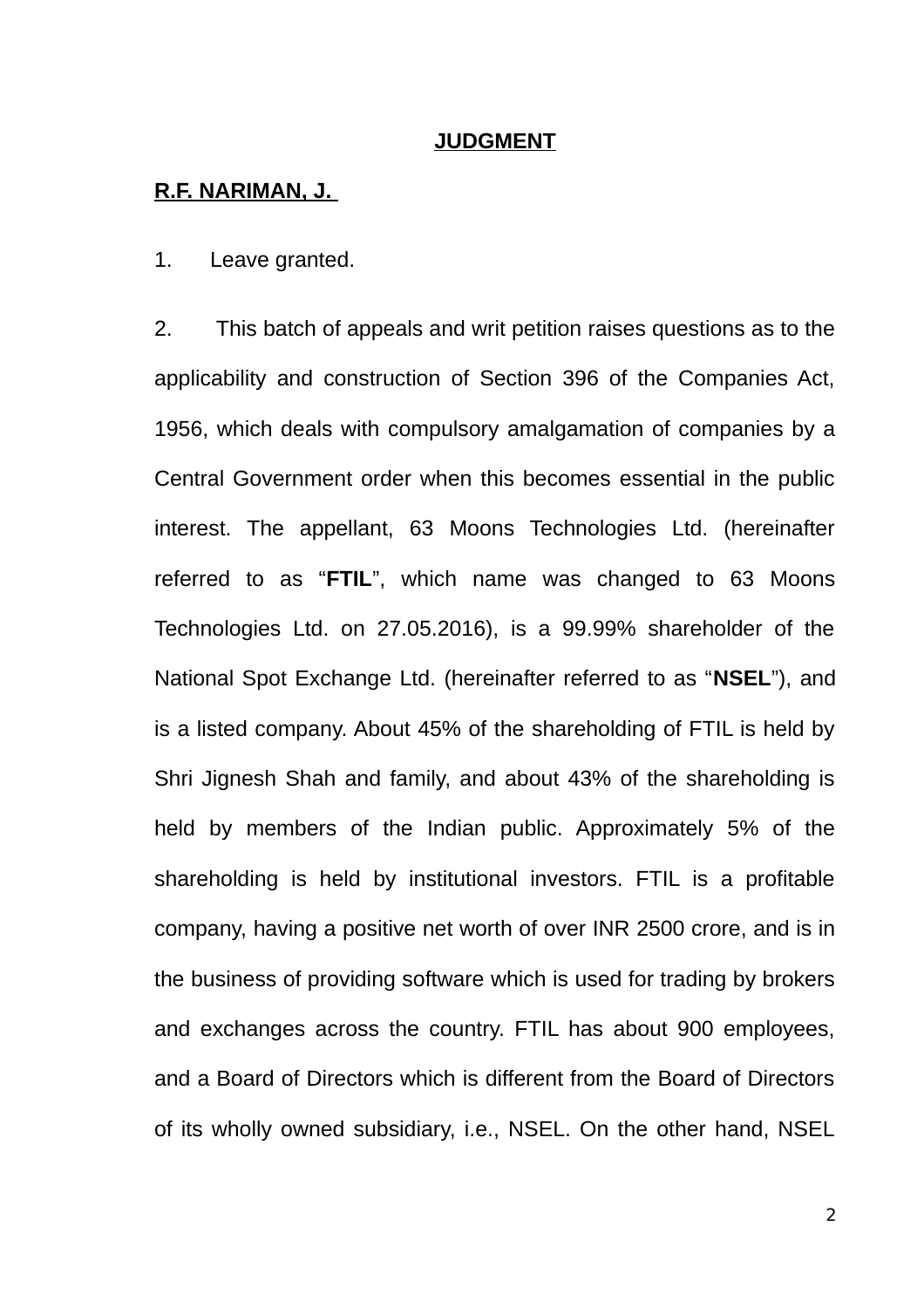**JUDGMENT**

**R.F. NARIMAN, J.**

1. Leave granted.

2. This batch of appeals and writ petition raises questions as to the applicability and construction of Section 396 of the Companies Act, 1956, which deals with compulsory amalgamation of companies by a Central Government order when this becomes essential in the public interest. The appellant, 63 Moons Technologies Ltd. (hereinafter referred to as "**FTIL**", which name was changed to 63 Moons Technologies Ltd. on 27.05.2016), is a 99.99% shareholder of the National Spot Exchange Ltd. (hereinafter referred to as "**NSEL**"), and is a listed company. About 45% of the shareholding of FTIL is held by Shri Jignesh Shah and family, and about 43% of the shareholding is held by members of the Indian public. Approximately 5% of the shareholding is held by institutional investors. FTIL is a profitable company, having a positive net worth of over INR 2500 crore, and is in the business of providing software which is used for trading by brokers and exchanges across the country. FTIL has about 900 employees, and a Board of Directors which is different from the Board of Directors of its wholly owned subsidiary, i.e., NSEL. On the other hand, NSEL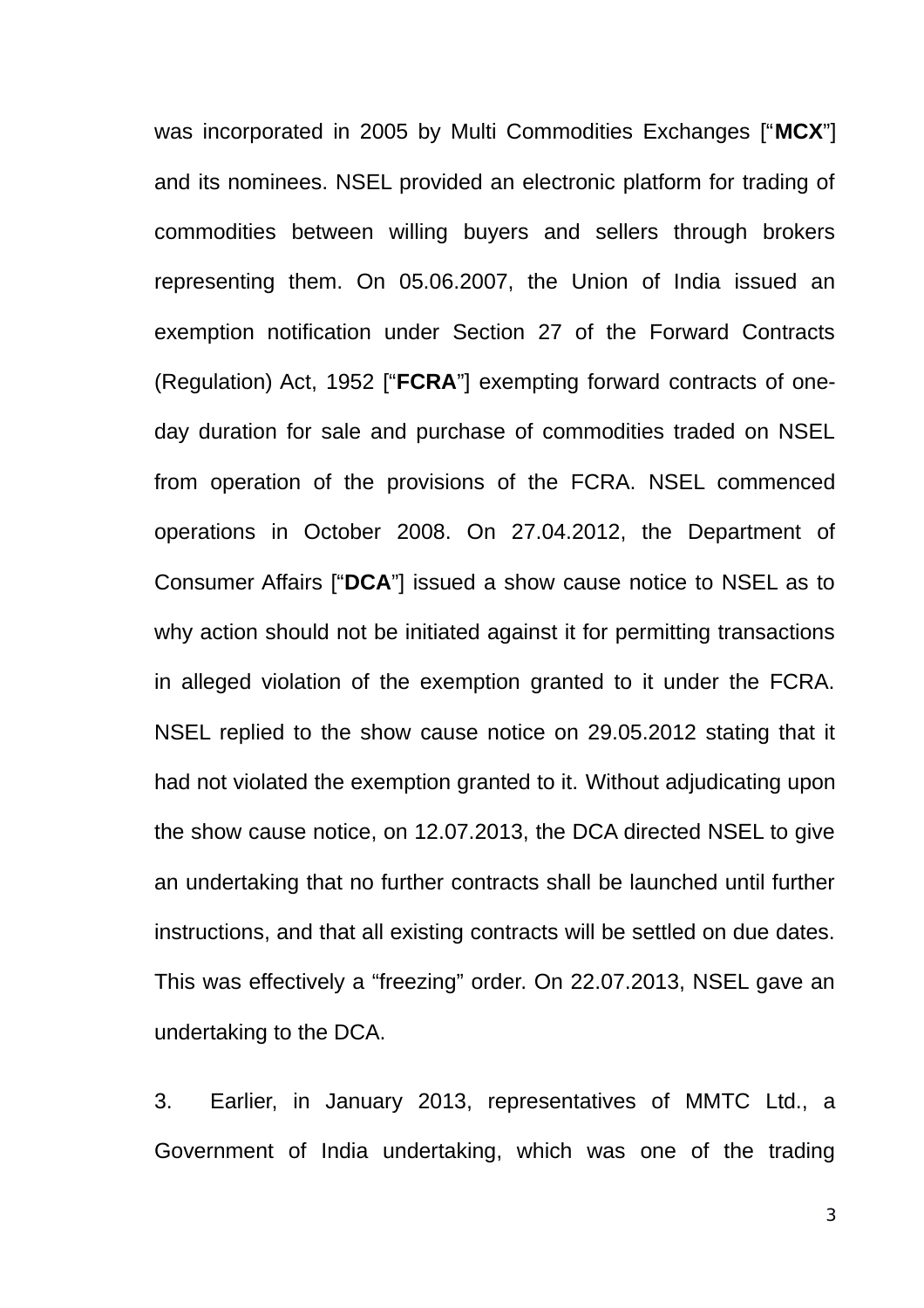was incorporated in 2005 by Multi Commodities Exchanges ["**MCX**"] and its nominees. NSEL provided an electronic platform for trading of commodities between willing buyers and sellers through brokers representing them. On 05.06.2007, the Union of India issued an exemption notification under Section 27 of the Forward Contracts (Regulation) Act, 1952 ["**FCRA**"] exempting forward contracts of one-day duration for sale and purchase of commodities traded on NSEL from operation of the provisions of the FCRA. NSEL commenced operations in October 2008. On 27.04.2012, the Department of Consumer Affairs ["**DCA**"] issued a show cause notice to NSEL as to why action should not be initiated against it for permitting transactions in alleged violation of the exemption granted to it under the FCRA. NSEL replied to the show cause notice on 29.05.2012 stating that it had not violated the exemption granted to it. Without adjudicating upon the show cause notice, on 12.07.2013, the DCA directed NSEL to give an undertaking that no further contracts shall be launched until further instructions, and that all existing contracts will be settled on due dates. This was effectively a "freezing" order. On 22.07.2013, NSEL gave an undertaking to the DCA.

3. Earlier, in January 2013, representatives of MMTC Ltd., a Government of India undertaking, which was one of the trading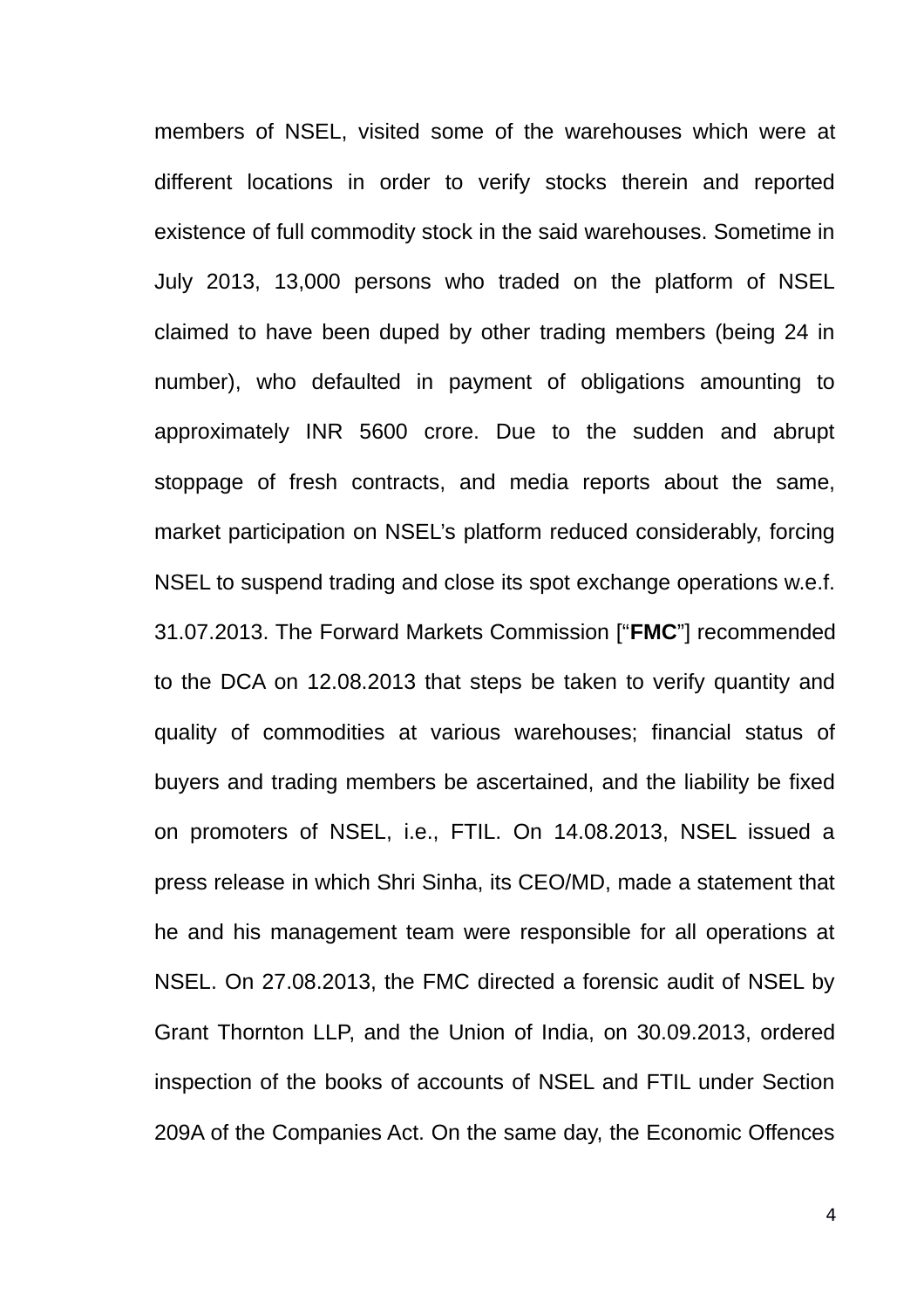members of NSEL, visited some of the warehouses which were at different locations in order to verify stocks therein and reported existence of full commodity stock in the said warehouses. Sometime in July 2013, 13,000 persons who traded on the platform of NSEL claimed to have been duped by other trading members (being 24 in number), who defaulted in payment of obligations amounting to approximately INR 5600 crore. Due to the sudden and abrupt stoppage of fresh contracts, and media reports about the same, market participation on NSEL's platform reduced considerably, forcing NSEL to suspend trading and close its spot exchange operations w.e.f. 31.07.2013. The Forward Markets Commission ["**FMC**"] recommended to the DCA on 12.08.2013 that steps be taken to verify quantity and quality of commodities at various warehouses; financial status of buyers and trading members be ascertained, and the liability be fixed on promoters of NSEL, i.e., FTIL. On 14.08.2013, NSEL issued a press release in which Shri Sinha, its CEO/MD, made a statement that he and his management team were responsible for all operations at NSEL. On 27.08.2013, the FMC directed a forensic audit of NSEL by Grant Thornton LLP, and the Union of India, on 30.09.2013, ordered inspection of the books of accounts of NSEL and FTIL under Section 209A of the Companies Act. On the same day, the Economic Offences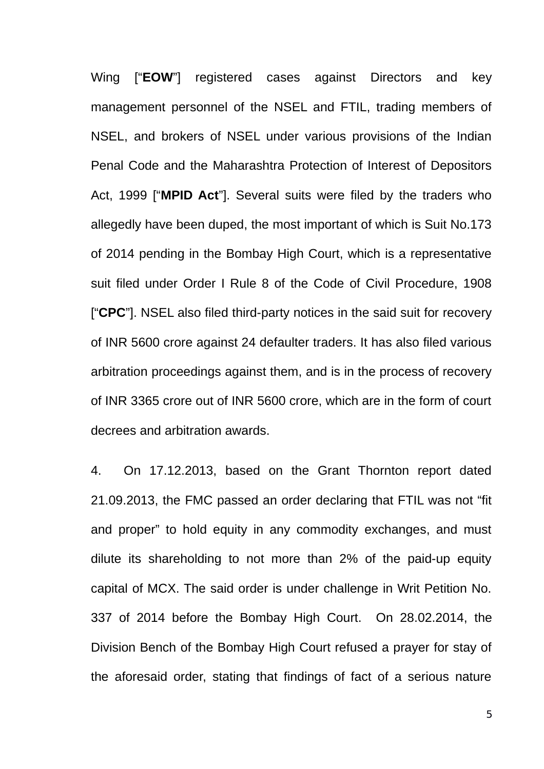Wing [“**EOW**”] registered cases against Directors and key management personnel of the NSEL and FTIL, trading members of NSEL, and brokers of NSEL under various provisions of the Indian Penal Code and the Maharashtra Protection of Interest of Depositors Act, 1999 [“**MPID Act**”]. Several suits were filed by the traders who allegedly have been duped, the most important of which is Suit No.173 of 2014 pending in the Bombay High Court, which is a representative suit filed under Order I Rule 8 of the Code of Civil Procedure, 1908 [“**CPC**”]. NSEL also filed third-party notices in the said suit for recovery of INR 5600 crore against 24 defaulter traders. It has also filed various arbitration proceedings against them, and is in the process of recovery of INR 3365 crore out of INR 5600 crore, which are in the form of court decrees and arbitration awards.

4. On 17.12.2013, based on the Grant Thornton report dated 21.09.2013, the FMC passed an order declaring that FTIL was not “fit and proper” to hold equity in any commodity exchanges, and must dilute its shareholding to not more than 2% of the paid-up equity capital of MCX. The said order is under challenge in Writ Petition No. 337 of 2014 before the Bombay High Court. On 28.02.2014, the Division Bench of the Bombay High Court refused a prayer for stay of the aforesaid order, stating that findings of fact of a serious nature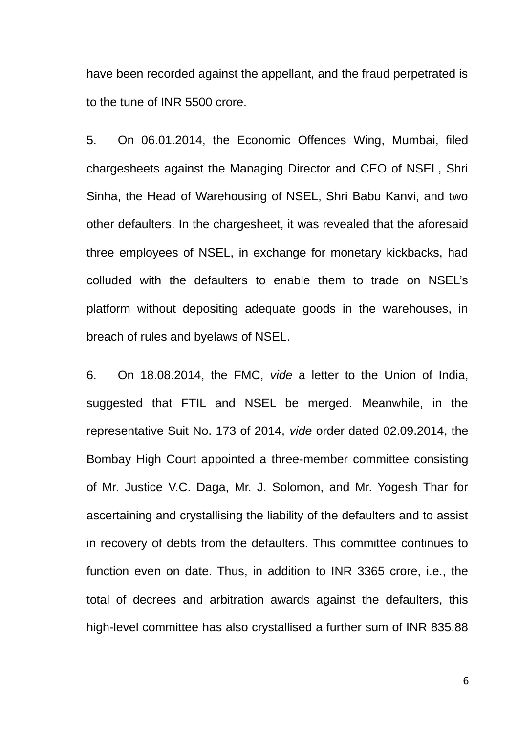have been recorded against the appellant, and the fraud perpetrated is to the tune of INR 5500 crore.

5. On 06.01.2014, the Economic Offences Wing, Mumbai, filed chargesheets against the Managing Director and CEO of NSEL, Shri Sinha, the Head of Warehousing of NSEL, Shri Babu Kanvi, and two other defaulters. In the chargesheet, it was revealed that the aforesaid three employees of NSEL, in exchange for monetary kickbacks, had colluded with the defaulters to enable them to trade on NSEL's platform without depositing adequate goods in the warehouses, in breach of rules and byelaws of NSEL.

6. On 18.08.2014, the FMC, *vide* a letter to the Union of India, suggested that FTIL and NSEL be merged. Meanwhile, in the representative Suit No. 173 of 2014, *vide* order dated 02.09.2014, the Bombay High Court appointed a three-member committee consisting of Mr. Justice V.C. Daga, Mr. J. Solomon, and Mr. Yogesh Thar for ascertaining and crystallising the liability of the defaulters and to assist in recovery of debts from the defaulters. This committee continues to function even on date. Thus, in addition to INR 3365 crore, i.e., the total of decrees and arbitration awards against the defaulters, this high-level committee has also crystallised a further sum of INR 835.88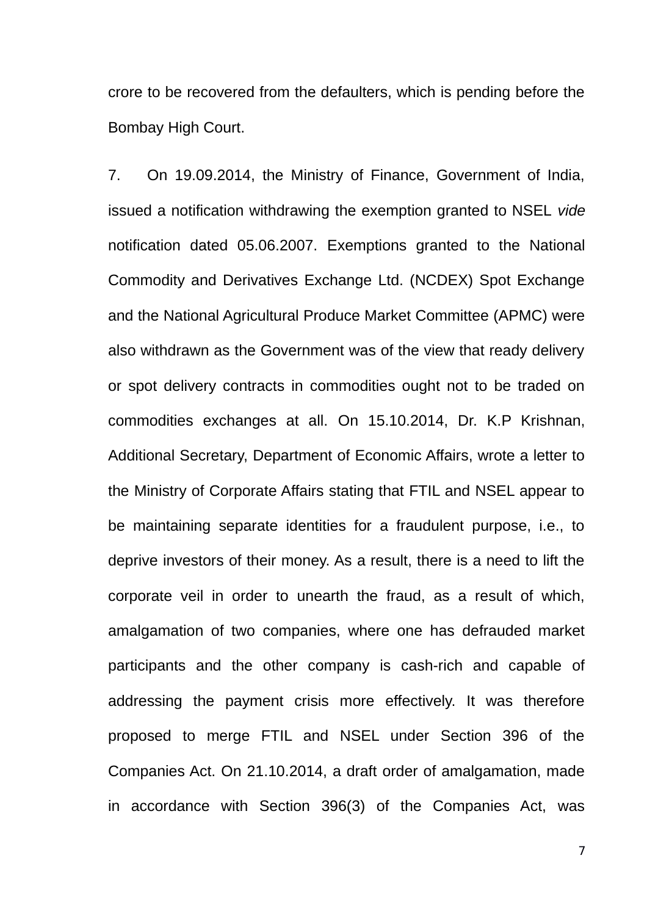crore to be recovered from the defaulters, which is pending before the Bombay High Court.

7. On 19.09.2014, the Ministry of Finance, Government of India, issued a notification withdrawing the exemption granted to NSEL *vide* notification dated 05.06.2007. Exemptions granted to the National Commodity and Derivatives Exchange Ltd. (NCDEX) Spot Exchange and the National Agricultural Produce Market Committee (APMC) were also withdrawn as the Government was of the view that ready delivery or spot delivery contracts in commodities ought not to be traded on commodities exchanges at all. On 15.10.2014, Dr. K.P Krishnan, Additional Secretary, Department of Economic Affairs, wrote a letter to the Ministry of Corporate Affairs stating that FTIL and NSEL appear to be maintaining separate identities for a fraudulent purpose, i.e., to deprive investors of their money. As a result, there is a need to lift the corporate veil in order to unearth the fraud, as a result of which, amalgamation of two companies, where one has defrauded market participants and the other company is cash-rich and capable of addressing the payment crisis more effectively. It was therefore proposed to merge FTIL and NSEL under Section 396 of the Companies Act. On 21.10.2014, a draft order of amalgamation, made in accordance with Section 396(3) of the Companies Act, was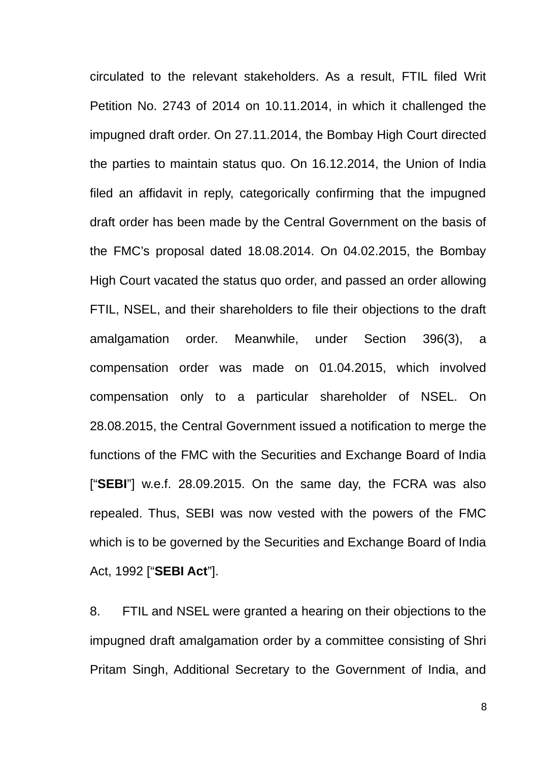circulated to the relevant stakeholders. As a result, FTIL filed Writ Petition No. 2743 of 2014 on 10.11.2014, in which it challenged the impugned draft order. On 27.11.2014, the Bombay High Court directed the parties to maintain status quo. On 16.12.2014, the Union of India filed an affidavit in reply, categorically confirming that the impugned draft order has been made by the Central Government on the basis of the FMC's proposal dated 18.08.2014. On 04.02.2015, the Bombay High Court vacated the status quo order, and passed an order allowing FTIL, NSEL, and their shareholders to file their objections to the draft amalgamation order. Meanwhile, under Section 396(3), a compensation order was made on 01.04.2015, which involved compensation only to a particular shareholder of NSEL. On 28.08.2015, the Central Government issued a notification to merge the functions of the FMC with the Securities and Exchange Board of India ["**SEBI**"] w.e.f. 28.09.2015. On the same day, the FCRA was also repealed. Thus, SEBI was now vested with the powers of the FMC which is to be governed by the Securities and Exchange Board of India Act, 1992 ["**SEBI Act**"].

8. FTIL and NSEL were granted a hearing on their objections to the impugned draft amalgamation order by a committee consisting of Shri Pritam Singh, Additional Secretary to the Government of India, and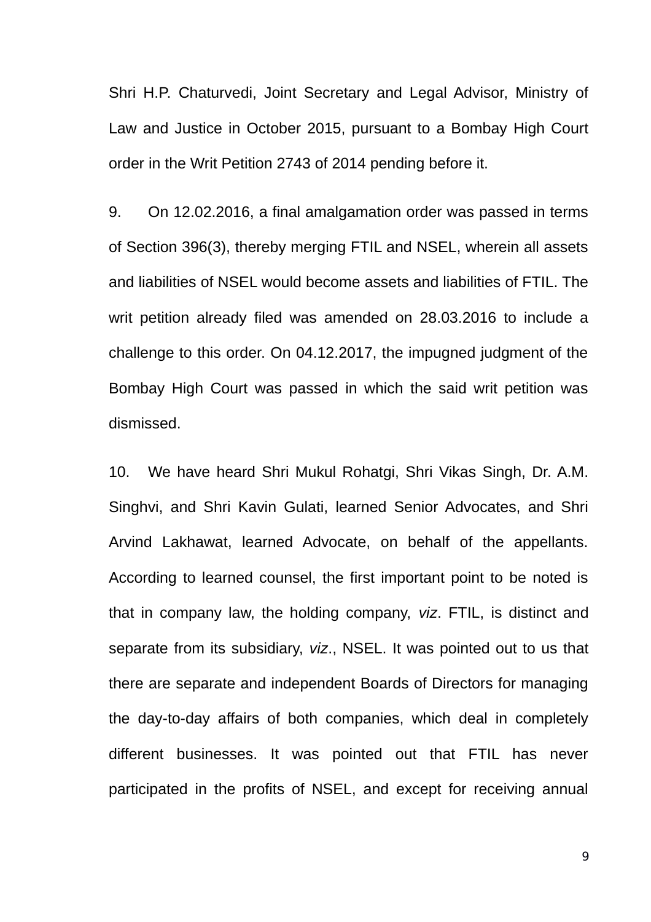Shri H.P. Chaturvedi, Joint Secretary and Legal Advisor, Ministry of Law and Justice in October 2015, pursuant to a Bombay High Court order in the Writ Petition 2743 of 2014 pending before it.

9. On 12.02.2016, a final amalgamation order was passed in terms of Section 396(3), thereby merging FTIL and NSEL, wherein all assets and liabilities of NSEL would become assets and liabilities of FTIL. The writ petition already filed was amended on 28.03.2016 to include a challenge to this order. On 04.12.2017, the impugned judgment of the Bombay High Court was passed in which the said writ petition was dismissed.

10. We have heard Shri Mukul Rohatgi, Shri Vikas Singh, Dr. A.M. Singhvi, and Shri Kavin Gulati, learned Senior Advocates, and Shri Arvind Lakhawat, learned Advocate, on behalf of the appellants. According to learned counsel, the first important point to be noted is that in company law, the holding company, *viz*. FTIL, is distinct and separate from its subsidiary, *viz*., NSEL. It was pointed out to us that there are separate and independent Boards of Directors for managing the day-to-day affairs of both companies, which deal in completely different businesses. It was pointed out that FTIL has never participated in the profits of NSEL, and except for receiving annual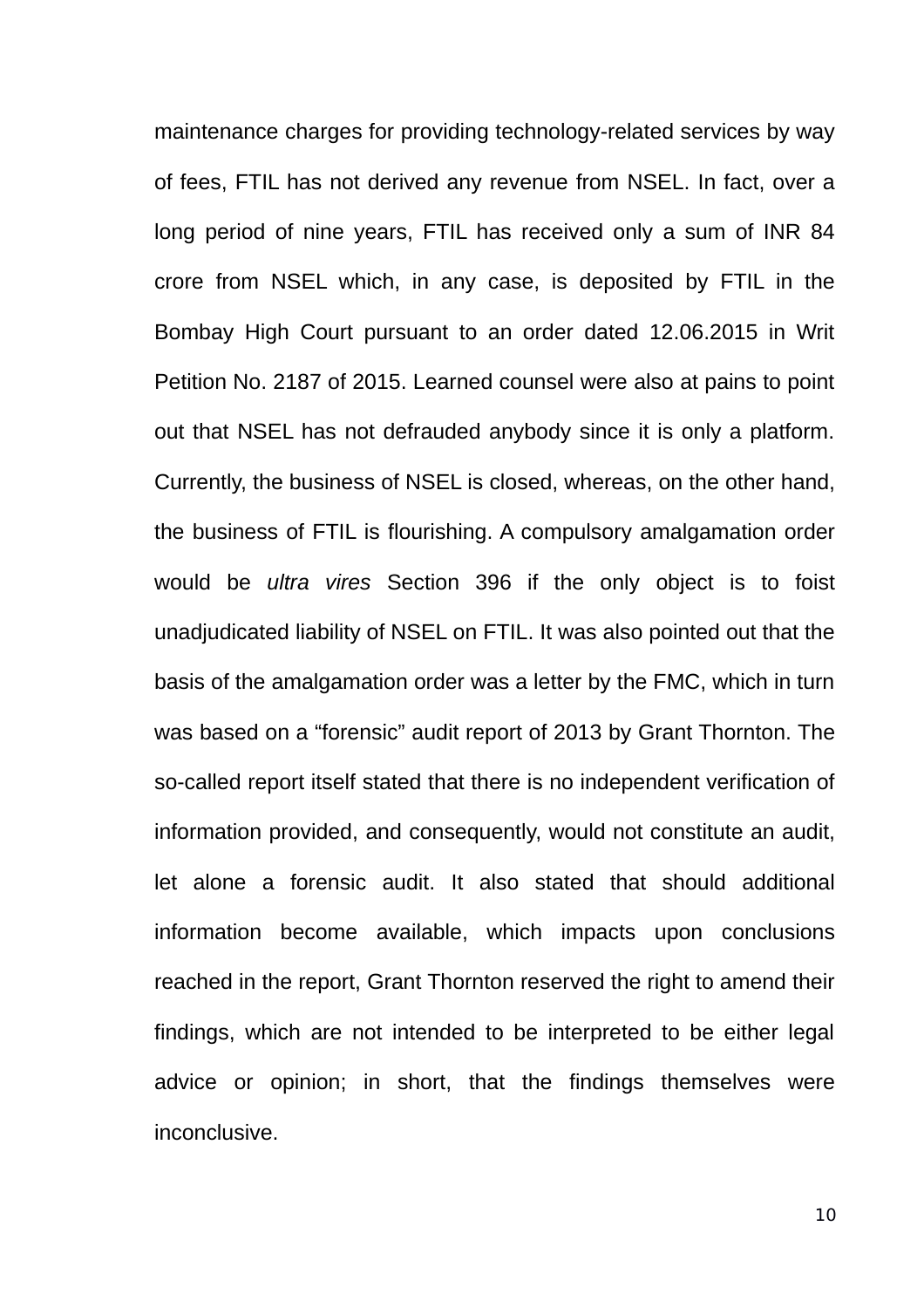maintenance charges for providing technology-related services by way of fees, FTIL has not derived any revenue from NSEL. In fact, over a long period of nine years, FTIL has received only a sum of INR 84 crore from NSEL which, in any case, is deposited by FTIL in the Bombay High Court pursuant to an order dated 12.06.2015 in Writ Petition No. 2187 of 2015. Learned counsel were also at pains to point out that NSEL has not defrauded anybody since it is only a platform. Currently, the business of NSEL is closed, whereas, on the other hand, the business of FTIL is flourishing. A compulsory amalgamation order would be *ultra vires* Section 396 if the only object is to foist unadjudicated liability of NSEL on FTIL. It was also pointed out that the basis of the amalgamation order was a letter by the FMC, which in turn was based on a "forensic" audit report of 2013 by Grant Thornton. The so-called report itself stated that there is no independent verification of information provided, and consequently, would not constitute an audit, let alone a forensic audit. It also stated that should additional information become available, which impacts upon conclusions reached in the report, Grant Thornton reserved the right to amend their findings, which are not intended to be interpreted to be either legal advice or opinion; in short, that the findings themselves were inconclusive.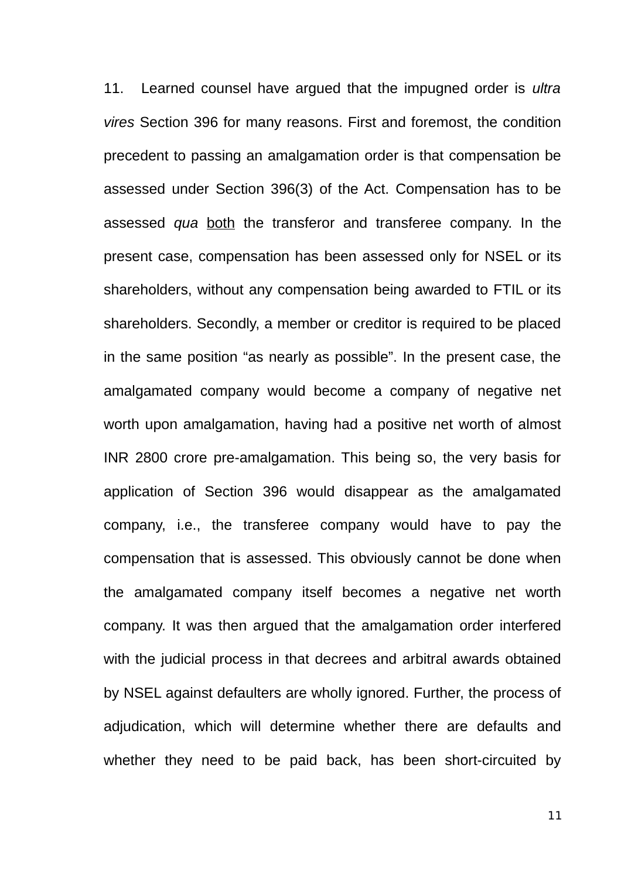11. Learned counsel have argued that the impugned order is *ultra vires* Section 396 for many reasons. First and foremost, the condition precedent to passing an amalgamation order is that compensation be assessed under Section 396(3) of the Act. Compensation has to be assessed *qua* <u>both</u> the transferor and transferee company. In the present case, compensation has been assessed only for NSEL or its shareholders, without any compensation being awarded to FTIL or its shareholders. Secondly, a member or creditor is required to be placed in the same position "as nearly as possible". In the present case, the amalgamated company would become a company of negative net worth upon amalgamation, having had a positive net worth of almost INR 2800 crore pre-amalgamation. This being so, the very basis for application of Section 396 would disappear as the amalgamated company, i.e., the transferee company would have to pay the compensation that is assessed. This obviously cannot be done when the amalgamated company itself becomes a negative net worth company. It was then argued that the amalgamation order interfered with the judicial process in that decrees and arbitral awards obtained by NSEL against defaulters are wholly ignored. Further, the process of adjudication, which will determine whether there are defaults and whether they need to be paid back, has been short-circuited by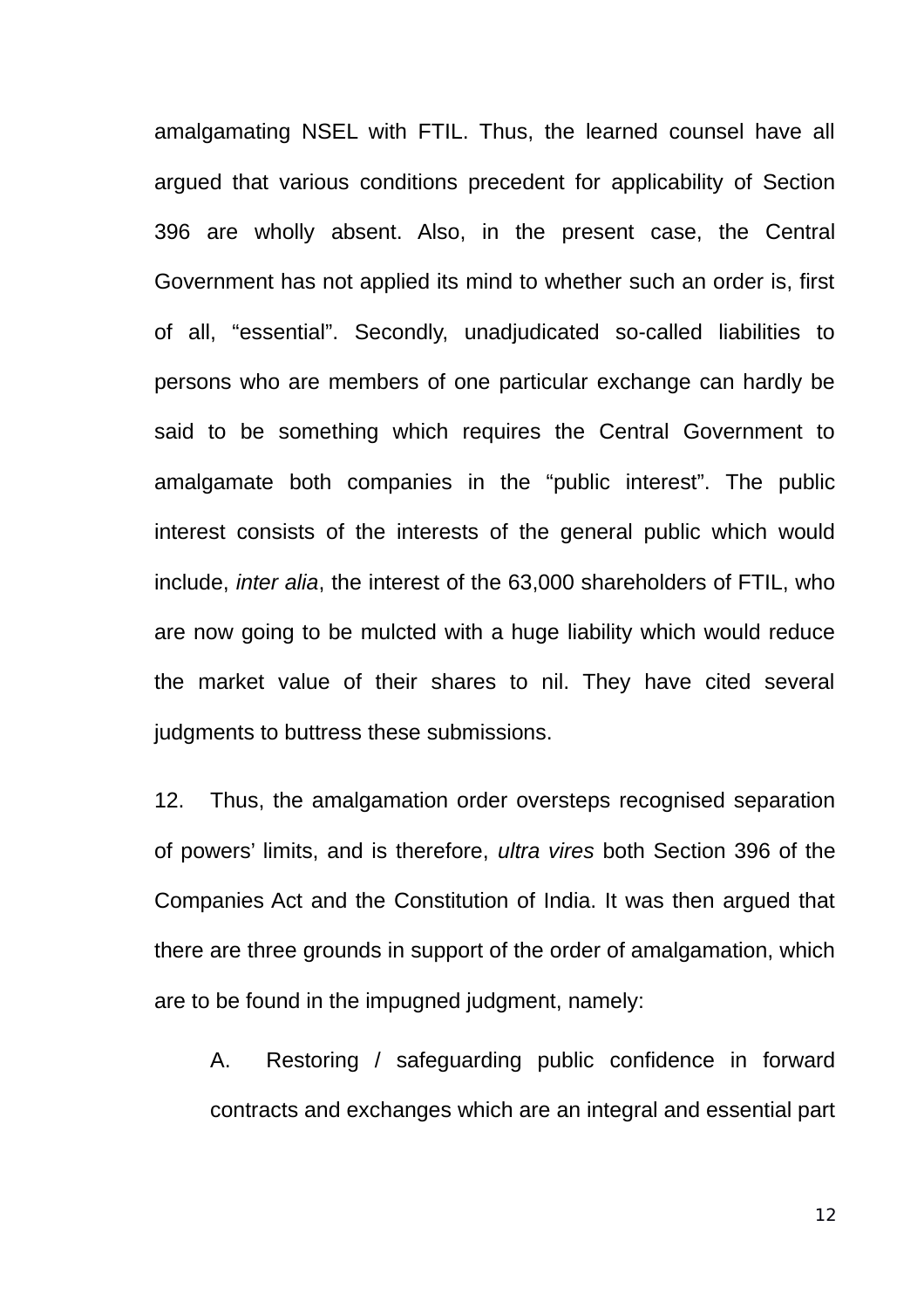amalgamating NSEL with FTIL. Thus, the learned counsel have all argued that various conditions precedent for applicability of Section 396 are wholly absent. Also, in the present case, the Central Government has not applied its mind to whether such an order is, first of all, "essential". Secondly, unadjudicated so-called liabilities to persons who are members of one particular exchange can hardly be said to be something which requires the Central Government to amalgamate both companies in the "public interest". The public interest consists of the interests of the general public which would include, *inter alia*, the interest of the 63,000 shareholders of FTIL, who are now going to be mulcted with a huge liability which would reduce the market value of their shares to nil. They have cited several judgments to buttress these submissions.

12. Thus, the amalgamation order oversteps recognised separation of powers' limits, and is therefore, *ultra vires* both Section 396 of the Companies Act and the Constitution of India. It was then argued that there are three grounds in support of the order of amalgamation, which are to be found in the impugned judgment, namely:

A. Restoring / safeguarding public confidence in forward contracts and exchanges which are an integral and essential part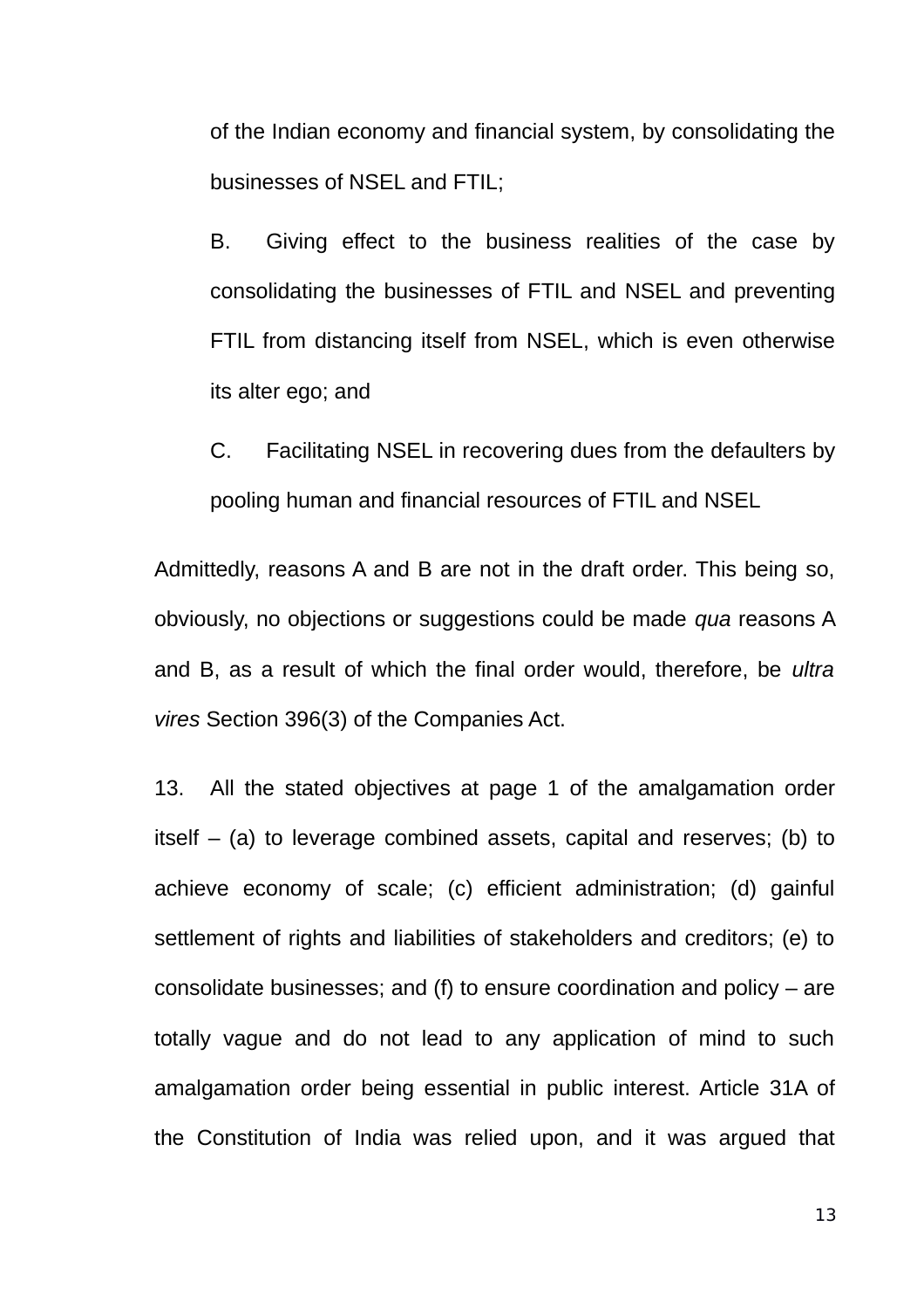of the Indian economy and financial system, by consolidating the businesses of NSEL and FTIL;

B. Giving effect to the business realities of the case by consolidating the businesses of FTIL and NSEL and preventing FTIL from distancing itself from NSEL, which is even otherwise its alter ego; and

C. Facilitating NSEL in recovering dues from the defaulters by pooling human and financial resources of FTIL and NSEL

Admittedly, reasons A and B are not in the draft order. This being so, obviously, no objections or suggestions could be made *qua* reasons A and B, as a result of which the final order would, therefore, be *ultra vires* Section 396(3) of the Companies Act.

13. All the stated objectives at page 1 of the amalgamation order itself – (a) to leverage combined assets, capital and reserves; (b) to achieve economy of scale; (c) efficient administration; (d) gainful settlement of rights and liabilities of stakeholders and creditors; (e) to consolidate businesses; and (f) to ensure coordination and policy – are totally vague and do not lead to any application of mind to such amalgamation order being essential in public interest. Article 31A of the Constitution of India was relied upon, and it was argued that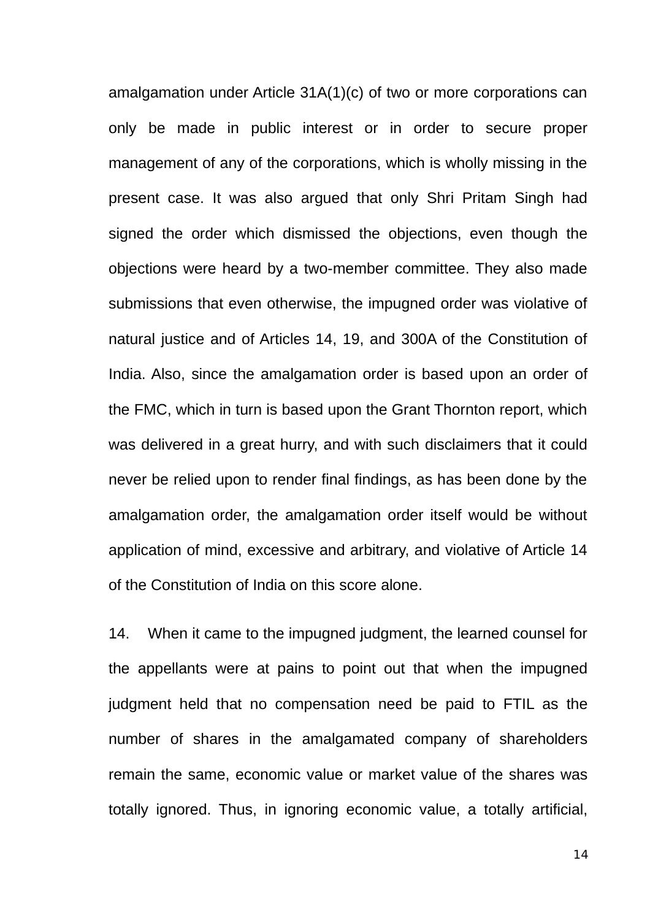amalgamation under Article 31A(1)(c) of two or more corporations can only be made in public interest or in order to secure proper management of any of the corporations, which is wholly missing in the present case. It was also argued that only Shri Pritam Singh had signed the order which dismissed the objections, even though the objections were heard by a two-member committee. They also made submissions that even otherwise, the impugned order was violative of natural justice and of Articles 14, 19, and 300A of the Constitution of India. Also, since the amalgamation order is based upon an order of the FMC, which in turn is based upon the Grant Thornton report, which was delivered in a great hurry, and with such disclaimers that it could never be relied upon to render final findings, as has been done by the amalgamation order, the amalgamation order itself would be without application of mind, excessive and arbitrary, and violative of Article 14 of the Constitution of India on this score alone.

14. When it came to the impugned judgment, the learned counsel for the appellants were at pains to point out that when the impugned judgment held that no compensation need be paid to FTIL as the number of shares in the amalgamated company of shareholders remain the same, economic value or market value of the shares was totally ignored. Thus, in ignoring economic value, a totally artificial,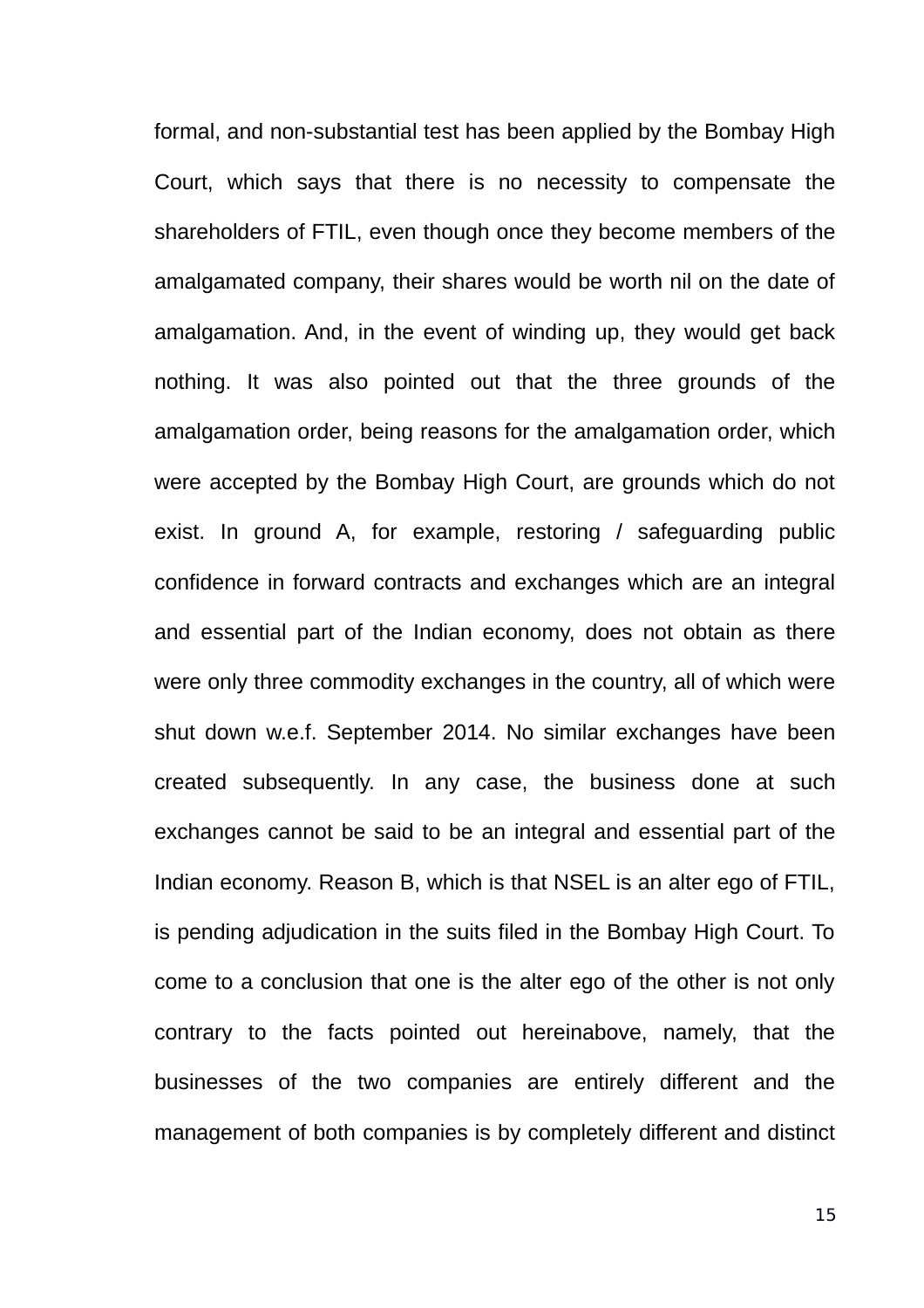formal, and non-substantial test has been applied by the Bombay High Court, which says that there is no necessity to compensate the shareholders of FTIL, even though once they become members of the amalgamated company, their shares would be worth nil on the date of amalgamation. And, in the event of winding up, they would get back nothing. It was also pointed out that the three grounds of the amalgamation order, being reasons for the amalgamation order, which were accepted by the Bombay High Court, are grounds which do not exist. In ground A, for example, restoring / safeguarding public confidence in forward contracts and exchanges which are an integral and essential part of the Indian economy, does not obtain as there were only three commodity exchanges in the country, all of which were shut down w.e.f. September 2014. No similar exchanges have been created subsequently. In any case, the business done at such exchanges cannot be said to be an integral and essential part of the Indian economy. Reason B, which is that NSEL is an alter ego of FTIL, is pending adjudication in the suits filed in the Bombay High Court. To come to a conclusion that one is the alter ego of the other is not only contrary to the facts pointed out hereinabove, namely, that the businesses of the two companies are entirely different and the management of both companies is by completely different and distinct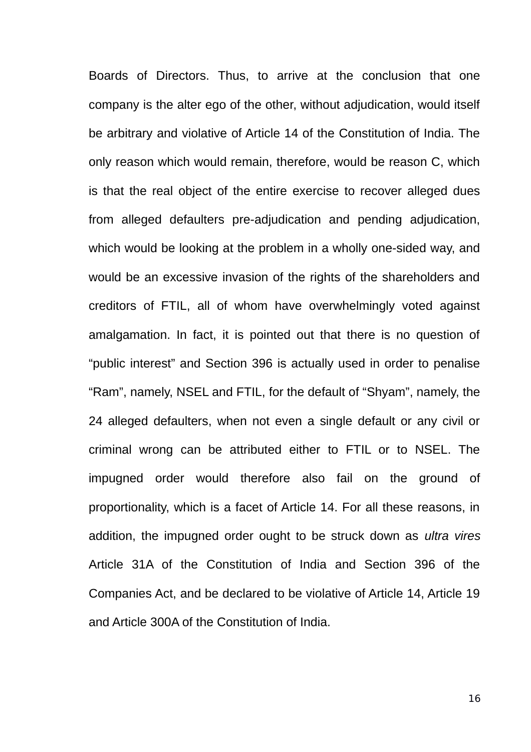Boards of Directors. Thus, to arrive at the conclusion that one company is the alter ego of the other, without adjudication, would itself be arbitrary and violative of Article 14 of the Constitution of India. The only reason which would remain, therefore, would be reason C, which is that the real object of the entire exercise to recover alleged dues from alleged defaulters pre-adjudication and pending adjudication, which would be looking at the problem in a wholly one-sided way, and would be an excessive invasion of the rights of the shareholders and creditors of FTIL, all of whom have overwhelmingly voted against amalgamation. In fact, it is pointed out that there is no question of "public interest" and Section 396 is actually used in order to penalise "Ram", namely, NSEL and FTIL, for the default of "Shyam", namely, the 24 alleged defaulters, when not even a single default or any civil or criminal wrong can be attributed either to FTIL or to NSEL. The impugned order would therefore also fail on the ground of proportionality, which is a facet of Article 14. For all these reasons, in addition, the impugned order ought to be struck down as *ultra vires* Article 31A of the Constitution of India and Section 396 of the Companies Act, and be declared to be violative of Article 14, Article 19 and Article 300A of the Constitution of India.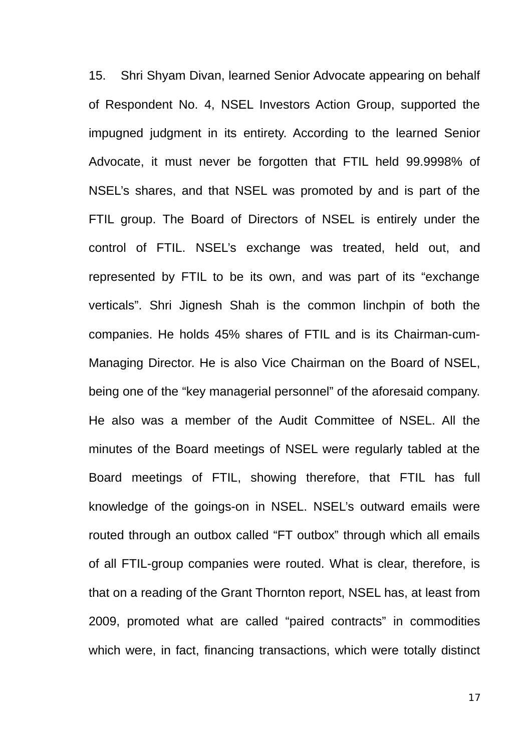15. Shri Shyam Divan, learned Senior Advocate appearing on behalf of Respondent No. 4, NSEL Investors Action Group, supported the impugned judgment in its entirety. According to the learned Senior Advocate, it must never be forgotten that FTIL held 99.9998% of NSEL's shares, and that NSEL was promoted by and is part of the FTIL group. The Board of Directors of NSEL is entirely under the control of FTIL. NSEL's exchange was treated, held out, and represented by FTIL to be its own, and was part of its "exchange verticals". Shri Jignesh Shah is the common linchpin of both the companies. He holds 45% shares of FTIL and is its Chairman-cum-Managing Director. He is also Vice Chairman on the Board of NSEL, being one of the "key managerial personnel" of the aforesaid company. He also was a member of the Audit Committee of NSEL. All the minutes of the Board meetings of NSEL were regularly tabled at the Board meetings of FTIL, showing therefore, that FTIL has full knowledge of the goings-on in NSEL. NSEL's outward emails were routed through an outbox called "FT outbox" through which all emails of all FTIL-group companies were routed. What is clear, therefore, is that on a reading of the Grant Thornton report, NSEL has, at least from 2009, promoted what are called "paired contracts" in commodities which were, in fact, financing transactions, which were totally distinct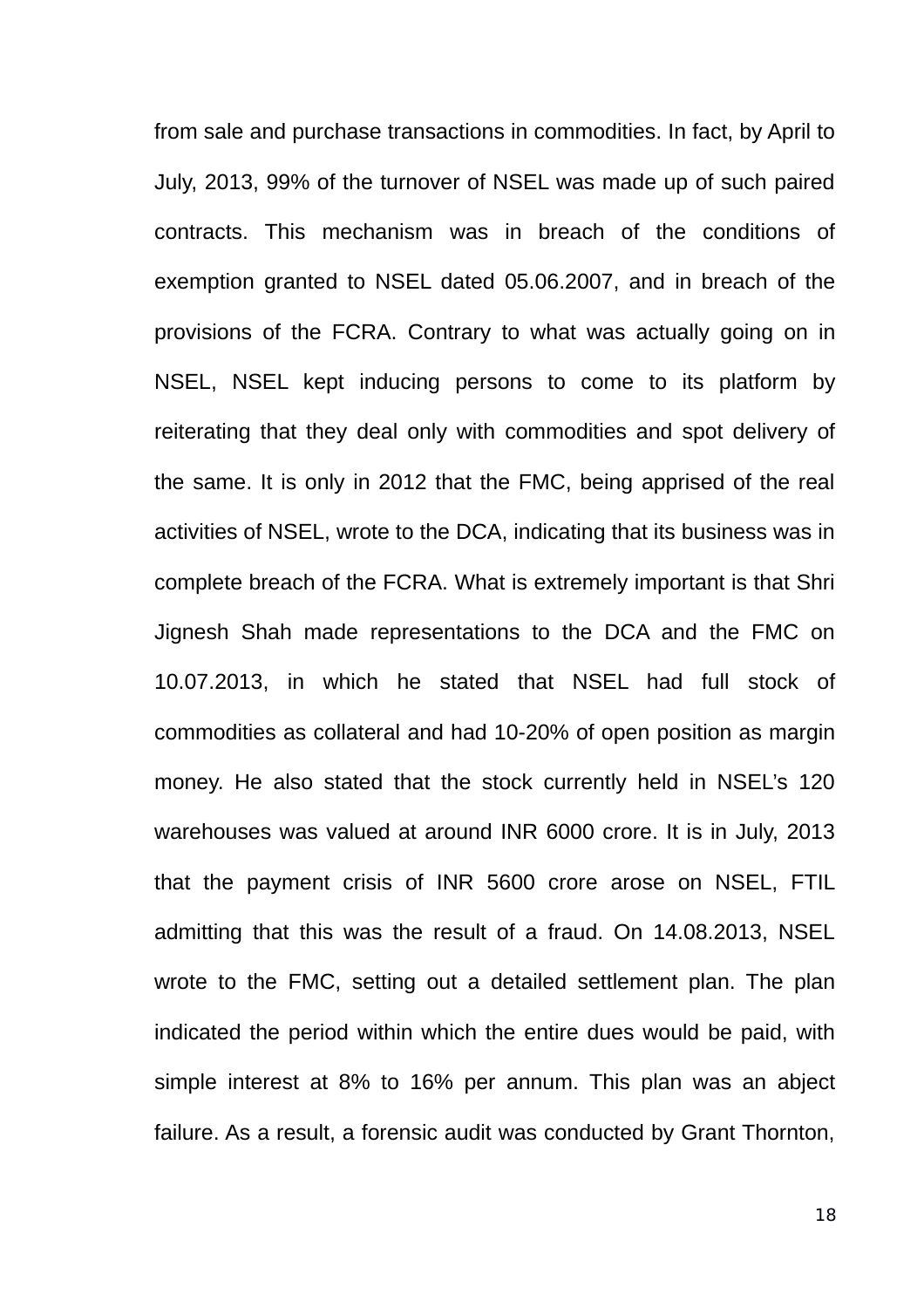from sale and purchase transactions in commodities. In fact, by April to July, 2013, 99% of the turnover of NSEL was made up of such paired contracts. This mechanism was in breach of the conditions of exemption granted to NSEL dated 05.06.2007, and in breach of the provisions of the FCRA. Contrary to what was actually going on in NSEL, NSEL kept inducing persons to come to its platform by reiterating that they deal only with commodities and spot delivery of the same. It is only in 2012 that the FMC, being apprised of the real activities of NSEL, wrote to the DCA, indicating that its business was in complete breach of the FCRA. What is extremely important is that Shri Jignesh Shah made representations to the DCA and the FMC on 10.07.2013, in which he stated that NSEL had full stock of commodities as collateral and had 10-20% of open position as margin money. He also stated that the stock currently held in NSEL's 120 warehouses was valued at around INR 6000 crore. It is in July, 2013 that the payment crisis of INR 5600 crore arose on NSEL, FTIL admitting that this was the result of a fraud. On 14.08.2013, NSEL wrote to the FMC, setting out a detailed settlement plan. The plan indicated the period within which the entire dues would be paid, with simple interest at 8% to 16% per annum. This plan was an abject failure. As a result, a forensic audit was conducted by Grant Thornton,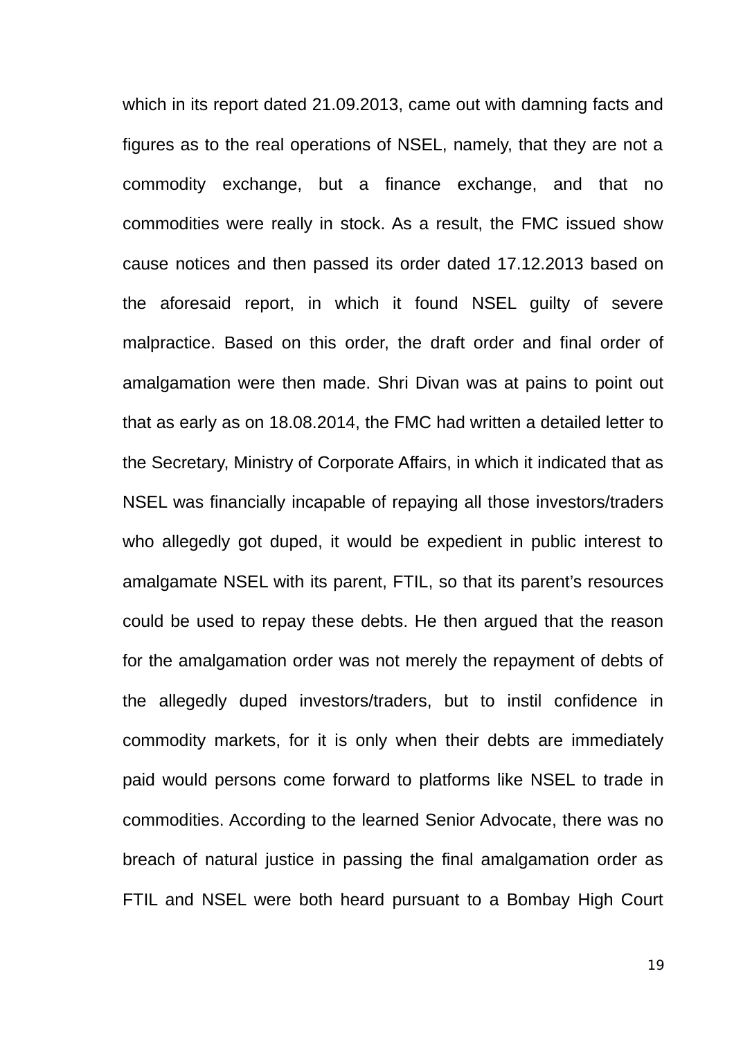which in its report dated 21.09.2013, came out with damning facts and figures as to the real operations of NSEL, namely, that they are not a commodity exchange, but a finance exchange, and that no commodities were really in stock. As a result, the FMC issued show cause notices and then passed its order dated 17.12.2013 based on the aforesaid report, in which it found NSEL guilty of severe malpractice. Based on this order, the draft order and final order of amalgamation were then made. Shri Divan was at pains to point out that as early as on 18.08.2014, the FMC had written a detailed letter to the Secretary, Ministry of Corporate Affairs, in which it indicated that as NSEL was financially incapable of repaying all those investors/traders who allegedly got duped, it would be expedient in public interest to amalgamate NSEL with its parent, FTIL, so that its parent's resources could be used to repay these debts. He then argued that the reason for the amalgamation order was not merely the repayment of debts of the allegedly duped investors/traders, but to instil confidence in commodity markets, for it is only when their debts are immediately paid would persons come forward to platforms like NSEL to trade in commodities. According to the learned Senior Advocate, there was no breach of natural justice in passing the final amalgamation order as FTIL and NSEL were both heard pursuant to a Bombay High Court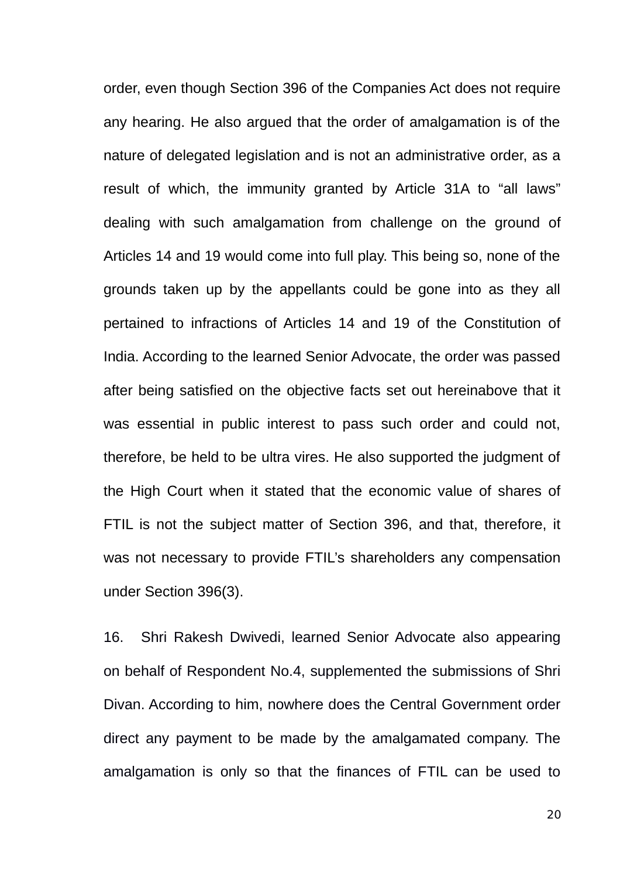order, even though Section 396 of the Companies Act does not require any hearing. He also argued that the order of amalgamation is of the nature of delegated legislation and is not an administrative order, as a result of which, the immunity granted by Article 31A to “all laws” dealing with such amalgamation from challenge on the ground of Articles 14 and 19 would come into full play. This being so, none of the grounds taken up by the appellants could be gone into as they all pertained to infractions of Articles 14 and 19 of the Constitution of India. According to the learned Senior Advocate, the order was passed after being satisfied on the objective facts set out hereinabove that it was essential in public interest to pass such order and could not, therefore, be held to be ultra vires. He also supported the judgment of the High Court when it stated that the economic value of shares of FTIL is not the subject matter of Section 396, and that, therefore, it was not necessary to provide FTIL’s shareholders any compensation under Section 396(3).

16. Shri Rakesh Dwivedi, learned Senior Advocate also appearing on behalf of Respondent No.4, supplemented the submissions of Shri Divan. According to him, nowhere does the Central Government order direct any payment to be made by the amalgamated company. The amalgamation is only so that the finances of FTIL can be used to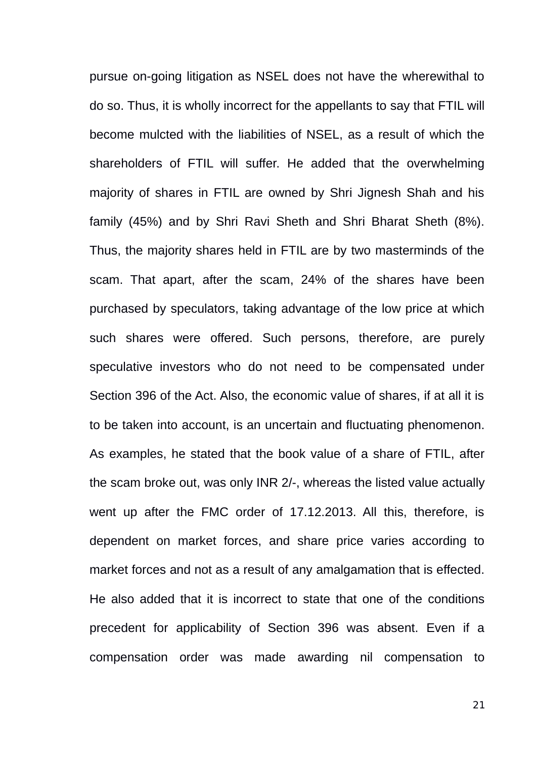pursue on-going litigation as NSEL does not have the wherewithal to do so. Thus, it is wholly incorrect for the appellants to say that FTIL will become mulcted with the liabilities of NSEL, as a result of which the shareholders of FTIL will suffer. He added that the overwhelming majority of shares in FTIL are owned by Shri Jignesh Shah and his family (45%) and by Shri Ravi Sheth and Shri Bharat Sheth (8%). Thus, the majority shares held in FTIL are by two masterminds of the scam. That apart, after the scam, 24% of the shares have been purchased by speculators, taking advantage of the low price at which such shares were offered. Such persons, therefore, are purely speculative investors who do not need to be compensated under Section 396 of the Act. Also, the economic value of shares, if at all it is to be taken into account, is an uncertain and fluctuating phenomenon. As examples, he stated that the book value of a share of FTIL, after the scam broke out, was only INR 2/-, whereas the listed value actually went up after the FMC order of 17.12.2013. All this, therefore, is dependent on market forces, and share price varies according to market forces and not as a result of any amalgamation that is effected. He also added that it is incorrect to state that one of the conditions precedent for applicability of Section 396 was absent. Even if a compensation order was made awarding nil compensation to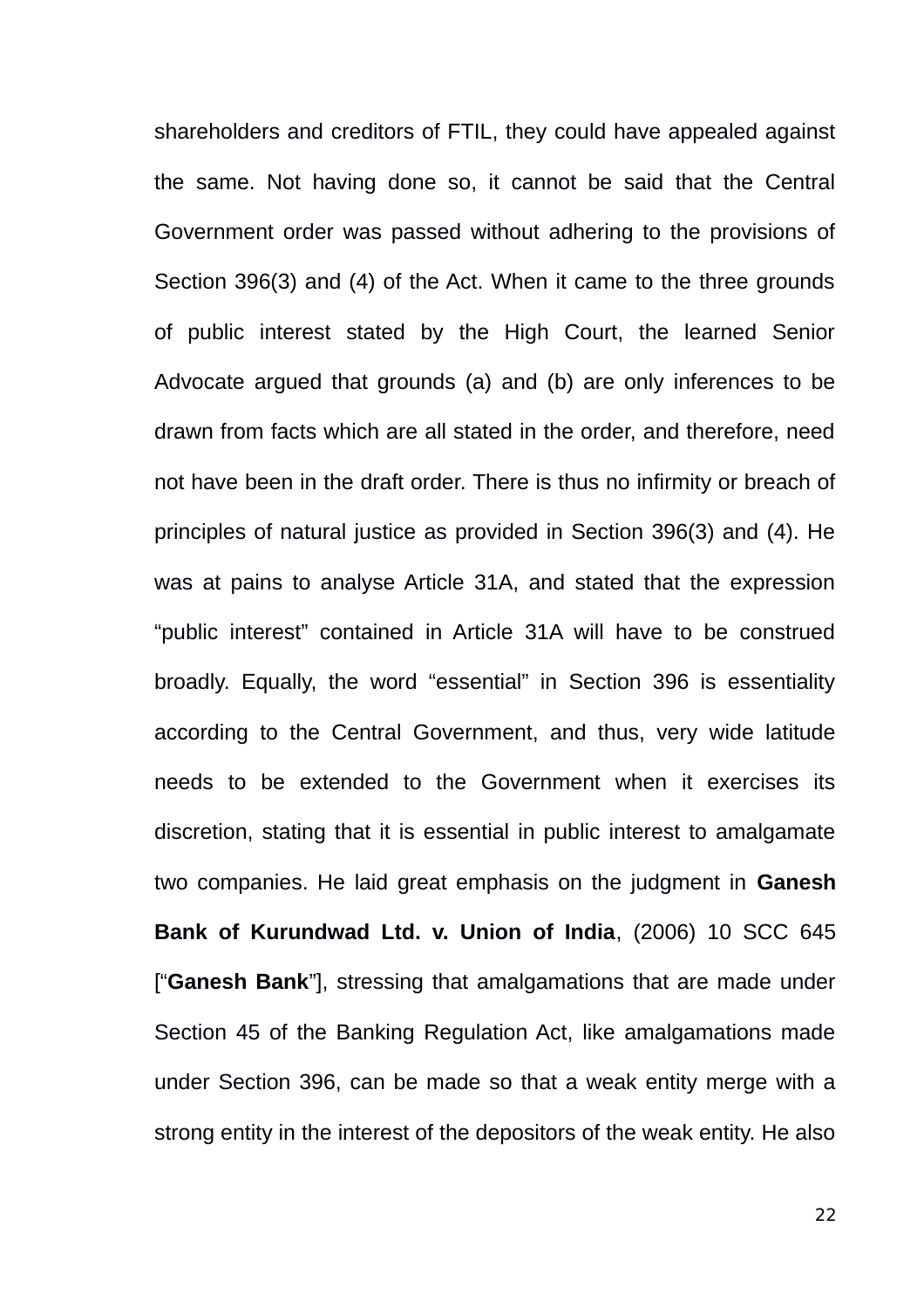shareholders and creditors of FTIL, they could have appealed against the same. Not having done so, it cannot be said that the Central Government order was passed without adhering to the provisions of Section 396(3) and (4) of the Act. When it came to the three grounds of public interest stated by the High Court, the learned Senior Advocate argued that grounds (a) and (b) are only inferences to be drawn from facts which are all stated in the order, and therefore, need not have been in the draft order. There is thus no infirmity or breach of principles of natural justice as provided in Section 396(3) and (4). He was at pains to analyse Article 31A, and stated that the expression "public interest" contained in Article 31A will have to be construed broadly. Equally, the word "essential" in Section 396 is essentiality according to the Central Government, and thus, very wide latitude needs to be extended to the Government when it exercises its discretion, stating that it is essential in public interest to amalgamate two companies. He laid great emphasis on the judgment in **Ganesh Bank of Kurundwad Ltd. v. Union of India**, (2006) 10 SCC 645 ["**Ganesh Bank**"], stressing that amalgamations that are made under Section 45 of the Banking Regulation Act, like amalgamations made under Section 396, can be made so that a weak entity merge with a strong entity in the interest of the depositors of the weak entity. He also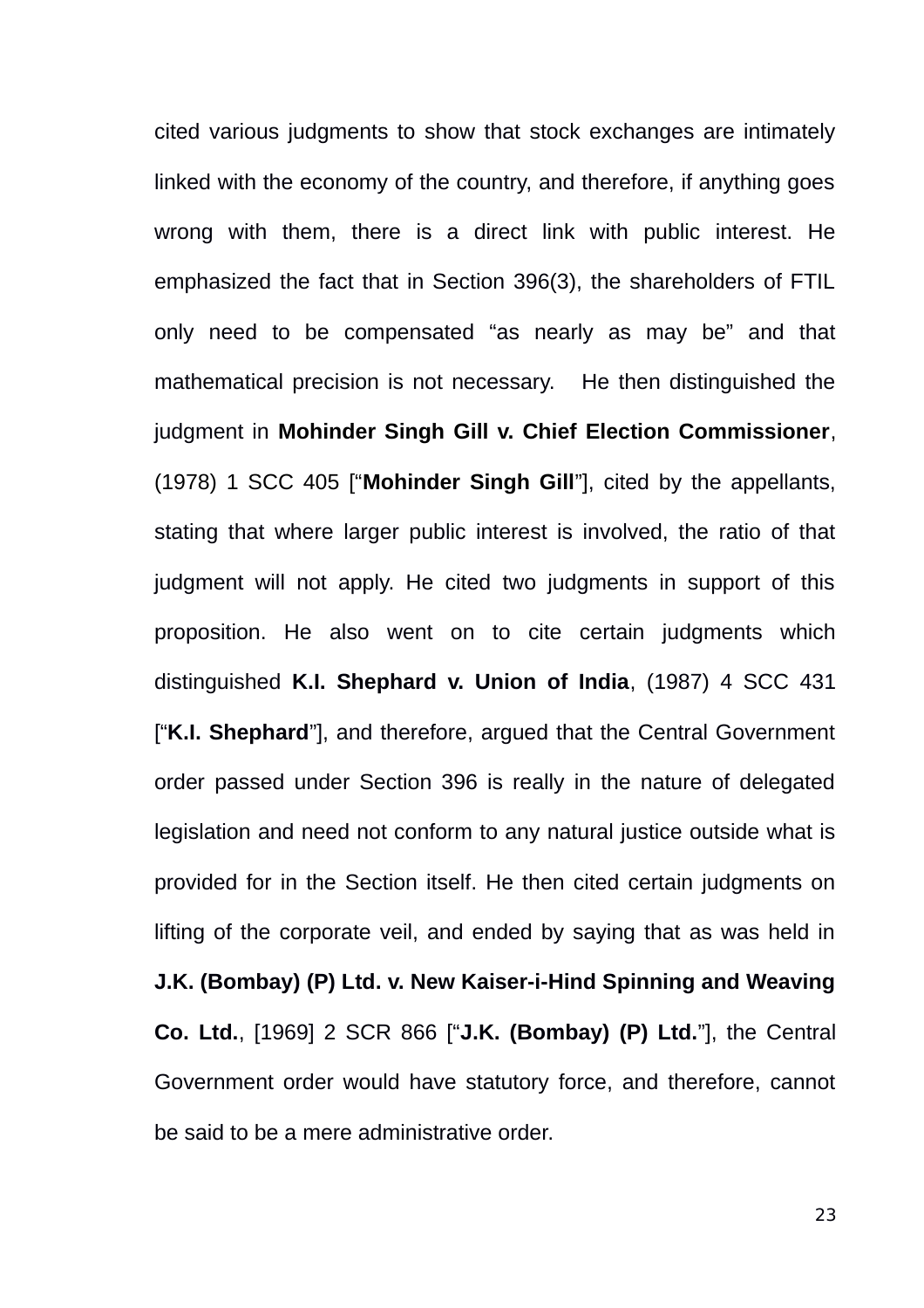cited various judgments to show that stock exchanges are intimately linked with the economy of the country, and therefore, if anything goes wrong with them, there is a direct link with public interest. He emphasized the fact that in Section 396(3), the shareholders of FTIL only need to be compensated "as nearly as may be" and that mathematical precision is not necessary. He then distinguished the judgment in **Mohinder Singh Gill v. Chief Election Commissioner**, (1978) 1 SCC 405 ["**Mohinder Singh Gill**"], cited by the appellants, stating that where larger public interest is involved, the ratio of that judgment will not apply. He cited two judgments in support of this proposition. He also went on to cite certain judgments which distinguished **K.I. Shephard v. Union of India**, (1987) 4 SCC 431 ["**K.I. Shephard**"], and therefore, argued that the Central Government order passed under Section 396 is really in the nature of delegated legislation and need not conform to any natural justice outside what is provided for in the Section itself. He then cited certain judgments on lifting of the corporate veil, and ended by saying that as was held in **J.K. (Bombay) (P) Ltd. v. New Kaiser-i-Hind Spinning and Weaving Co. Ltd.**, [1969] 2 SCR 866 ["**J.K. (Bombay) (P) Ltd.**"], the Central Government order would have statutory force, and therefore, cannot be said to be a mere administrative order.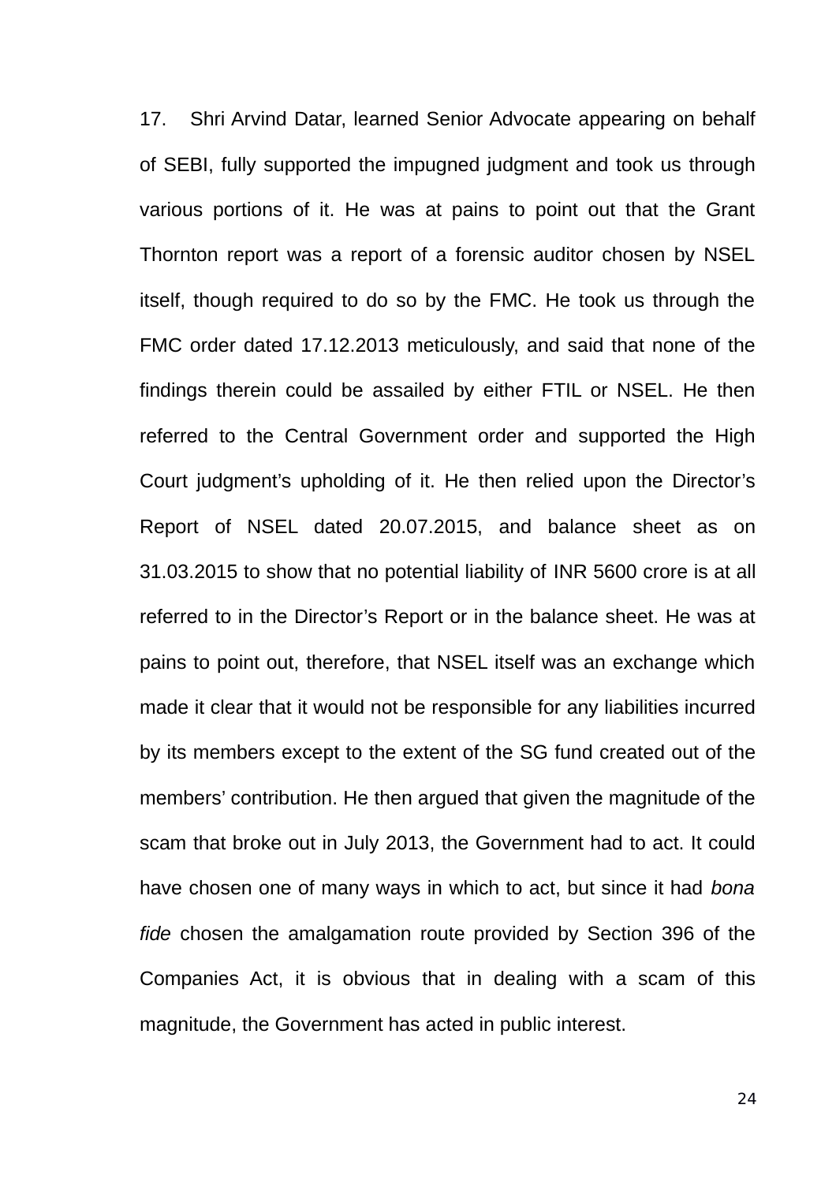17. Shri Arvind Datar, learned Senior Advocate appearing on behalf of SEBI, fully supported the impugned judgment and took us through various portions of it. He was at pains to point out that the Grant Thornton report was a report of a forensic auditor chosen by NSEL itself, though required to do so by the FMC. He took us through the FMC order dated 17.12.2013 meticulously, and said that none of the findings therein could be assailed by either FTIL or NSEL. He then referred to the Central Government order and supported the High Court judgment's upholding of it. He then relied upon the Director's Report of NSEL dated 20.07.2015, and balance sheet as on 31.03.2015 to show that no potential liability of INR 5600 crore is at all referred to in the Director's Report or in the balance sheet. He was at pains to point out, therefore, that NSEL itself was an exchange which made it clear that it would not be responsible for any liabilities incurred by its members except to the extent of the SG fund created out of the members' contribution. He then argued that given the magnitude of the scam that broke out in July 2013, the Government had to act. It could have chosen one of many ways in which to act, but since it had *bona fide* chosen the amalgamation route provided by Section 396 of the Companies Act, it is obvious that in dealing with a scam of this magnitude, the Government has acted in public interest.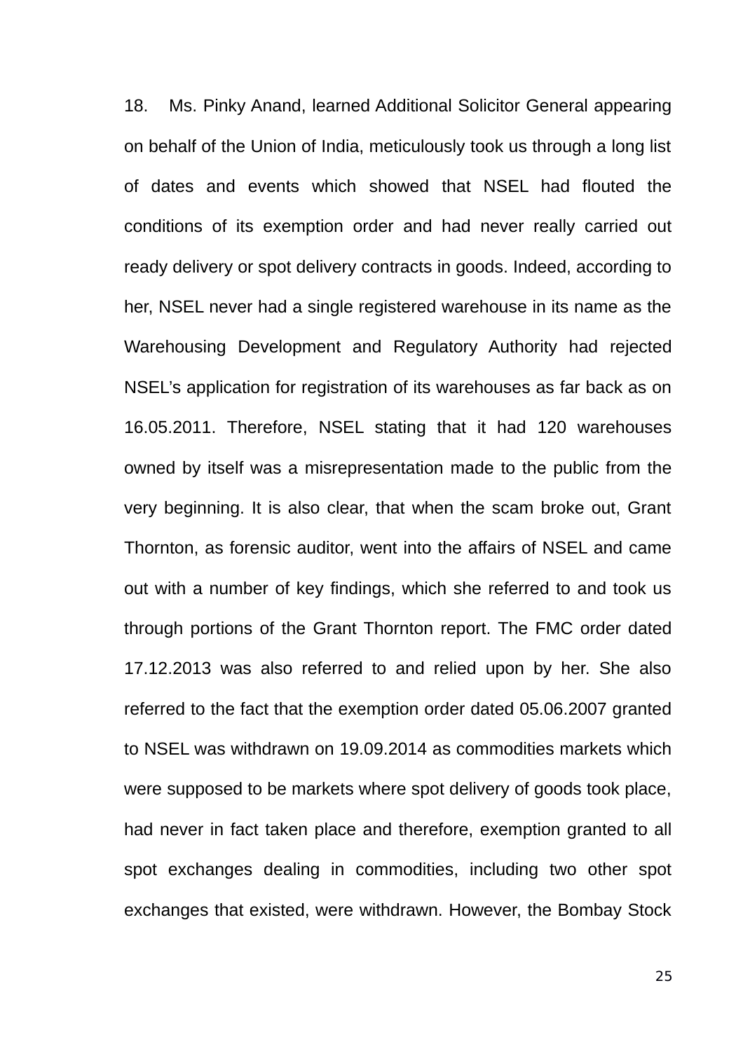18. Ms. Pinky Anand, learned Additional Solicitor General appearing on behalf of the Union of India, meticulously took us through a long list of dates and events which showed that NSEL had flouted the conditions of its exemption order and had never really carried out ready delivery or spot delivery contracts in goods. Indeed, according to her, NSEL never had a single registered warehouse in its name as the Warehousing Development and Regulatory Authority had rejected NSEL's application for registration of its warehouses as far back as on 16.05.2011. Therefore, NSEL stating that it had 120 warehouses owned by itself was a misrepresentation made to the public from the very beginning. It is also clear, that when the scam broke out, Grant Thornton, as forensic auditor, went into the affairs of NSEL and came out with a number of key findings, which she referred to and took us through portions of the Grant Thornton report. The FMC order dated 17.12.2013 was also referred to and relied upon by her. She also referred to the fact that the exemption order dated 05.06.2007 granted to NSEL was withdrawn on 19.09.2014 as commodities markets which were supposed to be markets where spot delivery of goods took place, had never in fact taken place and therefore, exemption granted to all spot exchanges dealing in commodities, including two other spot exchanges that existed, were withdrawn. However, the Bombay Stock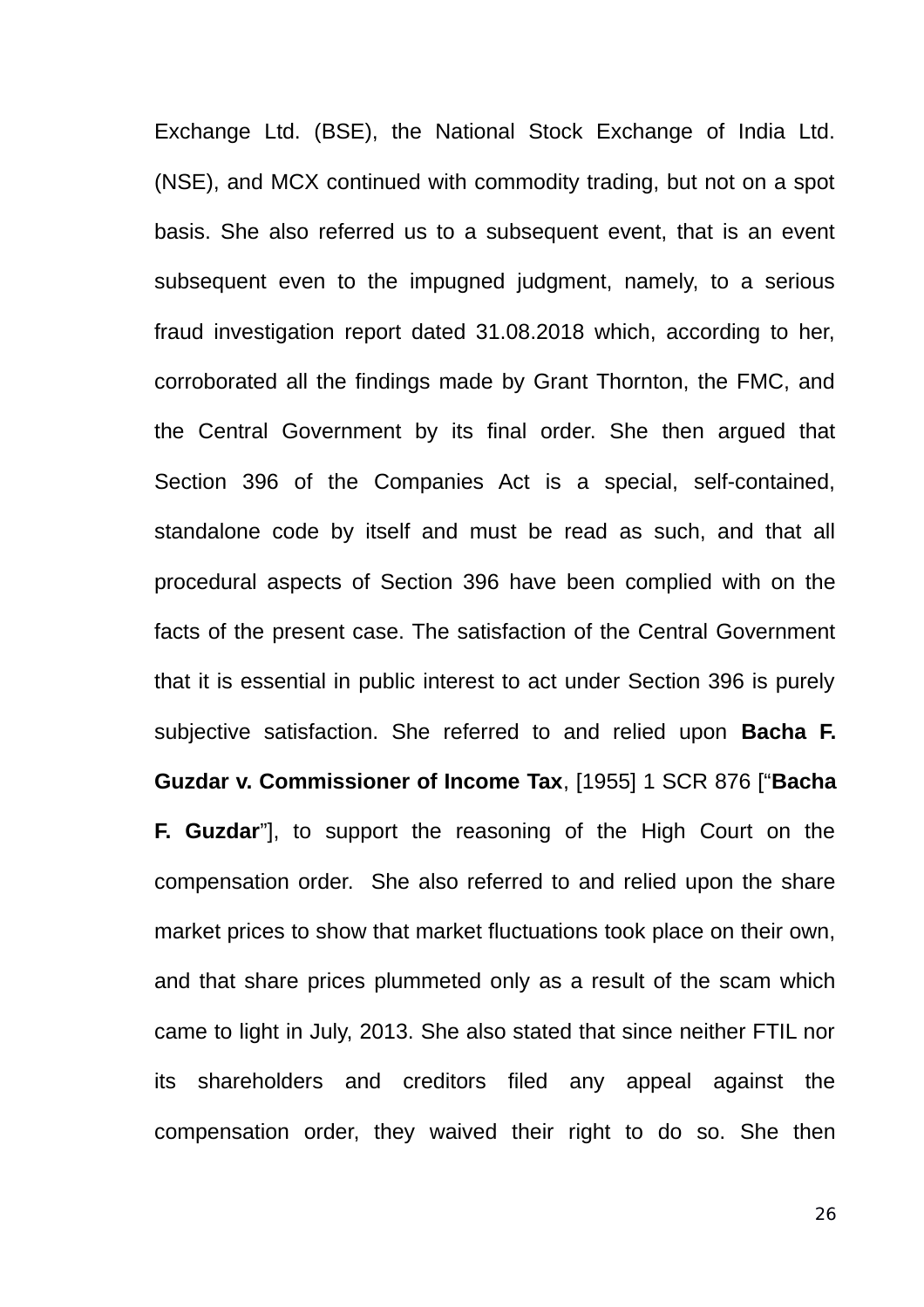Exchange Ltd. (BSE), the National Stock Exchange of India Ltd. (NSE), and MCX continued with commodity trading, but not on a spot basis. She also referred us to a subsequent event, that is an event subsequent even to the impugned judgment, namely, to a serious fraud investigation report dated 31.08.2018 which, according to her, corroborated all the findings made by Grant Thornton, the FMC, and the Central Government by its final order. She then argued that Section 396 of the Companies Act is a special, self-contained, standalone code by itself and must be read as such, and that all procedural aspects of Section 396 have been complied with on the facts of the present case. The satisfaction of the Central Government that it is essential in public interest to act under Section 396 is purely subjective satisfaction. She referred to and relied upon **Bacha F. Guzdar v. Commissioner of Income Tax**, [1955] 1 SCR 876 ["**Bacha F. Guzdar**"], to support the reasoning of the High Court on the compensation order. She also referred to and relied upon the share market prices to show that market fluctuations took place on their own, and that share prices plummeted only as a result of the scam which came to light in July, 2013. She also stated that since neither FTIL nor its shareholders and creditors filed any appeal against the compensation order, they waived their right to do so. She then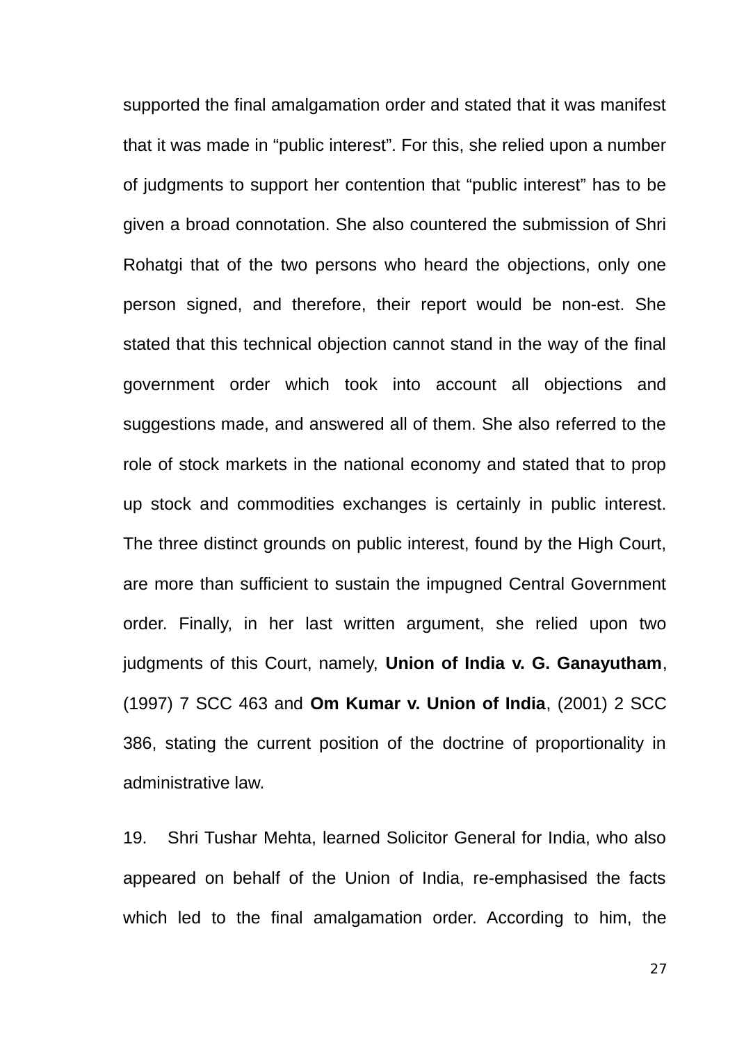supported the final amalgamation order and stated that it was manifest that it was made in "public interest". For this, she relied upon a number of judgments to support her contention that "public interest" has to be given a broad connotation. She also countered the submission of Shri Rohatgi that of the two persons who heard the objections, only one person signed, and therefore, their report would be non-est. She stated that this technical objection cannot stand in the way of the final government order which took into account all objections and suggestions made, and answered all of them. She also referred to the role of stock markets in the national economy and stated that to prop up stock and commodities exchanges is certainly in public interest. The three distinct grounds on public interest, found by the High Court, are more than sufficient to sustain the impugned Central Government order. Finally, in her last written argument, she relied upon two judgments of this Court, namely, **Union of India v. G. Ganayutham**, (1997) 7 SCC 463 and **Om Kumar v. Union of India**, (2001) 2 SCC 386, stating the current position of the doctrine of proportionality in administrative law.

19. Shri Tushar Mehta, learned Solicitor General for India, who also appeared on behalf of the Union of India, re-emphasised the facts which led to the final amalgamation order. According to him, the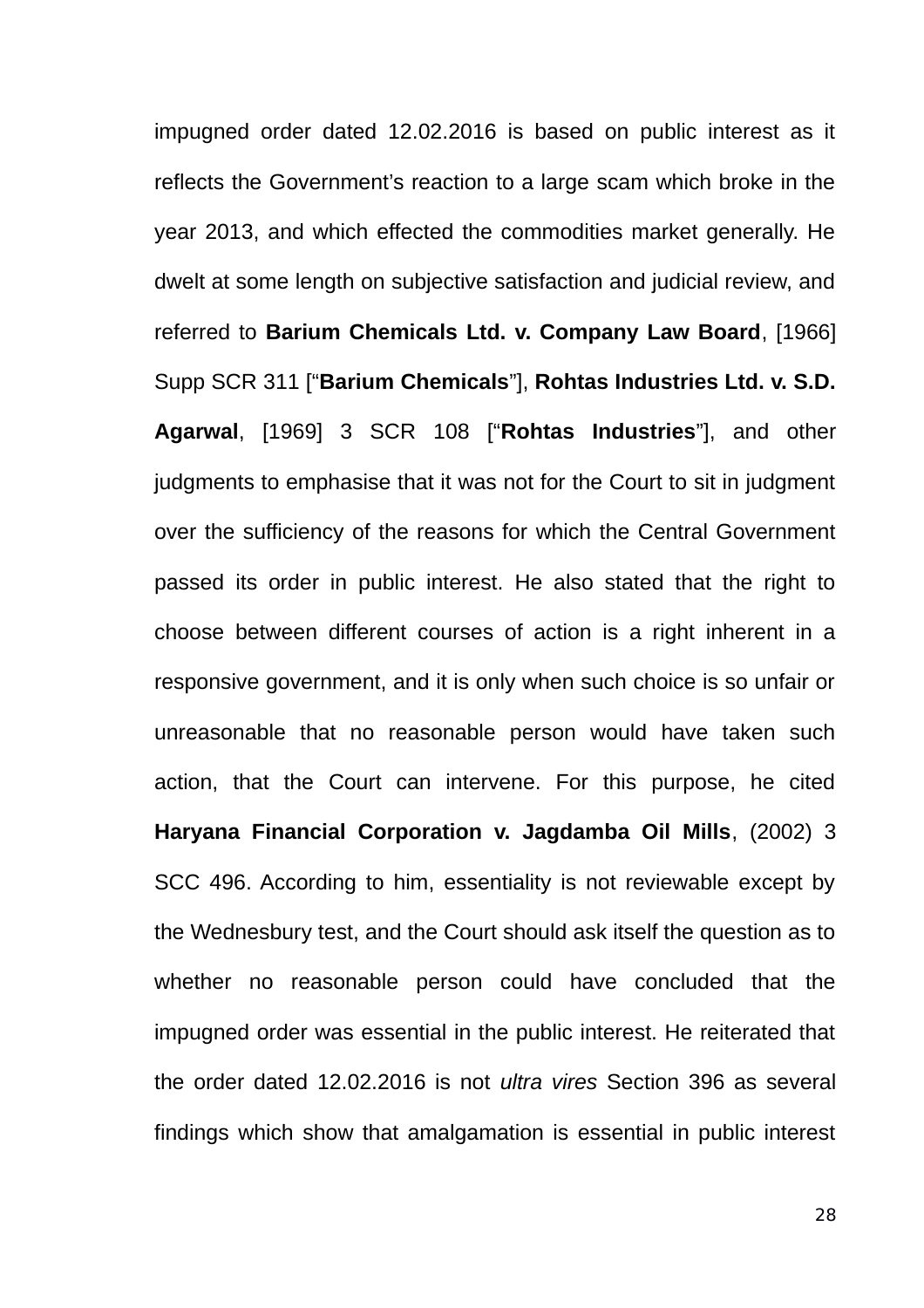impugned order dated 12.02.2016 is based on public interest as it reflects the Government's reaction to a large scam which broke in the year 2013, and which effected the commodities market generally. He dwelt at some length on subjective satisfaction and judicial review, and referred to **Barium Chemicals Ltd. v. Company Law Board**, [1966] Supp SCR 311 ["**Barium Chemicals**"], **Rohtas Industries Ltd. v. S.D. Agarwal**, [1969] 3 SCR 108 ["**Rohtas Industries**"], and other judgments to emphasise that it was not for the Court to sit in judgment over the sufficiency of the reasons for which the Central Government passed its order in public interest. He also stated that the right to choose between different courses of action is a right inherent in a responsive government, and it is only when such choice is so unfair or unreasonable that no reasonable person would have taken such action, that the Court can intervene. For this purpose, he cited **Haryana Financial Corporation v. Jagdamba Oil Mills**, (2002) 3 SCC 496. According to him, essentiality is not reviewable except by the Wednesbury test, and the Court should ask itself the question as to whether no reasonable person could have concluded that the impugned order was essential in the public interest. He reiterated that the order dated 12.02.2016 is not *ultra vires* Section 396 as several findings which show that amalgamation is essential in public interest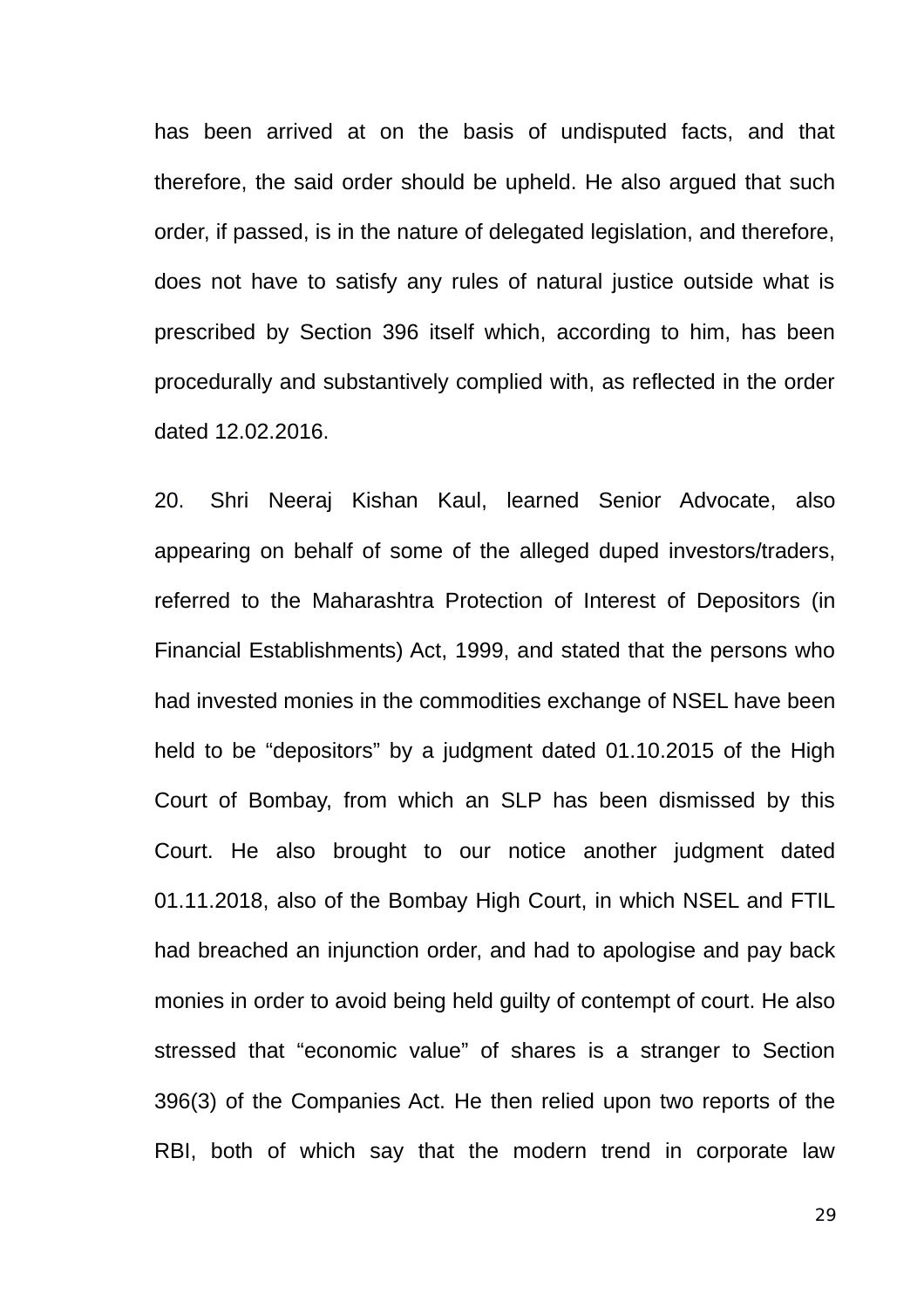has been arrived at on the basis of undisputed facts, and that therefore, the said order should be upheld. He also argued that such order, if passed, is in the nature of delegated legislation, and therefore, does not have to satisfy any rules of natural justice outside what is prescribed by Section 396 itself which, according to him, has been procedurally and substantively complied with, as reflected in the order dated 12.02.2016.

20. Shri Neeraj Kishan Kaul, learned Senior Advocate, also appearing on behalf of some of the alleged duped investors/traders, referred to the Maharashtra Protection of Interest of Depositors (in Financial Establishments) Act, 1999, and stated that the persons who had invested monies in the commodities exchange of NSEL have been held to be "depositors" by a judgment dated 01.10.2015 of the High Court of Bombay, from which an SLP has been dismissed by this Court. He also brought to our notice another judgment dated 01.11.2018, also of the Bombay High Court, in which NSEL and FTIL had breached an injunction order, and had to apologise and pay back monies in order to avoid being held guilty of contempt of court. He also stressed that "economic value" of shares is a stranger to Section 396(3) of the Companies Act. He then relied upon two reports of the RBI, both of which say that the modern trend in corporate law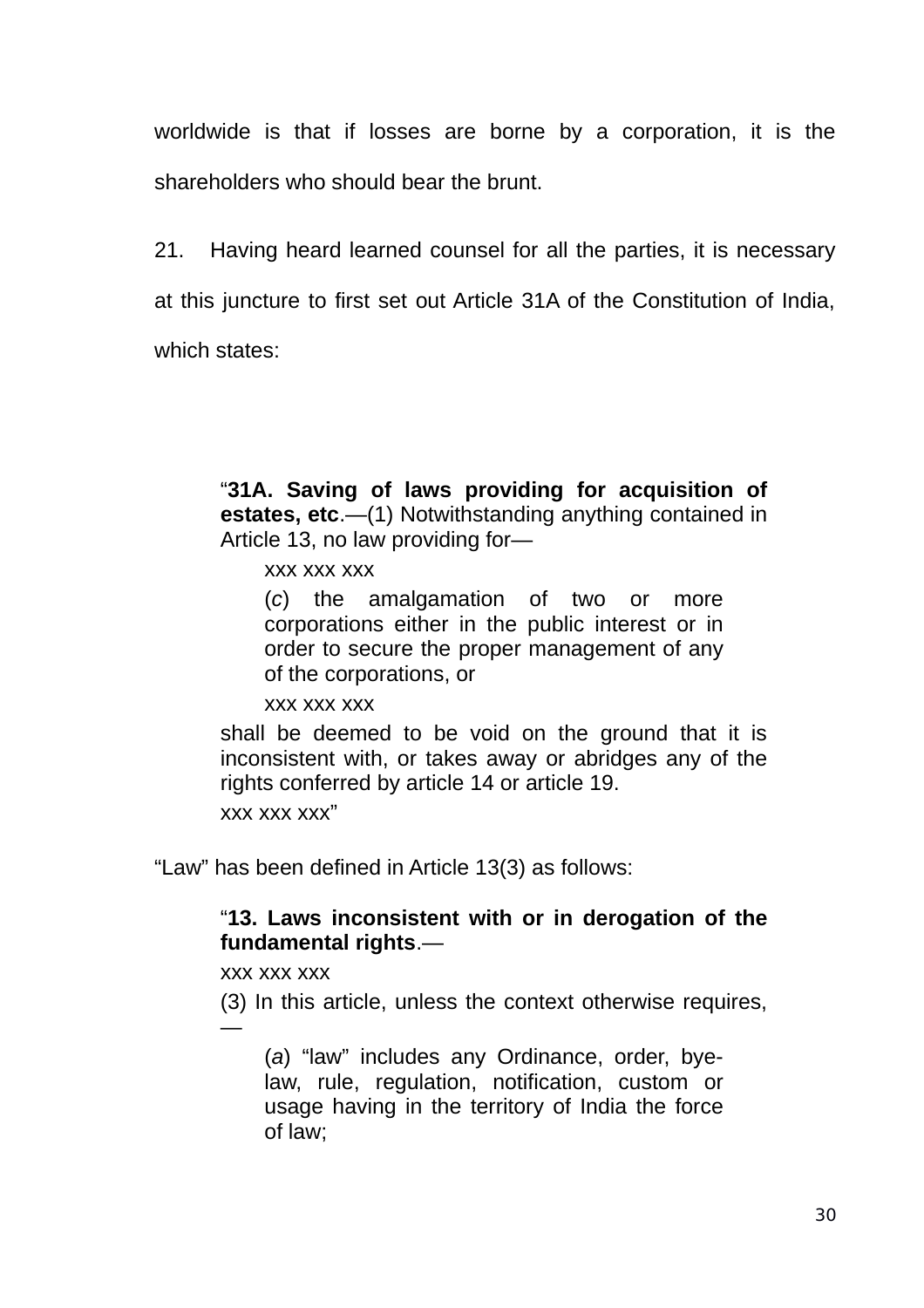worldwide is that if losses are borne by a corporation, it is the shareholders who should bear the brunt.

21. Having heard learned counsel for all the parties, it is necessary at this juncture to first set out Article 31A of the Constitution of India, which states:

> "**31A. Saving of laws providing for acquisition of estates, etc**.—(1) Notwithstanding anything contained in Article 13, no law providing for—
>
> > xxx xxx xxx
> >
> > (*c*) the amalgamation of two or more corporations either in the public interest or in order to secure the proper management of any of the corporations, or
> >
> > xxx xxx xxx
>
> shall be deemed to be void on the ground that it is inconsistent with, or takes away or abridges any of the rights conferred by article 14 or article 19.
>
> xxx xxx xxx"

"Law" has been defined in Article 13(3) as follows:

> "**13. Laws inconsistent with or in derogation of the fundamental rights**.—
>
> xxx xxx xxx
>
> (3) In this article, unless the context otherwise requires, —
>
> > (*a*) "law" includes any Ordinance, order, bye-law, rule, regulation, notification, custom or usage having in the territory of India the force of law;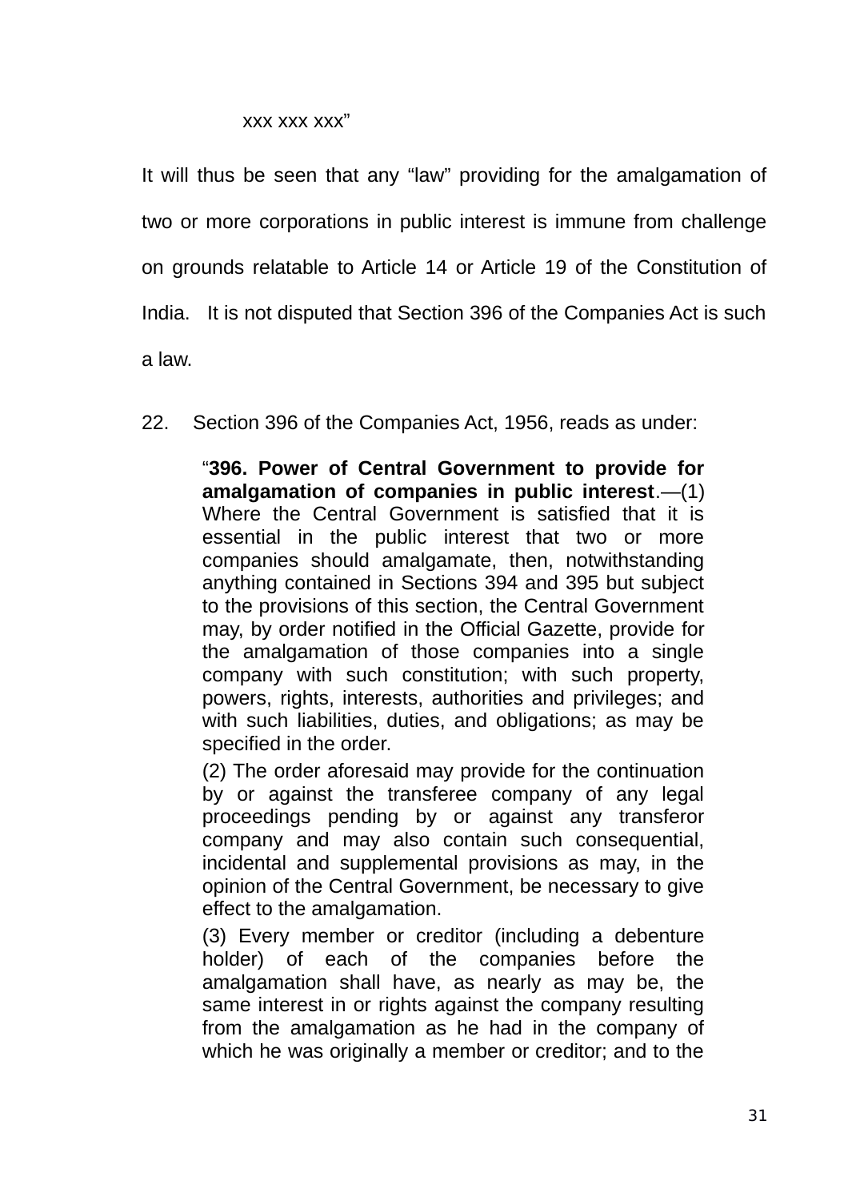xxx xxx xxx"

It will thus be seen that any "law" providing for the amalgamation of two or more corporations in public interest is immune from challenge on grounds relatable to Article 14 or Article 19 of the Constitution of India. It is not disputed that Section 396 of the Companies Act is such a law.

22. Section 396 of the Companies Act, 1956, reads as under:

> "**396. Power of Central Government to provide for amalgamation of companies in public interest**.—(1) Where the Central Government is satisfied that it is essential in the public interest that two or more companies should amalgamate, then, notwithstanding anything contained in Sections 394 and 395 but subject to the provisions of this section, the Central Government may, by order notified in the Official Gazette, provide for the amalgamation of those companies into a single company with such constitution; with such property, powers, rights, interests, authorities and privileges; and with such liabilities, duties, and obligations; as may be specified in the order.
>
> (2) The order aforesaid may provide for the continuation by or against the transferee company of any legal proceedings pending by or against any transferor company and may also contain such consequential, incidental and supplemental provisions as may, in the opinion of the Central Government, be necessary to give effect to the amalgamation.
>
> (3) Every member or creditor (including a debenture holder) of each of the companies before the amalgamation shall have, as nearly as may be, the same interest in or rights against the company resulting from the amalgamation as he had in the company of which he was originally a member or creditor; and to the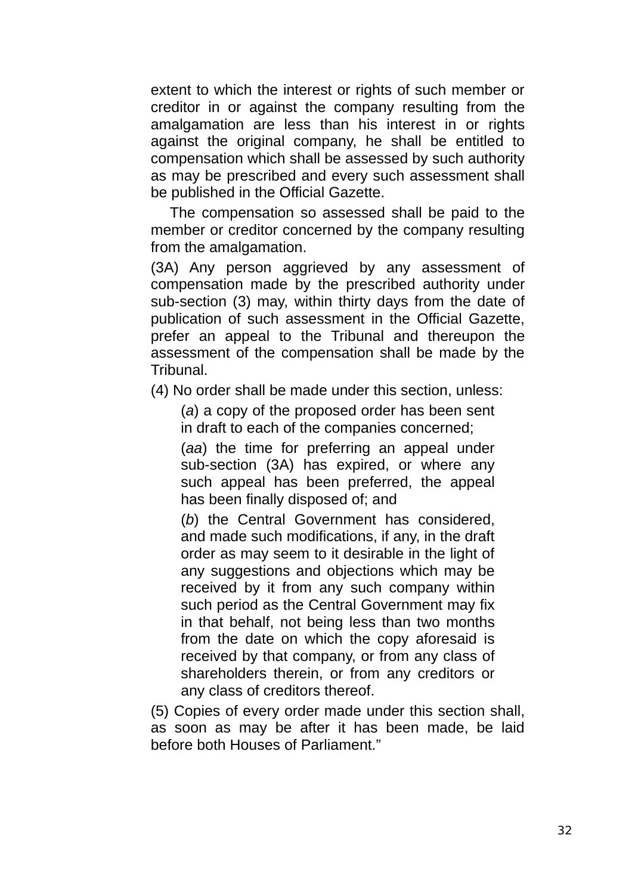extent to which the interest or rights of such member or creditor in or against the company resulting from the amalgamation are less than his interest in or rights against the original company, he shall be entitled to compensation which shall be assessed by such authority as may be prescribed and every such assessment shall be published in the Official Gazette.

The compensation so assessed shall be paid to the member or creditor concerned by the company resulting from the amalgamation.

(3A) Any person aggrieved by any assessment of compensation made by the prescribed authority under sub-section (3) may, within thirty days from the date of publication of such assessment in the Official Gazette, prefer an appeal to the Tribunal and thereupon the assessment of the compensation shall be made by the Tribunal.

(4) No order shall be made under this section, unless:

(*a*) a copy of the proposed order has been sent in draft to each of the companies concerned;

(*aa*) the time for preferring an appeal under sub-section (3A) has expired, or where any such appeal has been preferred, the appeal has been finally disposed of; and

(*b*) the Central Government has considered, and made such modifications, if any, in the draft order as may seem to it desirable in the light of any suggestions and objections which may be received by it from any such company within such period as the Central Government may fix in that behalf, not being less than two months from the date on which the copy aforesaid is received by that company, or from any class of shareholders therein, or from any creditors or any class of creditors thereof.

(5) Copies of every order made under this section shall, as soon as may be after it has been made, be laid before both Houses of Parliament."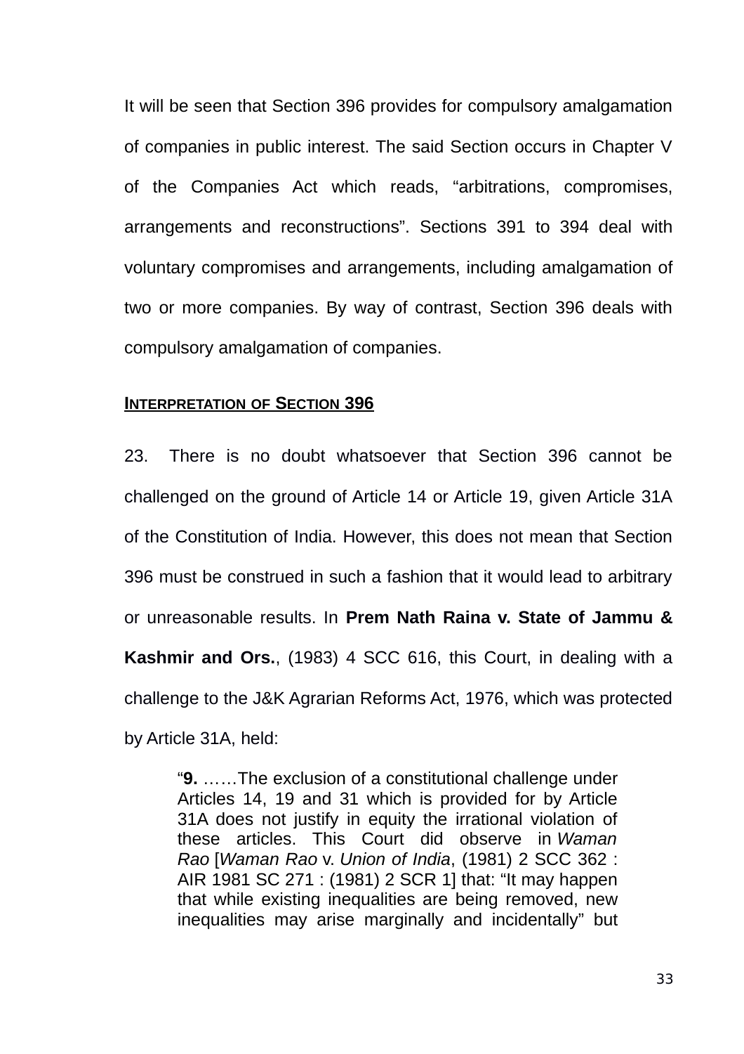It will be seen that Section 396 provides for compulsory amalgamation of companies in public interest. The said Section occurs in Chapter V of the Companies Act which reads, "arbitrations, compromises, arrangements and reconstructions". Sections 391 to 394 deal with voluntary compromises and arrangements, including amalgamation of two or more companies. By way of contrast, Section 396 deals with compulsory amalgamation of companies.

**INTERPRETATION OF SECTION 396**

23. There is no doubt whatsoever that Section 396 cannot be challenged on the ground of Article 14 or Article 19, given Article 31A of the Constitution of India. However, this does not mean that Section 396 must be construed in such a fashion that it would lead to arbitrary or unreasonable results. In **Prem Nath Raina v. State of Jammu & Kashmir and Ors.**, (1983) 4 SCC 616, this Court, in dealing with a challenge to the J&K Agrarian Reforms Act, 1976, which was protected by Article 31A, held:

> "**9.** ……The exclusion of a constitutional challenge under Articles 14, 19 and 31 which is provided for by Article 31A does not justify in equity the irrational violation of these articles. This Court did observe in *Waman Rao* [*Waman Rao* v. *Union of India*, (1981) 2 SCC 362 : AIR 1981 SC 271 : (1981) 2 SCR 1] that: "It may happen that while existing inequalities are being removed, new inequalities may arise marginally and incidentally" but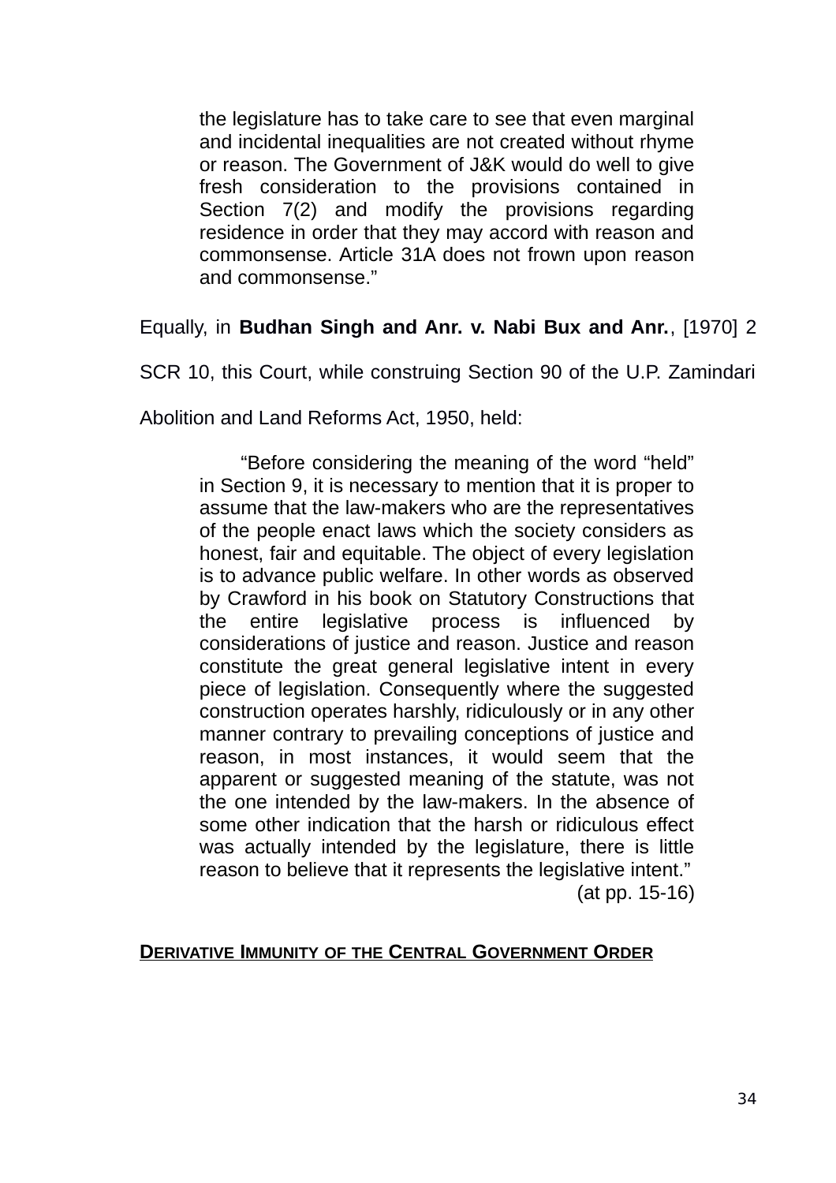> the legislature has to take care to see that even marginal and incidental inequalities are not created without rhyme or reason. The Government of J&K would do well to give fresh consideration to the provisions contained in Section 7(2) and modify the provisions regarding residence in order that they may accord with reason and commonsense. Article 31A does not frown upon reason and commonsense."

Equally, in **Budhan Singh and Anr. v. Nabi Bux and Anr.**, [1970] 2 SCR 10, this Court, while construing Section 90 of the U.P. Zamindari Abolition and Land Reforms Act, 1950, held:

> "Before considering the meaning of the word "held" in Section 9, it is necessary to mention that it is proper to assume that the law-makers who are the representatives of the people enact laws which the society considers as honest, fair and equitable. The object of every legislation is to advance public welfare. In other words as observed by Crawford in his book on Statutory Constructions that the entire legislative process is influenced by considerations of justice and reason. Justice and reason constitute the great general legislative intent in every piece of legislation. Consequently where the suggested construction operates harshly, ridiculously or in any other manner contrary to prevailing conceptions of justice and reason, in most instances, it would seem that the apparent or suggested meaning of the statute, was not the one intended by the law-makers. In the absence of some other indication that the harsh or ridiculous effect was actually intended by the legislature, there is little reason to believe that it represents the legislative intent."
>
> (at pp. 15-16)

**DERIVATIVE IMMUNITY OF THE CENTRAL GOVERNMENT ORDER**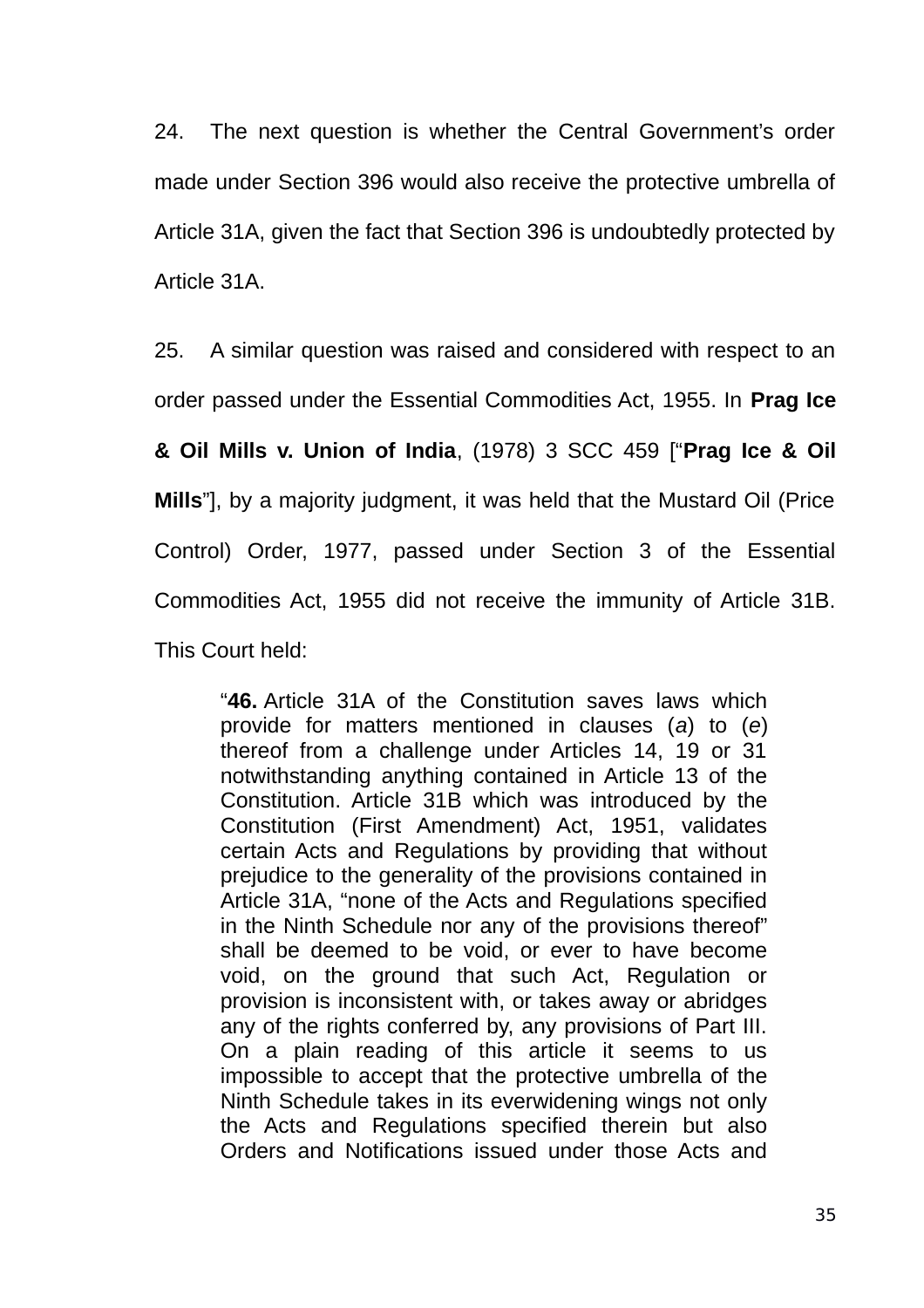24. The next question is whether the Central Government's order made under Section 396 would also receive the protective umbrella of Article 31A, given the fact that Section 396 is undoubtedly protected by Article 31A.

25. A similar question was raised and considered with respect to an order passed under the Essential Commodities Act, 1955. In **Prag Ice & Oil Mills v. Union of India**, (1978) 3 SCC 459 ["**Prag Ice & Oil Mills**"], by a majority judgment, it was held that the Mustard Oil (Price Control) Order, 1977, passed under Section 3 of the Essential Commodities Act, 1955 did not receive the immunity of Article 31B. This Court held:

> "**46.** Article 31A of the Constitution saves laws which provide for matters mentioned in clauses (*a*) to (*e*) thereof from a challenge under Articles 14, 19 or 31 notwithstanding anything contained in Article 13 of the Constitution. Article 31B which was introduced by the Constitution (First Amendment) Act, 1951, validates certain Acts and Regulations by providing that without prejudice to the generality of the provisions contained in Article 31A, "none of the Acts and Regulations specified in the Ninth Schedule nor any of the provisions thereof" shall be deemed to be void, or ever to have become void, on the ground that such Act, Regulation or provision is inconsistent with, or takes away or abridges any of the rights conferred by, any provisions of Part III. On a plain reading of this article it seems to us impossible to accept that the protective umbrella of the Ninth Schedule takes in its everwidening wings not only the Acts and Regulations specified therein but also Orders and Notifications issued under those Acts and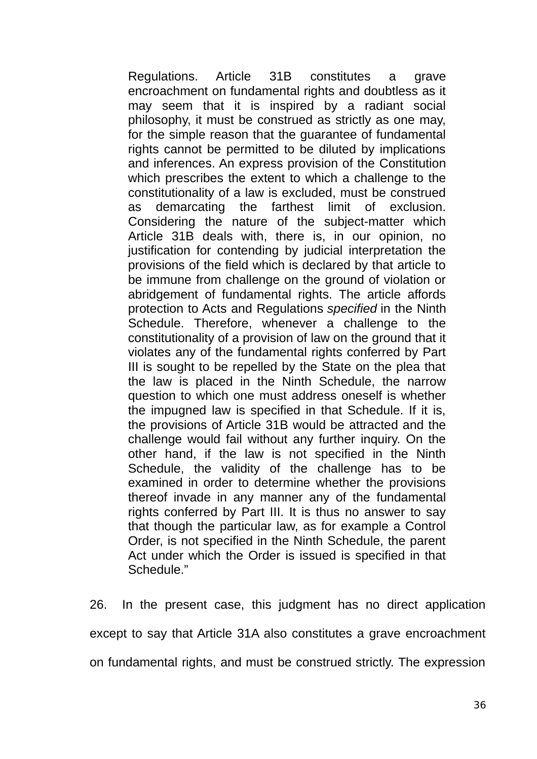> Regulations. Article 31B constitutes a grave encroachment on fundamental rights and doubtless as it may seem that it is inspired by a radiant social philosophy, it must be construed as strictly as one may, for the simple reason that the guarantee of fundamental rights cannot be permitted to be diluted by implications and inferences. An express provision of the Constitution which prescribes the extent to which a challenge to the constitutionality of a law is excluded, must be construed as demarcating the farthest limit of exclusion. Considering the nature of the subject-matter which Article 31B deals with, there is, in our opinion, no justification for contending by judicial interpretation the provisions of the field which is declared by that article to be immune from challenge on the ground of violation or abridgement of fundamental rights. The article affords protection to Acts and Regulations *specified* in the Ninth Schedule. Therefore, whenever a challenge to the constitutionality of a provision of law on the ground that it violates any of the fundamental rights conferred by Part III is sought to be repelled by the State on the plea that the law is placed in the Ninth Schedule, the narrow question to which one must address oneself is whether the impugned law is specified in that Schedule. If it is, the provisions of Article 31B would be attracted and the challenge would fail without any further inquiry. On the other hand, if the law is not specified in the Ninth Schedule, the validity of the challenge has to be examined in order to determine whether the provisions thereof invade in any manner any of the fundamental rights conferred by Part III. It is thus no answer to say that though the particular law, as for example a Control Order, is not specified in the Ninth Schedule, the parent Act under which the Order is issued is specified in that Schedule."

26. In the present case, this judgment has no direct application except to say that Article 31A also constitutes a grave encroachment on fundamental rights, and must be construed strictly. The expression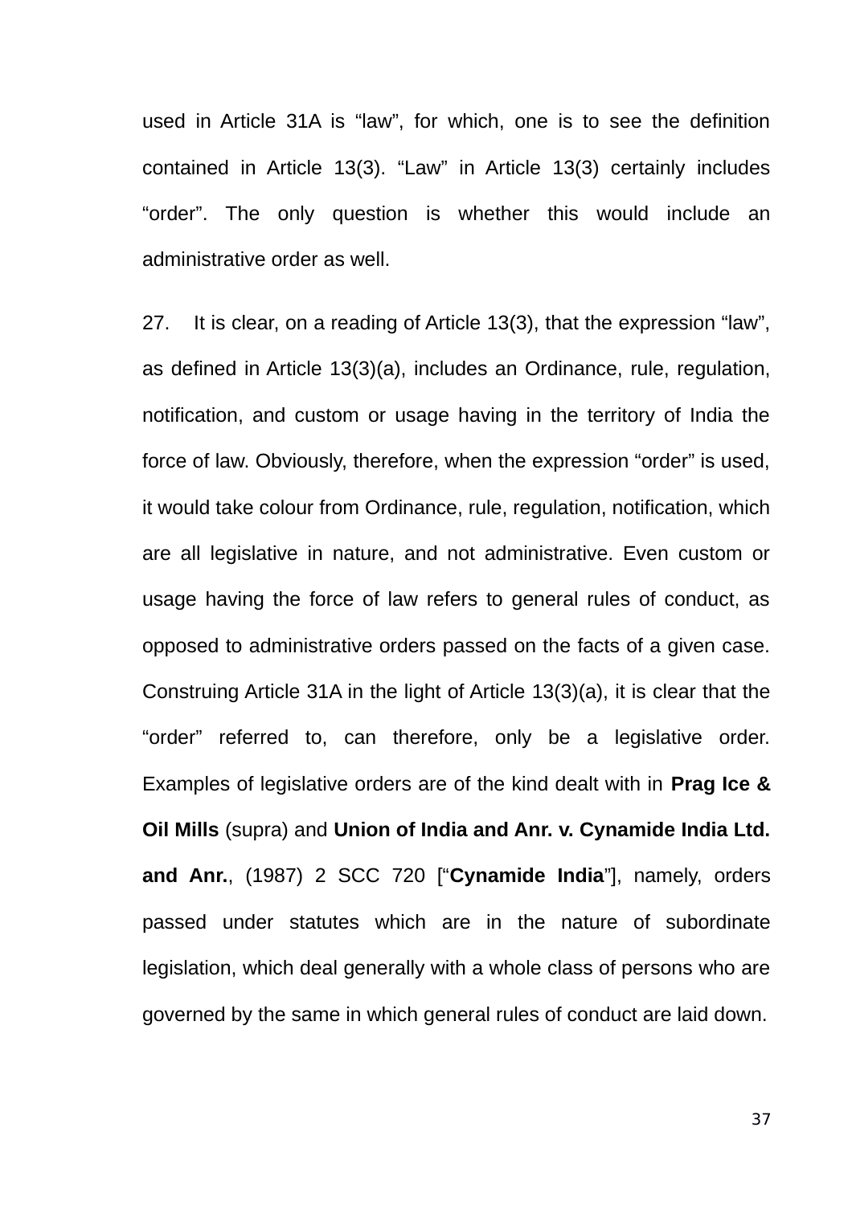used in Article 31A is "law", for which, one is to see the definition contained in Article 13(3). "Law" in Article 13(3) certainly includes "order". The only question is whether this would include an administrative order as well.

27. It is clear, on a reading of Article 13(3), that the expression "law", as defined in Article 13(3)(a), includes an Ordinance, rule, regulation, notification, and custom or usage having in the territory of India the force of law. Obviously, therefore, when the expression "order" is used, it would take colour from Ordinance, rule, regulation, notification, which are all legislative in nature, and not administrative. Even custom or usage having the force of law refers to general rules of conduct, as opposed to administrative orders passed on the facts of a given case. Construing Article 31A in the light of Article 13(3)(a), it is clear that the "order" referred to, can therefore, only be a legislative order. Examples of legislative orders are of the kind dealt with in **Prag Ice & Oil Mills** (supra) and **Union of India and Anr. v. Cynamide India Ltd. and Anr.**, (1987) 2 SCC 720 ["**Cynamide India**"], namely, orders passed under statutes which are in the nature of subordinate legislation, which deal generally with a whole class of persons who are governed by the same in which general rules of conduct are laid down.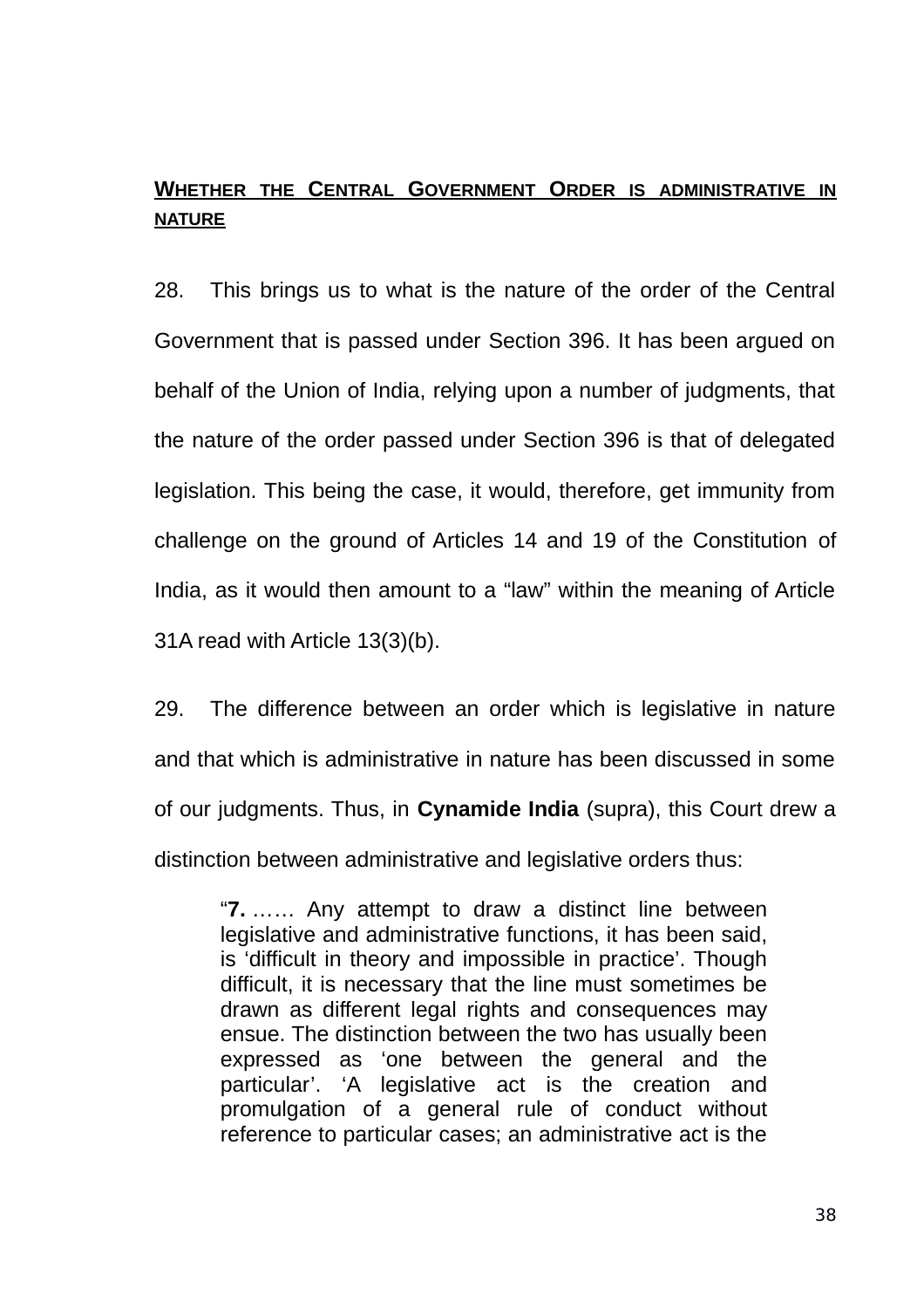## WHETHER THE CENTRAL GOVERNMENT ORDER IS ADMINISTRATIVE IN NATURE

28. This brings us to what is the nature of the order of the Central Government that is passed under Section 396. It has been argued on behalf of the Union of India, relying upon a number of judgments, that the nature of the order passed under Section 396 is that of delegated legislation. This being the case, it would, therefore, get immunity from challenge on the ground of Articles 14 and 19 of the Constitution of India, as it would then amount to a "law" within the meaning of Article 31A read with Article 13(3)(b).

29. The difference between an order which is legislative in nature and that which is administrative in nature has been discussed in some of our judgments. Thus, in **Cynamide India** (supra), this Court drew a distinction between administrative and legislative orders thus:

> "**7.** …… Any attempt to draw a distinct line between legislative and administrative functions, it has been said, is 'difficult in theory and impossible in practice'. Though difficult, it is necessary that the line must sometimes be drawn as different legal rights and consequences may ensue. The distinction between the two has usually been expressed as 'one between the general and the particular'. 'A legislative act is the creation and promulgation of a general rule of conduct without reference to particular cases; an administrative act is the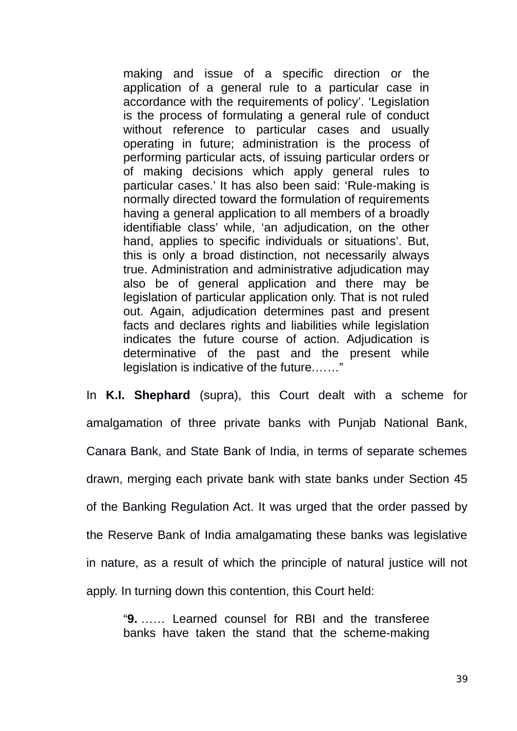> making and issue of a specific direction or the application of a general rule to a particular case in accordance with the requirements of policy'. 'Legislation is the process of formulating a general rule of conduct without reference to particular cases and usually operating in future; administration is the process of performing particular acts, of issuing particular orders or of making decisions which apply general rules to particular cases.' It has also been said: 'Rule-making is normally directed toward the formulation of requirements having a general application to all members of a broadly identifiable class' while, 'an adjudication, on the other hand, applies to specific individuals or situations'. But, this is only a broad distinction, not necessarily always true. Administration and administrative adjudication may also be of general application and there may be legislation of particular application only. That is not ruled out. Again, adjudication determines past and present facts and declares rights and liabilities while legislation indicates the future course of action. Adjudication is determinative of the past and the present while legislation is indicative of the future……"

In **K.I. Shephard** (supra), this Court dealt with a scheme for amalgamation of three private banks with Punjab National Bank, Canara Bank, and State Bank of India, in terms of separate schemes drawn, merging each private bank with state banks under Section 45 of the Banking Regulation Act. It was urged that the order passed by the Reserve Bank of India amalgamating these banks was legislative in nature, as a result of which the principle of natural justice will not apply. In turning down this contention, this Court held:

> "**9.** …… Learned counsel for RBI and the transferee banks have taken the stand that the scheme-making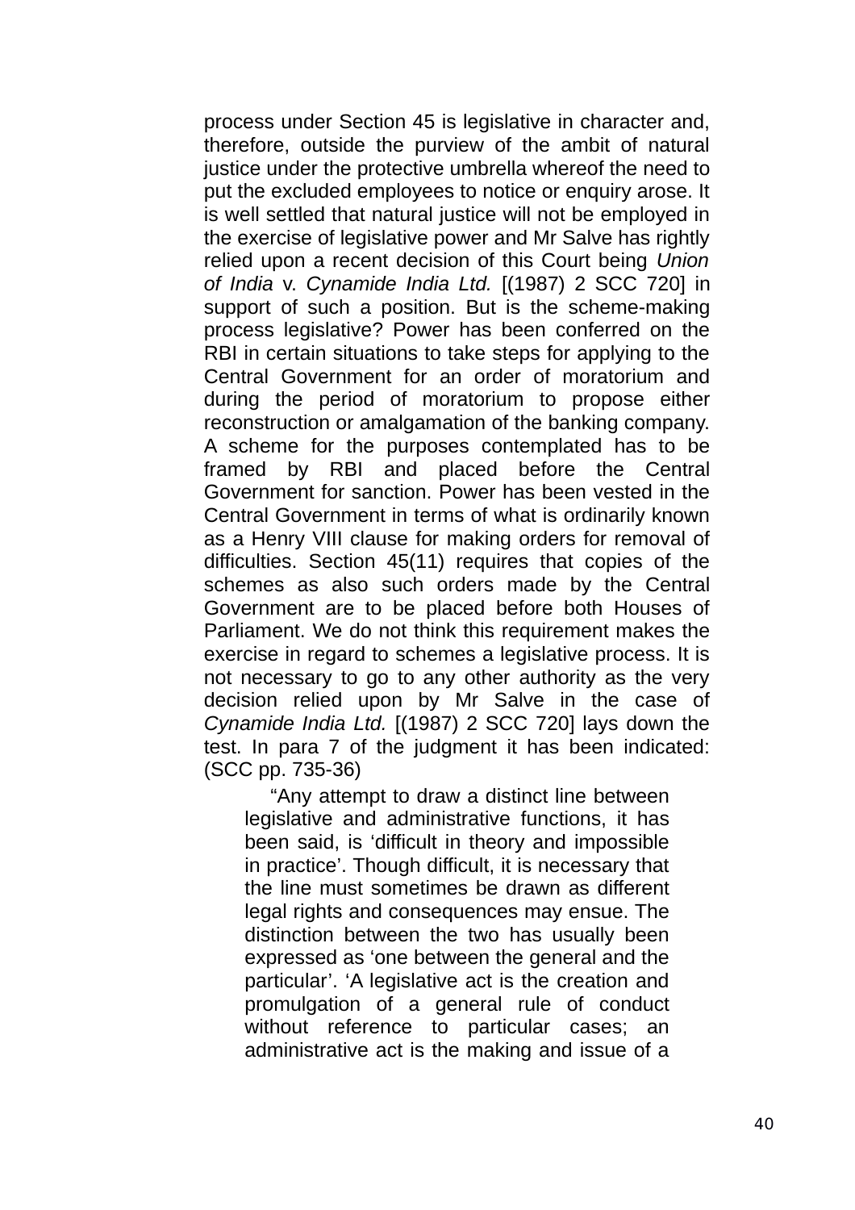process under Section 45 is legislative in character and, therefore, outside the purview of the ambit of natural justice under the protective umbrella whereof the need to put the excluded employees to notice or enquiry arose. It is well settled that natural justice will not be employed in the exercise of legislative power and Mr Salve has rightly relied upon a recent decision of this Court being *Union of India* v. *Cynamide India Ltd.* [(1987) 2 SCC 720] in support of such a position. But is the scheme-making process legislative? Power has been conferred on the RBI in certain situations to take steps for applying to the Central Government for an order of moratorium and during the period of moratorium to propose either reconstruction or amalgamation of the banking company. A scheme for the purposes contemplated has to be framed by RBI and placed before the Central Government for sanction. Power has been vested in the Central Government in terms of what is ordinarily known as a Henry VIII clause for making orders for removal of difficulties. Section 45(11) requires that copies of the schemes as also such orders made by the Central Government are to be placed before both Houses of Parliament. We do not think this requirement makes the exercise in regard to schemes a legislative process. It is not necessary to go to any other authority as the very decision relied upon by Mr Salve in the case of *Cynamide India Ltd.* [(1987) 2 SCC 720] lays down the test. In para 7 of the judgment it has been indicated: (SCC pp. 735-36)

> "Any attempt to draw a distinct line between legislative and administrative functions, it has been said, is 'difficult in theory and impossible in practice'. Though difficult, it is necessary that the line must sometimes be drawn as different legal rights and consequences may ensue. The distinction between the two has usually been expressed as 'one between the general and the particular'. 'A legislative act is the creation and promulgation of a general rule of conduct without reference to particular cases; an administrative act is the making and issue of a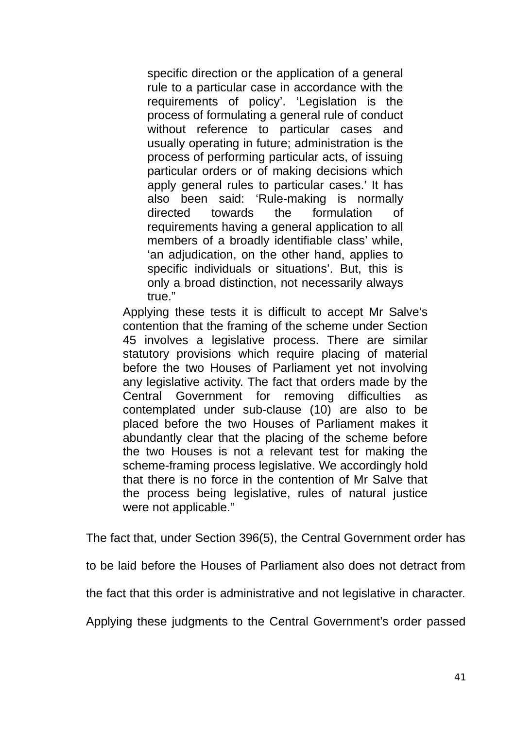> specific direction or the application of a general rule to a particular case in accordance with the requirements of policy'. 'Legislation is the process of formulating a general rule of conduct without reference to particular cases and usually operating in future; administration is the process of performing particular acts, of issuing particular orders or of making decisions which apply general rules to particular cases.' It has also been said: 'Rule-making is normally directed towards the formulation of requirements having a general application to all members of a broadly identifiable class' while, 'an adjudication, on the other hand, applies to specific individuals or situations'. But, this is only a broad distinction, not necessarily always true."

> Applying these tests it is difficult to accept Mr Salve's contention that the framing of the scheme under Section 45 involves a legislative process. There are similar statutory provisions which require placing of material before the two Houses of Parliament yet not involving any legislative activity. The fact that orders made by the Central Government for removing difficulties as contemplated under sub-clause (10) are also to be placed before the two Houses of Parliament makes it abundantly clear that the placing of the scheme before the two Houses is not a relevant test for making the scheme-framing process legislative. We accordingly hold that there is no force in the contention of Mr Salve that the process being legislative, rules of natural justice were not applicable."

The fact that, under Section 396(5), the Central Government order has to be laid before the Houses of Parliament also does not detract from the fact that this order is administrative and not legislative in character. Applying these judgments to the Central Government's order passed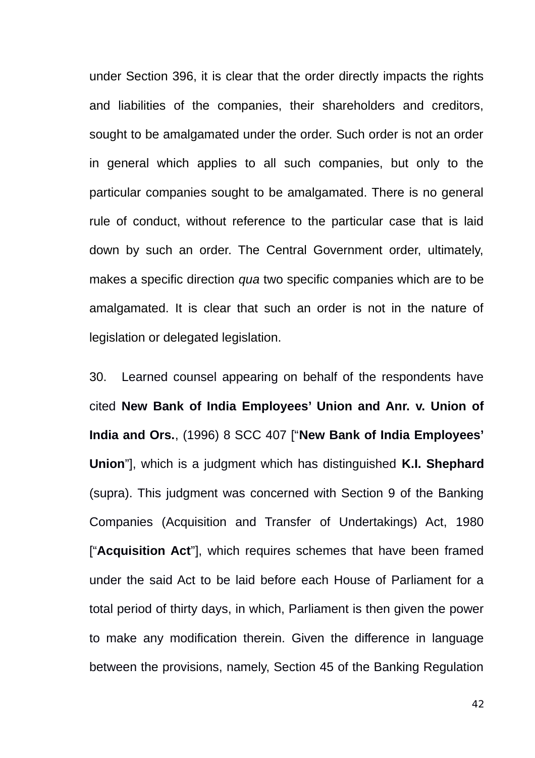under Section 396, it is clear that the order directly impacts the rights and liabilities of the companies, their shareholders and creditors, sought to be amalgamated under the order. Such order is not an order in general which applies to all such companies, but only to the particular companies sought to be amalgamated. There is no general rule of conduct, without reference to the particular case that is laid down by such an order. The Central Government order, ultimately, makes a specific direction *qua* two specific companies which are to be amalgamated. It is clear that such an order is not in the nature of legislation or delegated legislation.

30. Learned counsel appearing on behalf of the respondents have cited **New Bank of India Employees' Union and Anr. v. Union of India and Ors.**, (1996) 8 SCC 407 ["**New Bank of India Employees' Union**"], which is a judgment which has distinguished **K.I. Shephard** (supra). This judgment was concerned with Section 9 of the Banking Companies (Acquisition and Transfer of Undertakings) Act, 1980 ["**Acquisition Act**"], which requires schemes that have been framed under the said Act to be laid before each House of Parliament for a total period of thirty days, in which, Parliament is then given the power to make any modification therein. Given the difference in language between the provisions, namely, Section 45 of the Banking Regulation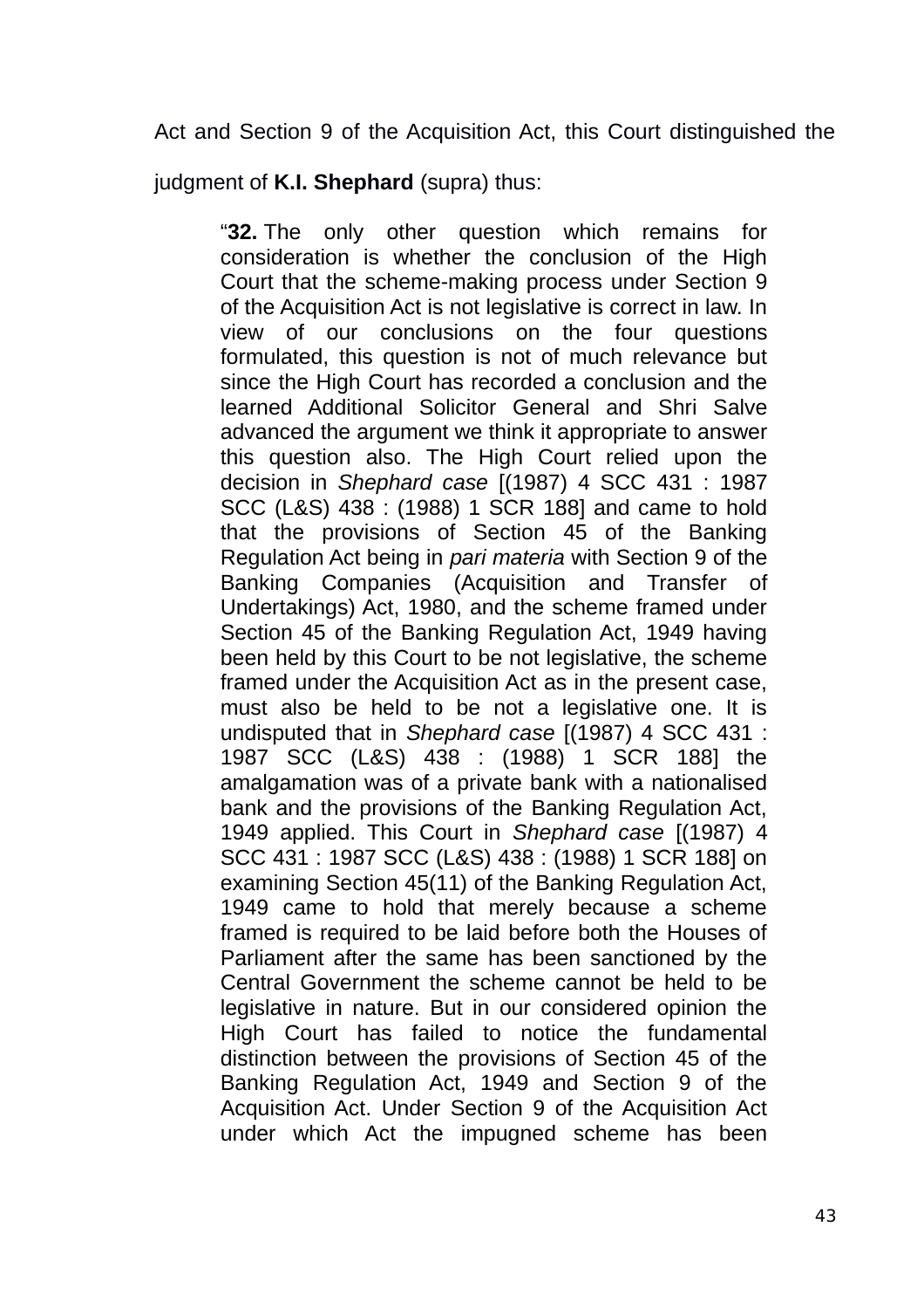Act and Section 9 of the Acquisition Act, this Court distinguished the judgment of **K.I. Shephard** (supra) thus:

> "**32.** The only other question which remains for consideration is whether the conclusion of the High Court that the scheme-making process under Section 9 of the Acquisition Act is not legislative is correct in law. In view of our conclusions on the four questions formulated, this question is not of much relevance but since the High Court has recorded a conclusion and the learned Additional Solicitor General and Shri Salve advanced the argument we think it appropriate to answer this question also. The High Court relied upon the decision in *Shephard case* [(1987) 4 SCC 431 : 1987 SCC (L&S) 438 : (1988) 1 SCR 188] and came to hold that the provisions of Section 45 of the Banking Regulation Act being in *pari materia* with Section 9 of the Banking Companies (Acquisition and Transfer of Undertakings) Act, 1980, and the scheme framed under Section 45 of the Banking Regulation Act, 1949 having been held by this Court to be not legislative, the scheme framed under the Acquisition Act as in the present case, must also be held to be not a legislative one. It is undisputed that in *Shephard case* [(1987) 4 SCC 431 : 1987 SCC (L&S) 438 : (1988) 1 SCR 188] the amalgamation was of a private bank with a nationalised bank and the provisions of the Banking Regulation Act, 1949 applied. This Court in *Shephard case* [(1987) 4 SCC 431 : 1987 SCC (L&S) 438 : (1988) 1 SCR 188] on examining Section 45(11) of the Banking Regulation Act, 1949 came to hold that merely because a scheme framed is required to be laid before both the Houses of Parliament after the same has been sanctioned by the Central Government the scheme cannot be held to be legislative in nature. But in our considered opinion the High Court has failed to notice the fundamental distinction between the provisions of Section 45 of the Banking Regulation Act, 1949 and Section 9 of the Acquisition Act. Under Section 9 of the Acquisition Act under which Act the impugned scheme has been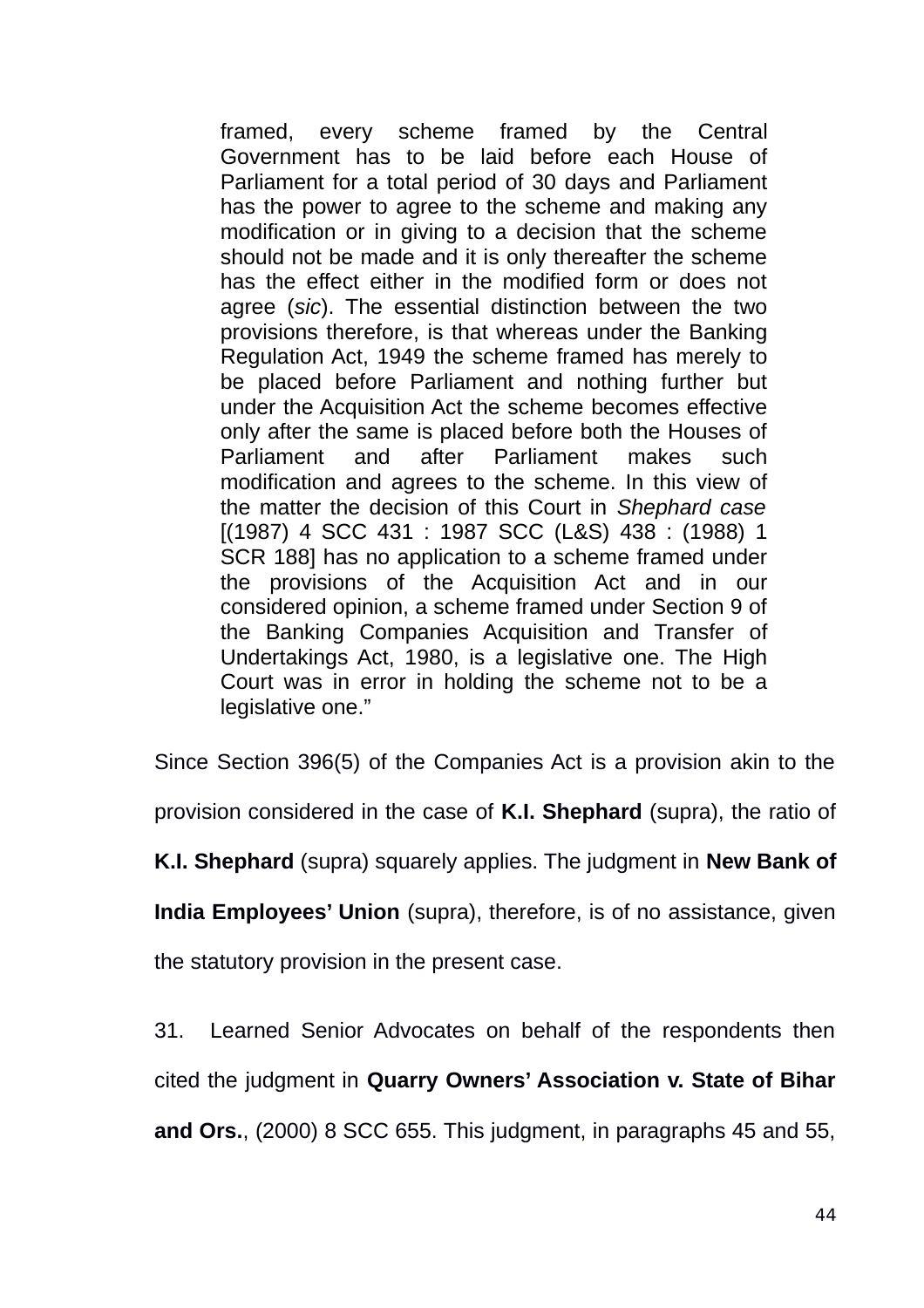> framed, every scheme framed by the Central Government has to be laid before each House of Parliament for a total period of 30 days and Parliament has the power to agree to the scheme and making any modification or in giving to a decision that the scheme should not be made and it is only thereafter the scheme has the effect either in the modified form or does not agree (*sic*). The essential distinction between the two provisions therefore, is that whereas under the Banking Regulation Act, 1949 the scheme framed has merely to be placed before Parliament and nothing further but under the Acquisition Act the scheme becomes effective only after the same is placed before both the Houses of Parliament and after Parliament makes such modification and agrees to the scheme. In this view of the matter the decision of this Court in *Shephard case* [(1987) 4 SCC 431 : 1987 SCC (L&S) 438 : (1988) 1 SCR 188] has no application to a scheme framed under the provisions of the Acquisition Act and in our considered opinion, a scheme framed under Section 9 of the Banking Companies Acquisition and Transfer of Undertakings Act, 1980, is a legislative one. The High Court was in error in holding the scheme not to be a legislative one."

Since Section 396(5) of the Companies Act is a provision akin to the provision considered in the case of **K.I. Shephard** (supra), the ratio of **K.I. Shephard** (supra) squarely applies. The judgment in **New Bank of India Employees' Union** (supra), therefore, is of no assistance, given the statutory provision in the present case.

31. Learned Senior Advocates on behalf of the respondents then cited the judgment in **Quarry Owners' Association v. State of Bihar and Ors.**, (2000) 8 SCC 655. This judgment, in paragraphs 45 and 55,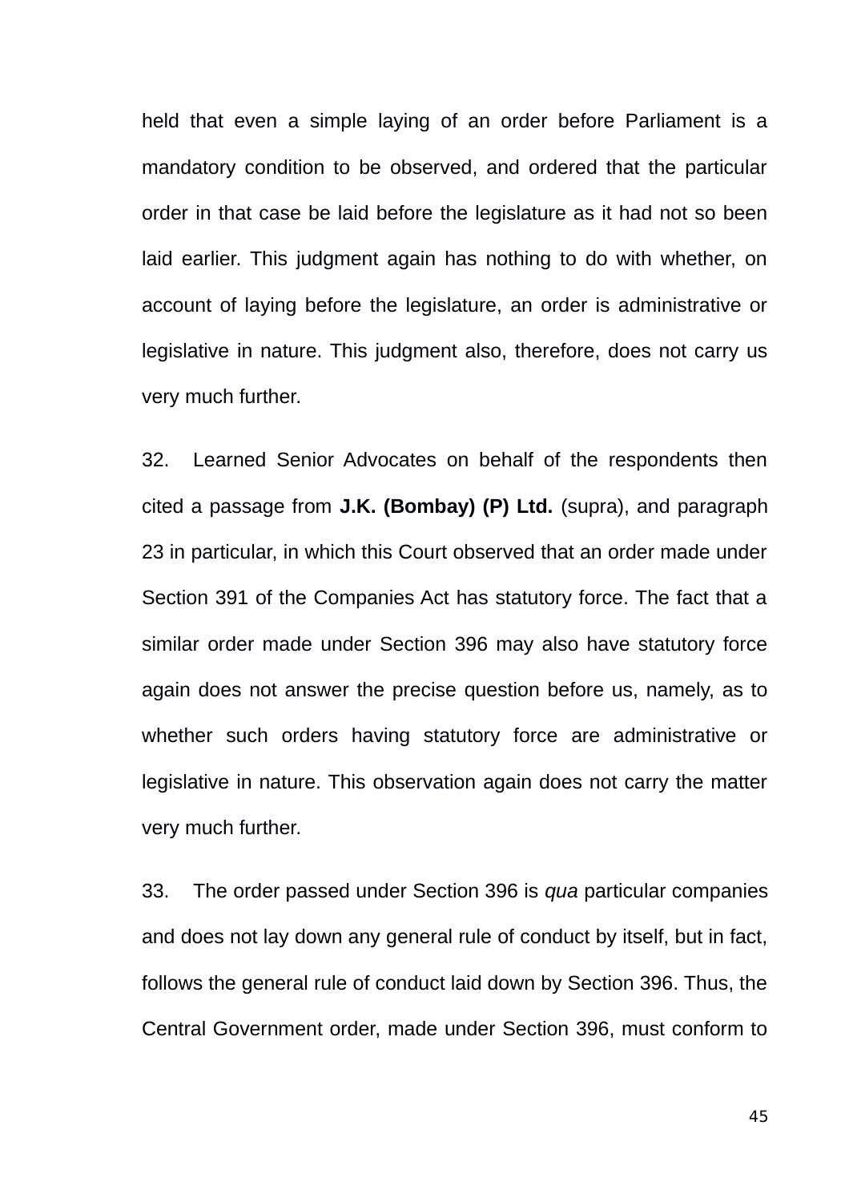held that even a simple laying of an order before Parliament is a mandatory condition to be observed, and ordered that the particular order in that case be laid before the legislature as it had not so been laid earlier. This judgment again has nothing to do with whether, on account of laying before the legislature, an order is administrative or legislative in nature. This judgment also, therefore, does not carry us very much further.

32. Learned Senior Advocates on behalf of the respondents then cited a passage from **J.K. (Bombay) (P) Ltd.** (supra), and paragraph 23 in particular, in which this Court observed that an order made under Section 391 of the Companies Act has statutory force. The fact that a similar order made under Section 396 may also have statutory force again does not answer the precise question before us, namely, as to whether such orders having statutory force are administrative or legislative in nature. This observation again does not carry the matter very much further.

33. The order passed under Section 396 is *qua* particular companies and does not lay down any general rule of conduct by itself, but in fact, follows the general rule of conduct laid down by Section 396. Thus, the Central Government order, made under Section 396, must conform to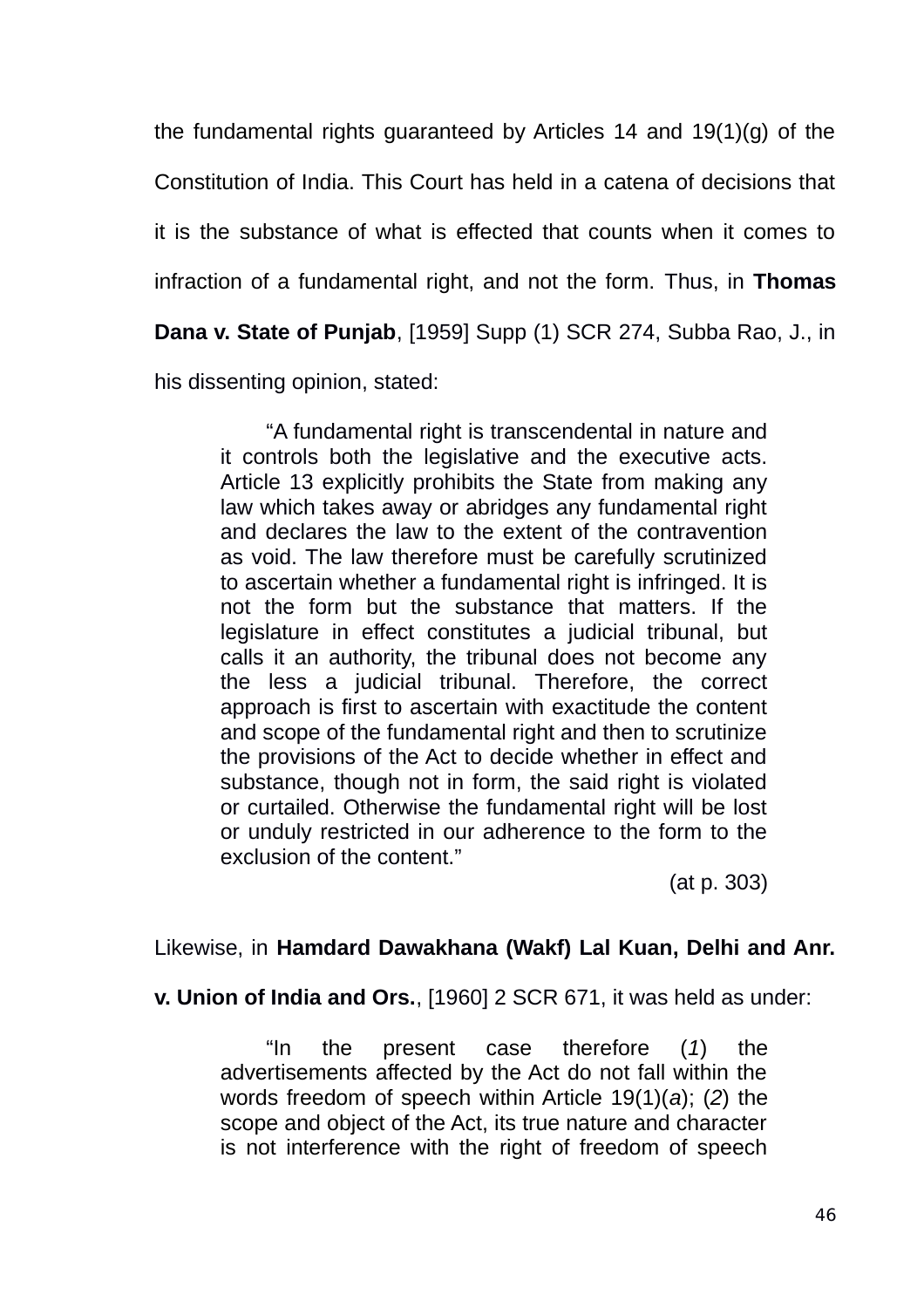the fundamental rights guaranteed by Articles 14 and 19(1)(g) of the Constitution of India. This Court has held in a catena of decisions that it is the substance of what is effected that counts when it comes to infraction of a fundamental right, and not the form. Thus, in **Thomas Dana v. State of Punjab**, [1959] Supp (1) SCR 274, Subba Rao, J., in his dissenting opinion, stated:

> "A fundamental right is transcendental in nature and it controls both the legislative and the executive acts. Article 13 explicitly prohibits the State from making any law which takes away or abridges any fundamental right and declares the law to the extent of the contravention as void. The law therefore must be carefully scrutinized to ascertain whether a fundamental right is infringed. It is not the form but the substance that matters. If the legislature in effect constitutes a judicial tribunal, but calls it an authority, the tribunal does not become any the less a judicial tribunal. Therefore, the correct approach is first to ascertain with exactitude the content and scope of the fundamental right and then to scrutinize the provisions of the Act to decide whether in effect and substance, though not in form, the said right is violated or curtailed. Otherwise the fundamental right will be lost or unduly restricted in our adherence to the form to the exclusion of the content."
>
> (at p. 303)

Likewise, in **Hamdard Dawakhana (Wakf) Lal Kuan, Delhi and Anr. v. Union of India and Ors.**, [1960] 2 SCR 671, it was held as under:

> "In the present case therefore (*1*) the advertisements affected by the Act do not fall within the words freedom of speech within Article 19(1)(*a*); (*2*) the scope and object of the Act, its true nature and character is not interference with the right of freedom of speech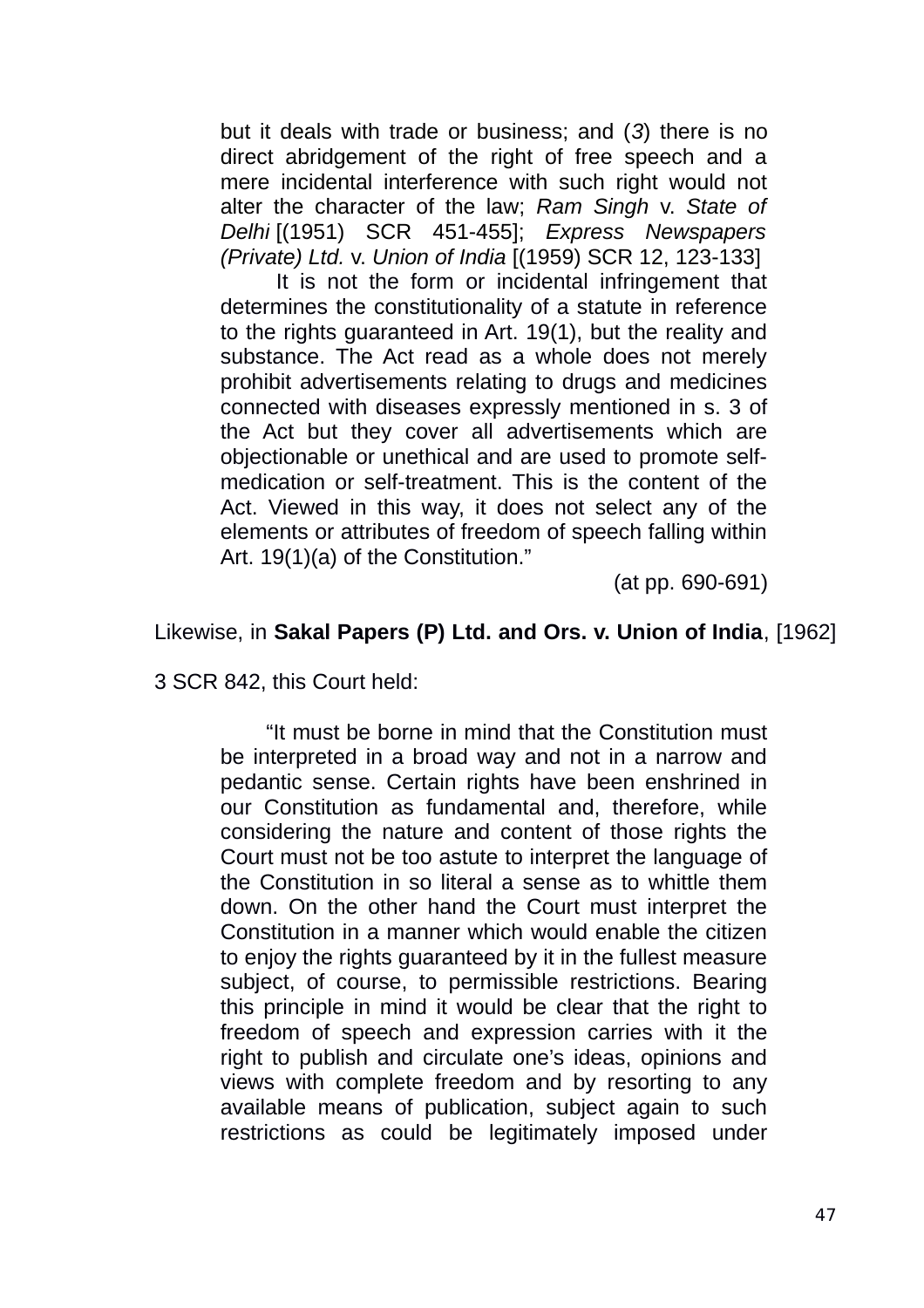> but it deals with trade or business; and (*3*) there is no direct abridgement of the right of free speech and a mere incidental interference with such right would not alter the character of the law; *Ram Singh* v. *State of Delhi* [(1951) SCR 451-455]; *Express Newspapers (Private) Ltd.* v. *Union of India* [(1959) SCR 12, 123-133]
>
> It is not the form or incidental infringement that determines the constitutionality of a statute in reference to the rights guaranteed in Art. 19(1), but the reality and substance. The Act read as a whole does not merely prohibit advertisements relating to drugs and medicines connected with diseases expressly mentioned in s. 3 of the Act but they cover all advertisements which are objectionable or unethical and are used to promote self-medication or self-treatment. This is the content of the Act. Viewed in this way, it does not select any of the elements or attributes of freedom of speech falling within Art. 19(1)(a) of the Constitution."
>
> (at pp. 690-691)

Likewise, in **Sakal Papers (P) Ltd. and Ors. v. Union of India**, [1962] 3 SCR 842, this Court held:

> "It must be borne in mind that the Constitution must be interpreted in a broad way and not in a narrow and pedantic sense. Certain rights have been enshrined in our Constitution as fundamental and, therefore, while considering the nature and content of those rights the Court must not be too astute to interpret the language of the Constitution in so literal a sense as to whittle them down. On the other hand the Court must interpret the Constitution in a manner which would enable the citizen to enjoy the rights guaranteed by it in the fullest measure subject, of course, to permissible restrictions. Bearing this principle in mind it would be clear that the right to freedom of speech and expression carries with it the right to publish and circulate one's ideas, opinions and views with complete freedom and by resorting to any available means of publication, subject again to such restrictions as could be legitimately imposed under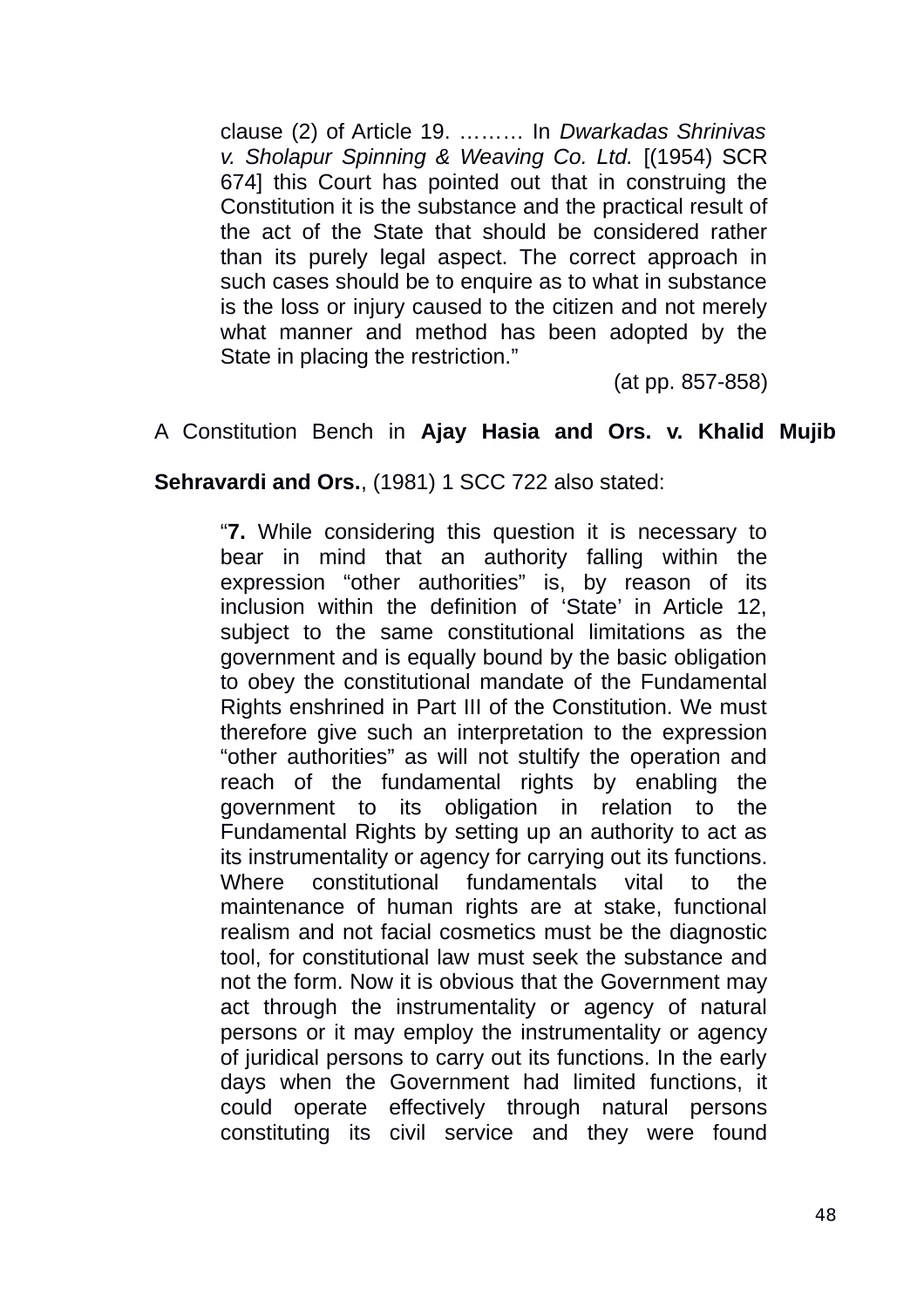> clause (2) of Article 19. ……… In *Dwarkadas Shrinivas v. Sholapur Spinning & Weaving Co. Ltd.* [(1954) SCR 674] this Court has pointed out that in construing the Constitution it is the substance and the practical result of the act of the State that should be considered rather than its purely legal aspect. The correct approach in such cases should be to enquire as to what in substance is the loss or injury caused to the citizen and not merely what manner and method has been adopted by the State in placing the restriction."
>
> (at pp. 857-858)

A Constitution Bench in **Ajay Hasia and Ors. v. Khalid Mujib Sehravardi and Ors.**, (1981) 1 SCC 722 also stated:

> "**7.** While considering this question it is necessary to bear in mind that an authority falling within the expression "other authorities" is, by reason of its inclusion within the definition of 'State' in Article 12, subject to the same constitutional limitations as the government and is equally bound by the basic obligation to obey the constitutional mandate of the Fundamental Rights enshrined in Part III of the Constitution. We must therefore give such an interpretation to the expression "other authorities" as will not stultify the operation and reach of the fundamental rights by enabling the government to its obligation in relation to the Fundamental Rights by setting up an authority to act as its instrumentality or agency for carrying out its functions. Where constitutional fundamentals vital to the maintenance of human rights are at stake, functional realism and not facial cosmetics must be the diagnostic tool, for constitutional law must seek the substance and not the form. Now it is obvious that the Government may act through the instrumentality or agency of natural persons or it may employ the instrumentality or agency of juridical persons to carry out its functions. In the early days when the Government had limited functions, it could operate effectively through natural persons constituting its civil service and they were found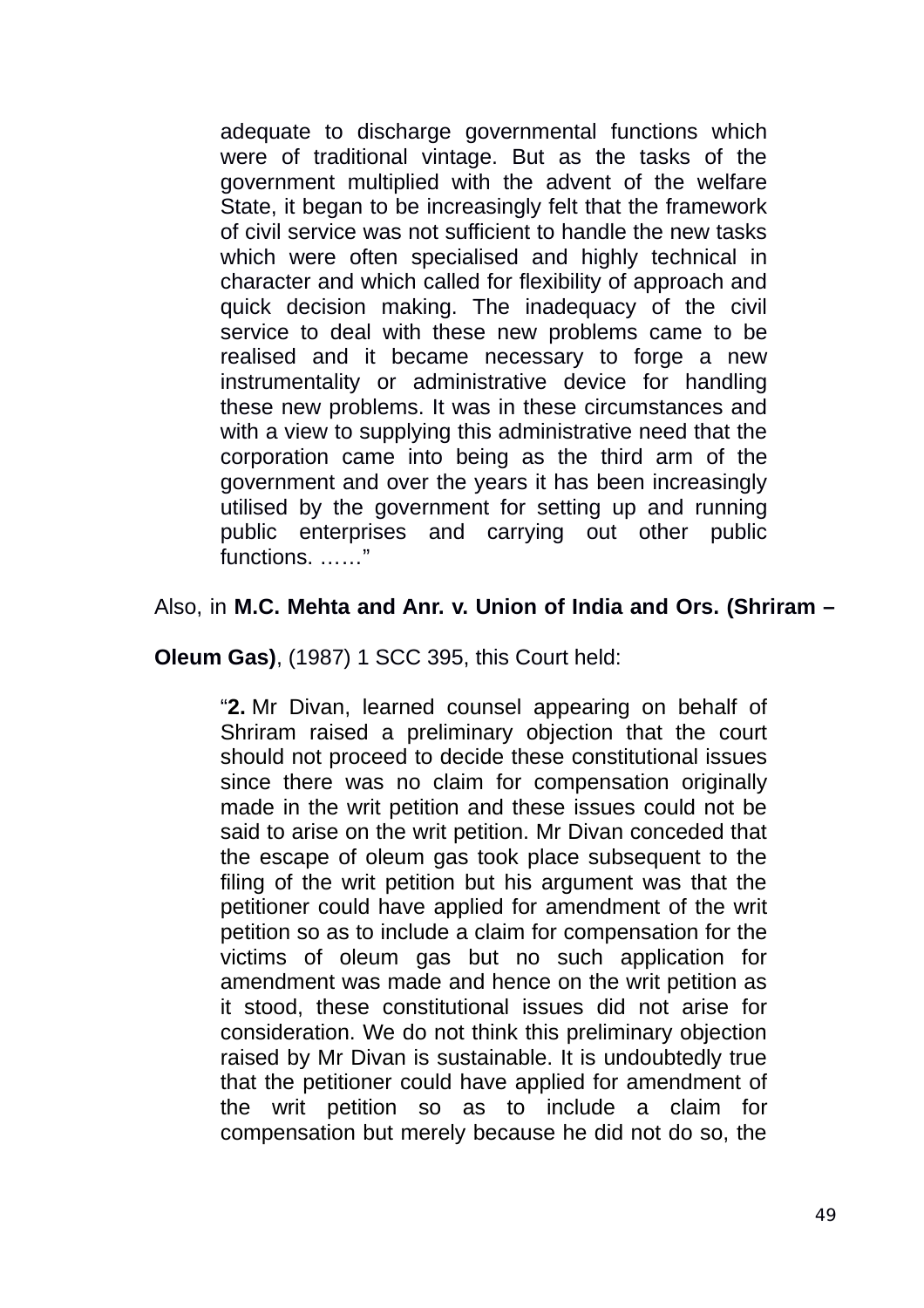> adequate to discharge governmental functions which were of traditional vintage. But as the tasks of the government multiplied with the advent of the welfare State, it began to be increasingly felt that the framework of civil service was not sufficient to handle the new tasks which were often specialised and highly technical in character and which called for flexibility of approach and quick decision making. The inadequacy of the civil service to deal with these new problems came to be realised and it became necessary to forge a new instrumentality or administrative device for handling these new problems. It was in these circumstances and with a view to supplying this administrative need that the corporation came into being as the third arm of the government and over the years it has been increasingly utilised by the government for setting up and running public enterprises and carrying out other public functions. ……"

Also, in **M.C. Mehta and Anr. v. Union of India and Ors. (Shriram – Oleum Gas)**, (1987) 1 SCC 395, this Court held:

> "**2.** Mr Divan, learned counsel appearing on behalf of Shriram raised a preliminary objection that the court should not proceed to decide these constitutional issues since there was no claim for compensation originally made in the writ petition and these issues could not be said to arise on the writ petition. Mr Divan conceded that the escape of oleum gas took place subsequent to the filing of the writ petition but his argument was that the petitioner could have applied for amendment of the writ petition so as to include a claim for compensation for the victims of oleum gas but no such application for amendment was made and hence on the writ petition as it stood, these constitutional issues did not arise for consideration. We do not think this preliminary objection raised by Mr Divan is sustainable. It is undoubtedly true that the petitioner could have applied for amendment of the writ petition so as to include a claim for compensation but merely because he did not do so, the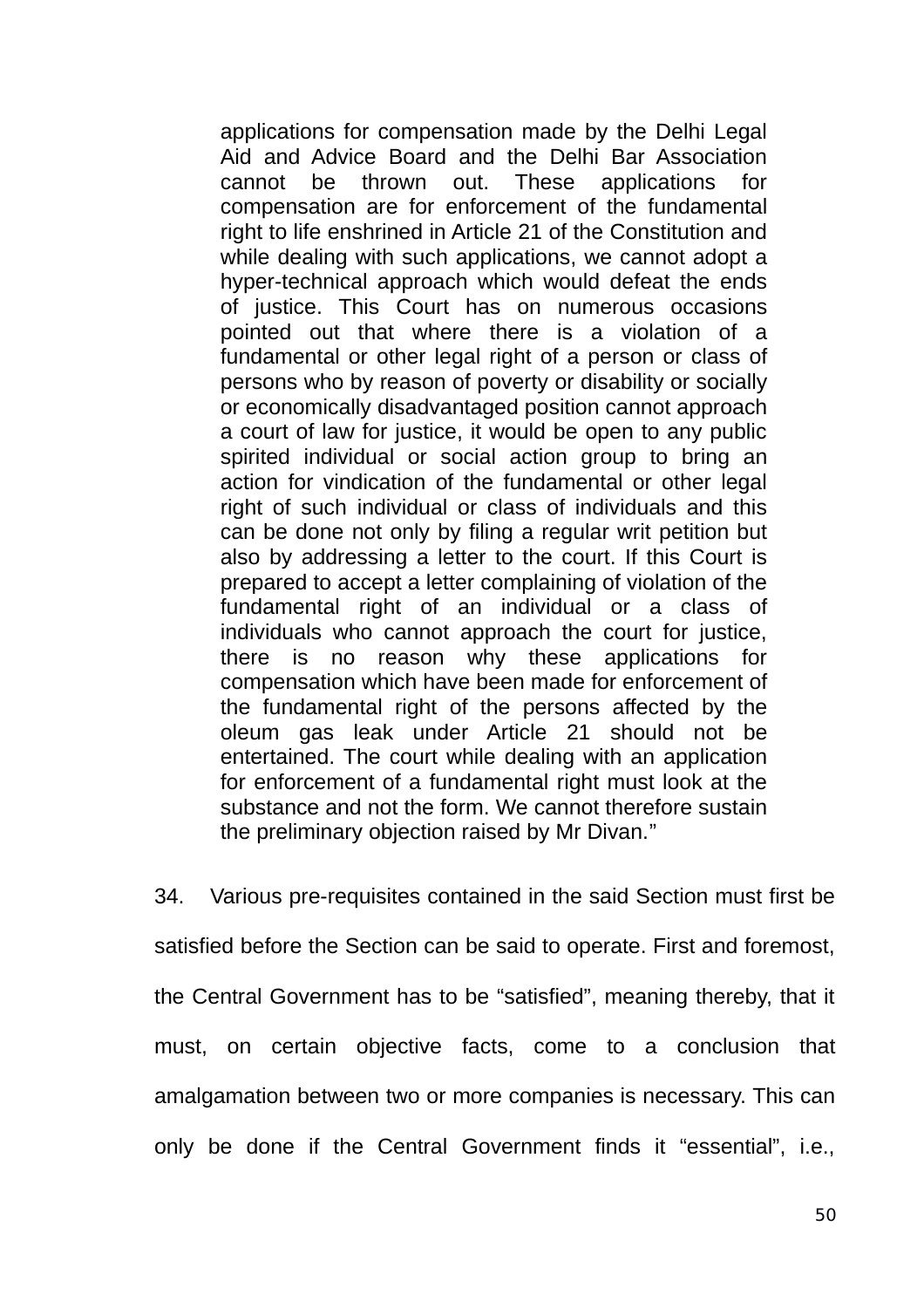> applications for compensation made by the Delhi Legal Aid and Advice Board and the Delhi Bar Association cannot be thrown out. These applications for compensation are for enforcement of the fundamental right to life enshrined in Article 21 of the Constitution and while dealing with such applications, we cannot adopt a hyper-technical approach which would defeat the ends of justice. This Court has on numerous occasions pointed out that where there is a violation of a fundamental or other legal right of a person or class of persons who by reason of poverty or disability or socially or economically disadvantaged position cannot approach a court of law for justice, it would be open to any public spirited individual or social action group to bring an action for vindication of the fundamental or other legal right of such individual or class of individuals and this can be done not only by filing a regular writ petition but also by addressing a letter to the court. If this Court is prepared to accept a letter complaining of violation of the fundamental right of an individual or a class of individuals who cannot approach the court for justice, there is no reason why these applications for compensation which have been made for enforcement of the fundamental right of the persons affected by the oleum gas leak under Article 21 should not be entertained. The court while dealing with an application for enforcement of a fundamental right must look at the substance and not the form. We cannot therefore sustain the preliminary objection raised by Mr Divan."

34. Various pre-requisites contained in the said Section must first be satisfied before the Section can be said to operate. First and foremost, the Central Government has to be "satisfied", meaning thereby, that it must, on certain objective facts, come to a conclusion that amalgamation between two or more companies is necessary. This can only be done if the Central Government finds it "essential", i.e.,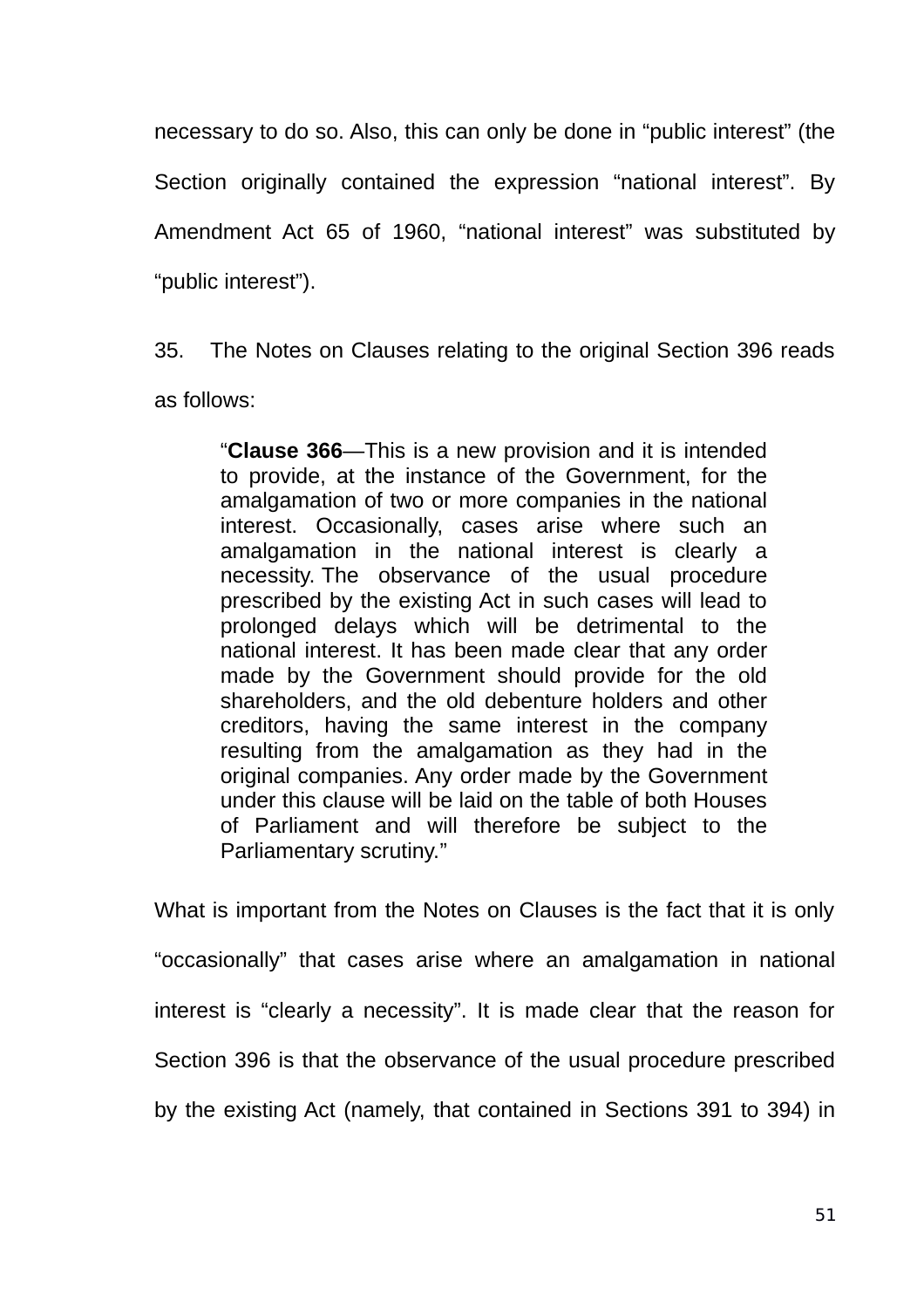necessary to do so. Also, this can only be done in "public interest" (the Section originally contained the expression "national interest". By Amendment Act 65 of 1960, "national interest" was substituted by "public interest").

35. The Notes on Clauses relating to the original Section 396 reads as follows:

> "**Clause 366**—This is a new provision and it is intended to provide, at the instance of the Government, for the amalgamation of two or more companies in the national interest. Occasionally, cases arise where such an amalgamation in the national interest is clearly a necessity. The observance of the usual procedure prescribed by the existing Act in such cases will lead to prolonged delays which will be detrimental to the national interest. It has been made clear that any order made by the Government should provide for the old shareholders, and the old debenture holders and other creditors, having the same interest in the company resulting from the amalgamation as they had in the original companies. Any order made by the Government under this clause will be laid on the table of both Houses of Parliament and will therefore be subject to the Parliamentary scrutiny."

What is important from the Notes on Clauses is the fact that it is only "occasionally" that cases arise where an amalgamation in national interest is "clearly a necessity". It is made clear that the reason for Section 396 is that the observance of the usual procedure prescribed by the existing Act (namely, that contained in Sections 391 to 394) in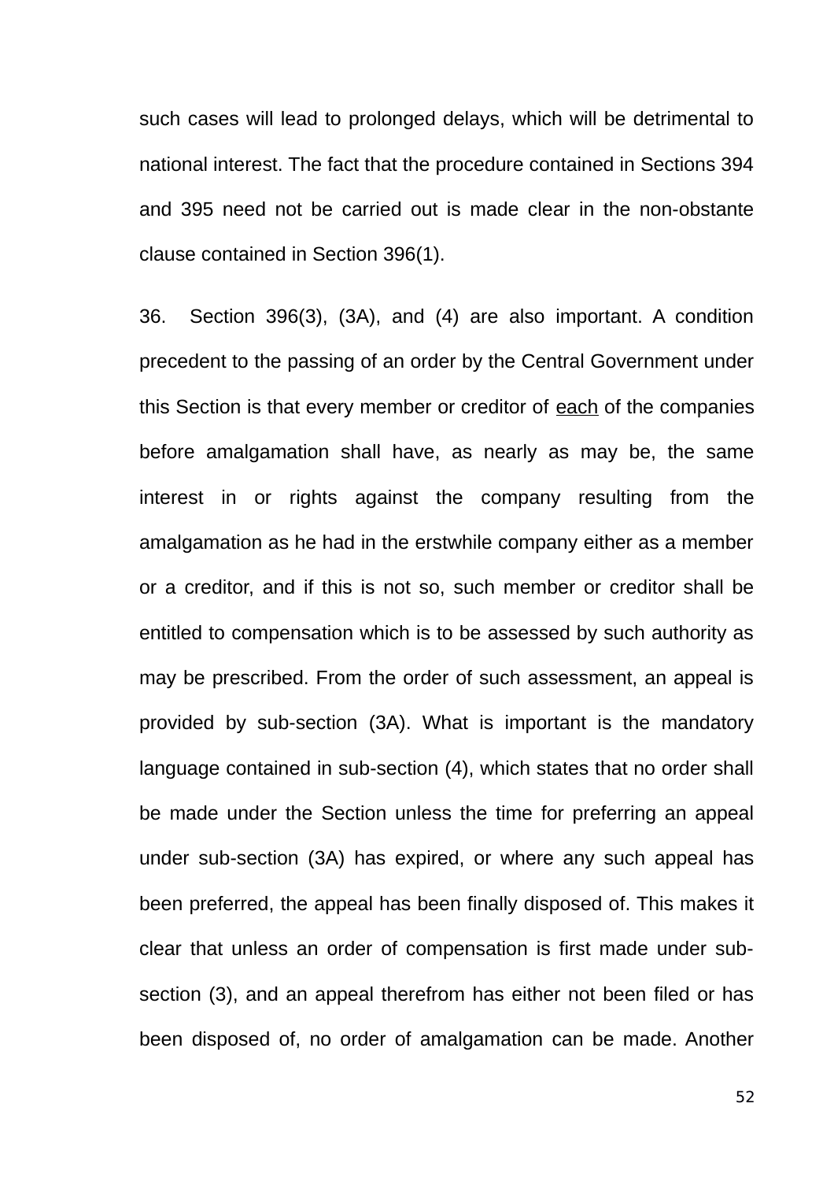such cases will lead to prolonged delays, which will be detrimental to national interest. The fact that the procedure contained in Sections 394 and 395 need not be carried out is made clear in the non-obstante clause contained in Section 396(1).

36. Section 396(3), (3A), and (4) are also important. A condition precedent to the passing of an order by the Central Government under this Section is that every member or creditor of <u>each</u> of the companies before amalgamation shall have, as nearly as may be, the same interest in or rights against the company resulting from the amalgamation as he had in the erstwhile company either as a member or a creditor, and if this is not so, such member or creditor shall be entitled to compensation which is to be assessed by such authority as may be prescribed. From the order of such assessment, an appeal is provided by sub-section (3A). What is important is the mandatory language contained in sub-section (4), which states that no order shall be made under the Section unless the time for preferring an appeal under sub-section (3A) has expired, or where any such appeal has been preferred, the appeal has been finally disposed of. This makes it clear that unless an order of compensation is first made under sub-section (3), and an appeal therefrom has either not been filed or has been disposed of, no order of amalgamation can be made. Another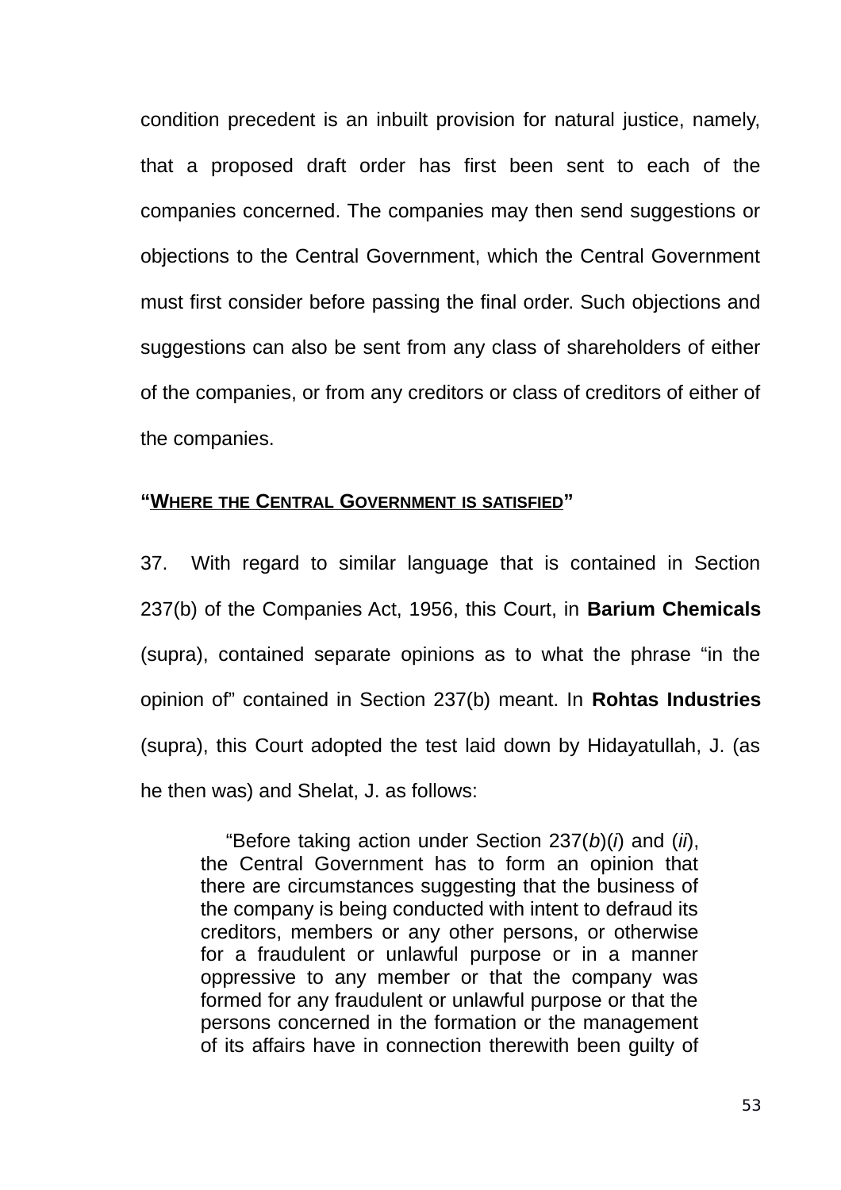condition precedent is an inbuilt provision for natural justice, namely, that a proposed draft order has first been sent to each of the companies concerned. The companies may then send suggestions or objections to the Central Government, which the Central Government must first consider before passing the final order. Such objections and suggestions can also be sent from any class of shareholders of either of the companies, or from any creditors or class of creditors of either of the companies.

**"<u>WHERE THE CENTRAL GOVERNMENT IS SATISFIED</u>"**

37. With regard to similar language that is contained in Section 237(b) of the Companies Act, 1956, this Court, in **Barium Chemicals** (supra), contained separate opinions as to what the phrase "in the opinion of" contained in Section 237(b) meant. In **Rohtas Industries** (supra), this Court adopted the test laid down by Hidayatullah, J. (as he then was) and Shelat, J. as follows:

> "Before taking action under Section 237(*b*)(*i*) and (*ii*), the Central Government has to form an opinion that there are circumstances suggesting that the business of the company is being conducted with intent to defraud its creditors, members or any other persons, or otherwise for a fraudulent or unlawful purpose or in a manner oppressive to any member or that the company was formed for any fraudulent or unlawful purpose or that the persons concerned in the formation or the management of its affairs have in connection therewith been guilty of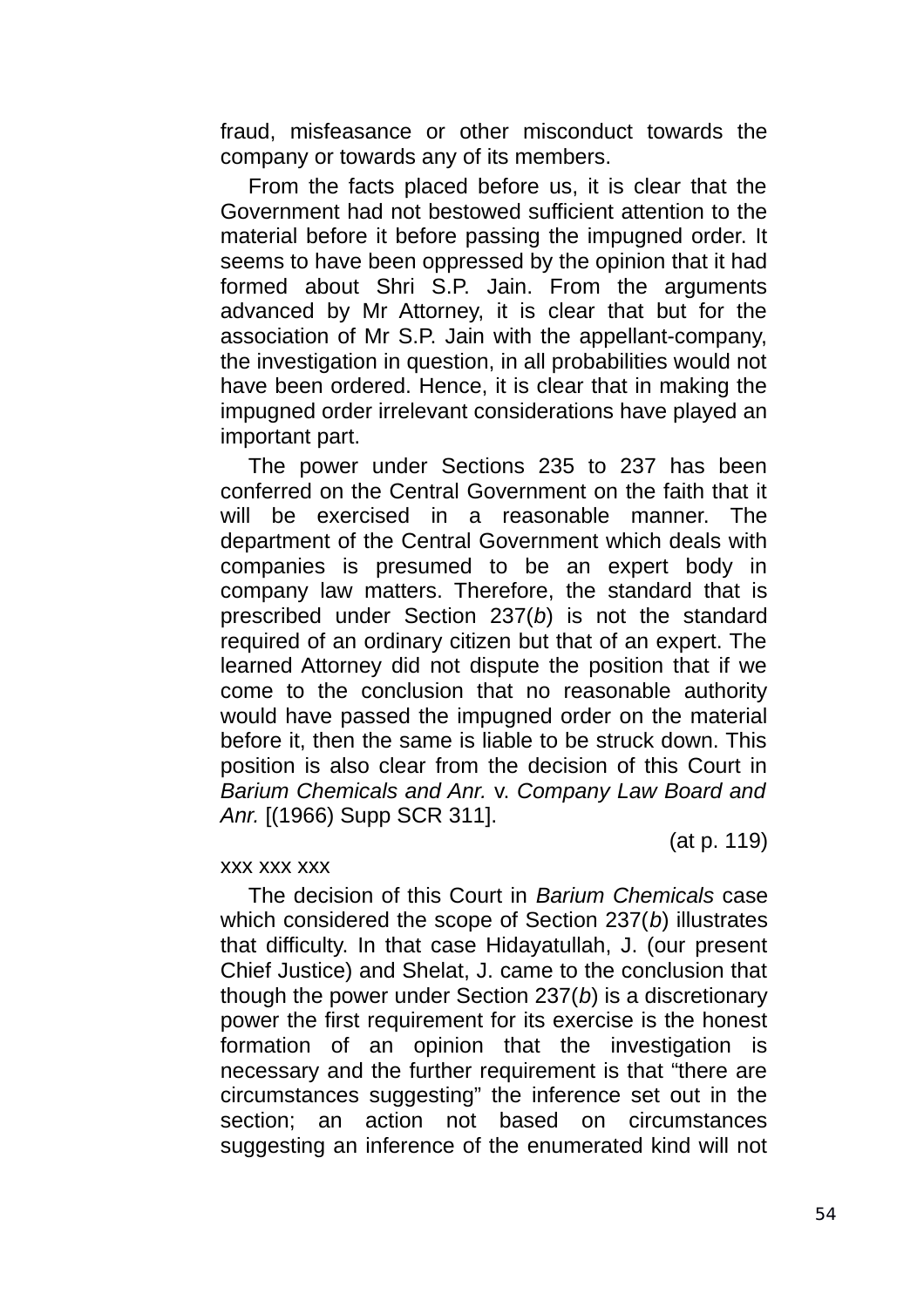fraud, misfeasance or other misconduct towards the company or towards any of its members.

From the facts placed before us, it is clear that the Government had not bestowed sufficient attention to the material before it before passing the impugned order. It seems to have been oppressed by the opinion that it had formed about Shri S.P. Jain. From the arguments advanced by Mr Attorney, it is clear that but for the association of Mr S.P. Jain with the appellant-company, the investigation in question, in all probabilities would not have been ordered. Hence, it is clear that in making the impugned order irrelevant considerations have played an important part.

The power under Sections 235 to 237 has been conferred on the Central Government on the faith that it will be exercised in a reasonable manner. The department of the Central Government which deals with companies is presumed to be an expert body in company law matters. Therefore, the standard that is prescribed under Section 237(*b*) is not the standard required of an ordinary citizen but that of an expert. The learned Attorney did not dispute the position that if we come to the conclusion that no reasonable authority would have passed the impugned order on the material before it, then the same is liable to be struck down. This position is also clear from the decision of this Court in *Barium Chemicals and Anr.* v. *Company Law Board and Anr.* [(1966) Supp SCR 311].

(at p. 119)

xxx xxx xxx

The decision of this Court in *Barium Chemicals* case which considered the scope of Section 237(*b*) illustrates that difficulty. In that case Hidayatullah, J. (our present Chief Justice) and Shelat, J. came to the conclusion that though the power under Section 237(*b*) is a discretionary power the first requirement for its exercise is the honest formation of an opinion that the investigation is necessary and the further requirement is that "there are circumstances suggesting" the inference set out in the section; an action not based on circumstances suggesting an inference of the enumerated kind will not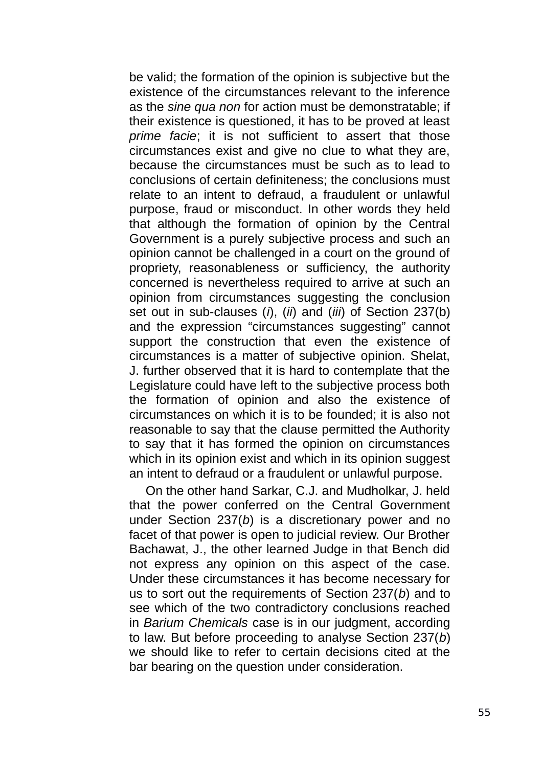be valid; the formation of the opinion is subjective but the existence of the circumstances relevant to the inference as the *sine qua non* for action must be demonstratable; if their existence is questioned, it has to be proved at least *prime facie*; it is not sufficient to assert that those circumstances exist and give no clue to what they are, because the circumstances must be such as to lead to conclusions of certain definiteness; the conclusions must relate to an intent to defraud, a fraudulent or unlawful purpose, fraud or misconduct. In other words they held that although the formation of opinion by the Central Government is a purely subjective process and such an opinion cannot be challenged in a court on the ground of propriety, reasonableness or sufficiency, the authority concerned is nevertheless required to arrive at such an opinion from circumstances suggesting the conclusion set out in sub-clauses (*i*), (*ii*) and (*iii*) of Section 237(b) and the expression "circumstances suggesting" cannot support the construction that even the existence of circumstances is a matter of subjective opinion. Shelat, J. further observed that it is hard to contemplate that the Legislature could have left to the subjective process both the formation of opinion and also the existence of circumstances on which it is to be founded; it is also not reasonable to say that the clause permitted the Authority to say that it has formed the opinion on circumstances which in its opinion exist and which in its opinion suggest an intent to defraud or a fraudulent or unlawful purpose.

On the other hand Sarkar, C.J. and Mudholkar, J. held that the power conferred on the Central Government under Section 237(*b*) is a discretionary power and no facet of that power is open to judicial review. Our Brother Bachawat, J., the other learned Judge in that Bench did not express any opinion on this aspect of the case. Under these circumstances it has become necessary for us to sort out the requirements of Section 237(*b*) and to see which of the two contradictory conclusions reached in *Barium Chemicals* case is in our judgment, according to law. But before proceeding to analyse Section 237(*b*) we should like to refer to certain decisions cited at the bar bearing on the question under consideration.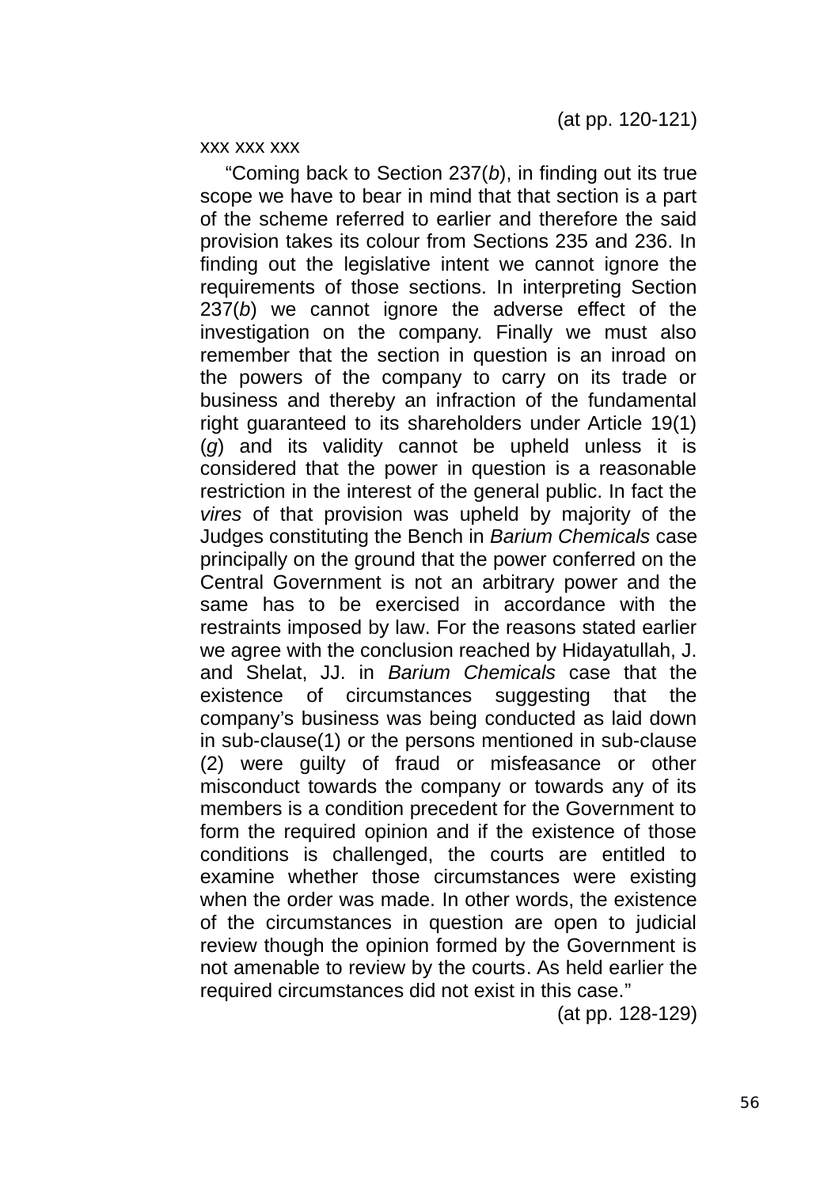(at pp. 120-121)

xxx xxx xxx

"Coming back to Section 237(*b*), in finding out its true scope we have to bear in mind that that section is a part of the scheme referred to earlier and therefore the said provision takes its colour from Sections 235 and 236. In finding out the legislative intent we cannot ignore the requirements of those sections. In interpreting Section 237(*b*) we cannot ignore the adverse effect of the investigation on the company. Finally we must also remember that the section in question is an inroad on the powers of the company to carry on its trade or business and thereby an infraction of the fundamental right guaranteed to its shareholders under Article 19(1)(*g*) and its validity cannot be upheld unless it is considered that the power in question is a reasonable restriction in the interest of the general public. In fact the *vires* of that provision was upheld by majority of the Judges constituting the Bench in *Barium Chemicals* case principally on the ground that the power conferred on the Central Government is not an arbitrary power and the same has to be exercised in accordance with the restraints imposed by law. For the reasons stated earlier we agree with the conclusion reached by Hidayatullah, J. and Shelat, JJ. in *Barium Chemicals* case that the existence of circumstances suggesting that the company's business was being conducted as laid down in sub-clause(1) or the persons mentioned in sub-clause (2) were guilty of fraud or misfeasance or other misconduct towards the company or towards any of its members is a condition precedent for the Government to form the required opinion and if the existence of those conditions is challenged, the courts are entitled to examine whether those circumstances were existing when the order was made. In other words, the existence of the circumstances in question are open to judicial review though the opinion formed by the Government is not amenable to review by the courts. As held earlier the required circumstances did not exist in this case."

(at pp. 128-129)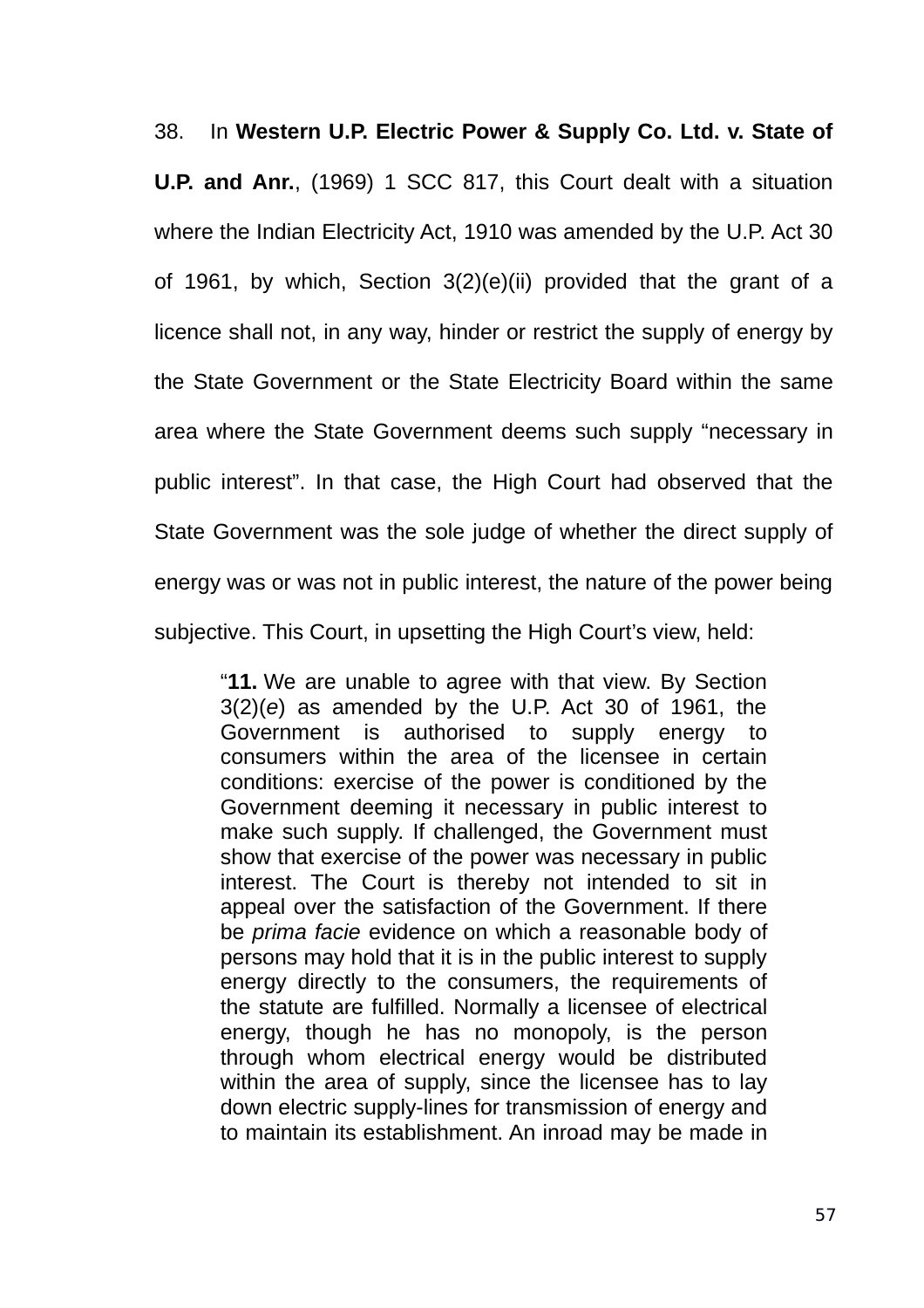38. In **Western U.P. Electric Power & Supply Co. Ltd. v. State of U.P. and Anr.**, (1969) 1 SCC 817, this Court dealt with a situation where the Indian Electricity Act, 1910 was amended by the U.P. Act 30 of 1961, by which, Section 3(2)(e)(ii) provided that the grant of a licence shall not, in any way, hinder or restrict the supply of energy by the State Government or the State Electricity Board within the same area where the State Government deems such supply "necessary in public interest". In that case, the High Court had observed that the State Government was the sole judge of whether the direct supply of energy was or was not in public interest, the nature of the power being subjective. This Court, in upsetting the High Court's view, held:

> "**11.** We are unable to agree with that view. By Section 3(2)(*e*) as amended by the U.P. Act 30 of 1961, the Government is authorised to supply energy to consumers within the area of the licensee in certain conditions: exercise of the power is conditioned by the Government deeming it necessary in public interest to make such supply. If challenged, the Government must show that exercise of the power was necessary in public interest. The Court is thereby not intended to sit in appeal over the satisfaction of the Government. If there be *prima facie* evidence on which a reasonable body of persons may hold that it is in the public interest to supply energy directly to the consumers, the requirements of the statute are fulfilled. Normally a licensee of electrical energy, though he has no monopoly, is the person through whom electrical energy would be distributed within the area of supply, since the licensee has to lay down electric supply-lines for transmission of energy and to maintain its establishment. An inroad may be made in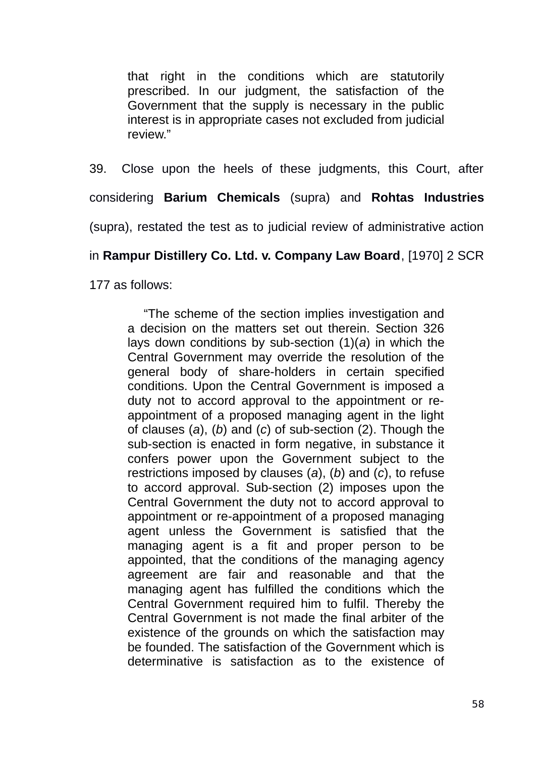> that right in the conditions which are statutorily prescribed. In our judgment, the satisfaction of the Government that the supply is necessary in the public interest is in appropriate cases not excluded from judicial review."

39. Close upon the heels of these judgments, this Court, after considering **Barium Chemicals** (supra) and **Rohtas Industries** (supra), restated the test as to judicial review of administrative action in **Rampur Distillery Co. Ltd. v. Company Law Board**, [1970] 2 SCR 177 as follows:

> "The scheme of the section implies investigation and a decision on the matters set out therein. Section 326 lays down conditions by sub-section (1)(*a*) in which the Central Government may override the resolution of the general body of share-holders in certain specified conditions. Upon the Central Government is imposed a duty not to accord approval to the appointment or re-appointment of a proposed managing agent in the light of clauses (*a*), (*b*) and (*c*) of sub-section (2). Though the sub-section is enacted in form negative, in substance it confers power upon the Government subject to the restrictions imposed by clauses (*a*), (*b*) and (*c*), to refuse to accord approval. Sub-section (2) imposes upon the Central Government the duty not to accord approval to appointment or re-appointment of a proposed managing agent unless the Government is satisfied that the managing agent is a fit and proper person to be appointed, that the conditions of the managing agency agreement are fair and reasonable and that the managing agent has fulfilled the conditions which the Central Government required him to fulfil. Thereby the Central Government is not made the final arbiter of the existence of the grounds on which the satisfaction may be founded. The satisfaction of the Government which is determinative is satisfaction as to the existence of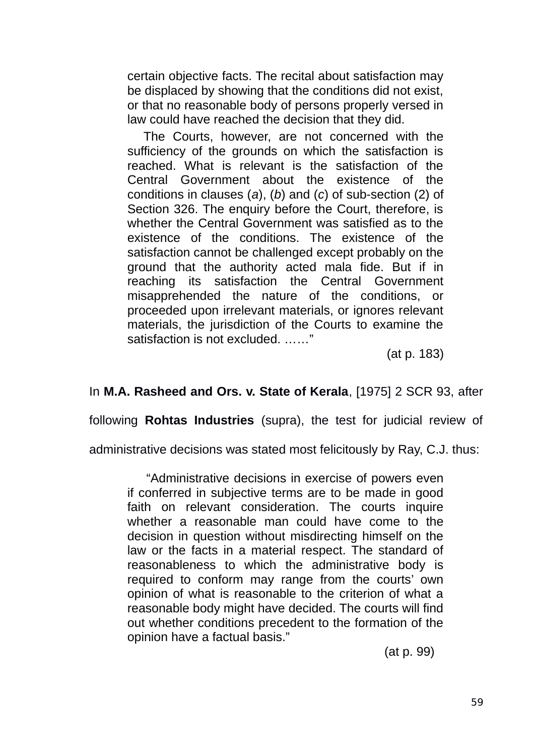> certain objective facts. The recital about satisfaction may be displaced by showing that the conditions did not exist, or that no reasonable body of persons properly versed in law could have reached the decision that they did.
>
> The Courts, however, are not concerned with the sufficiency of the grounds on which the satisfaction is reached. What is relevant is the satisfaction of the Central Government about the existence of the conditions in clauses (*a*), (*b*) and (*c*) of sub-section (2) of Section 326. The enquiry before the Court, therefore, is whether the Central Government was satisfied as to the existence of the conditions. The existence of the satisfaction cannot be challenged except probably on the ground that the authority acted mala fide. But if in reaching its satisfaction the Central Government misapprehended the nature of the conditions, or proceeded upon irrelevant materials, or ignores relevant materials, the jurisdiction of the Courts to examine the satisfaction is not excluded. ……"
>
> (at p. 183)

In **M.A. Rasheed and Ors. v. State of Kerala**, [1975] 2 SCR 93, after following **Rohtas Industries** (supra), the test for judicial review of administrative decisions was stated most felicitously by Ray, C.J. thus:

> "Administrative decisions in exercise of powers even if conferred in subjective terms are to be made in good faith on relevant consideration. The courts inquire whether a reasonable man could have come to the decision in question without misdirecting himself on the law or the facts in a material respect. The standard of reasonableness to which the administrative body is required to conform may range from the courts' own opinion of what is reasonable to the criterion of what a reasonable body might have decided. The courts will find out whether conditions precedent to the formation of the opinion have a factual basis."
>
> (at p. 99)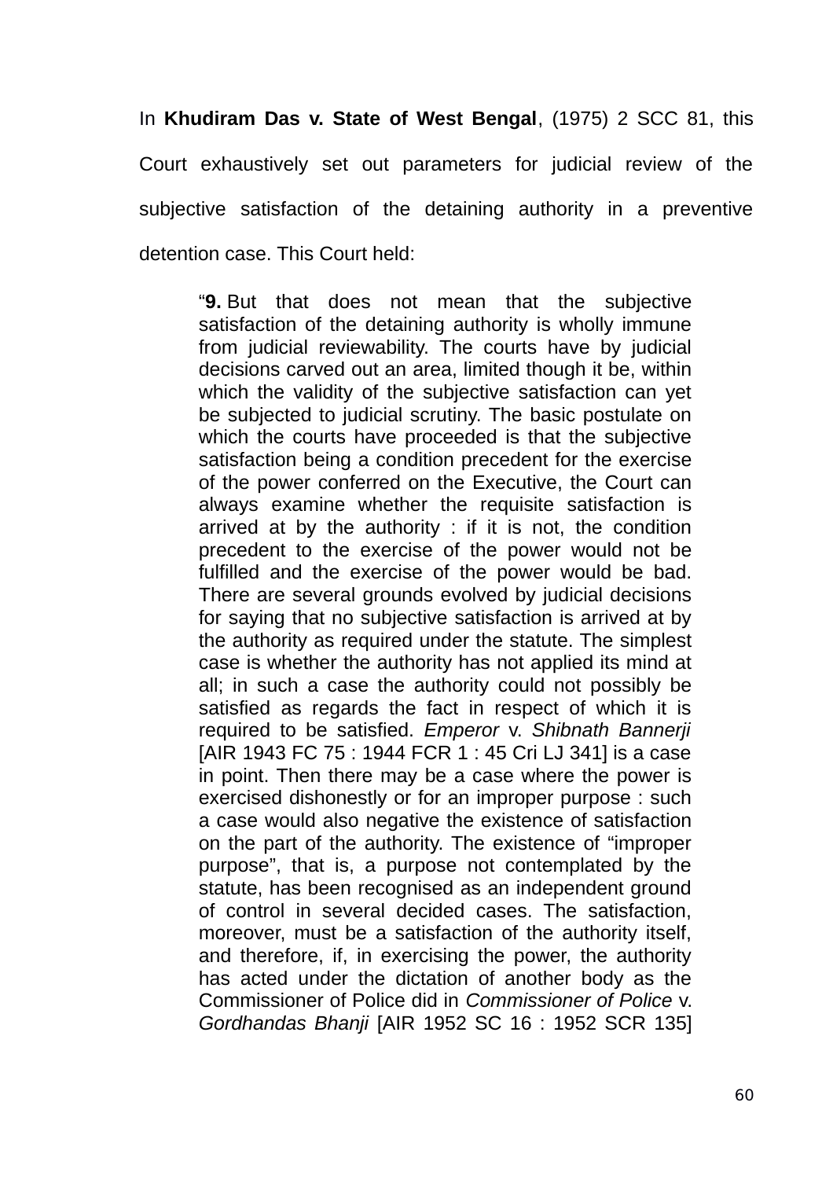In **Khudiram Das v. State of West Bengal**, (1975) 2 SCC 81, this Court exhaustively set out parameters for judicial review of the subjective satisfaction of the detaining authority in a preventive detention case. This Court held:

> "**9.** But that does not mean that the subjective satisfaction of the detaining authority is wholly immune from judicial reviewability. The courts have by judicial decisions carved out an area, limited though it be, within which the validity of the subjective satisfaction can yet be subjected to judicial scrutiny. The basic postulate on which the courts have proceeded is that the subjective satisfaction being a condition precedent for the exercise of the power conferred on the Executive, the Court can always examine whether the requisite satisfaction is arrived at by the authority : if it is not, the condition precedent to the exercise of the power would not be fulfilled and the exercise of the power would be bad. There are several grounds evolved by judicial decisions for saying that no subjective satisfaction is arrived at by the authority as required under the statute. The simplest case is whether the authority has not applied its mind at all; in such a case the authority could not possibly be satisfied as regards the fact in respect of which it is required to be satisfied. *Emperor* v. *Shibnath Bannerji* [AIR 1943 FC 75 : 1944 FCR 1 : 45 Cri LJ 341] is a case in point. Then there may be a case where the power is exercised dishonestly or for an improper purpose : such a case would also negative the existence of satisfaction on the part of the authority. The existence of "improper purpose", that is, a purpose not contemplated by the statute, has been recognised as an independent ground of control in several decided cases. The satisfaction, moreover, must be a satisfaction of the authority itself, and therefore, if, in exercising the power, the authority has acted under the dictation of another body as the Commissioner of Police did in *Commissioner of Police* v. *Gordhandas Bhanji* [AIR 1952 SC 16 : 1952 SCR 135]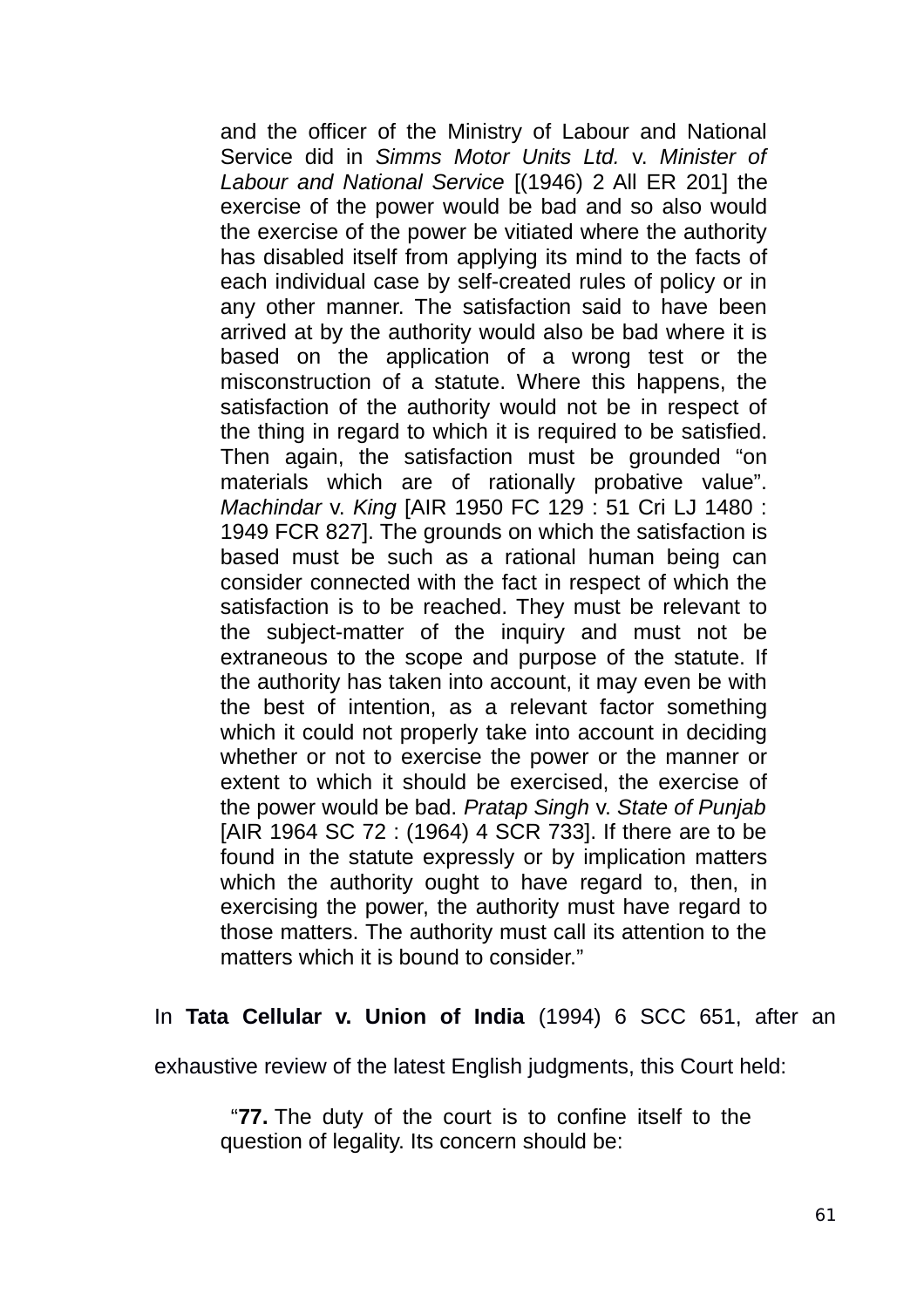> and the officer of the Ministry of Labour and National Service did in *Simms Motor Units Ltd.* v. *Minister of Labour and National Service* [(1946) 2 All ER 201] the exercise of the power would be bad and so also would the exercise of the power be vitiated where the authority has disabled itself from applying its mind to the facts of each individual case by self-created rules of policy or in any other manner. The satisfaction said to have been arrived at by the authority would also be bad where it is based on the application of a wrong test or the misconstruction of a statute. Where this happens, the satisfaction of the authority would not be in respect of the thing in regard to which it is required to be satisfied. Then again, the satisfaction must be grounded "on materials which are of rationally probative value". *Machindar* v. *King* [AIR 1950 FC 129 : 51 Cri LJ 1480 : 1949 FCR 827]. The grounds on which the satisfaction is based must be such as a rational human being can consider connected with the fact in respect of which the satisfaction is to be reached. They must be relevant to the subject-matter of the inquiry and must not be extraneous to the scope and purpose of the statute. If the authority has taken into account, it may even be with the best of intention, as a relevant factor something which it could not properly take into account in deciding whether or not to exercise the power or the manner or extent to which it should be exercised, the exercise of the power would be bad. *Pratap Singh* v. *State of Punjab* [AIR 1964 SC 72 : (1964) 4 SCR 733]. If there are to be found in the statute expressly or by implication matters which the authority ought to have regard to, then, in exercising the power, the authority must have regard to those matters. The authority must call its attention to the matters which it is bound to consider."

In **Tata Cellular v. Union of India** (1994) 6 SCC 651, after an exhaustive review of the latest English judgments, this Court held:

> "**77.** The duty of the court is to confine itself to the question of legality. Its concern should be: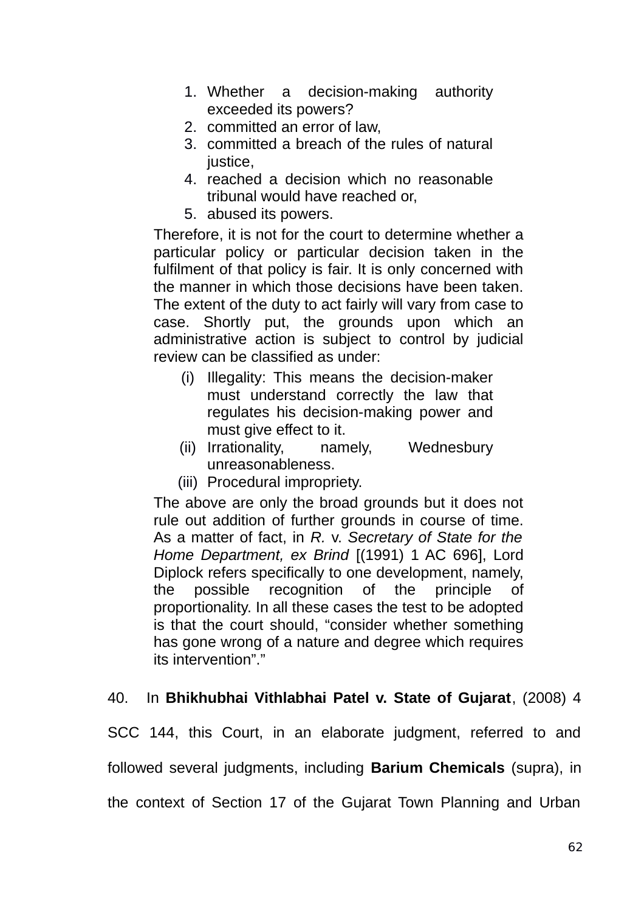1. Whether a decision-making authority exceeded its powers?
2. committed an error of law,
3. committed a breach of the rules of natural justice,
4. reached a decision which no reasonable tribunal would have reached or,
5. abused its powers.

> Therefore, it is not for the court to determine whether a particular policy or particular decision taken in the fulfilment of that policy is fair. It is only concerned with the manner in which those decisions have been taken. The extent of the duty to act fairly will vary from case to case. Shortly put, the grounds upon which an administrative action is subject to control by judicial review can be classified as under:
>
> (i) Illegality: This means the decision-maker must understand correctly the law that regulates his decision-making power and must give effect to it.
>
> (ii) Irrationality, namely, Wednesbury unreasonableness.
>
> (iii) Procedural impropriety.
>
> The above are only the broad grounds but it does not rule out addition of further grounds in course of time. As a matter of fact, in *R.* v. *Secretary of State for the Home Department, ex Brind* [(1991) 1 AC 696], Lord Diplock refers specifically to one development, namely, the possible recognition of the principle of proportionality. In all these cases the test to be adopted is that the court should, "consider whether something has gone wrong of a nature and degree which requires its intervention"."

40. In **Bhikhubhai Vithlabhai Patel v. State of Gujarat**, (2008) 4 SCC 144, this Court, in an elaborate judgment, referred to and followed several judgments, including **Barium Chemicals** (supra), in the context of Section 17 of the Gujarat Town Planning and Urban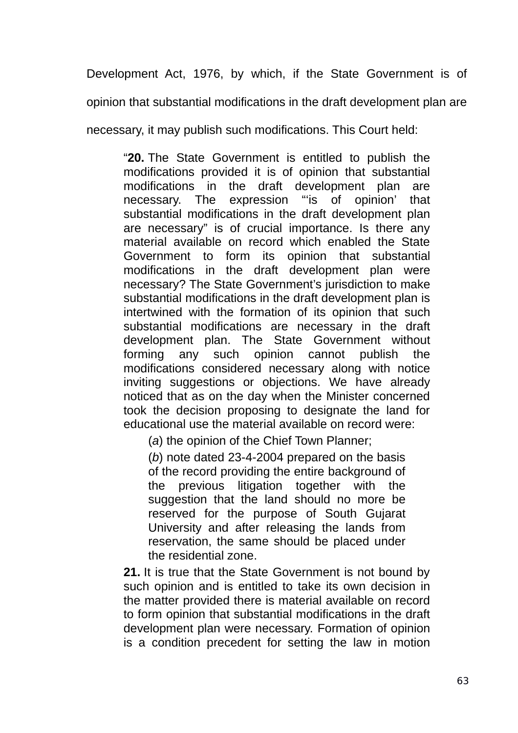Development Act, 1976, by which, if the State Government is of opinion that substantial modifications in the draft development plan are necessary, it may publish such modifications. This Court held:

> "**20.** The State Government is entitled to publish the modifications provided it is of opinion that substantial modifications in the draft development plan are necessary. The expression "'is of opinion' that substantial modifications in the draft development plan are necessary" is of crucial importance. Is there any material available on record which enabled the State Government to form its opinion that substantial modifications in the draft development plan were necessary? The State Government's jurisdiction to make substantial modifications in the draft development plan is intertwined with the formation of its opinion that such substantial modifications are necessary in the draft development plan. The State Government without forming any such opinion cannot publish the modifications considered necessary along with notice inviting suggestions or objections. We have already noticed that as on the day when the Minister concerned took the decision proposing to designate the land for educational use the material available on record were:
>
> > (*a*) the opinion of the Chief Town Planner;
> >
> > (*b*) note dated 23-4-2004 prepared on the basis of the record providing the entire background of the previous litigation together with the suggestion that the land should no more be reserved for the purpose of South Gujarat University and after releasing the lands from reservation, the same should be placed under the residential zone.
>
> **21.** It is true that the State Government is not bound by such opinion and is entitled to take its own decision in the matter provided there is material available on record to form opinion that substantial modifications in the draft development plan were necessary. Formation of opinion is a condition precedent for setting the law in motion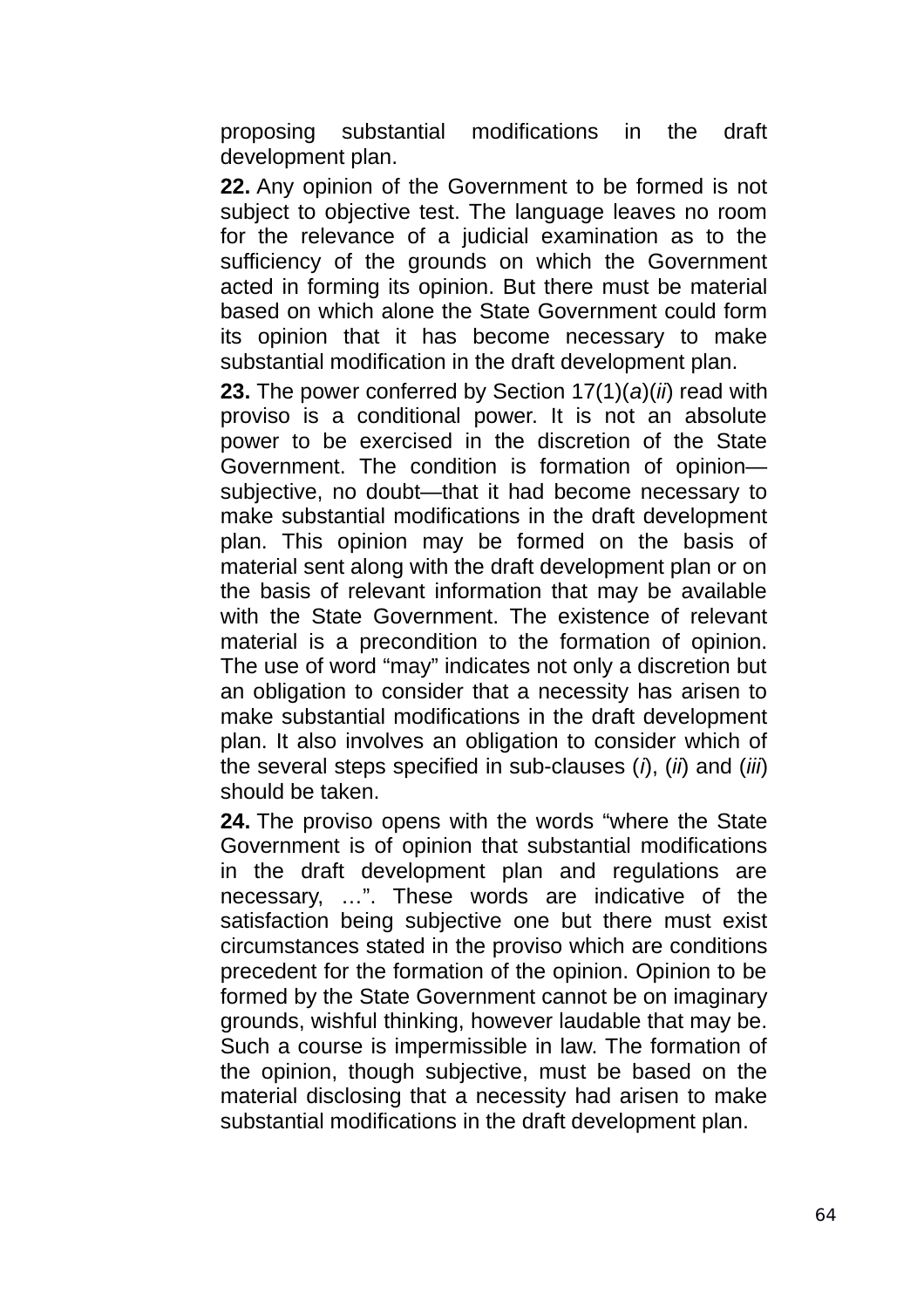proposing substantial modifications in the draft development plan.

**22.** Any opinion of the Government to be formed is not subject to objective test. The language leaves no room for the relevance of a judicial examination as to the sufficiency of the grounds on which the Government acted in forming its opinion. But there must be material based on which alone the State Government could form its opinion that it has become necessary to make substantial modification in the draft development plan.

**23.** The power conferred by Section 17(1)(*a*)(*ii*) read with proviso is a conditional power. It is not an absolute power to be exercised in the discretion of the State Government. The condition is formation of opinion—subjective, no doubt—that it had become necessary to make substantial modifications in the draft development plan. This opinion may be formed on the basis of material sent along with the draft development plan or on the basis of relevant information that may be available with the State Government. The existence of relevant material is a precondition to the formation of opinion. The use of word "may" indicates not only a discretion but an obligation to consider that a necessity has arisen to make substantial modifications in the draft development plan. It also involves an obligation to consider which of the several steps specified in sub-clauses (*i*), (*ii*) and (*iii*) should be taken.

**24.** The proviso opens with the words "where the State Government is of opinion that substantial modifications in the draft development plan and regulations are necessary, …". These words are indicative of the satisfaction being subjective one but there must exist circumstances stated in the proviso which are conditions precedent for the formation of the opinion. Opinion to be formed by the State Government cannot be on imaginary grounds, wishful thinking, however laudable that may be. Such a course is impermissible in law. The formation of the opinion, though subjective, must be based on the material disclosing that a necessity had arisen to make substantial modifications in the draft development plan.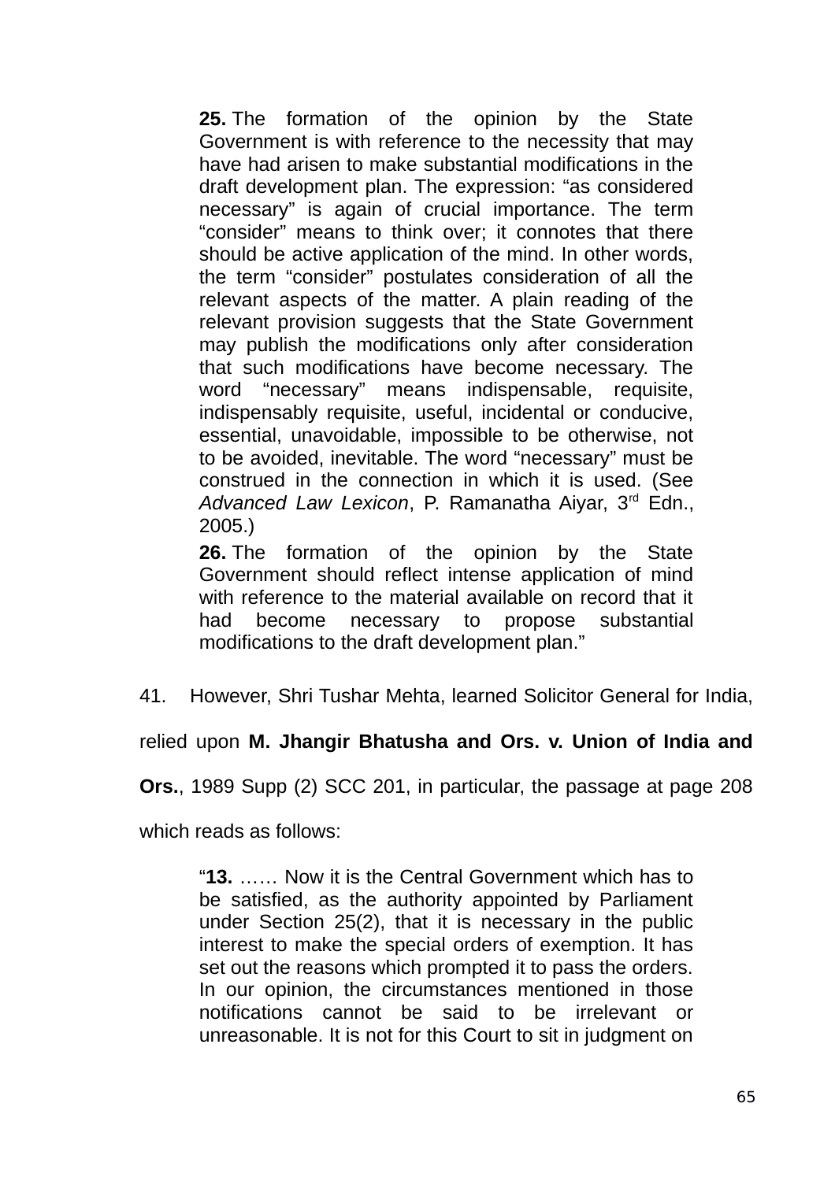> **25.** The formation of the opinion by the State Government is with reference to the necessity that may have had arisen to make substantial modifications in the draft development plan. The expression: "as considered necessary" is again of crucial importance. The term "consider" means to think over; it connotes that there should be active application of the mind. In other words, the term "consider" postulates consideration of all the relevant aspects of the matter. A plain reading of the relevant provision suggests that the State Government may publish the modifications only after consideration that such modifications have become necessary. The word "necessary" means indispensable, requisite, indispensably requisite, useful, incidental or conducive, essential, unavoidable, impossible to be otherwise, not to be avoided, inevitable. The word "necessary" must be construed in the connection in which it is used. (See *Advanced Law Lexicon*, P. Ramanatha Aiyar, 3rd Edn., 2005.)
>
> **26.** The formation of the opinion by the State Government should reflect intense application of mind with reference to the material available on record that it had become necessary to propose substantial modifications to the draft development plan."

41. However, Shri Tushar Mehta, learned Solicitor General for India, relied upon **M. Jhangir Bhatusha and Ors. v. Union of India and Ors.**, 1989 Supp (2) SCC 201, in particular, the passage at page 208 which reads as follows:

> "**13.** …… Now it is the Central Government which has to be satisfied, as the authority appointed by Parliament under Section 25(2), that it is necessary in the public interest to make the special orders of exemption. It has set out the reasons which prompted it to pass the orders. In our opinion, the circumstances mentioned in those notifications cannot be said to be irrelevant or unreasonable. It is not for this Court to sit in judgment on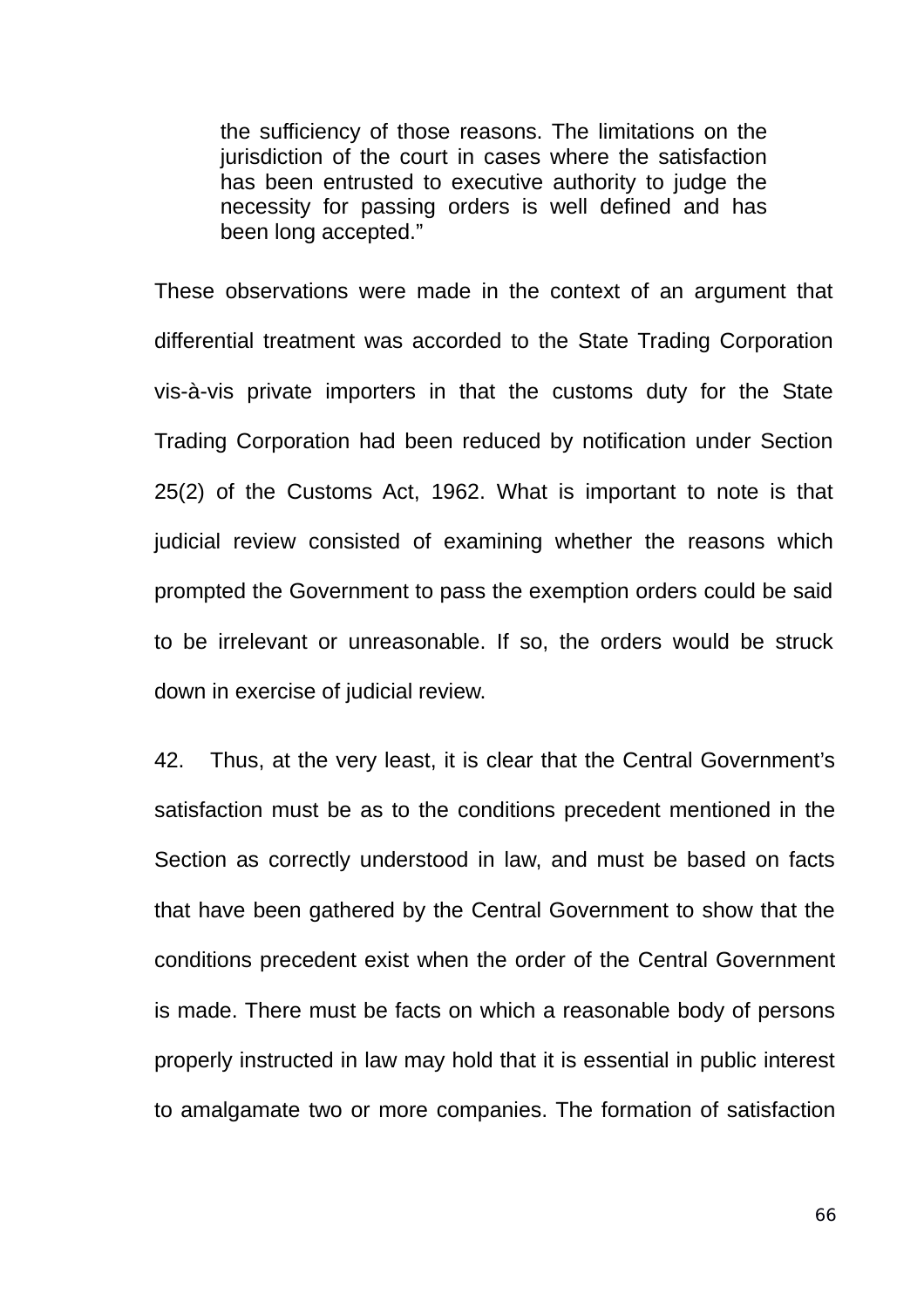> the sufficiency of those reasons. The limitations on the jurisdiction of the court in cases where the satisfaction has been entrusted to executive authority to judge the necessity for passing orders is well defined and has been long accepted."

These observations were made in the context of an argument that differential treatment was accorded to the State Trading Corporation vis-à-vis private importers in that the customs duty for the State Trading Corporation had been reduced by notification under Section 25(2) of the Customs Act, 1962. What is important to note is that judicial review consisted of examining whether the reasons which prompted the Government to pass the exemption orders could be said to be irrelevant or unreasonable. If so, the orders would be struck down in exercise of judicial review.

42. Thus, at the very least, it is clear that the Central Government's satisfaction must be as to the conditions precedent mentioned in the Section as correctly understood in law, and must be based on facts that have been gathered by the Central Government to show that the conditions precedent exist when the order of the Central Government is made. There must be facts on which a reasonable body of persons properly instructed in law may hold that it is essential in public interest to amalgamate two or more companies. The formation of satisfaction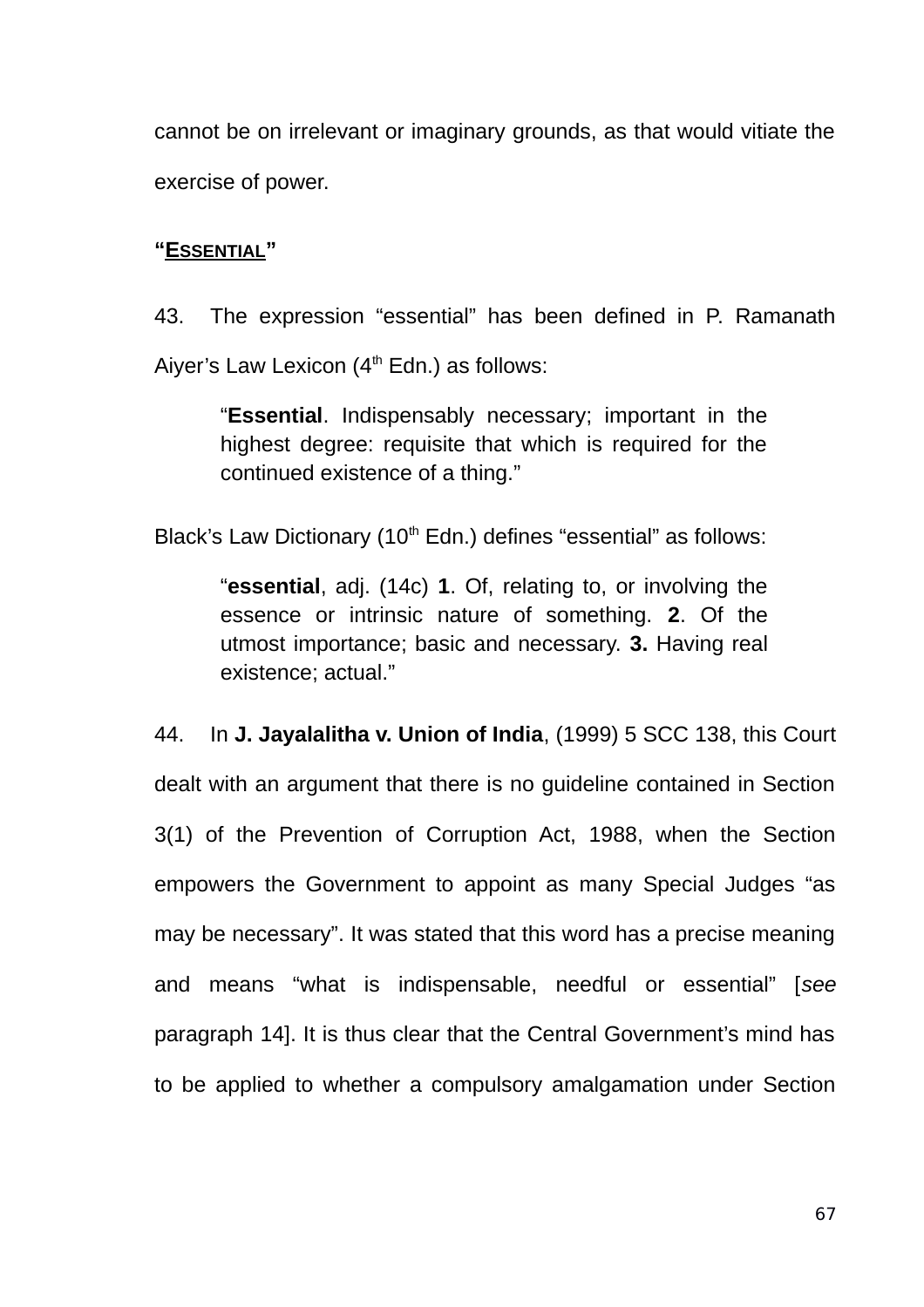cannot be on irrelevant or imaginary grounds, as that would vitiate the exercise of power.

**"<u>ESSENTIAL</u>"**

43. The expression "essential" has been defined in P. Ramanath Aiyer's Law Lexicon (4th Edn.) as follows:

> "**Essential**. Indispensably necessary; important in the highest degree: requisite that which is required for the continued existence of a thing."

Black's Law Dictionary (10th Edn.) defines "essential" as follows:

> "**essential**, adj. (14c) **1**. Of, relating to, or involving the essence or intrinsic nature of something. **2**. Of the utmost importance; basic and necessary. **3.** Having real existence; actual."

44. In **J. Jayalalitha v. Union of India**, (1999) 5 SCC 138, this Court dealt with an argument that there is no guideline contained in Section 3(1) of the Prevention of Corruption Act, 1988, when the Section empowers the Government to appoint as many Special Judges "as may be necessary". It was stated that this word has a precise meaning and means "what is indispensable, needful or essential" [*see* paragraph 14]. It is thus clear that the Central Government's mind has to be applied to whether a compulsory amalgamation under Section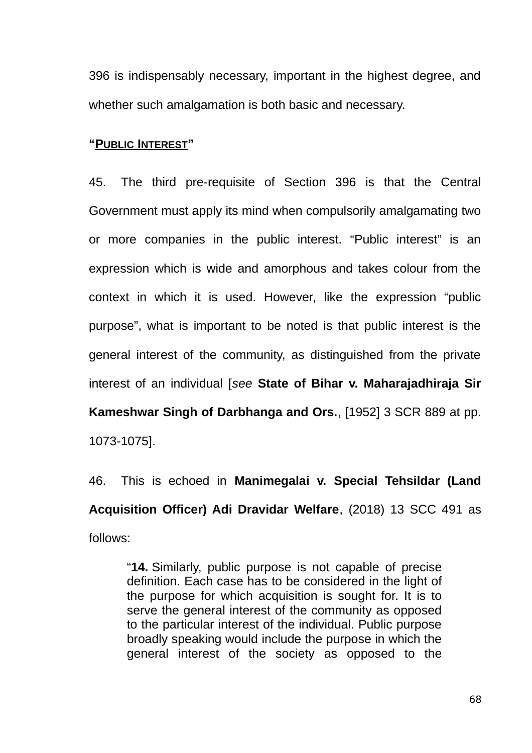396 is indispensably necessary, important in the highest degree, and whether such amalgamation is both basic and necessary.

**“PUBLIC INTEREST”**

45. The third pre-requisite of Section 396 is that the Central Government must apply its mind when compulsorily amalgamating two or more companies in the public interest. “Public interest” is an expression which is wide and amorphous and takes colour from the context in which it is used. However, like the expression “public purpose”, what is important to be noted is that public interest is the general interest of the community, as distinguished from the private interest of an individual [*see* **State of Bihar v. Maharajadhiraja Sir Kameshwar Singh of Darbhanga and Ors.**, [1952] 3 SCR 889 at pp. 1073-1075].

46. This is echoed in **Manimegalai v. Special Tehsildar (Land Acquisition Officer) Adi Dravidar Welfare**, (2018) 13 SCC 491 as follows:

> “**14.** Similarly, public purpose is not capable of precise definition. Each case has to be considered in the light of the purpose for which acquisition is sought for. It is to serve the general interest of the community as opposed to the particular interest of the individual. Public purpose broadly speaking would include the purpose in which the general interest of the society as opposed to the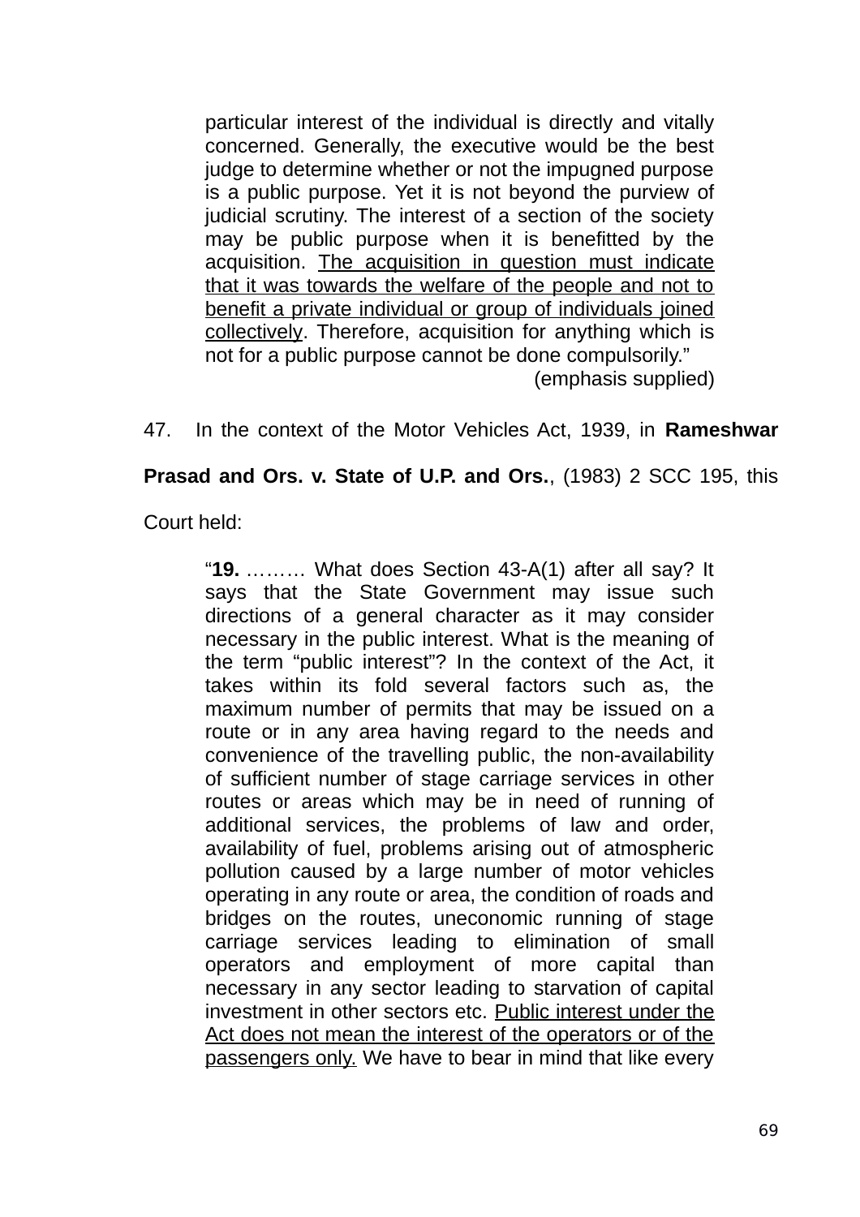> particular interest of the individual is directly and vitally concerned. Generally, the executive would be the best judge to determine whether or not the impugned purpose is a public purpose. Yet it is not beyond the purview of judicial scrutiny. The interest of a section of the society may be public purpose when it is benefitted by the acquisition. <u>The acquisition in question must indicate that it was towards the welfare of the people and not to benefit a private individual or group of individuals joined collectively</u>. Therefore, acquisition for anything which is not for a public purpose cannot be done compulsorily."
>
> (emphasis supplied)

47. In the context of the Motor Vehicles Act, 1939, in **Rameshwar Prasad and Ors. v. State of U.P. and Ors.**, (1983) 2 SCC 195, this Court held:

> "**19.** ……… What does Section 43-A(1) after all say? It says that the State Government may issue such directions of a general character as it may consider necessary in the public interest. What is the meaning of the term "public interest"? In the context of the Act, it takes within its fold several factors such as, the maximum number of permits that may be issued on a route or in any area having regard to the needs and convenience of the travelling public, the non-availability of sufficient number of stage carriage services in other routes or areas which may be in need of running of additional services, the problems of law and order, availability of fuel, problems arising out of atmospheric pollution caused by a large number of motor vehicles operating in any route or area, the condition of roads and bridges on the routes, uneconomic running of stage carriage services leading to elimination of small operators and employment of more capital than necessary in any sector leading to starvation of capital investment in other sectors etc. <u>Public interest under the Act does not mean the interest of the operators or of the passengers only.</u> We have to bear in mind that like every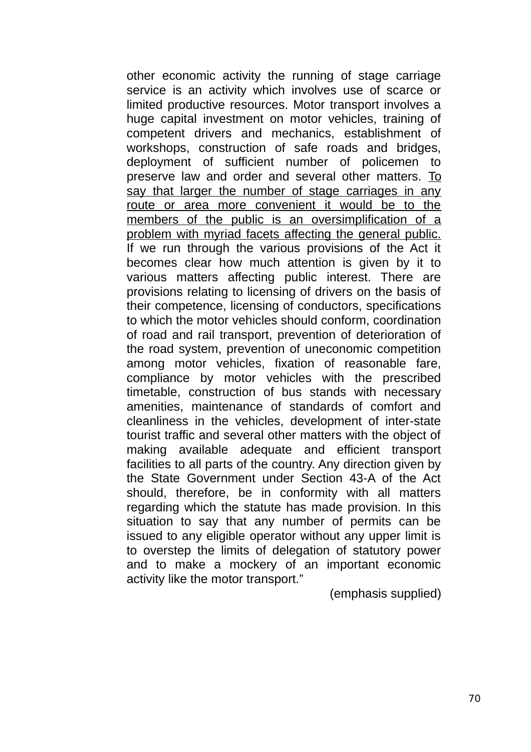other economic activity the running of stage carriage service is an activity which involves use of scarce or limited productive resources. Motor transport involves a huge capital investment on motor vehicles, training of competent drivers and mechanics, establishment of workshops, construction of safe roads and bridges, deployment of sufficient number of policemen to preserve law and order and several other matters. <u>To say that larger the number of stage carriages in any route or area more convenient it would be to the members of the public is an oversimplification of a problem with myriad facets affecting the general public.</u> If we run through the various provisions of the Act it becomes clear how much attention is given by it to various matters affecting public interest. There are provisions relating to licensing of drivers on the basis of their competence, licensing of conductors, specifications to which the motor vehicles should conform, coordination of road and rail transport, prevention of deterioration of the road system, prevention of uneconomic competition among motor vehicles, fixation of reasonable fare, compliance by motor vehicles with the prescribed timetable, construction of bus stands with necessary amenities, maintenance of standards of comfort and cleanliness in the vehicles, development of inter-state tourist traffic and several other matters with the object of making available adequate and efficient transport facilities to all parts of the country. Any direction given by the State Government under Section 43-A of the Act should, therefore, be in conformity with all matters regarding which the statute has made provision. In this situation to say that any number of permits can be issued to any eligible operator without any upper limit is to overstep the limits of delegation of statutory power and to make a mockery of an important economic activity like the motor transport."

(emphasis supplied)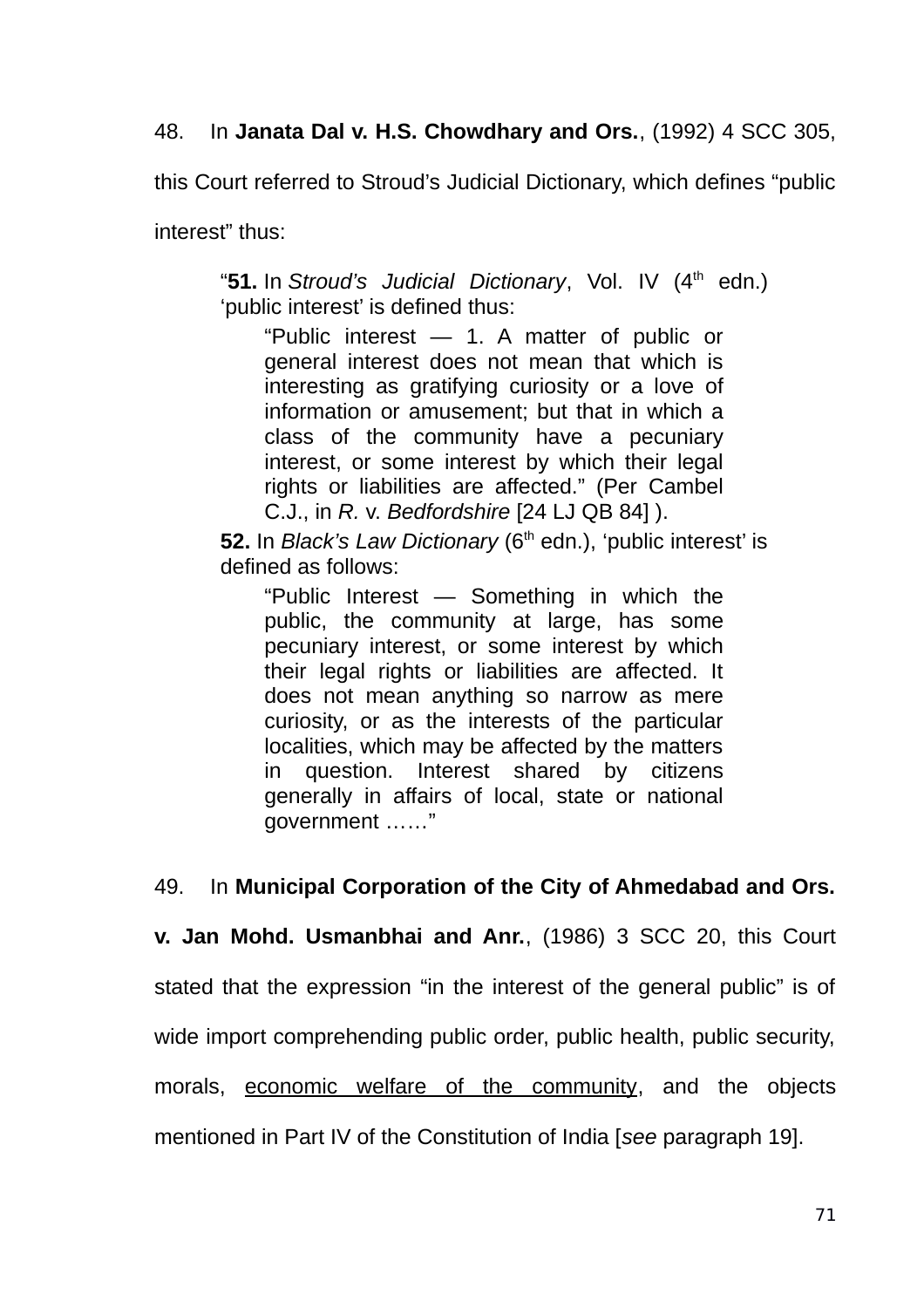48. In **Janata Dal v. H.S. Chowdhary and Ors.**, (1992) 4 SCC 305, this Court referred to Stroud's Judicial Dictionary, which defines "public interest" thus:

> "**51.** In *Stroud's Judicial Dictionary*, Vol. IV (4th edn.) 'public interest' is defined thus:
>
> > "Public interest — 1. A matter of public or general interest does not mean that which is interesting as gratifying curiosity or a love of information or amusement; but that in which a class of the community have a pecuniary interest, or some interest by which their legal rights or liabilities are affected." (Per Cambel C.J., in *R.* v. *Bedfordshire* [24 LJ QB 84] ).
>
> **52.** In *Black's Law Dictionary* (6th edn.), 'public interest' is defined as follows:
>
> > "Public Interest — Something in which the public, the community at large, has some pecuniary interest, or some interest by which their legal rights or liabilities are affected. It does not mean anything so narrow as mere curiosity, or as the interests of the particular localities, which may be affected by the matters in question. Interest shared by citizens generally in affairs of local, state or national government ……"

49. In **Municipal Corporation of the City of Ahmedabad and Ors. v. Jan Mohd. Usmanbhai and Anr.**, (1986) 3 SCC 20, this Court stated that the expression "in the interest of the general public" is of wide import comprehending public order, public health, public security, morals, <u>economic welfare of the community</u>, and the objects mentioned in Part IV of the Constitution of India [*see* paragraph 19].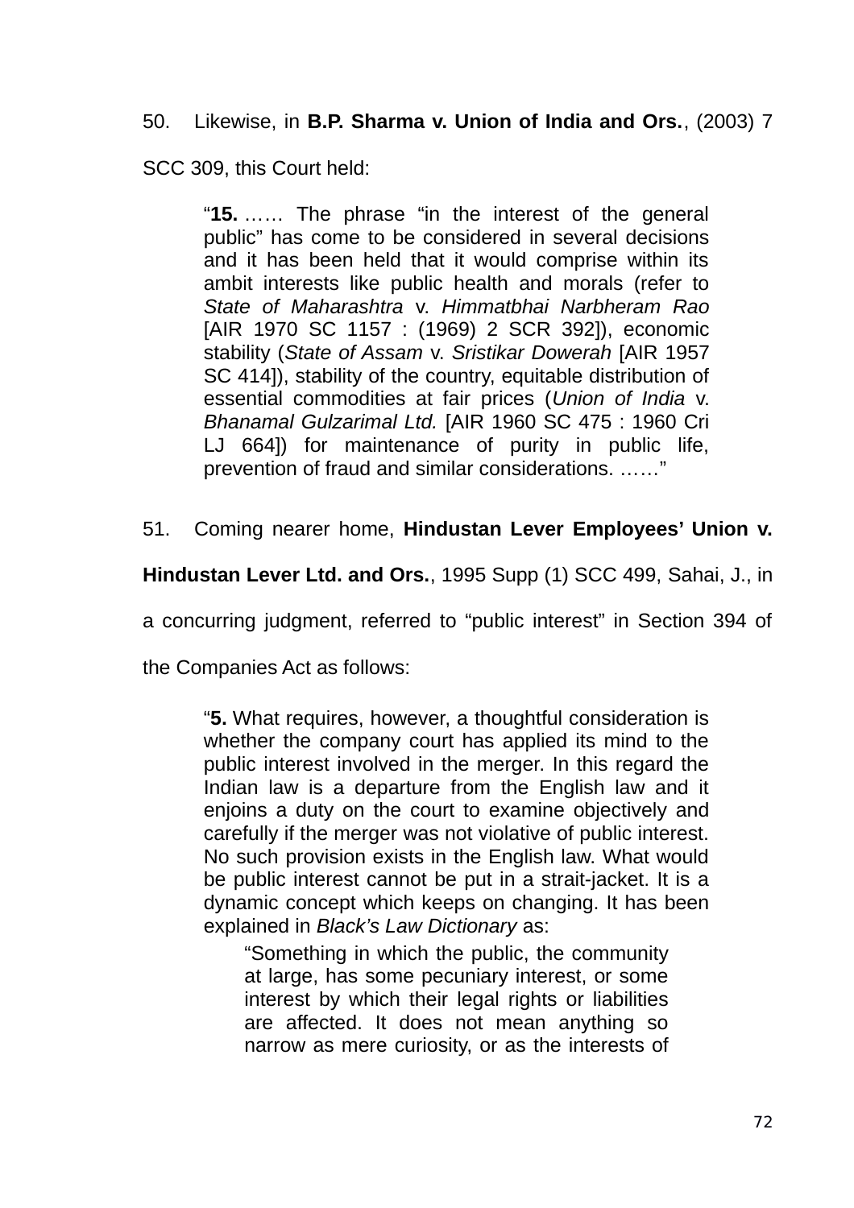50. Likewise, in **B.P. Sharma v. Union of India and Ors.**, (2003) 7 SCC 309, this Court held:

> "**15.** …… The phrase "in the interest of the general public" has come to be considered in several decisions and it has been held that it would comprise within its ambit interests like public health and morals (refer to *State of Maharashtra* v. *Himmatbhai Narbheram Rao* [AIR 1970 SC 1157 : (1969) 2 SCR 392]), economic stability (*State of Assam* v. *Sristikar Dowerah* [AIR 1957 SC 414]), stability of the country, equitable distribution of essential commodities at fair prices (*Union of India* v. *Bhanamal Gulzarimal Ltd.* [AIR 1960 SC 475 : 1960 Cri LJ 664]) for maintenance of purity in public life, prevention of fraud and similar considerations. ……"

51. Coming nearer home, **Hindustan Lever Employees' Union v. Hindustan Lever Ltd. and Ors.**, 1995 Supp (1) SCC 499, Sahai, J., in a concurring judgment, referred to "public interest" in Section 394 of the Companies Act as follows:

> "**5.** What requires, however, a thoughtful consideration is whether the company court has applied its mind to the public interest involved in the merger. In this regard the Indian law is a departure from the English law and it enjoins a duty on the court to examine objectively and carefully if the merger was not violative of public interest. No such provision exists in the English law. What would be public interest cannot be put in a strait-jacket. It is a dynamic concept which keeps on changing. It has been explained in *Black's Law Dictionary* as:
>
> > "Something in which the public, the community at large, has some pecuniary interest, or some interest by which their legal rights or liabilities are affected. It does not mean anything so narrow as mere curiosity, or as the interests of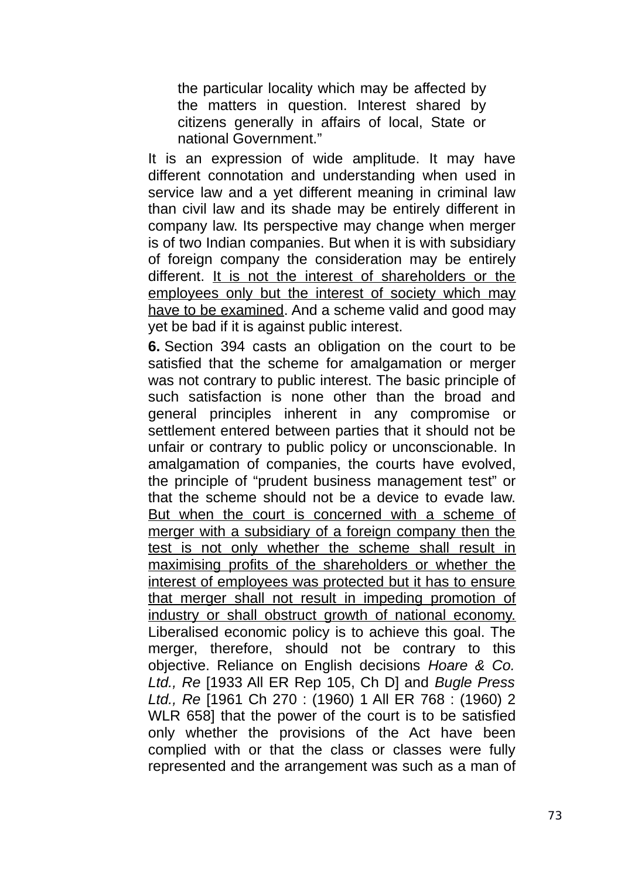> the particular locality which may be affected by the matters in question. Interest shared by citizens generally in affairs of local, State or national Government."

It is an expression of wide amplitude. It may have different connotation and understanding when used in service law and a yet different meaning in criminal law than civil law and its shade may be entirely different in company law. Its perspective may change when merger is of two Indian companies. But when it is with subsidiary of foreign company the consideration may be entirely different. <u>It is not the interest of shareholders or the employees only but the interest of society which may have to be examined</u>. And a scheme valid and good may yet be bad if it is against public interest.

**6.** Section 394 casts an obligation on the court to be satisfied that the scheme for amalgamation or merger was not contrary to public interest. The basic principle of such satisfaction is none other than the broad and general principles inherent in any compromise or settlement entered between parties that it should not be unfair or contrary to public policy or unconscionable. In amalgamation of companies, the courts have evolved, the principle of "prudent business management test" or that the scheme should not be a device to evade law. <u>But when the court is concerned with a scheme of merger with a subsidiary of a foreign company then the test is not only whether the scheme shall result in maximising profits of the shareholders or whether the interest of employees was protected but it has to ensure that merger shall not result in impeding promotion of industry or shall obstruct growth of national economy.</u> Liberalised economic policy is to achieve this goal. The merger, therefore, should not be contrary to this objective. Reliance on English decisions *Hoare & Co. Ltd., Re* [1933 All ER Rep 105, Ch D] and *Bugle Press Ltd., Re* [1961 Ch 270 : (1960) 1 All ER 768 : (1960) 2 WLR 658] that the power of the court is to be satisfied only whether the provisions of the Act have been complied with or that the class or classes were fully represented and the arrangement was such as a man of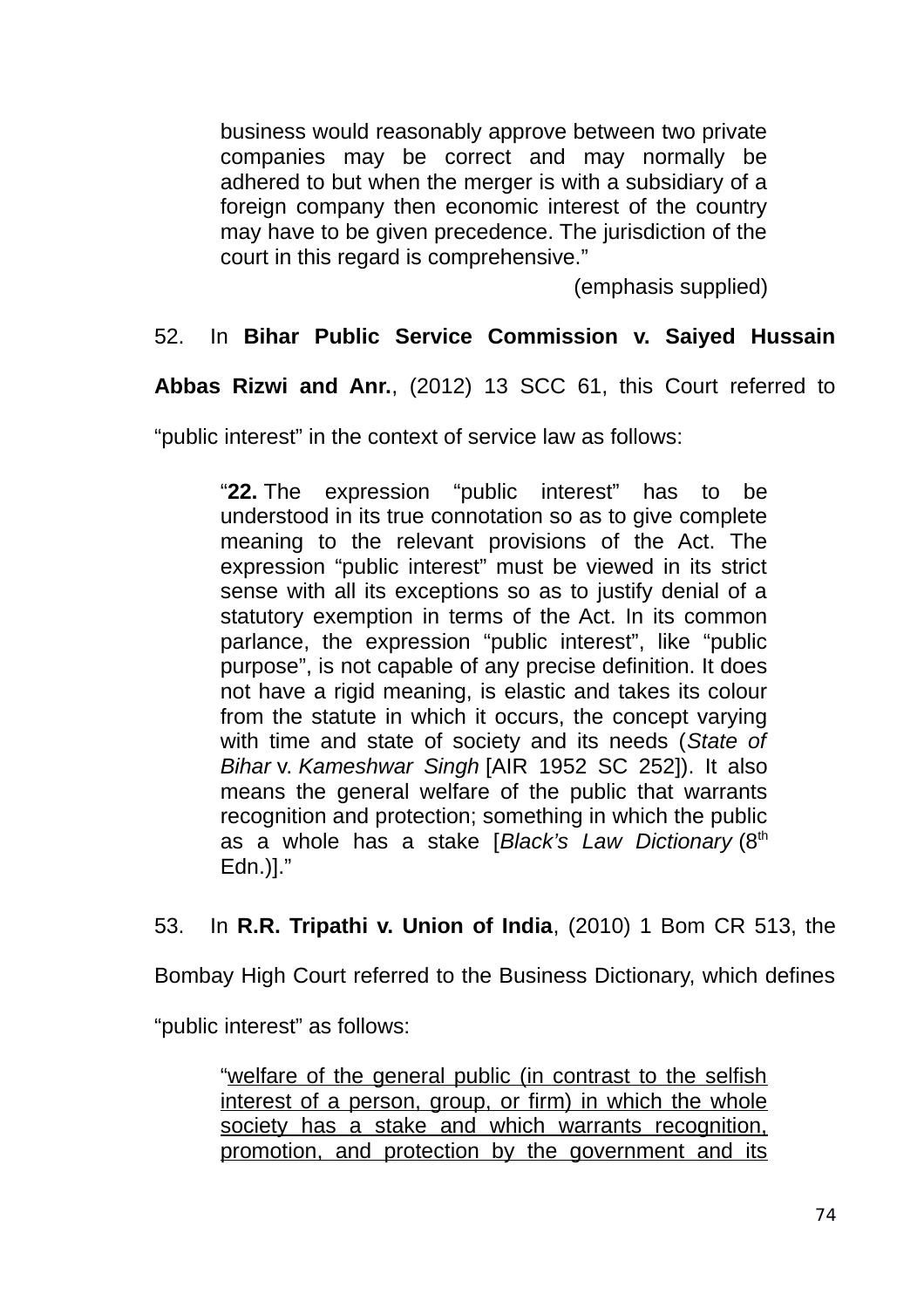> business would reasonably approve between two private companies may be correct and may normally be adhered to but when the merger is with a subsidiary of a foreign company then economic interest of the country may have to be given precedence. The jurisdiction of the court in this regard is comprehensive."
>
> (emphasis supplied)

52. In **Bihar Public Service Commission v. Saiyed Hussain Abbas Rizwi and Anr.**, (2012) 13 SCC 61, this Court referred to "public interest" in the context of service law as follows:

> "**22.** The expression "public interest" has to be understood in its true connotation so as to give complete meaning to the relevant provisions of the Act. The expression "public interest" must be viewed in its strict sense with all its exceptions so as to justify denial of a statutory exemption in terms of the Act. In its common parlance, the expression "public interest", like "public purpose", is not capable of any precise definition. It does not have a rigid meaning, is elastic and takes its colour from the statute in which it occurs, the concept varying with time and state of society and its needs (*State of Bihar* v. *Kameshwar Singh* [AIR 1952 SC 252]). It also means the general welfare of the public that warrants recognition and protection; something in which the public as a whole has a stake [*Black's Law Dictionary* (8th Edn.)]."

53. In **R.R. Tripathi v. Union of India**, (2010) 1 Bom CR 513, the Bombay High Court referred to the Business Dictionary, which defines "public interest" as follows:

> "<u>welfare of the general public (in contrast to the selfish interest of a person, group, or firm) in which the whole society has a stake and which warrants recognition, promotion, and protection by the government and its</u>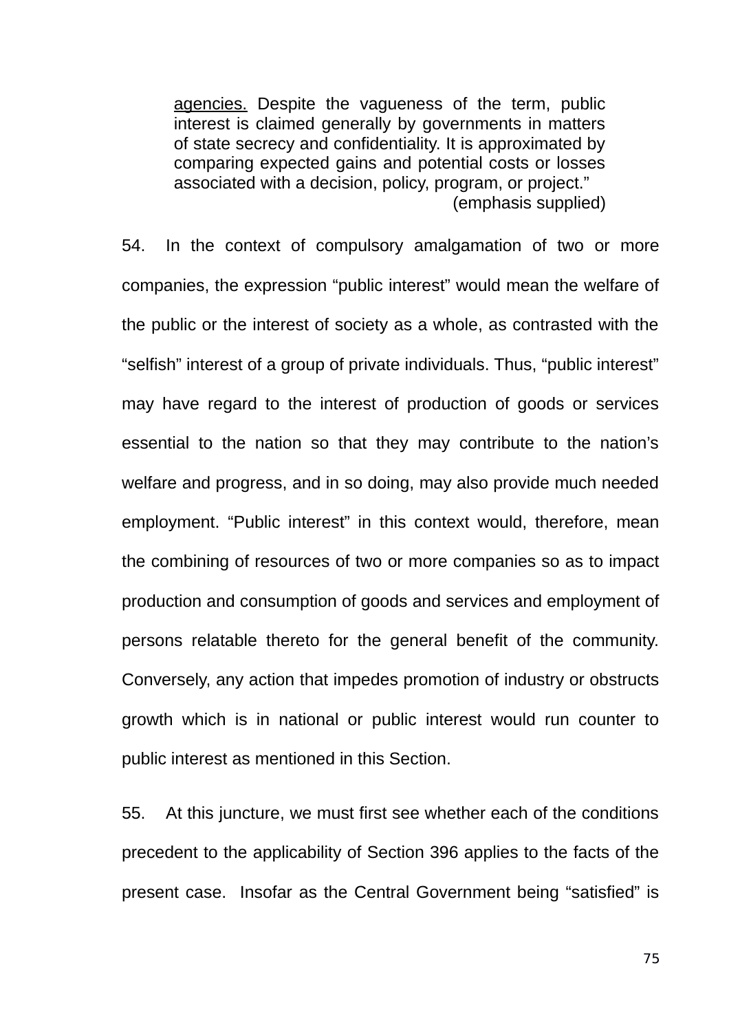> <u>agencies.</u> Despite the vagueness of the term, public interest is claimed generally by governments in matters of state secrecy and confidentiality. It is approximated by comparing expected gains and potential costs or losses associated with a decision, policy, program, or project."
>
> (emphasis supplied)

54. In the context of compulsory amalgamation of two or more companies, the expression "public interest" would mean the welfare of the public or the interest of society as a whole, as contrasted with the "selfish" interest of a group of private individuals. Thus, "public interest" may have regard to the interest of production of goods or services essential to the nation so that they may contribute to the nation's welfare and progress, and in so doing, may also provide much needed employment. "Public interest" in this context would, therefore, mean the combining of resources of two or more companies so as to impact production and consumption of goods and services and employment of persons relatable thereto for the general benefit of the community. Conversely, any action that impedes promotion of industry or obstructs growth which is in national or public interest would run counter to public interest as mentioned in this Section.

55. At this juncture, we must first see whether each of the conditions precedent to the applicability of Section 396 applies to the facts of the present case. Insofar as the Central Government being "satisfied" is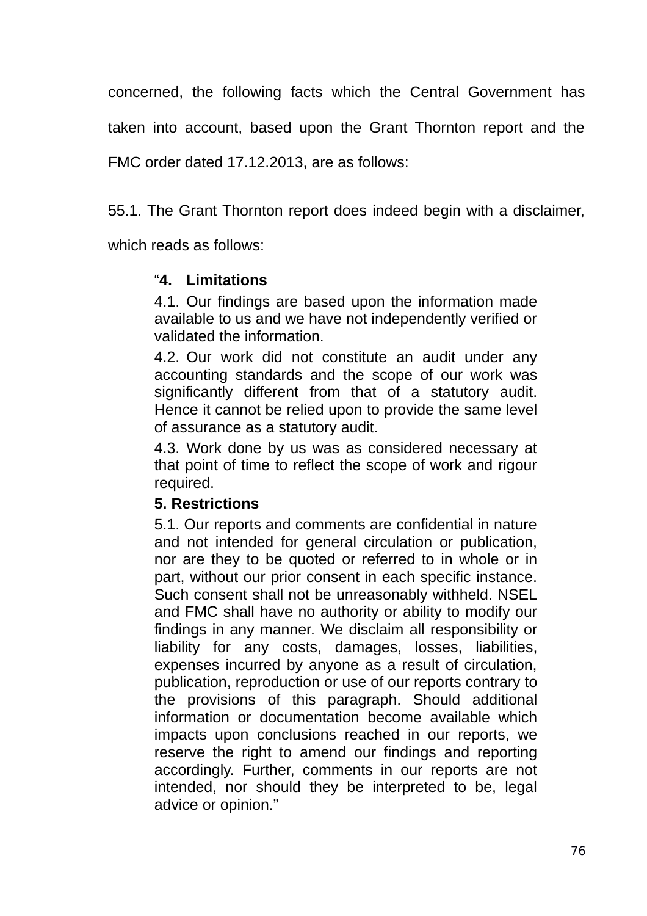concerned, the following facts which the Central Government has taken into account, based upon the Grant Thornton report and the FMC order dated 17.12.2013, are as follows:

55.1. The Grant Thornton report does indeed begin with a disclaimer, which reads as follows:

> "**4. Limitations**
>
> 4.1. Our findings are based upon the information made available to us and we have not independently verified or validated the information.
>
> 4.2. Our work did not constitute an audit under any accounting standards and the scope of our work was significantly different from that of a statutory audit. Hence it cannot be relied upon to provide the same level of assurance as a statutory audit.
>
> 4.3. Work done by us was as considered necessary at that point of time to reflect the scope of work and rigour required.
>
> **5. Restrictions**
>
> 5.1. Our reports and comments are confidential in nature and not intended for general circulation or publication, nor are they to be quoted or referred to in whole or in part, without our prior consent in each specific instance. Such consent shall not be unreasonably withheld. NSEL and FMC shall have no authority or ability to modify our findings in any manner. We disclaim all responsibility or liability for any costs, damages, losses, liabilities, expenses incurred by anyone as a result of circulation, publication, reproduction or use of our reports contrary to the provisions of this paragraph. Should additional information or documentation become available which impacts upon conclusions reached in our reports, we reserve the right to amend our findings and reporting accordingly. Further, comments in our reports are not intended, nor should they be interpreted to be, legal advice or opinion."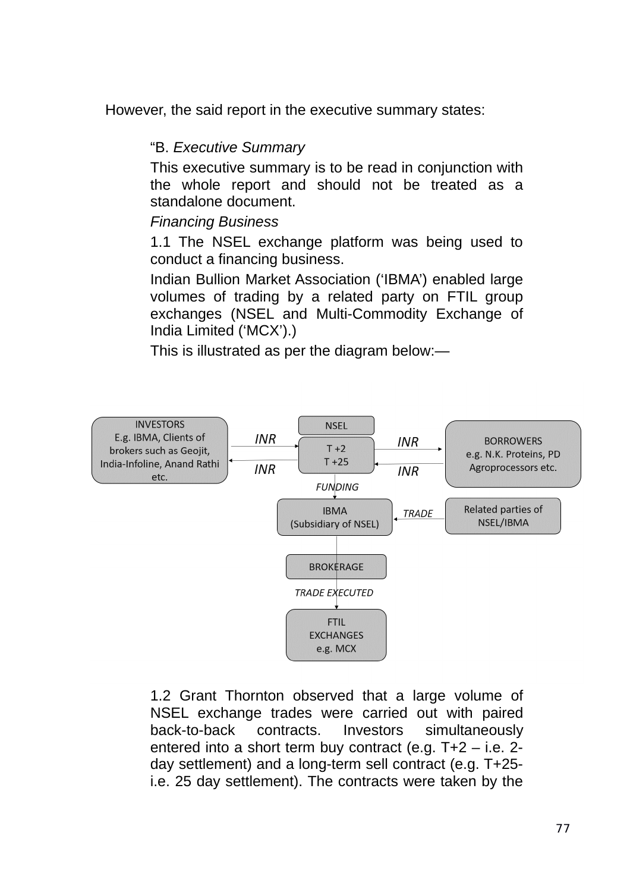However, the said report in the executive summary states:

> "B. *Executive Summary*
>
> This executive summary is to be read in conjunction with the whole report and should not be treated as a standalone document.
>
> *Financing Business*
>
> 1.1 The NSEL exchange platform was being used to conduct a financing business.
>
> Indian Bullion Market Association ('IBMA') enabled large volumes of trading by a related party on FTIL group exchanges (NSEL and Multi-Commodity Exchange of India Limited ('MCX').)
>
> This is illustrated as per the diagram below:—

INVESTORS E.g. IBMA, Clients of brokers such as Geojit, India-Infoline, Anand Rathi etc.

INR → NSEL (T +2, T +25) → INR

BORROWERS e.g. N.K. Proteins, PD Agroprocessors etc.

INR ← NSEL ← INR

FUNDING → IBMA (Subsidiary of NSEL) ← TRADE ← Related parties of NSEL/IBMA

BROKERAGE

TRADE EXECUTED → FTIL EXCHANGES e.g. MCX

> 1.2 Grant Thornton observed that a large volume of NSEL exchange trades were carried out with paired back-to-back contracts. Investors simultaneously entered into a short term buy contract (e.g. T+2 – i.e. 2-day settlement) and a long-term sell contract (e.g. T+25- i.e. 25 day settlement). The contracts were taken by the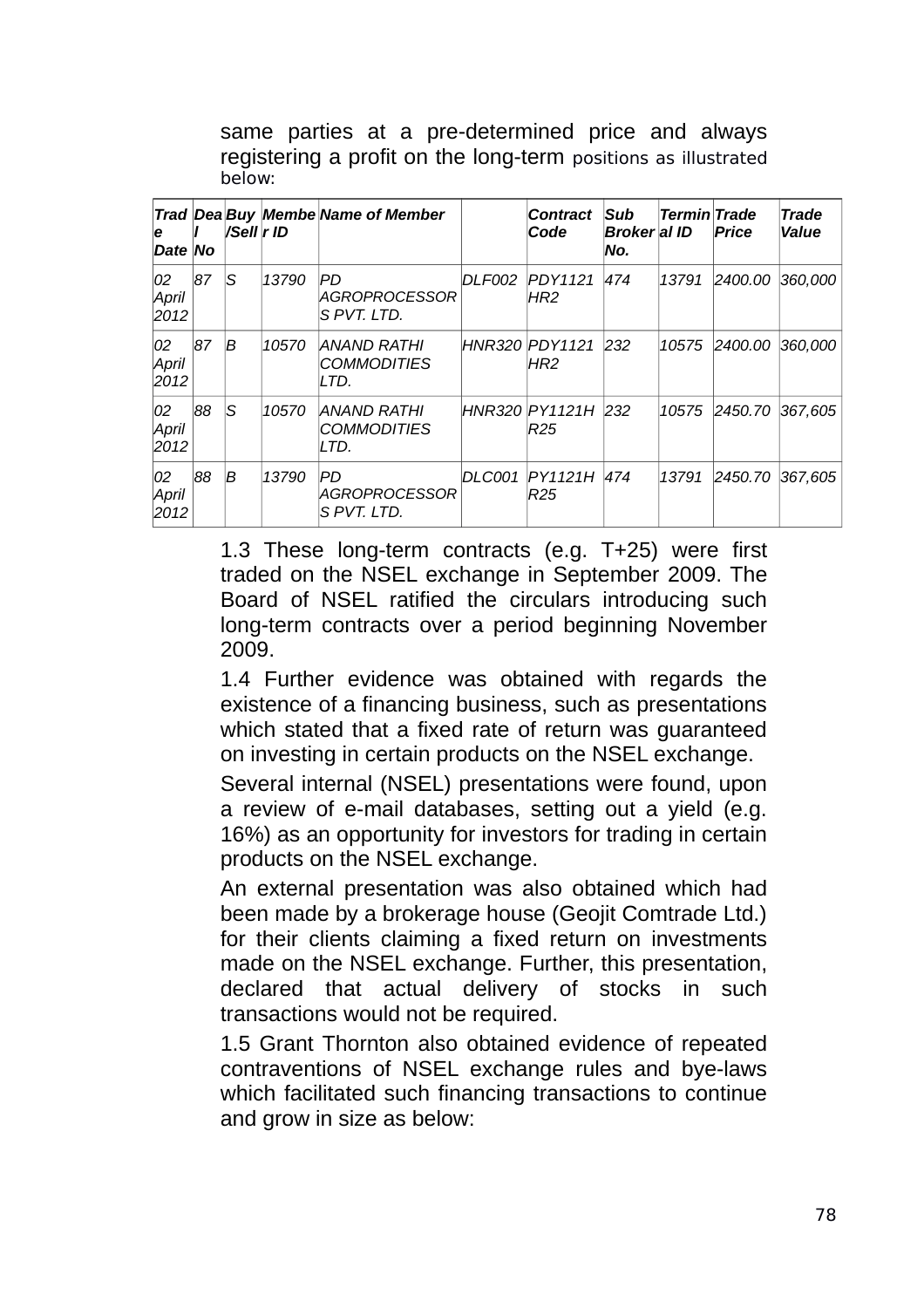same parties at a pre-determined price and always registering a profit on the long-term positions as illustrated below:

| *Trade Date* | *Deal No* | *Buy /Sell* | *Member ID* | *Name of Member* | | *Contract Code* | *Sub Broker No.* | *Terminal ID* | *Trade Price* | *Trade Value* |
|---|---|---|---|---|---|---|---|---|---|---|
| *02 April 2012* | *87* | *S* | *13790* | *PD AGROPROCESSORS PVT. LTD.* | *DLF002* | *PDY1121HR2* | *474* | *13791* | *2400.00* | *360,000* |
| *02 April 2012* | *87* | *B* | *10570* | *ANAND RATHI COMMODITIES LTD.* | *HNR320* | *PDY1121HR2* | *232* | *10575* | *2400.00* | *360,000* |
| *02 April 2012* | *88* | *S* | *10570* | *ANAND RATHI COMMODITIES LTD.* | *HNR320* | *PY1121HR25* | *232* | *10575* | *2450.70* | *367,605* |
| *02 April 2012* | *88* | *B* | *13790* | *PD AGROPROCESSORS PVT. LTD.* | *DLC001* | *PY1121HR25* | *474* | *13791* | *2450.70* | *367,605* |

1.3 These long-term contracts (e.g. T+25) were first traded on the NSEL exchange in September 2009. The Board of NSEL ratified the circulars introducing such long-term contracts over a period beginning November 2009.

1.4 Further evidence was obtained with regards the existence of a financing business, such as presentations which stated that a fixed rate of return was guaranteed on investing in certain products on the NSEL exchange.

Several internal (NSEL) presentations were found, upon a review of e-mail databases, setting out a yield (e.g. 16%) as an opportunity for investors for trading in certain products on the NSEL exchange.

An external presentation was also obtained which had been made by a brokerage house (Geojit Comtrade Ltd.) for their clients claiming a fixed return on investments made on the NSEL exchange. Further, this presentation, declared that actual delivery of stocks in such transactions would not be required.

1.5 Grant Thornton also obtained evidence of repeated contraventions of NSEL exchange rules and bye-laws which facilitated such financing transactions to continue and grow in size as below: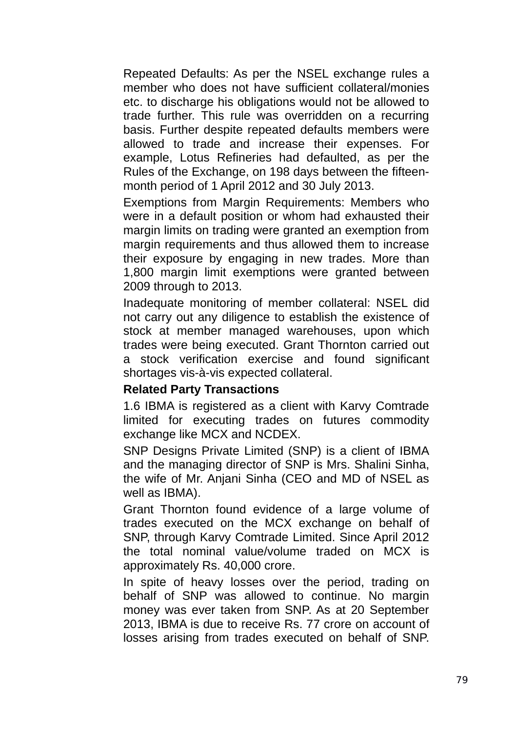Repeated Defaults: As per the NSEL exchange rules a member who does not have sufficient collateral/monies etc. to discharge his obligations would not be allowed to trade further. This rule was overridden on a recurring basis. Further despite repeated defaults members were allowed to trade and increase their expenses. For example, Lotus Refineries had defaulted, as per the Rules of the Exchange, on 198 days between the fifteen-month period of 1 April 2012 and 30 July 2013.

Exemptions from Margin Requirements: Members who were in a default position or whom had exhausted their margin limits on trading were granted an exemption from margin requirements and thus allowed them to increase their exposure by engaging in new trades. More than 1,800 margin limit exemptions were granted between 2009 through to 2013.

Inadequate monitoring of member collateral: NSEL did not carry out any diligence to establish the existence of stock at member managed warehouses, upon which trades were being executed. Grant Thornton carried out a stock verification exercise and found significant shortages vis-à-vis expected collateral.

**Related Party Transactions**

1.6 IBMA is registered as a client with Karvy Comtrade limited for executing trades on futures commodity exchange like MCX and NCDEX.

SNP Designs Private Limited (SNP) is a client of IBMA and the managing director of SNP is Mrs. Shalini Sinha, the wife of Mr. Anjani Sinha (CEO and MD of NSEL as well as IBMA).

Grant Thornton found evidence of a large volume of trades executed on the MCX exchange on behalf of SNP, through Karvy Comtrade Limited. Since April 2012 the total nominal value/volume traded on MCX is approximately Rs. 40,000 crore.

In spite of heavy losses over the period, trading on behalf of SNP was allowed to continue. No margin money was ever taken from SNP. As at 20 September 2013, IBMA is due to receive Rs. 77 crore on account of losses arising from trades executed on behalf of SNP.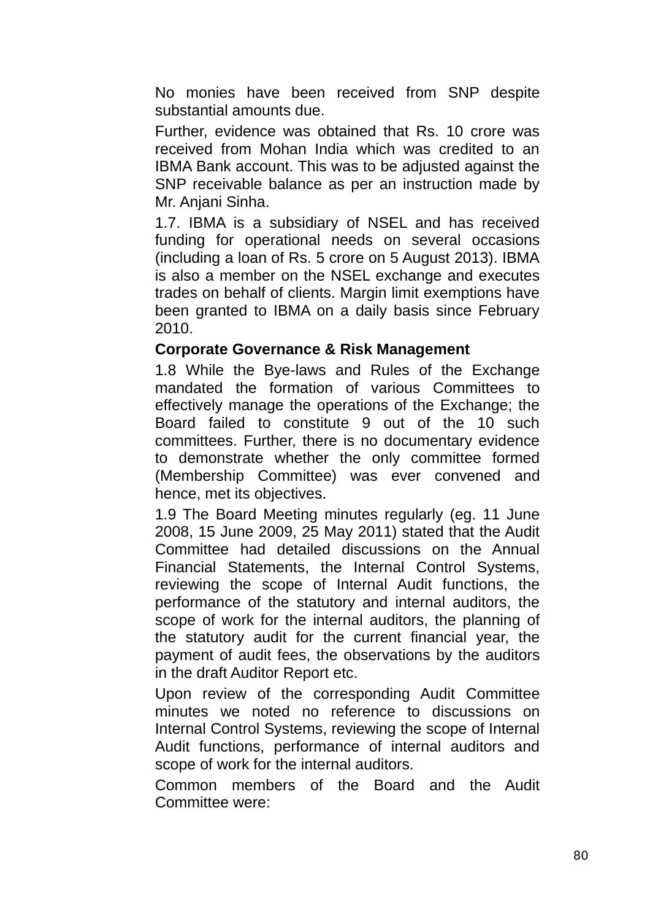No monies have been received from SNP despite substantial amounts due.

Further, evidence was obtained that Rs. 10 crore was received from Mohan India which was credited to an IBMA Bank account. This was to be adjusted against the SNP receivable balance as per an instruction made by Mr. Anjani Sinha.

1.7. IBMA is a subsidiary of NSEL and has received funding for operational needs on several occasions (including a loan of Rs. 5 crore on 5 August 2013). IBMA is also a member on the NSEL exchange and executes trades on behalf of clients. Margin limit exemptions have been granted to IBMA on a daily basis since February 2010.

**Corporate Governance & Risk Management**

1.8 While the Bye-laws and Rules of the Exchange mandated the formation of various Committees to effectively manage the operations of the Exchange; the Board failed to constitute 9 out of the 10 such committees. Further, there is no documentary evidence to demonstrate whether the only committee formed (Membership Committee) was ever convened and hence, met its objectives.

1.9 The Board Meeting minutes regularly (eg. 11 June 2008, 15 June 2009, 25 May 2011) stated that the Audit Committee had detailed discussions on the Annual Financial Statements, the Internal Control Systems, reviewing the scope of Internal Audit functions, the performance of the statutory and internal auditors, the scope of work for the internal auditors, the planning of the statutory audit for the current financial year, the payment of audit fees, the observations by the auditors in the draft Auditor Report etc.

Upon review of the corresponding Audit Committee minutes we noted no reference to discussions on Internal Control Systems, reviewing the scope of Internal Audit functions, performance of internal auditors and scope of work for the internal auditors.

Common members of the Board and the Audit Committee were: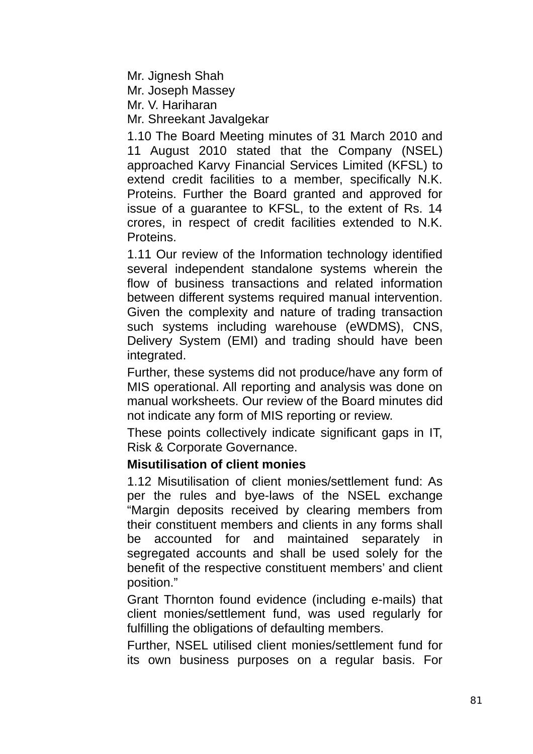Mr. Jignesh Shah  
Mr. Joseph Massey  
Mr. V. Hariharan  
Mr. Shreekant Javalgekar

1.10 The Board Meeting minutes of 31 March 2010 and 11 August 2010 stated that the Company (NSEL) approached Karvy Financial Services Limited (KFSL) to extend credit facilities to a member, specifically N.K. Proteins. Further the Board granted and approved for issue of a guarantee to KFSL, to the extent of Rs. 14 crores, in respect of credit facilities extended to N.K. Proteins.

1.11 Our review of the Information technology identified several independent standalone systems wherein the flow of business transactions and related information between different systems required manual intervention. Given the complexity and nature of trading transaction such systems including warehouse (eWDMS), CNS, Delivery System (EMI) and trading should have been integrated.

Further, these systems did not produce/have any form of MIS operational. All reporting and analysis was done on manual worksheets. Our review of the Board minutes did not indicate any form of MIS reporting or review.

These points collectively indicate significant gaps in IT, Risk & Corporate Governance.

**Misutilisation of client monies**

1.12 Misutilisation of client monies/settlement fund: As per the rules and bye-laws of the NSEL exchange "Margin deposits received by clearing members from their constituent members and clients in any forms shall be accounted for and maintained separately in segregated accounts and shall be used solely for the benefit of the respective constituent members' and client position."

Grant Thornton found evidence (including e-mails) that client monies/settlement fund, was used regularly for fulfilling the obligations of defaulting members.

Further, NSEL utilised client monies/settlement fund for its own business purposes on a regular basis. For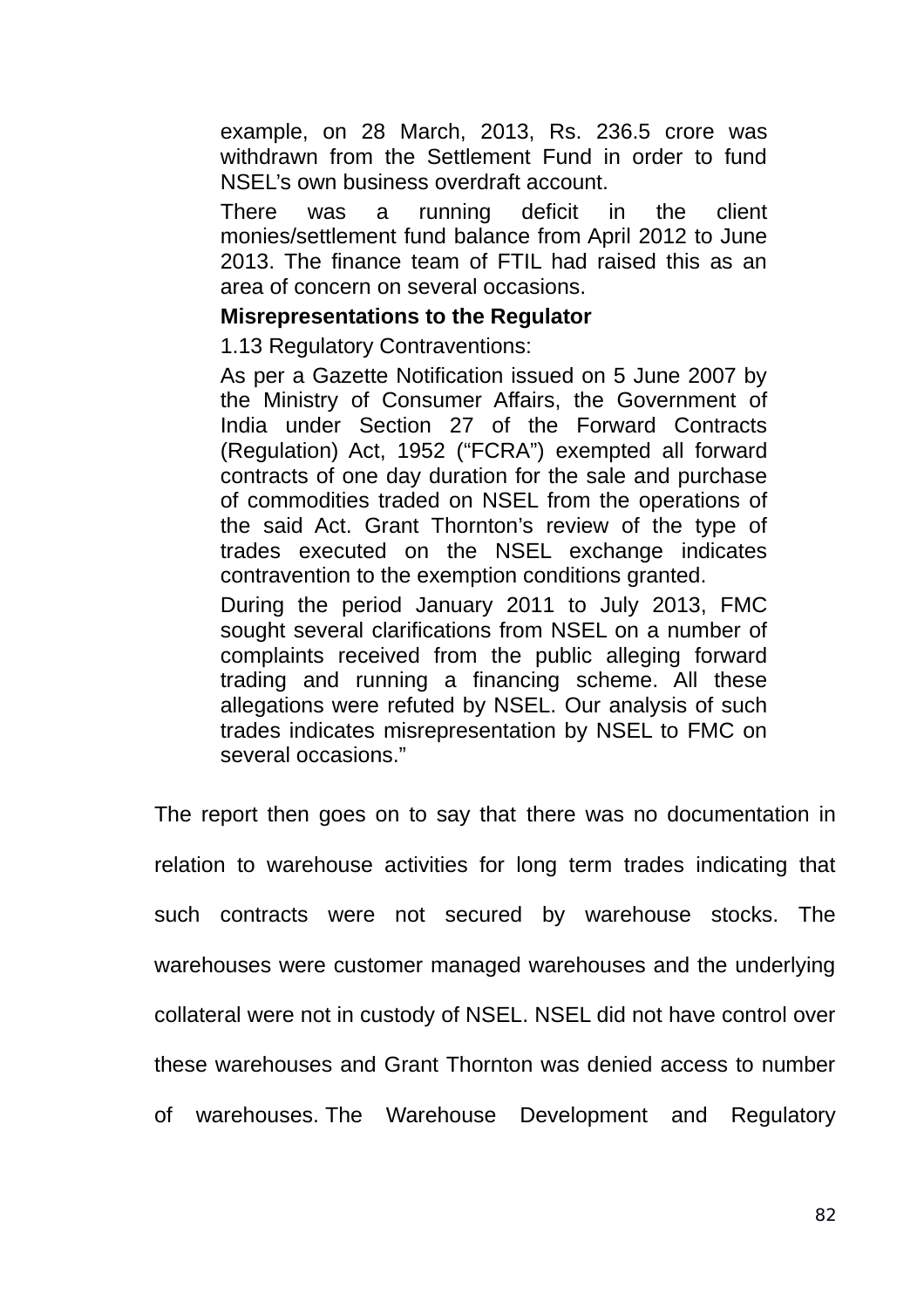> example, on 28 March, 2013, Rs. 236.5 crore was withdrawn from the Settlement Fund in order to fund NSEL's own business overdraft account.
>
> There was a running deficit in the client monies/settlement fund balance from April 2012 to June 2013. The finance team of FTIL had raised this as an area of concern on several occasions.
>
> **Misrepresentations to the Regulator**
>
> 1.13 Regulatory Contraventions:
>
> As per a Gazette Notification issued on 5 June 2007 by the Ministry of Consumer Affairs, the Government of India under Section 27 of the Forward Contracts (Regulation) Act, 1952 ("FCRA") exempted all forward contracts of one day duration for the sale and purchase of commodities traded on NSEL from the operations of the said Act. Grant Thornton's review of the type of trades executed on the NSEL exchange indicates contravention to the exemption conditions granted.
>
> During the period January 2011 to July 2013, FMC sought several clarifications from NSEL on a number of complaints received from the public alleging forward trading and running a financing scheme. All these allegations were refuted by NSEL. Our analysis of such trades indicates misrepresentation by NSEL to FMC on several occasions."

The report then goes on to say that there was no documentation in relation to warehouse activities for long term trades indicating that such contracts were not secured by warehouse stocks. The warehouses were customer managed warehouses and the underlying collateral were not in custody of NSEL. NSEL did not have control over these warehouses and Grant Thornton was denied access to number of warehouses. The Warehouse Development and Regulatory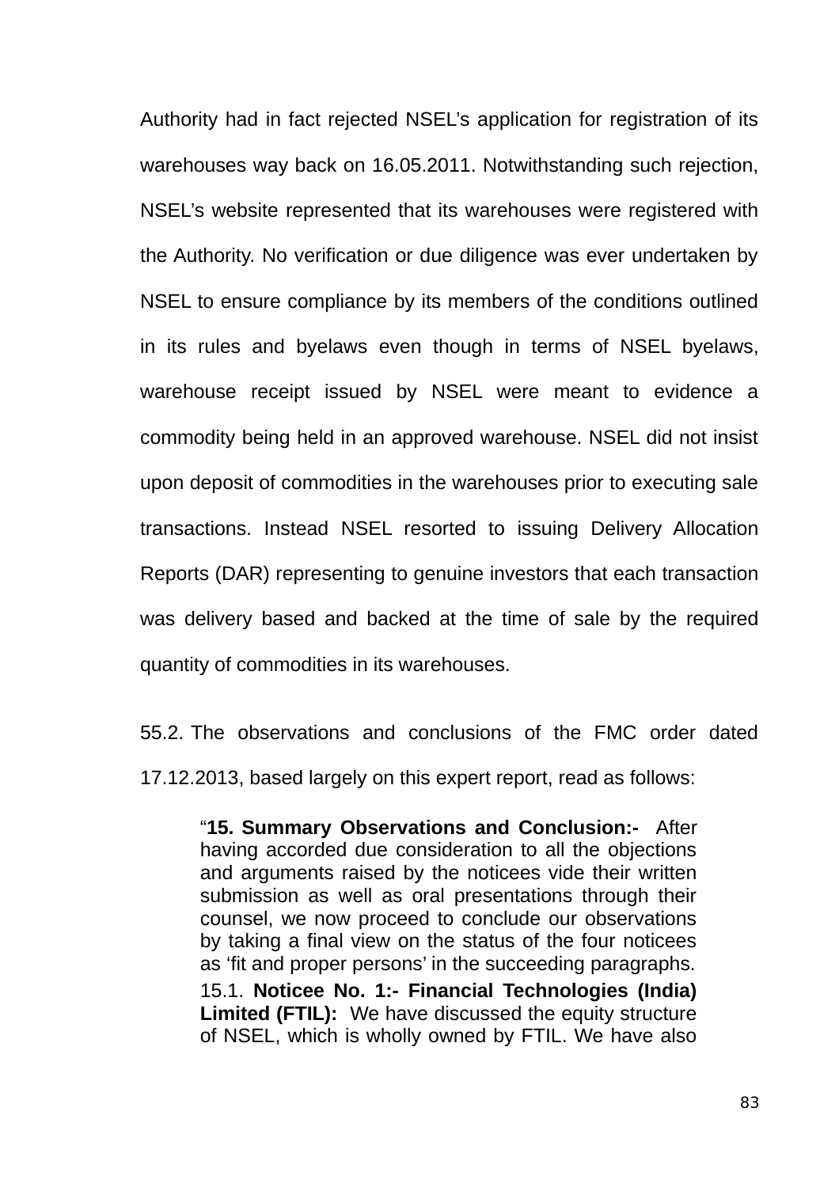Authority had in fact rejected NSEL's application for registration of its warehouses way back on 16.05.2011. Notwithstanding such rejection, NSEL's website represented that its warehouses were registered with the Authority. No verification or due diligence was ever undertaken by NSEL to ensure compliance by its members of the conditions outlined in its rules and byelaws even though in terms of NSEL byelaws, warehouse receipt issued by NSEL were meant to evidence a commodity being held in an approved warehouse. NSEL did not insist upon deposit of commodities in the warehouses prior to executing sale transactions. Instead NSEL resorted to issuing Delivery Allocation Reports (DAR) representing to genuine investors that each transaction was delivery based and backed at the time of sale by the required quantity of commodities in its warehouses.

55.2. The observations and conclusions of the FMC order dated 17.12.2013, based largely on this expert report, read as follows:

> "**15. Summary Observations and Conclusion:-** After having accorded due consideration to all the objections and arguments raised by the noticees vide their written submission as well as oral presentations through their counsel, we now proceed to conclude our observations by taking a final view on the status of the four noticees as 'fit and proper persons' in the succeeding paragraphs.
>
> 15.1. **Noticee No. 1:- Financial Technologies (India) Limited (FTIL):** We have discussed the equity structure of NSEL, which is wholly owned by FTIL. We have also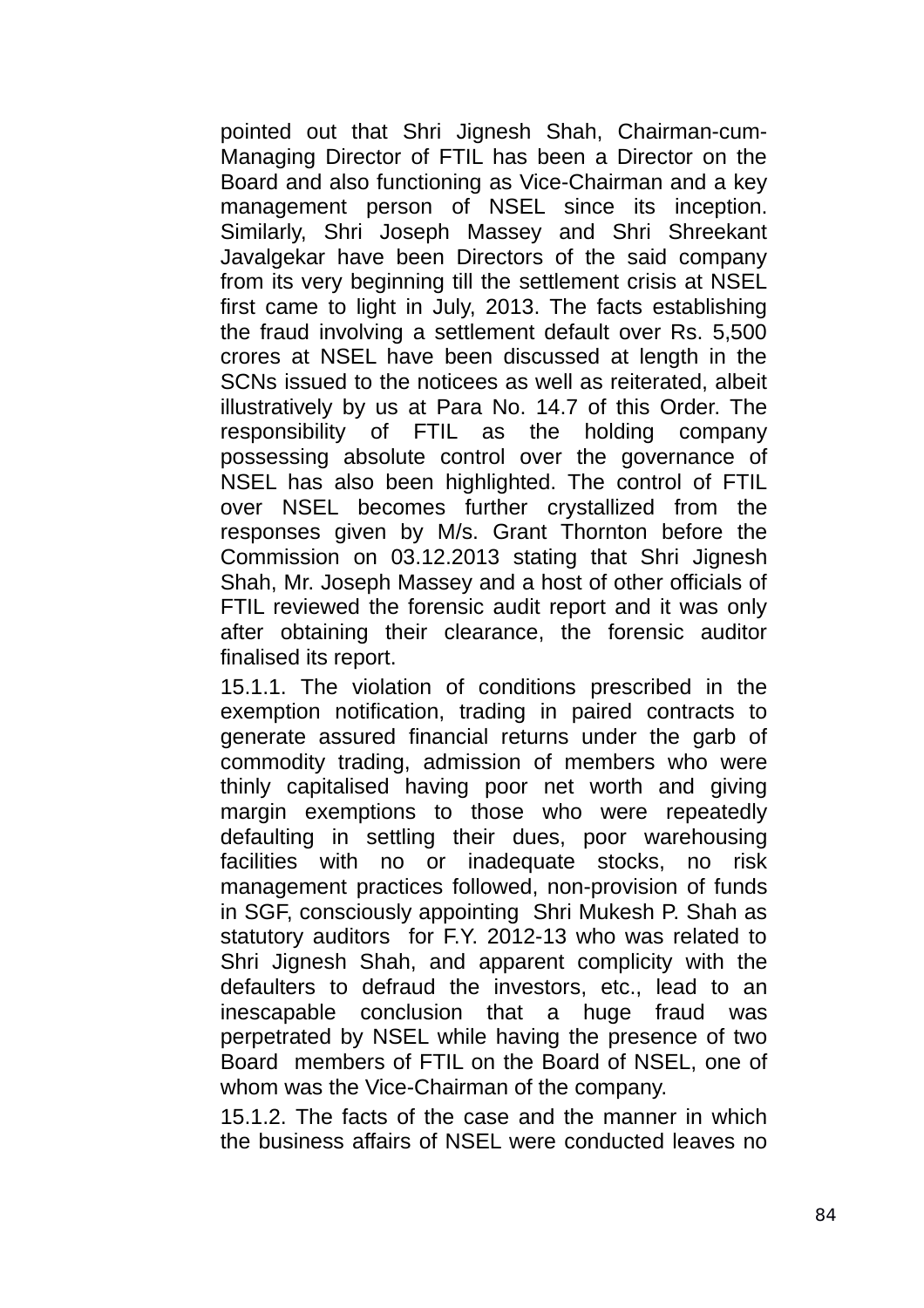pointed out that Shri Jignesh Shah, Chairman-cum-Managing Director of FTIL has been a Director on the Board and also functioning as Vice-Chairman and a key management person of NSEL since its inception. Similarly, Shri Joseph Massey and Shri Shreekant Javalgekar have been Directors of the said company from its very beginning till the settlement crisis at NSEL first came to light in July, 2013. The facts establishing the fraud involving a settlement default over Rs. 5,500 crores at NSEL have been discussed at length in the SCNs issued to the noticees as well as reiterated, albeit illustratively by us at Para No. 14.7 of this Order. The responsibility of FTIL as the holding company possessing absolute control over the governance of NSEL has also been highlighted. The control of FTIL over NSEL becomes further crystallized from the responses given by M/s. Grant Thornton before the Commission on 03.12.2013 stating that Shri Jignesh Shah, Mr. Joseph Massey and a host of other officials of FTIL reviewed the forensic audit report and it was only after obtaining their clearance, the forensic auditor finalised its report.

15.1.1. The violation of conditions prescribed in the exemption notification, trading in paired contracts to generate assured financial returns under the garb of commodity trading, admission of members who were thinly capitalised having poor net worth and giving margin exemptions to those who were repeatedly defaulting in settling their dues, poor warehousing facilities with no or inadequate stocks, no risk management practices followed, non-provision of funds in SGF, consciously appointing Shri Mukesh P. Shah as statutory auditors for F.Y. 2012-13 who was related to Shri Jignesh Shah, and apparent complicity with the defaulters to defraud the investors, etc., lead to an inescapable conclusion that a huge fraud was perpetrated by NSEL while having the presence of two Board members of FTIL on the Board of NSEL, one of whom was the Vice-Chairman of the company.

15.1.2. The facts of the case and the manner in which the business affairs of NSEL were conducted leaves no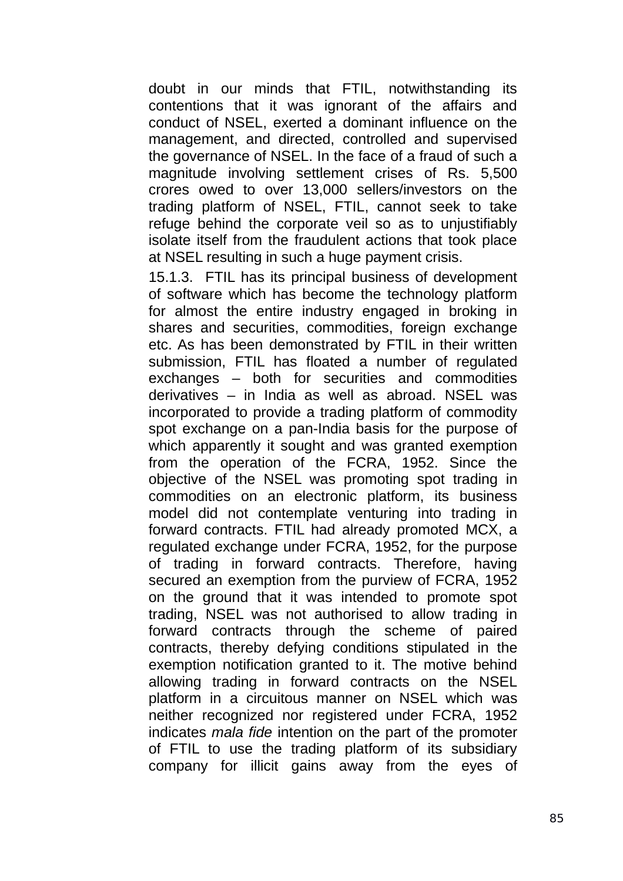doubt in our minds that FTIL, notwithstanding its contentions that it was ignorant of the affairs and conduct of NSEL, exerted a dominant influence on the management, and directed, controlled and supervised the governance of NSEL. In the face of a fraud of such a magnitude involving settlement crises of Rs. 5,500 crores owed to over 13,000 sellers/investors on the trading platform of NSEL, FTIL, cannot seek to take refuge behind the corporate veil so as to unjustifiably isolate itself from the fraudulent actions that took place at NSEL resulting in such a huge payment crisis.

15.1.3. FTIL has its principal business of development of software which has become the technology platform for almost the entire industry engaged in broking in shares and securities, commodities, foreign exchange etc. As has been demonstrated by FTIL in their written submission, FTIL has floated a number of regulated exchanges – both for securities and commodities derivatives – in India as well as abroad. NSEL was incorporated to provide a trading platform of commodity spot exchange on a pan-India basis for the purpose of which apparently it sought and was granted exemption from the operation of the FCRA, 1952. Since the objective of the NSEL was promoting spot trading in commodities on an electronic platform, its business model did not contemplate venturing into trading in forward contracts. FTIL had already promoted MCX, a regulated exchange under FCRA, 1952, for the purpose of trading in forward contracts. Therefore, having secured an exemption from the purview of FCRA, 1952 on the ground that it was intended to promote spot trading, NSEL was not authorised to allow trading in forward contracts through the scheme of paired contracts, thereby defying conditions stipulated in the exemption notification granted to it. The motive behind allowing trading in forward contracts on the NSEL platform in a circuitous manner on NSEL which was neither recognized nor registered under FCRA, 1952 indicates *mala fide* intention on the part of the promoter of FTIL to use the trading platform of its subsidiary company for illicit gains away from the eyes of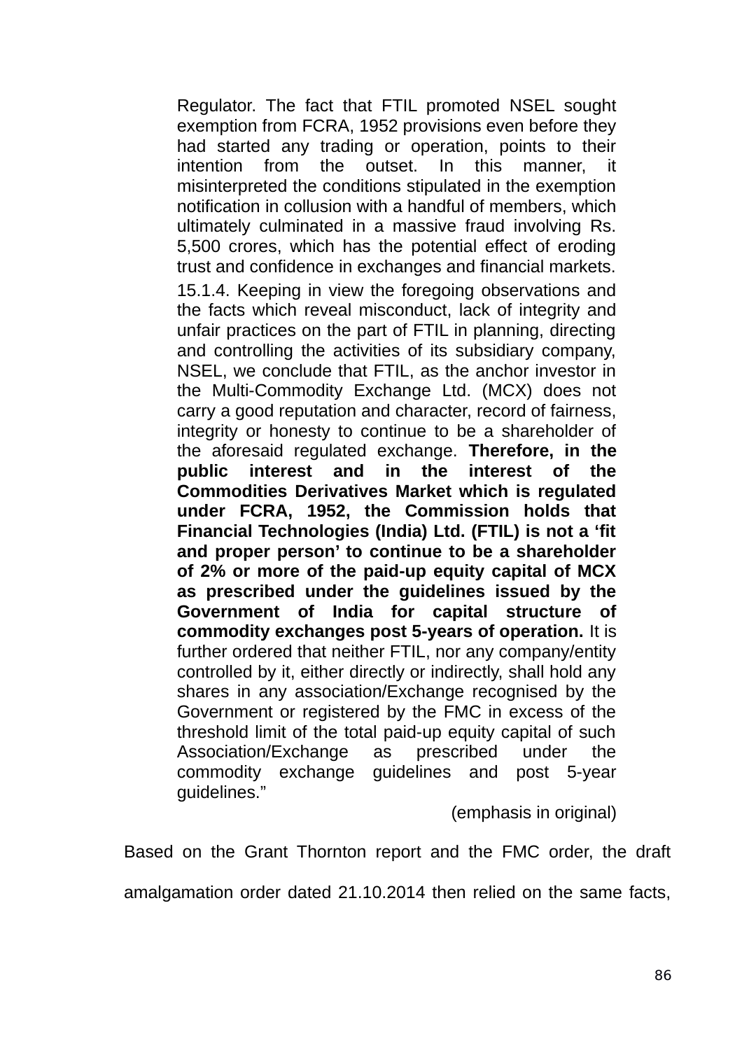> Regulator. The fact that FTIL promoted NSEL sought exemption from FCRA, 1952 provisions even before they had started any trading or operation, points to their intention from the outset. In this manner, it misinterpreted the conditions stipulated in the exemption notification in collusion with a handful of members, which ultimately culminated in a massive fraud involving Rs. 5,500 crores, which has the potential effect of eroding trust and confidence in exchanges and financial markets.
>
> 15.1.4. Keeping in view the foregoing observations and the facts which reveal misconduct, lack of integrity and unfair practices on the part of FTIL in planning, directing and controlling the activities of its subsidiary company, NSEL, we conclude that FTIL, as the anchor investor in the Multi-Commodity Exchange Ltd. (MCX) does not carry a good reputation and character, record of fairness, integrity or honesty to continue to be a shareholder of the aforesaid regulated exchange. **Therefore, in the public interest and in the interest of the Commodities Derivatives Market which is regulated under FCRA, 1952, the Commission holds that Financial Technologies (India) Ltd. (FTIL) is not a 'fit and proper person' to continue to be a shareholder of 2% or more of the paid-up equity capital of MCX as prescribed under the guidelines issued by the Government of India for capital structure of commodity exchanges post 5-years of operation.** It is further ordered that neither FTIL, nor any company/entity controlled by it, either directly or indirectly, shall hold any shares in any association/Exchange recognised by the Government or registered by the FMC in excess of the threshold limit of the total paid-up equity capital of such Association/Exchange as prescribed under the commodity exchange guidelines and post 5-year guidelines."
>
> (emphasis in original)

Based on the Grant Thornton report and the FMC order, the draft amalgamation order dated 21.10.2014 then relied on the same facts,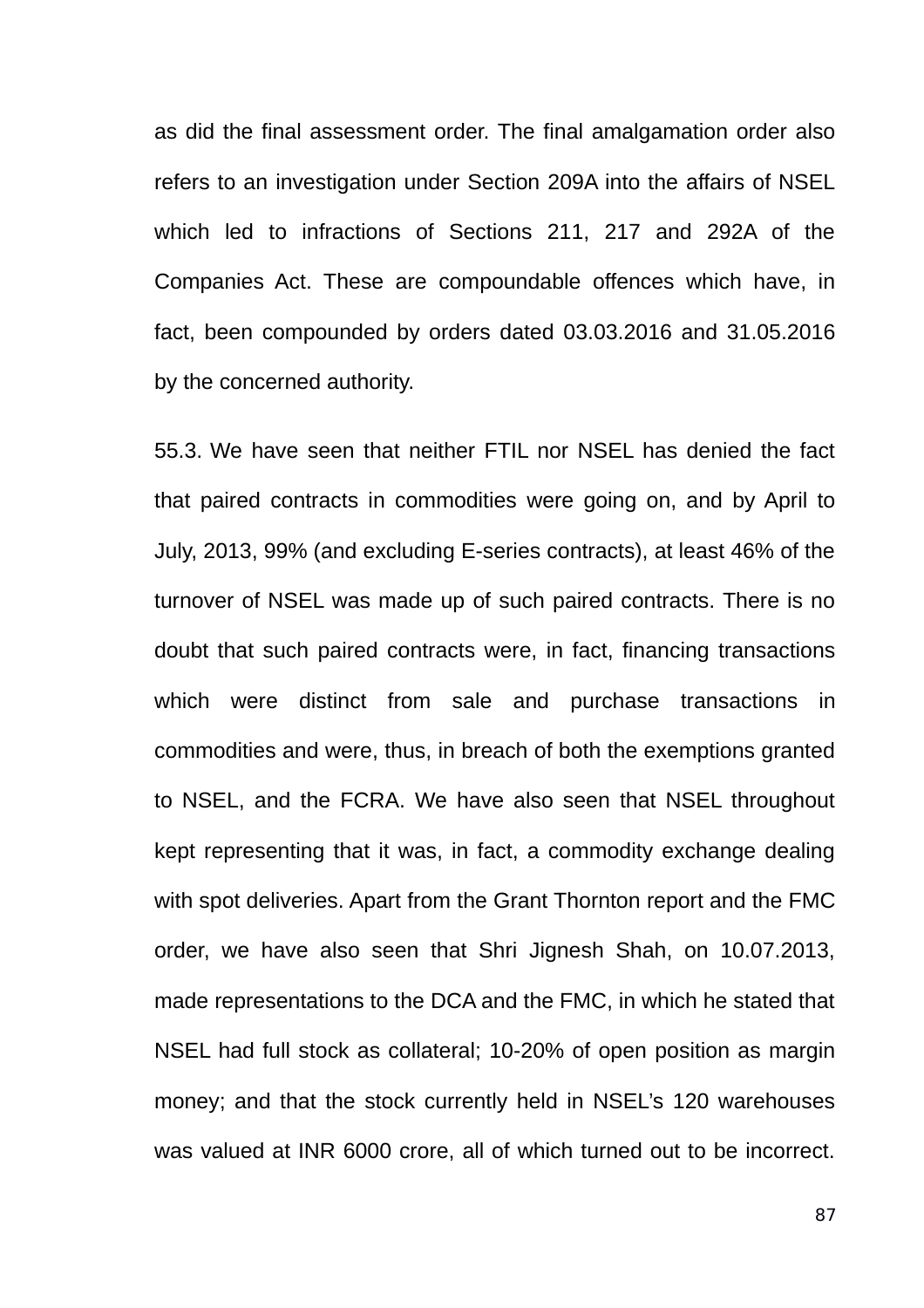as did the final assessment order. The final amalgamation order also refers to an investigation under Section 209A into the affairs of NSEL which led to infractions of Sections 211, 217 and 292A of the Companies Act. These are compoundable offences which have, in fact, been compounded by orders dated 03.03.2016 and 31.05.2016 by the concerned authority.

55.3. We have seen that neither FTIL nor NSEL has denied the fact that paired contracts in commodities were going on, and by April to July, 2013, 99% (and excluding E-series contracts), at least 46% of the turnover of NSEL was made up of such paired contracts. There is no doubt that such paired contracts were, in fact, financing transactions which were distinct from sale and purchase transactions in commodities and were, thus, in breach of both the exemptions granted to NSEL, and the FCRA. We have also seen that NSEL throughout kept representing that it was, in fact, a commodity exchange dealing with spot deliveries. Apart from the Grant Thornton report and the FMC order, we have also seen that Shri Jignesh Shah, on 10.07.2013, made representations to the DCA and the FMC, in which he stated that NSEL had full stock as collateral; 10-20% of open position as margin money; and that the stock currently held in NSEL's 120 warehouses was valued at INR 6000 crore, all of which turned out to be incorrect.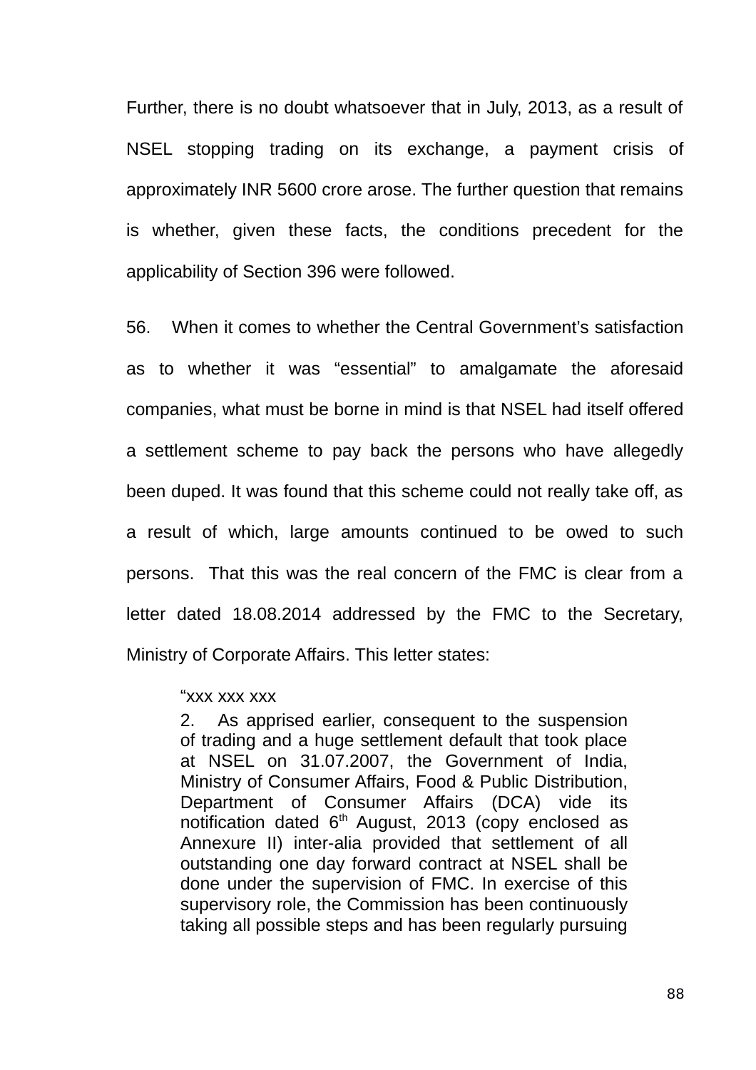Further, there is no doubt whatsoever that in July, 2013, as a result of NSEL stopping trading on its exchange, a payment crisis of approximately INR 5600 crore arose. The further question that remains is whether, given these facts, the conditions precedent for the applicability of Section 396 were followed.

56. When it comes to whether the Central Government's satisfaction as to whether it was "essential" to amalgamate the aforesaid companies, what must be borne in mind is that NSEL had itself offered a settlement scheme to pay back the persons who have allegedly been duped. It was found that this scheme could not really take off, as a result of which, large amounts continued to be owed to such persons. That this was the real concern of the FMC is clear from a letter dated 18.08.2014 addressed by the FMC to the Secretary, Ministry of Corporate Affairs. This letter states:

> "xxx xxx xxx
>
> 2. As apprised earlier, consequent to the suspension of trading and a huge settlement default that took place at NSEL on 31.07.2007, the Government of India, Ministry of Consumer Affairs, Food & Public Distribution, Department of Consumer Affairs (DCA) vide its notification dated 6th August, 2013 (copy enclosed as Annexure II) inter-alia provided that settlement of all outstanding one day forward contract at NSEL shall be done under the supervision of FMC. In exercise of this supervisory role, the Commission has been continuously taking all possible steps and has been regularly pursuing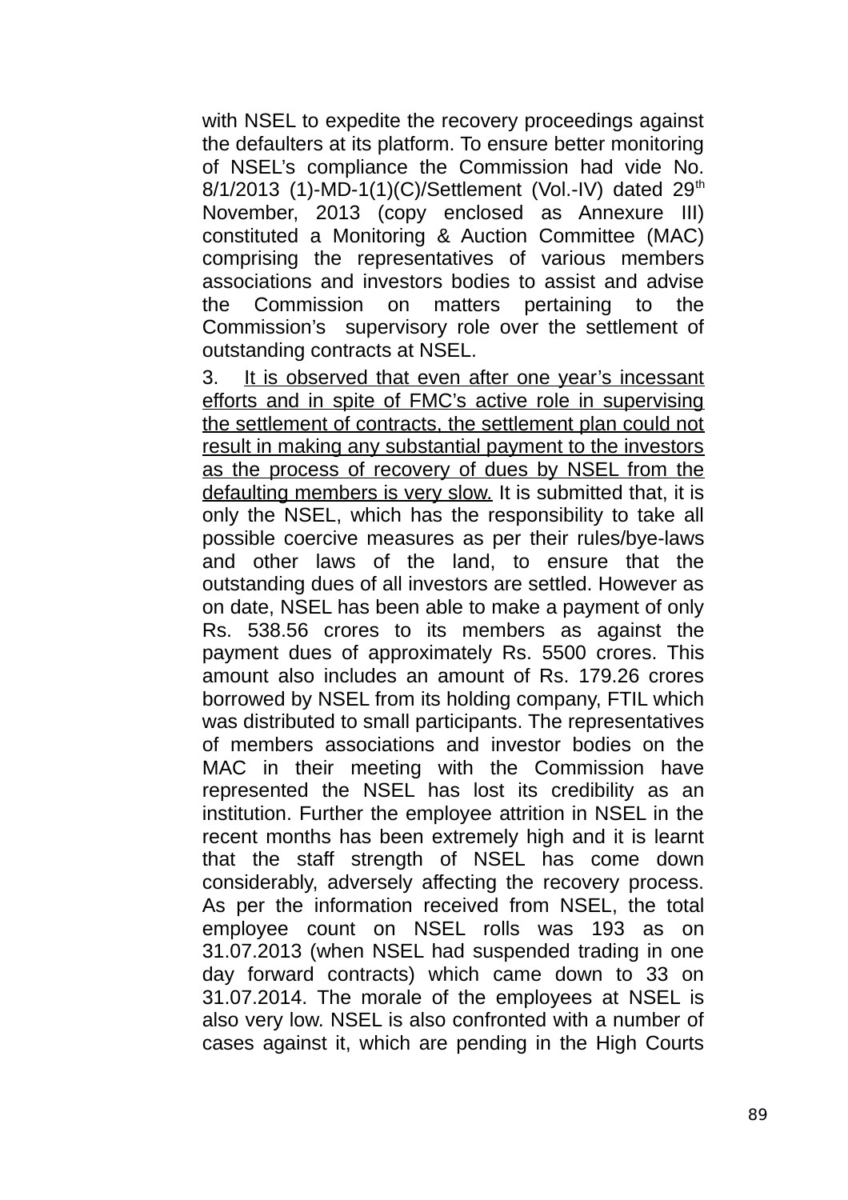with NSEL to expedite the recovery proceedings against the defaulters at its platform. To ensure better monitoring of NSEL's compliance the Commission had vide No. 8/1/2013 (1)-MD-1(1)(C)/Settlement (Vol.-IV) dated 29th November, 2013 (copy enclosed as Annexure III) constituted a Monitoring & Auction Committee (MAC) comprising the representatives of various members associations and investors bodies to assist and advise the Commission on matters pertaining to the Commission's supervisory role over the settlement of outstanding contracts at NSEL.

3. <u>It is observed that even after one year's incessant efforts and in spite of FMC's active role in supervising the settlement of contracts, the settlement plan could not result in making any substantial payment to the investors as the process of recovery of dues by NSEL from the defaulting members is very slow.</u> It is submitted that, it is only the NSEL, which has the responsibility to take all possible coercive measures as per their rules/bye-laws and other laws of the land, to ensure that the outstanding dues of all investors are settled. However as on date, NSEL has been able to make a payment of only Rs. 538.56 crores to its members as against the payment dues of approximately Rs. 5500 crores. This amount also includes an amount of Rs. 179.26 crores borrowed by NSEL from its holding company, FTIL which was distributed to small participants. The representatives of members associations and investor bodies on the MAC in their meeting with the Commission have represented the NSEL has lost its credibility as an institution. Further the employee attrition in NSEL in the recent months has been extremely high and it is learnt that the staff strength of NSEL has come down considerably, adversely affecting the recovery process. As per the information received from NSEL, the total employee count on NSEL rolls was 193 as on 31.07.2013 (when NSEL had suspended trading in one day forward contracts) which came down to 33 on 31.07.2014. The morale of the employees at NSEL is also very low. NSEL is also confronted with a number of cases against it, which are pending in the High Courts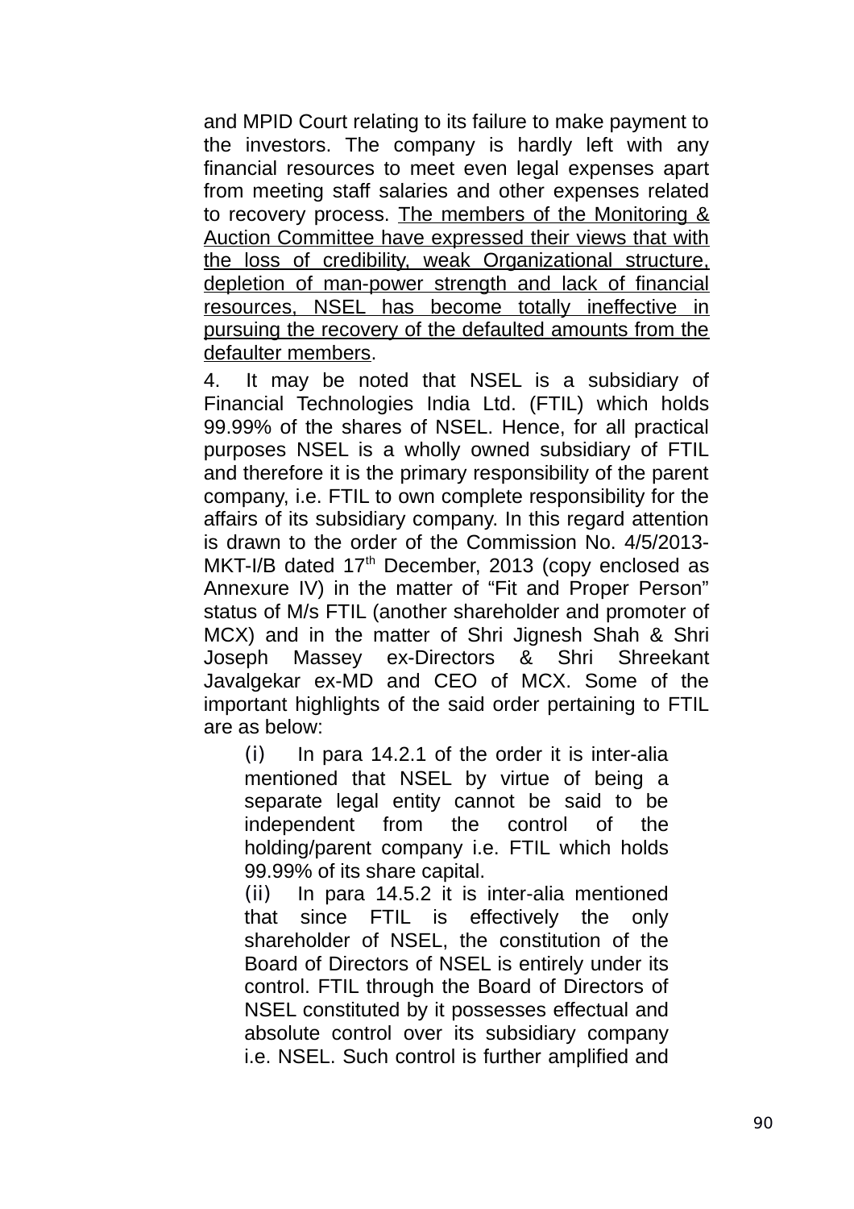and MPID Court relating to its failure to make payment to the investors. The company is hardly left with any financial resources to meet even legal expenses apart from meeting staff salaries and other expenses related to recovery process. The members of the Monitoring & Auction Committee have expressed their views that with the loss of credibility, weak Organizational structure, depletion of man-power strength and lack of financial resources, NSEL has become totally ineffective in pursuing the recovery of the defaulted amounts from the defaulter members.

4. It may be noted that NSEL is a subsidiary of Financial Technologies India Ltd. (FTIL) which holds 99.99% of the shares of NSEL. Hence, for all practical purposes NSEL is a wholly owned subsidiary of FTIL and therefore it is the primary responsibility of the parent company, i.e. FTIL to own complete responsibility for the affairs of its subsidiary company. In this regard attention is drawn to the order of the Commission No. 4/5/2013-MKT-I/B dated 17th December, 2013 (copy enclosed as Annexure IV) in the matter of "Fit and Proper Person" status of M/s FTIL (another shareholder and promoter of MCX) and in the matter of Shri Jignesh Shah & Shri Joseph Massey ex-Directors & Shri Shreekant Javalgekar ex-MD and CEO of MCX. Some of the important highlights of the said order pertaining to FTIL are as below:

(i) In para 14.2.1 of the order it is inter-alia mentioned that NSEL by virtue of being a separate legal entity cannot be said to be independent from the control of the holding/parent company i.e. FTIL which holds 99.99% of its share capital.

(ii) In para 14.5.2 it is inter-alia mentioned that since FTIL is effectively the only shareholder of NSEL, the constitution of the Board of Directors of NSEL is entirely under its control. FTIL through the Board of Directors of NSEL constituted by it possesses effectual and absolute control over its subsidiary company i.e. NSEL. Such control is further amplified and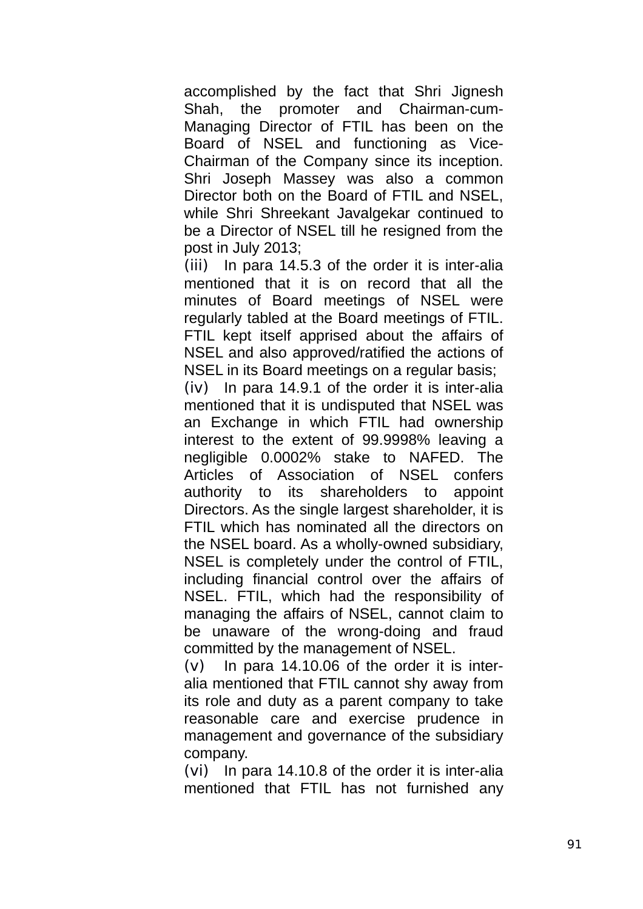accomplished by the fact that Shri Jignesh Shah, the promoter and Chairman-cum-Managing Director of FTIL has been on the Board of NSEL and functioning as Vice-Chairman of the Company since its inception. Shri Joseph Massey was also a common Director both on the Board of FTIL and NSEL, while Shri Shreekant Javalgekar continued to be a Director of NSEL till he resigned from the post in July 2013;

(iii) In para 14.5.3 of the order it is inter-alia mentioned that it is on record that all the minutes of Board meetings of NSEL were regularly tabled at the Board meetings of FTIL. FTIL kept itself apprised about the affairs of NSEL and also approved/ratified the actions of NSEL in its Board meetings on a regular basis;

(iv) In para 14.9.1 of the order it is inter-alia mentioned that it is undisputed that NSEL was an Exchange in which FTIL had ownership interest to the extent of 99.9998% leaving a negligible 0.0002% stake to NAFED. The Articles of Association of NSEL confers authority to its shareholders to appoint Directors. As the single largest shareholder, it is FTIL which has nominated all the directors on the NSEL board. As a wholly-owned subsidiary, NSEL is completely under the control of FTIL, including financial control over the affairs of NSEL. FTIL, which had the responsibility of managing the affairs of NSEL, cannot claim to be unaware of the wrong-doing and fraud committed by the management of NSEL.

(v) In para 14.10.06 of the order it is inter-alia mentioned that FTIL cannot shy away from its role and duty as a parent company to take reasonable care and exercise prudence in management and governance of the subsidiary company.

(vi) In para 14.10.8 of the order it is inter-alia mentioned that FTIL has not furnished any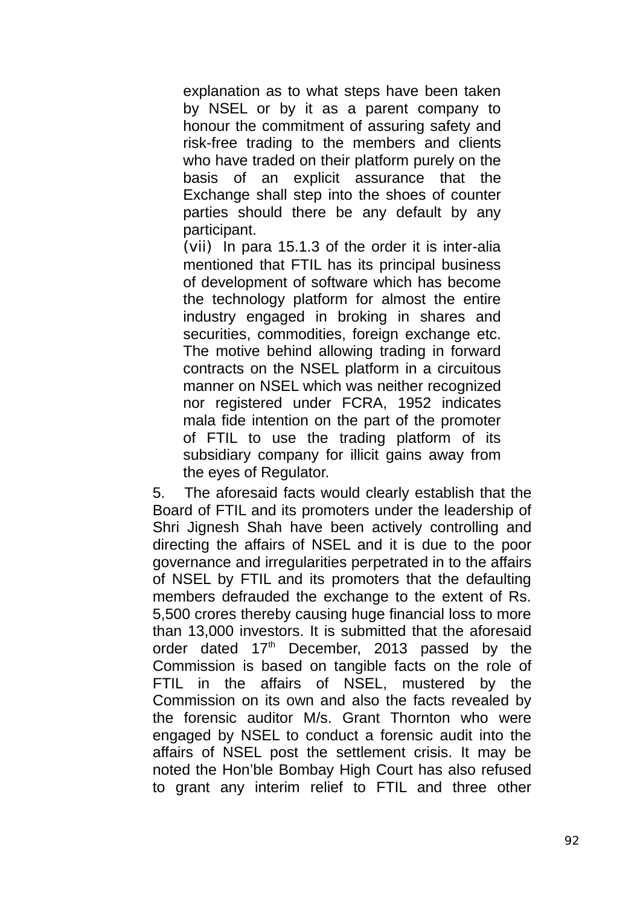explanation as to what steps have been taken by NSEL or by it as a parent company to honour the commitment of assuring safety and risk-free trading to the members and clients who have traded on their platform purely on the basis of an explicit assurance that the Exchange shall step into the shoes of counter parties should there be any default by any participant.

(vii) In para 15.1.3 of the order it is inter-alia mentioned that FTIL has its principal business of development of software which has become the technology platform for almost the entire industry engaged in broking in shares and securities, commodities, foreign exchange etc. The motive behind allowing trading in forward contracts on the NSEL platform in a circuitous manner on NSEL which was neither recognized nor registered under FCRA, 1952 indicates mala fide intention on the part of the promoter of FTIL to use the trading platform of its subsidiary company for illicit gains away from the eyes of Regulator.

5. The aforesaid facts would clearly establish that the Board of FTIL and its promoters under the leadership of Shri Jignesh Shah have been actively controlling and directing the affairs of NSEL and it is due to the poor governance and irregularities perpetrated in to the affairs of NSEL by FTIL and its promoters that the defaulting members defrauded the exchange to the extent of Rs. 5,500 crores thereby causing huge financial loss to more than 13,000 investors. It is submitted that the aforesaid order dated 17th December, 2013 passed by the Commission is based on tangible facts on the role of FTIL in the affairs of NSEL, mustered by the Commission on its own and also the facts revealed by the forensic auditor M/s. Grant Thornton who were engaged by NSEL to conduct a forensic audit into the affairs of NSEL post the settlement crisis. It may be noted the Hon'ble Bombay High Court has also refused to grant any interim relief to FTIL and three other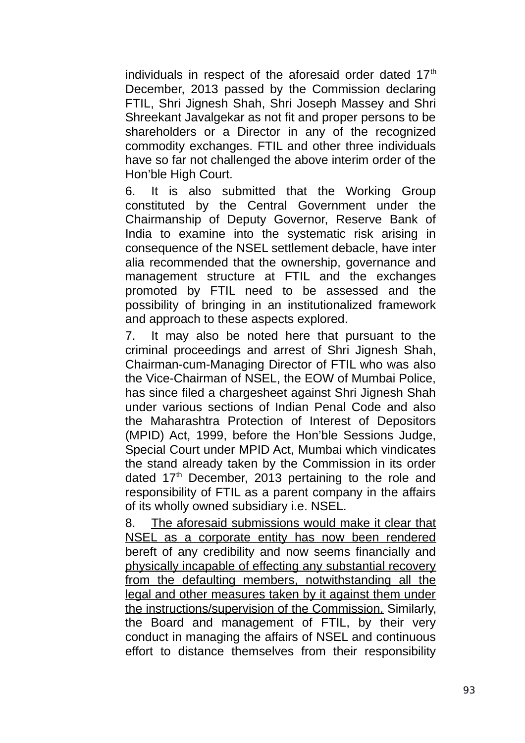individuals in respect of the aforesaid order dated 17th December, 2013 passed by the Commission declaring FTIL, Shri Jignesh Shah, Shri Joseph Massey and Shri Shreekant Javalgekar as not fit and proper persons to be shareholders or a Director in any of the recognized commodity exchanges. FTIL and other three individuals have so far not challenged the above interim order of the Hon'ble High Court.

6. It is also submitted that the Working Group constituted by the Central Government under the Chairmanship of Deputy Governor, Reserve Bank of India to examine into the systematic risk arising in consequence of the NSEL settlement debacle, have inter alia recommended that the ownership, governance and management structure at FTIL and the exchanges promoted by FTIL need to be assessed and the possibility of bringing in an institutionalized framework and approach to these aspects explored.

7. It may also be noted here that pursuant to the criminal proceedings and arrest of Shri Jignesh Shah, Chairman-cum-Managing Director of FTIL who was also the Vice-Chairman of NSEL, the EOW of Mumbai Police, has since filed a chargesheet against Shri Jignesh Shah under various sections of Indian Penal Code and also the Maharashtra Protection of Interest of Depositors (MPID) Act, 1999, before the Hon'ble Sessions Judge, Special Court under MPID Act, Mumbai which vindicates the stand already taken by the Commission in its order dated 17th December, 2013 pertaining to the role and responsibility of FTIL as a parent company in the affairs of its wholly owned subsidiary i.e. NSEL.

8. <u>The aforesaid submissions would make it clear that NSEL as a corporate entity has now been rendered bereft of any credibility and now seems financially and physically incapable of effecting any substantial recovery from the defaulting members, notwithstanding all the legal and other measures taken by it against them under the instructions/supervision of the Commission.</u> Similarly, the Board and management of FTIL, by their very conduct in managing the affairs of NSEL and continuous effort to distance themselves from their responsibility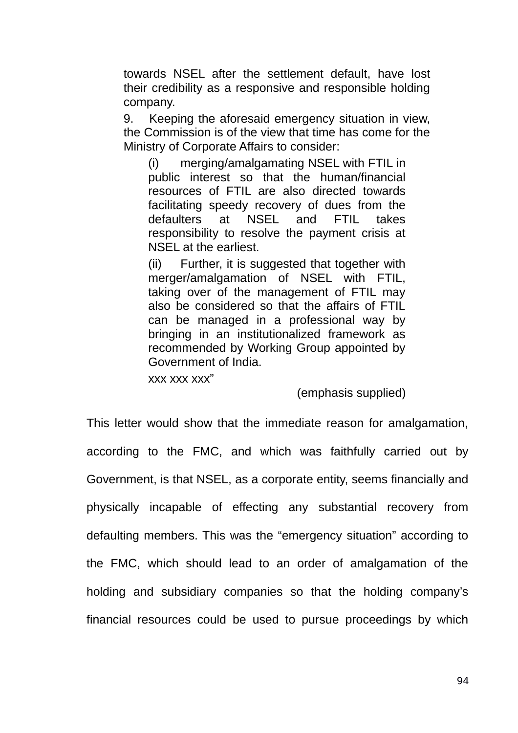> towards NSEL after the settlement default, have lost their credibility as a responsive and responsible holding company.
>
> 9. Keeping the aforesaid emergency situation in view, the Commission is of the view that time has come for the Ministry of Corporate Affairs to consider:
>
> > (i) merging/amalgamating NSEL with FTIL in public interest so that the human/financial resources of FTIL are also directed towards facilitating speedy recovery of dues from the defaulters at NSEL and FTIL takes responsibility to resolve the payment crisis at NSEL at the earliest.
> >
> > (ii) Further, it is suggested that together with merger/amalgamation of NSEL with FTIL, taking over of the management of FTIL may also be considered so that the affairs of FTIL can be managed in a professional way by bringing in an institutionalized framework as recommended by Working Group appointed by Government of India.
> >
> > xxx xxx xxx"
>
> (emphasis supplied)

This letter would show that the immediate reason for amalgamation, according to the FMC, and which was faithfully carried out by Government, is that NSEL, as a corporate entity, seems financially and physically incapable of effecting any substantial recovery from defaulting members. This was the "emergency situation" according to the FMC, which should lead to an order of amalgamation of the holding and subsidiary companies so that the holding company's financial resources could be used to pursue proceedings by which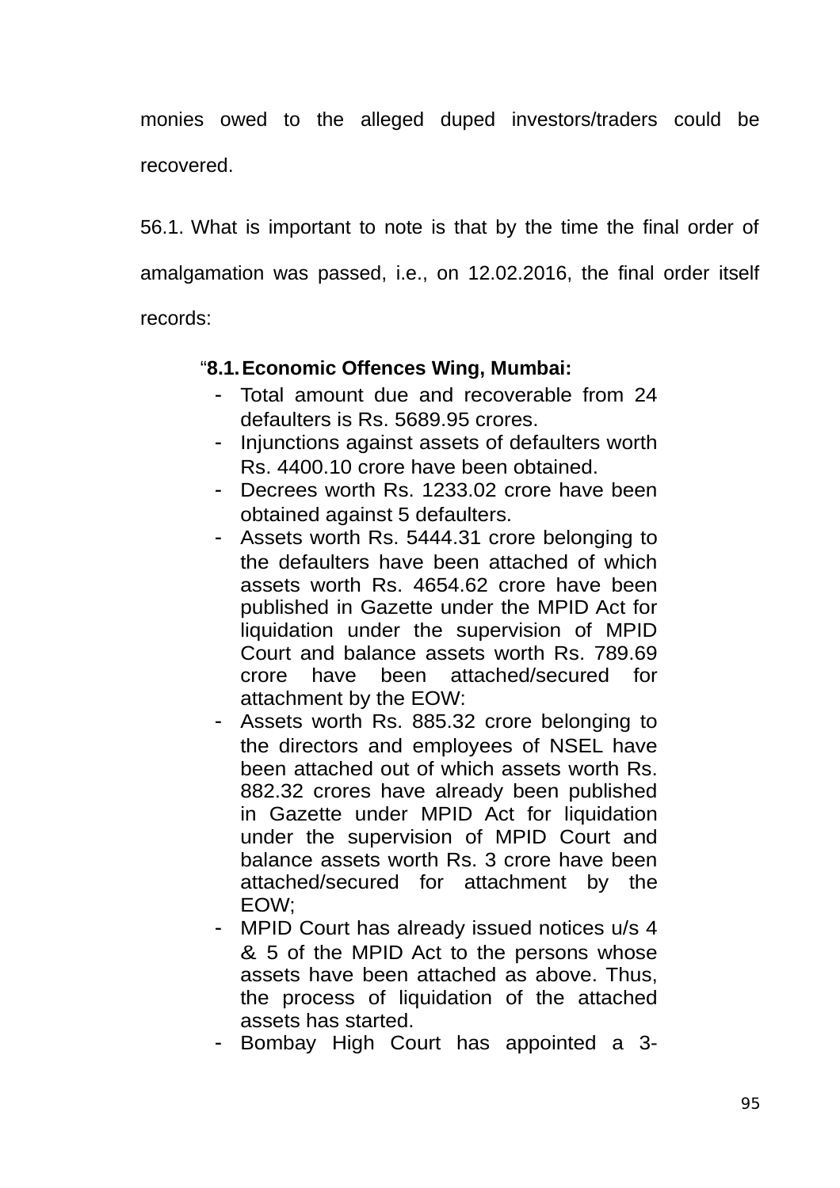monies owed to the alleged duped investors/traders could be recovered.

56.1. What is important to note is that by the time the final order of amalgamation was passed, i.e., on 12.02.2016, the final order itself records:

> "**8.1. Economic Offences Wing, Mumbai:**
>
> - Total amount due and recoverable from 24 defaulters is Rs. 5689.95 crores.
> - Injunctions against assets of defaulters worth Rs. 4400.10 crore have been obtained.
> - Decrees worth Rs. 1233.02 crore have been obtained against 5 defaulters.
> - Assets worth Rs. 5444.31 crore belonging to the defaulters have been attached of which assets worth Rs. 4654.62 crore have been published in Gazette under the MPID Act for liquidation under the supervision of MPID Court and balance assets worth Rs. 789.69 crore have been attached/secured for attachment by the EOW:
> - Assets worth Rs. 885.32 crore belonging to the directors and employees of NSEL have been attached out of which assets worth Rs. 882.32 crores have already been published in Gazette under MPID Act for liquidation under the supervision of MPID Court and balance assets worth Rs. 3 crore have been attached/secured for attachment by the EOW;
> - MPID Court has already issued notices u/s 4 & 5 of the MPID Act to the persons whose assets have been attached as above. Thus, the process of liquidation of the attached assets has started.
> - Bombay High Court has appointed a 3-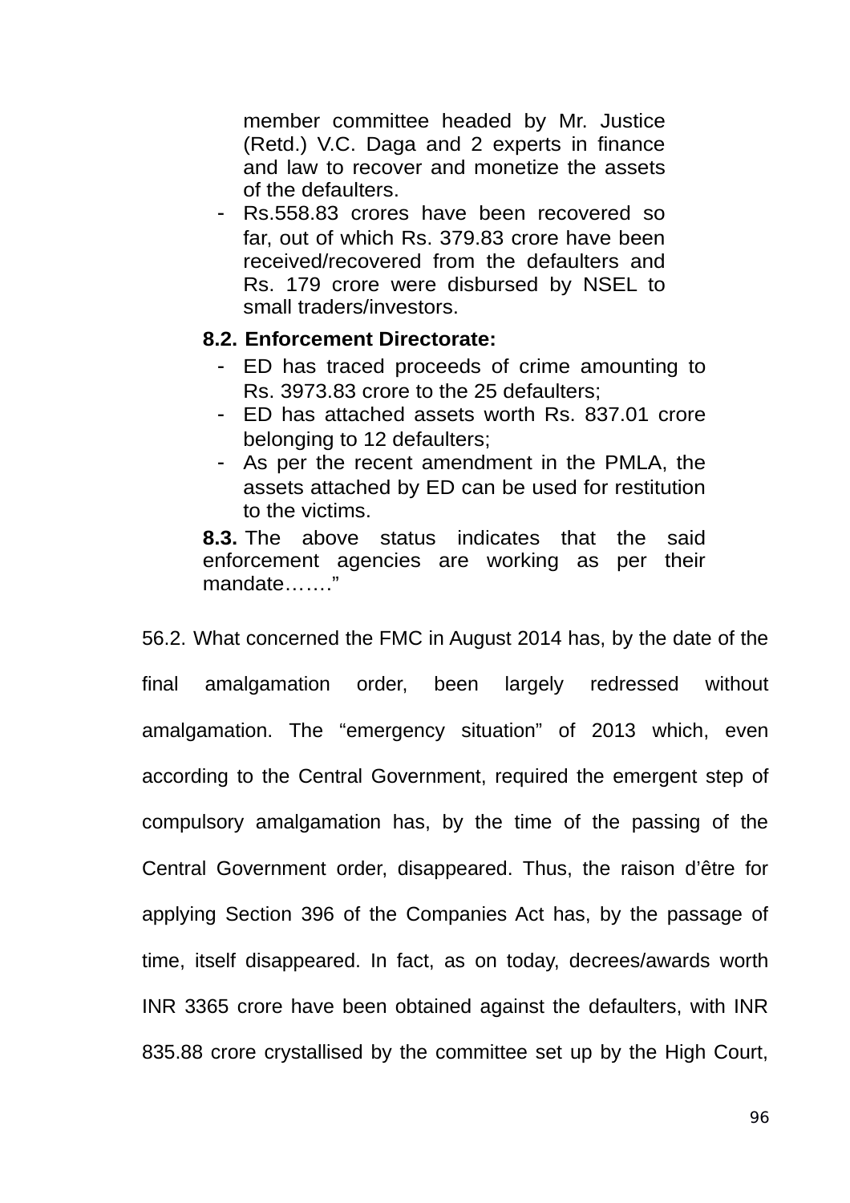> member committee headed by Mr. Justice (Retd.) V.C. Daga and 2 experts in finance and law to recover and monetize the assets of the defaulters.
>
> - Rs.558.83 crores have been recovered so far, out of which Rs. 379.83 crore have been received/recovered from the defaulters and Rs. 179 crore were disbursed by NSEL to small traders/investors.
>
> **8.2. Enforcement Directorate:**
>
> - ED has traced proceeds of crime amounting to Rs. 3973.83 crore to the 25 defaulters;
> - ED has attached assets worth Rs. 837.01 crore belonging to 12 defaulters;
> - As per the recent amendment in the PMLA, the assets attached by ED can be used for restitution to the victims.
>
> **8.3.** The above status indicates that the said enforcement agencies are working as per their mandate……"

56.2. What concerned the FMC in August 2014 has, by the date of the final amalgamation order, been largely redressed without amalgamation. The "emergency situation" of 2013 which, even according to the Central Government, required the emergent step of compulsory amalgamation has, by the time of the passing of the Central Government order, disappeared. Thus, the raison d'être for applying Section 396 of the Companies Act has, by the passage of time, itself disappeared. In fact, as on today, decrees/awards worth INR 3365 crore have been obtained against the defaulters, with INR 835.88 crore crystallised by the committee set up by the High Court,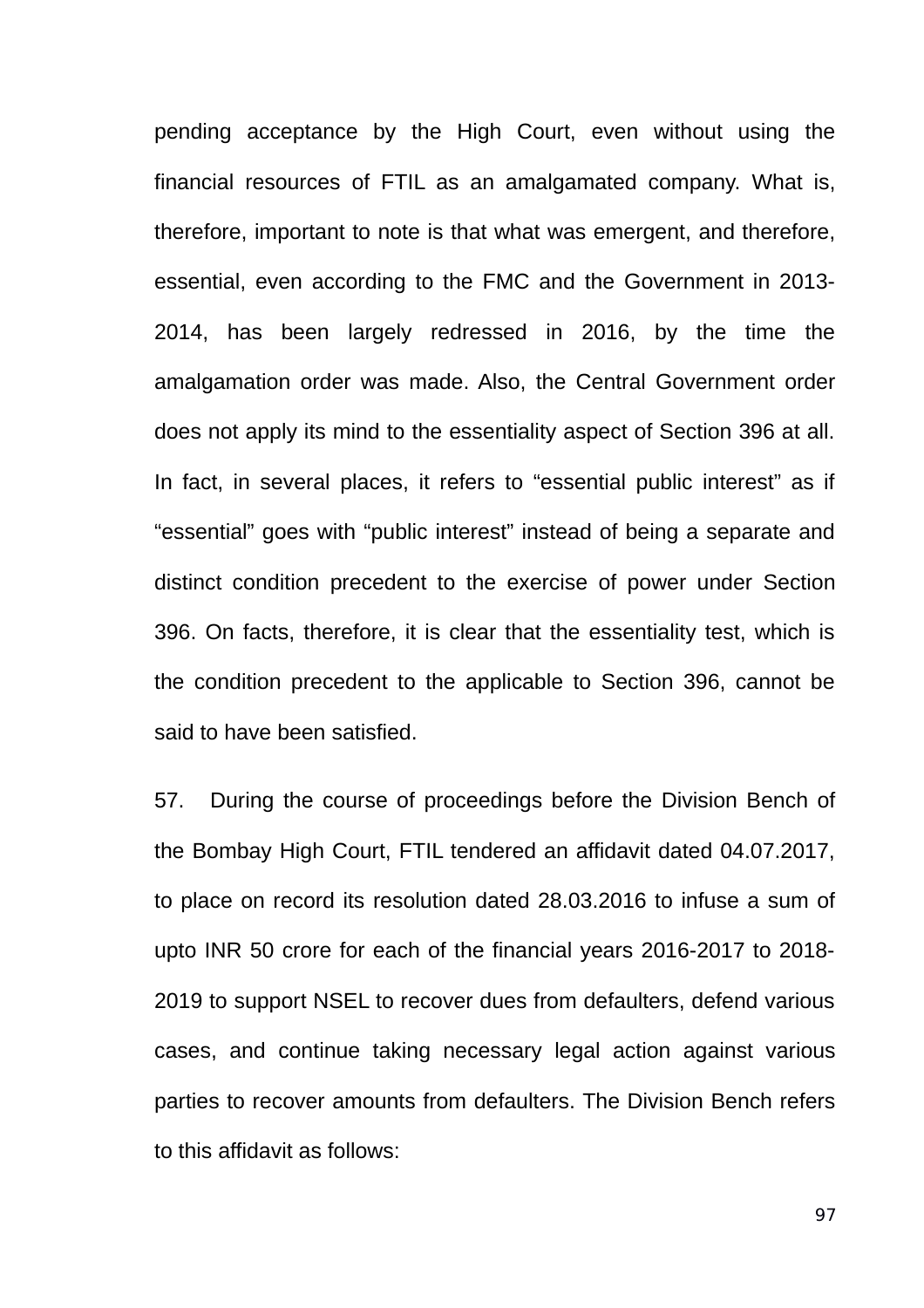pending acceptance by the High Court, even without using the financial resources of FTIL as an amalgamated company. What is, therefore, important to note is that what was emergent, and therefore, essential, even according to the FMC and the Government in 2013-2014, has been largely redressed in 2016, by the time the amalgamation order was made. Also, the Central Government order does not apply its mind to the essentiality aspect of Section 396 at all. In fact, in several places, it refers to "essential public interest" as if "essential" goes with "public interest" instead of being a separate and distinct condition precedent to the exercise of power under Section 396. On facts, therefore, it is clear that the essentiality test, which is the condition precedent to the applicable to Section 396, cannot be said to have been satisfied.

57. During the course of proceedings before the Division Bench of the Bombay High Court, FTIL tendered an affidavit dated 04.07.2017, to place on record its resolution dated 28.03.2016 to infuse a sum of upto INR 50 crore for each of the financial years 2016-2017 to 2018-2019 to support NSEL to recover dues from defaulters, defend various cases, and continue taking necessary legal action against various parties to recover amounts from defaulters. The Division Bench refers to this affidavit as follows: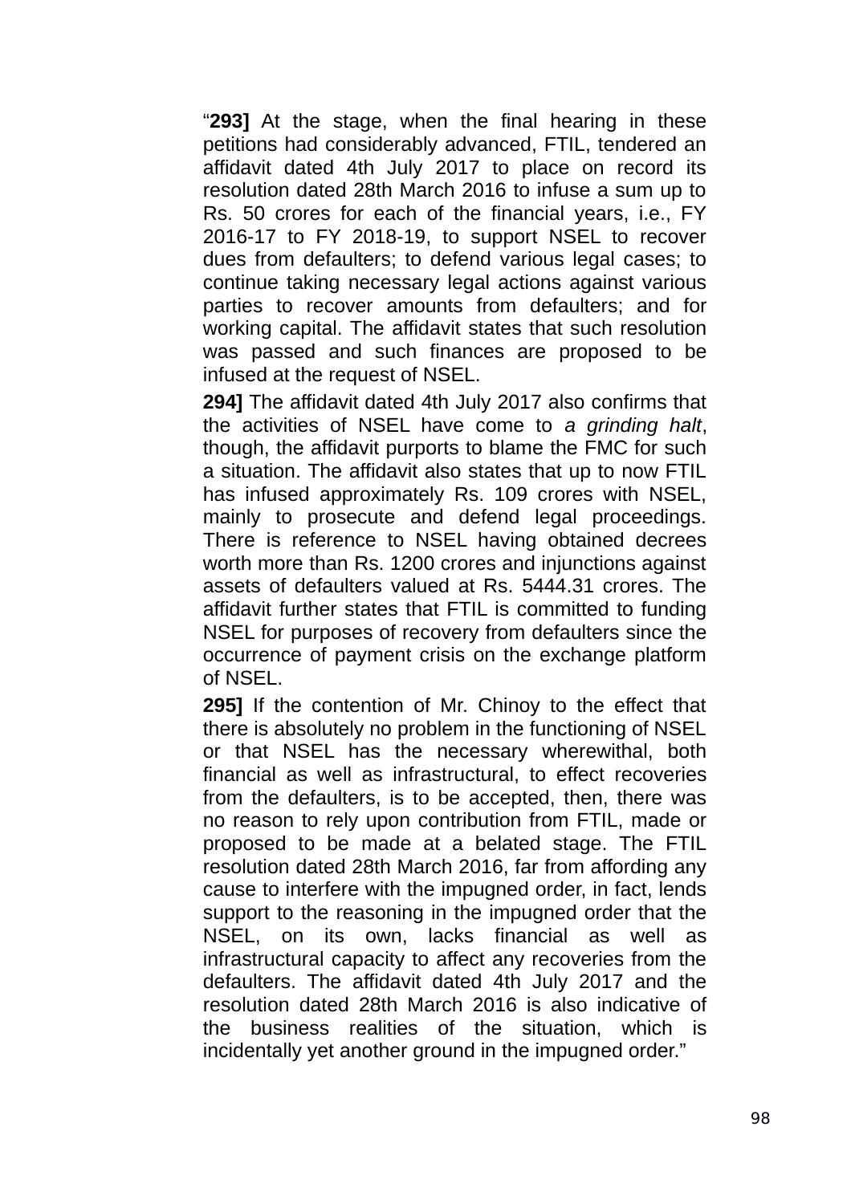"**293]** At the stage, when the final hearing in these petitions had considerably advanced, FTIL, tendered an affidavit dated 4th July 2017 to place on record its resolution dated 28th March 2016 to infuse a sum up to Rs. 50 crores for each of the financial years, i.e., FY 2016-17 to FY 2018-19, to support NSEL to recover dues from defaulters; to defend various legal cases; to continue taking necessary legal actions against various parties to recover amounts from defaulters; and for working capital. The affidavit states that such resolution was passed and such finances are proposed to be infused at the request of NSEL.

**294]** The affidavit dated 4th July 2017 also confirms that the activities of NSEL have come to *a grinding halt*, though, the affidavit purports to blame the FMC for such a situation. The affidavit also states that up to now FTIL has infused approximately Rs. 109 crores with NSEL, mainly to prosecute and defend legal proceedings. There is reference to NSEL having obtained decrees worth more than Rs. 1200 crores and injunctions against assets of defaulters valued at Rs. 5444.31 crores. The affidavit further states that FTIL is committed to funding NSEL for purposes of recovery from defaulters since the occurrence of payment crisis on the exchange platform of NSEL.

**295]** If the contention of Mr. Chinoy to the effect that there is absolutely no problem in the functioning of NSEL or that NSEL has the necessary wherewithal, both financial as well as infrastructural, to effect recoveries from the defaulters, is to be accepted, then, there was no reason to rely upon contribution from FTIL, made or proposed to be made at a belated stage. The FTIL resolution dated 28th March 2016, far from affording any cause to interfere with the impugned order, in fact, lends support to the reasoning in the impugned order that the NSEL, on its own, lacks financial as well as infrastructural capacity to affect any recoveries from the defaulters. The affidavit dated 4th July 2017 and the resolution dated 28th March 2016 is also indicative of the business realities of the situation, which is incidentally yet another ground in the impugned order."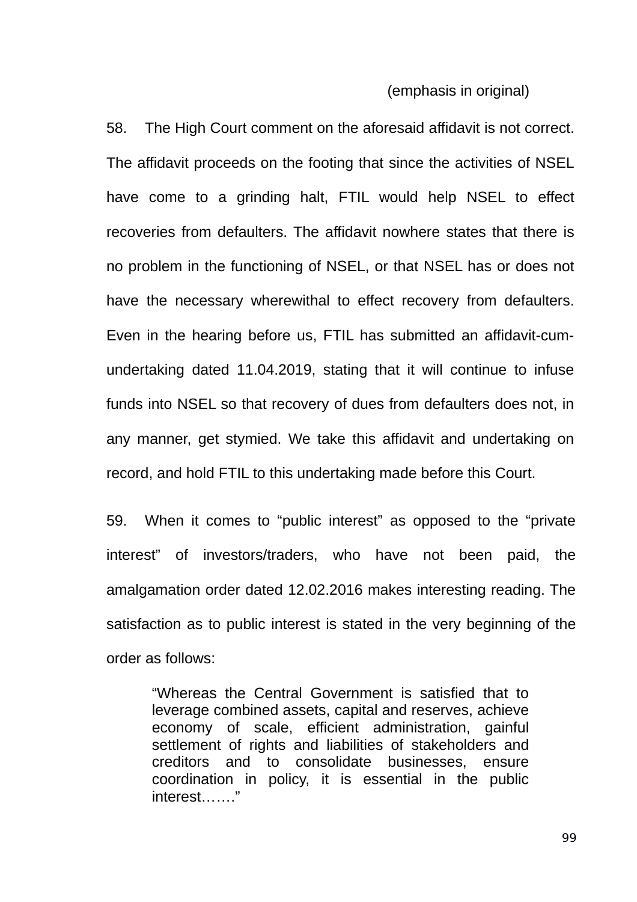(emphasis in original)

58. The High Court comment on the aforesaid affidavit is not correct. The affidavit proceeds on the footing that since the activities of NSEL have come to a grinding halt, FTIL would help NSEL to effect recoveries from defaulters. The affidavit nowhere states that there is no problem in the functioning of NSEL, or that NSEL has or does not have the necessary wherewithal to effect recovery from defaulters. Even in the hearing before us, FTIL has submitted an affidavit-cum-undertaking dated 11.04.2019, stating that it will continue to infuse funds into NSEL so that recovery of dues from defaulters does not, in any manner, get stymied. We take this affidavit and undertaking on record, and hold FTIL to this undertaking made before this Court.

59. When it comes to "public interest" as opposed to the "private interest" of investors/traders, who have not been paid, the amalgamation order dated 12.02.2016 makes interesting reading. The satisfaction as to public interest is stated in the very beginning of the order as follows:

> "Whereas the Central Government is satisfied that to leverage combined assets, capital and reserves, achieve economy of scale, efficient administration, gainful settlement of rights and liabilities of stakeholders and creditors and to consolidate businesses, ensure coordination in policy, it is essential in the public interest……"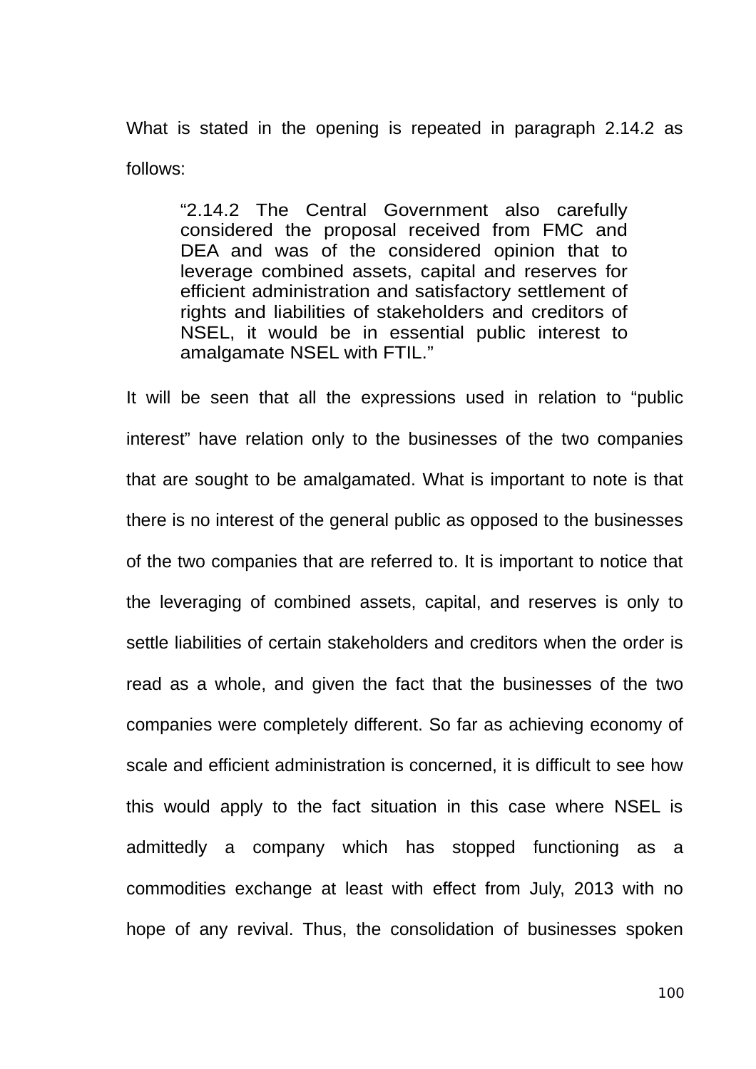What is stated in the opening is repeated in paragraph 2.14.2 as follows:

> "2.14.2 The Central Government also carefully considered the proposal received from FMC and DEA and was of the considered opinion that to leverage combined assets, capital and reserves for efficient administration and satisfactory settlement of rights and liabilities of stakeholders and creditors of NSEL, it would be in essential public interest to amalgamate NSEL with FTIL."

It will be seen that all the expressions used in relation to "public interest" have relation only to the businesses of the two companies that are sought to be amalgamated. What is important to note is that there is no interest of the general public as opposed to the businesses of the two companies that are referred to. It is important to notice that the leveraging of combined assets, capital, and reserves is only to settle liabilities of certain stakeholders and creditors when the order is read as a whole, and given the fact that the businesses of the two companies were completely different. So far as achieving economy of scale and efficient administration is concerned, it is difficult to see how this would apply to the fact situation in this case where NSEL is admittedly a company which has stopped functioning as a commodities exchange at least with effect from July, 2013 with no hope of any revival. Thus, the consolidation of businesses spoken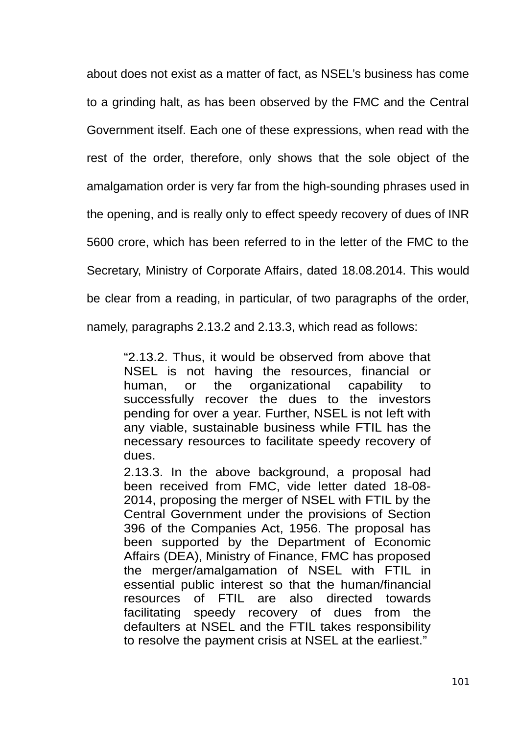about does not exist as a matter of fact, as NSEL's business has come to a grinding halt, as has been observed by the FMC and the Central Government itself. Each one of these expressions, when read with the rest of the order, therefore, only shows that the sole object of the amalgamation order is very far from the high-sounding phrases used in the opening, and is really only to effect speedy recovery of dues of INR 5600 crore, which has been referred to in the letter of the FMC to the Secretary, Ministry of Corporate Affairs, dated 18.08.2014. This would be clear from a reading, in particular, of two paragraphs of the order, namely, paragraphs 2.13.2 and 2.13.3, which read as follows:

> "2.13.2. Thus, it would be observed from above that NSEL is not having the resources, financial or human, or the organizational capability to successfully recover the dues to the investors pending for over a year. Further, NSEL is not left with any viable, sustainable business while FTIL has the necessary resources to facilitate speedy recovery of dues.
>
> 2.13.3. In the above background, a proposal had been received from FMC, vide letter dated 18-08-2014, proposing the merger of NSEL with FTIL by the Central Government under the provisions of Section 396 of the Companies Act, 1956. The proposal has been supported by the Department of Economic Affairs (DEA), Ministry of Finance, FMC has proposed the merger/amalgamation of NSEL with FTIL in essential public interest so that the human/financial resources of FTIL are also directed towards facilitating speedy recovery of dues from the defaulters at NSEL and the FTIL takes responsibility to resolve the payment crisis at NSEL at the earliest."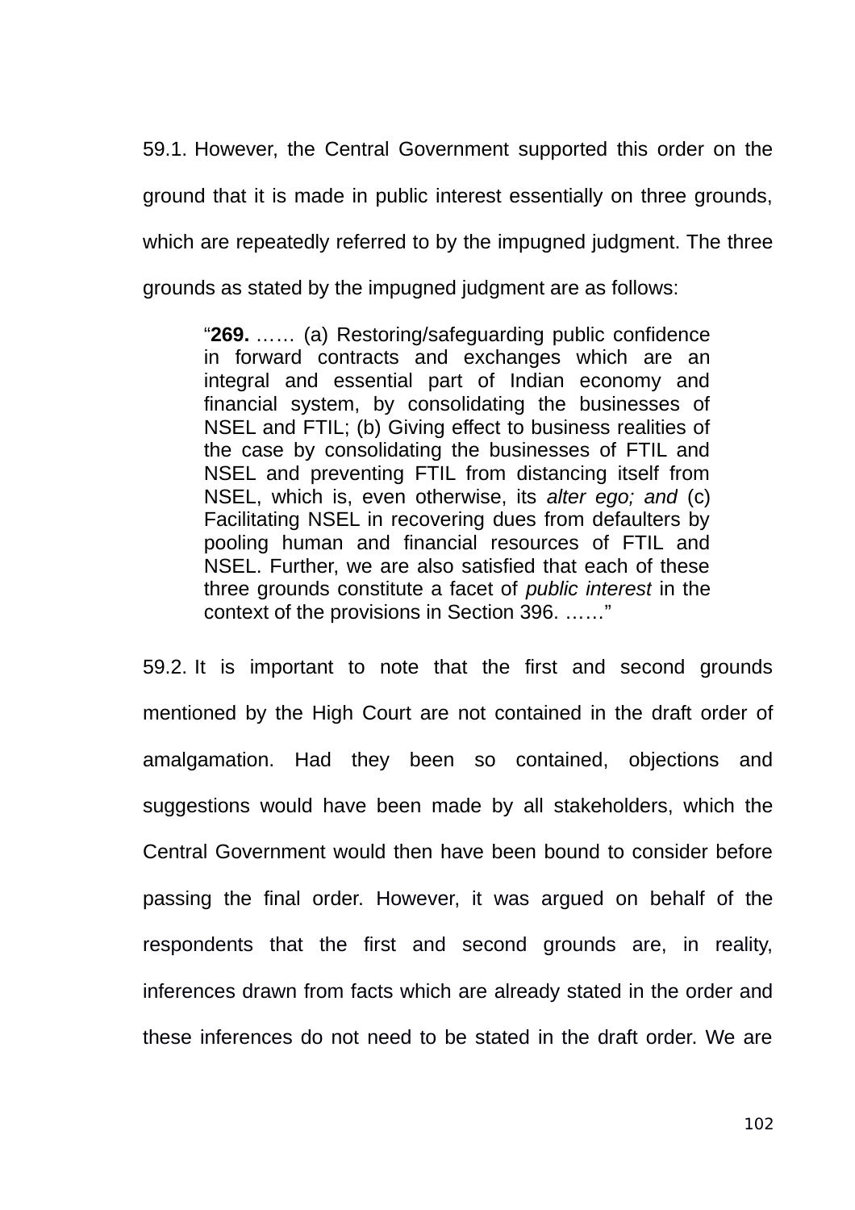59.1. However, the Central Government supported this order on the ground that it is made in public interest essentially on three grounds, which are repeatedly referred to by the impugned judgment. The three grounds as stated by the impugned judgment are as follows:

> "**269.** …… (a) Restoring/safeguarding public confidence in forward contracts and exchanges which are an integral and essential part of Indian economy and financial system, by consolidating the businesses of NSEL and FTIL; (b) Giving effect to business realities of the case by consolidating the businesses of FTIL and NSEL and preventing FTIL from distancing itself from NSEL, which is, even otherwise, its *alter ego; and* (c) Facilitating NSEL in recovering dues from defaulters by pooling human and financial resources of FTIL and NSEL. Further, we are also satisfied that each of these three grounds constitute a facet of *public interest* in the context of the provisions in Section 396. ……"

59.2. It is important to note that the first and second grounds mentioned by the High Court are not contained in the draft order of amalgamation. Had they been so contained, objections and suggestions would have been made by all stakeholders, which the Central Government would then have been bound to consider before passing the final order. However, it was argued on behalf of the respondents that the first and second grounds are, in reality, inferences drawn from facts which are already stated in the order and these inferences do not need to be stated in the draft order. We are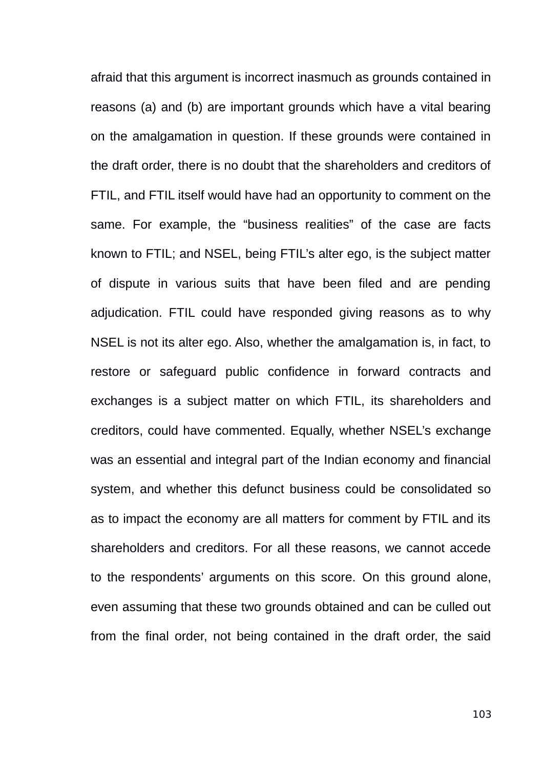afraid that this argument is incorrect inasmuch as grounds contained in reasons (a) and (b) are important grounds which have a vital bearing on the amalgamation in question. If these grounds were contained in the draft order, there is no doubt that the shareholders and creditors of FTIL, and FTIL itself would have had an opportunity to comment on the same. For example, the "business realities" of the case are facts known to FTIL; and NSEL, being FTIL's alter ego, is the subject matter of dispute in various suits that have been filed and are pending adjudication. FTIL could have responded giving reasons as to why NSEL is not its alter ego. Also, whether the amalgamation is, in fact, to restore or safeguard public confidence in forward contracts and exchanges is a subject matter on which FTIL, its shareholders and creditors, could have commented. Equally, whether NSEL's exchange was an essential and integral part of the Indian economy and financial system, and whether this defunct business could be consolidated so as to impact the economy are all matters for comment by FTIL and its shareholders and creditors. For all these reasons, we cannot accede to the respondents' arguments on this score. On this ground alone, even assuming that these two grounds obtained and can be culled out from the final order, not being contained in the draft order, the said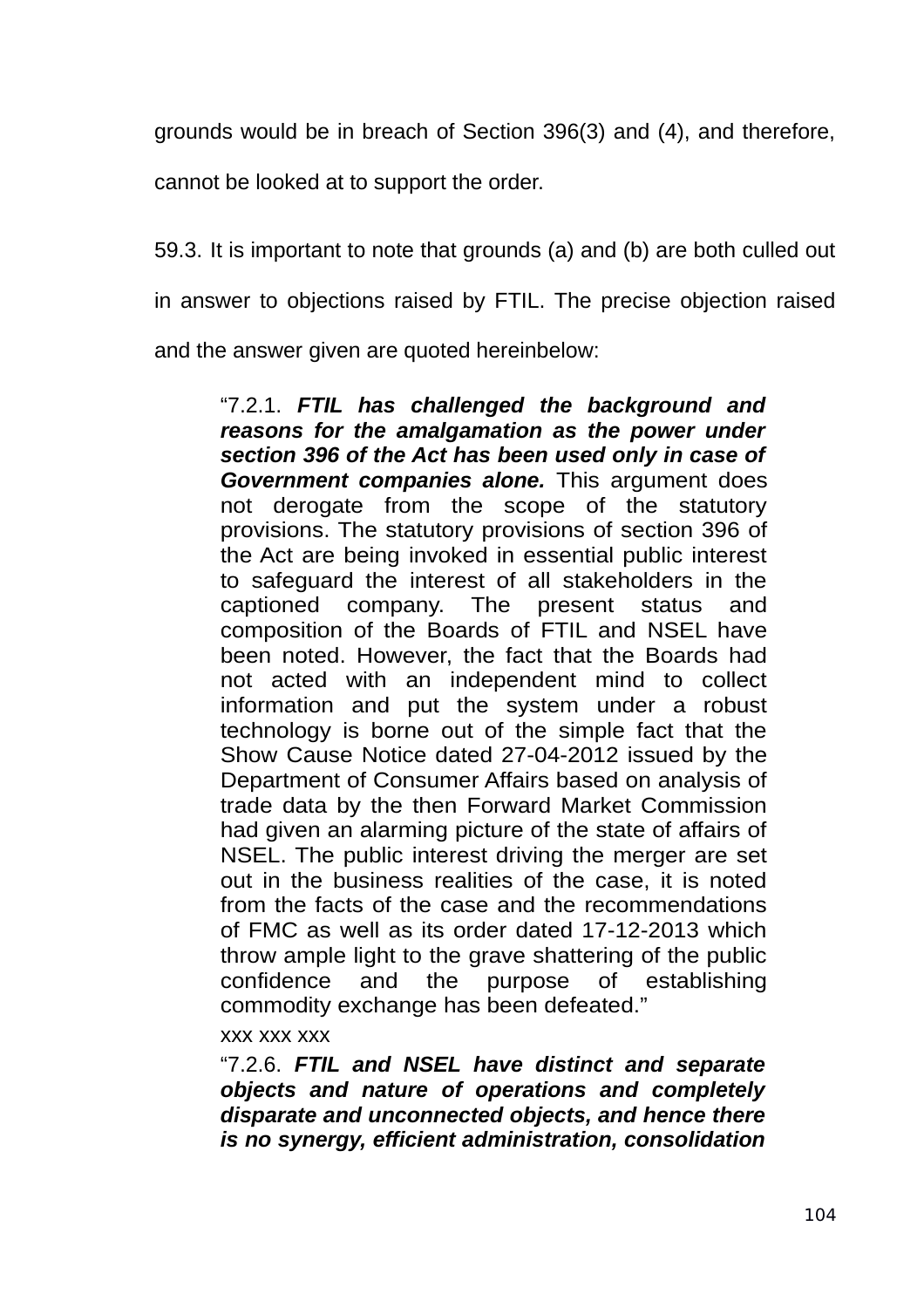grounds would be in breach of Section 396(3) and (4), and therefore, cannot be looked at to support the order.

59.3. It is important to note that grounds (a) and (b) are both culled out in answer to objections raised by FTIL. The precise objection raised and the answer given are quoted hereinbelow:

> "7.2.1. ***FTIL has challenged the background and reasons for the amalgamation as the power under section 396 of the Act has been used only in case of Government companies alone.*** This argument does not derogate from the scope of the statutory provisions. The statutory provisions of section 396 of the Act are being invoked in essential public interest to safeguard the interest of all stakeholders in the captioned company. The present status and composition of the Boards of FTIL and NSEL have been noted. However, the fact that the Boards had not acted with an independent mind to collect information and put the system under a robust technology is borne out of the simple fact that the Show Cause Notice dated 27-04-2012 issued by the Department of Consumer Affairs based on analysis of trade data by the then Forward Market Commission had given an alarming picture of the state of affairs of NSEL. The public interest driving the merger are set out in the business realities of the case, it is noted from the facts of the case and the recommendations of FMC as well as its order dated 17-12-2013 which throw ample light to the grave shattering of the public confidence and the purpose of establishing commodity exchange has been defeated."
>
> xxx xxx xxx
>
> "7.2.6. ***FTIL and NSEL have distinct and separate objects and nature of operations and completely disparate and unconnected objects, and hence there is no synergy, efficient administration, consolidation***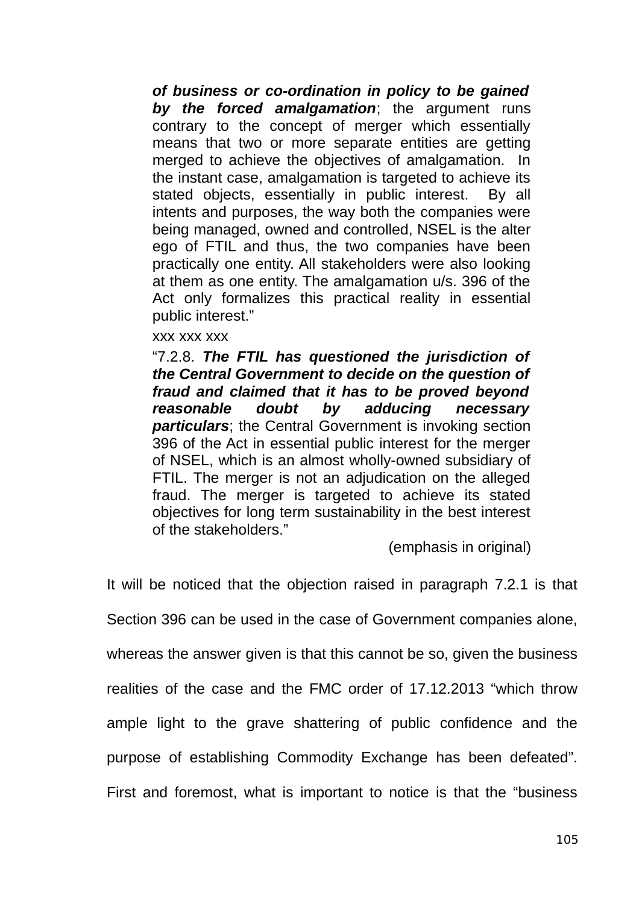> ***of business or co-ordination in policy to be gained by the forced amalgamation***; the argument runs contrary to the concept of merger which essentially means that two or more separate entities are getting merged to achieve the objectives of amalgamation. In the instant case, amalgamation is targeted to achieve its stated objects, essentially in public interest. By all intents and purposes, the way both the companies were being managed, owned and controlled, NSEL is the alter ego of FTIL and thus, the two companies have been practically one entity. All stakeholders were also looking at them as one entity. The amalgamation u/s. 396 of the Act only formalizes this practical reality in essential public interest."
>
> xxx xxx xxx
>
> "7.2.8. ***The FTIL has questioned the jurisdiction of the Central Government to decide on the question of fraud and claimed that it has to be proved beyond reasonable doubt by adducing necessary particulars***; the Central Government is invoking section 396 of the Act in essential public interest for the merger of NSEL, which is an almost wholly-owned subsidiary of FTIL. The merger is not an adjudication on the alleged fraud. The merger is targeted to achieve its stated objectives for long term sustainability in the best interest of the stakeholders."
>
> (emphasis in original)

It will be noticed that the objection raised in paragraph 7.2.1 is that Section 396 can be used in the case of Government companies alone, whereas the answer given is that this cannot be so, given the business realities of the case and the FMC order of 17.12.2013 "which throw ample light to the grave shattering of public confidence and the purpose of establishing Commodity Exchange has been defeated". First and foremost, what is important to notice is that the "business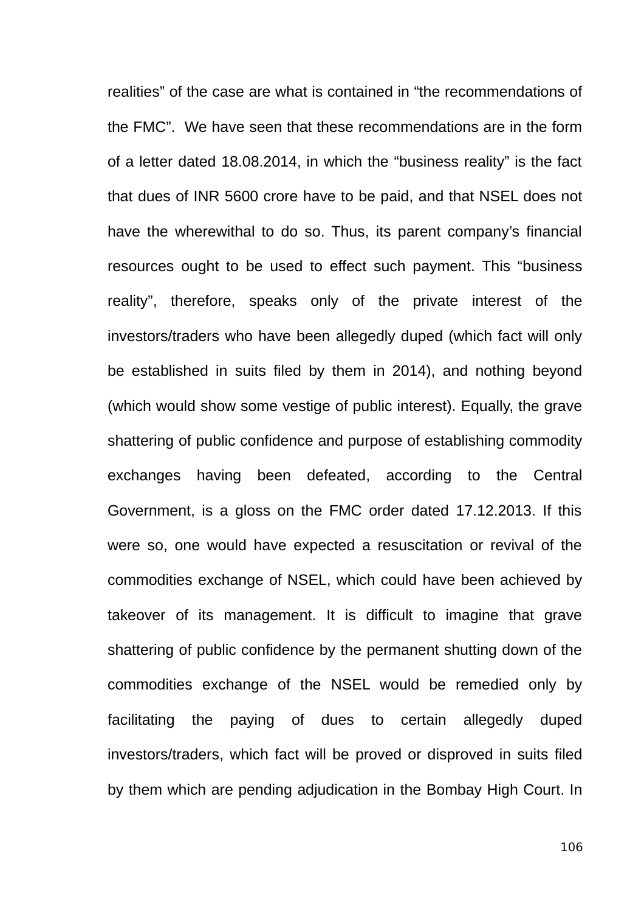realities" of the case are what is contained in "the recommendations of the FMC". We have seen that these recommendations are in the form of a letter dated 18.08.2014, in which the "business reality" is the fact that dues of INR 5600 crore have to be paid, and that NSEL does not have the wherewithal to do so. Thus, its parent company's financial resources ought to be used to effect such payment. This "business reality", therefore, speaks only of the private interest of the investors/traders who have been allegedly duped (which fact will only be established in suits filed by them in 2014), and nothing beyond (which would show some vestige of public interest). Equally, the grave shattering of public confidence and purpose of establishing commodity exchanges having been defeated, according to the Central Government, is a gloss on the FMC order dated 17.12.2013. If this were so, one would have expected a resuscitation or revival of the commodities exchange of NSEL, which could have been achieved by takeover of its management. It is difficult to imagine that grave shattering of public confidence by the permanent shutting down of the commodities exchange of the NSEL would be remedied only by facilitating the paying of dues to certain allegedly duped investors/traders, which fact will be proved or disproved in suits filed by them which are pending adjudication in the Bombay High Court. In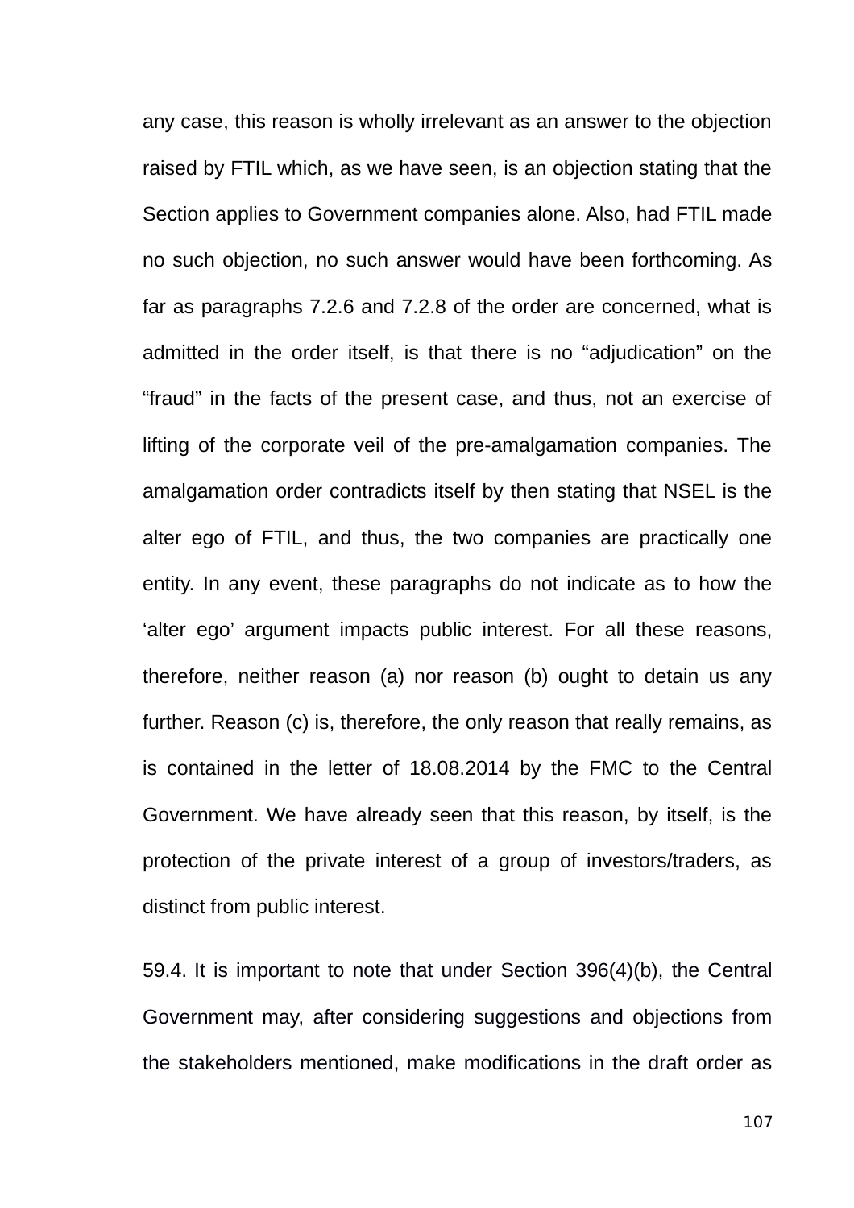any case, this reason is wholly irrelevant as an answer to the objection raised by FTIL which, as we have seen, is an objection stating that the Section applies to Government companies alone. Also, had FTIL made no such objection, no such answer would have been forthcoming. As far as paragraphs 7.2.6 and 7.2.8 of the order are concerned, what is admitted in the order itself, is that there is no “adjudication” on the “fraud” in the facts of the present case, and thus, not an exercise of lifting of the corporate veil of the pre-amalgamation companies. The amalgamation order contradicts itself by then stating that NSEL is the alter ego of FTIL, and thus, the two companies are practically one entity. In any event, these paragraphs do not indicate as to how the ‘alter ego’ argument impacts public interest. For all these reasons, therefore, neither reason (a) nor reason (b) ought to detain us any further. Reason (c) is, therefore, the only reason that really remains, as is contained in the letter of 18.08.2014 by the FMC to the Central Government. We have already seen that this reason, by itself, is the protection of the private interest of a group of investors/traders, as distinct from public interest.

59.4. It is important to note that under Section 396(4)(b), the Central Government may, after considering suggestions and objections from the stakeholders mentioned, make modifications in the draft order as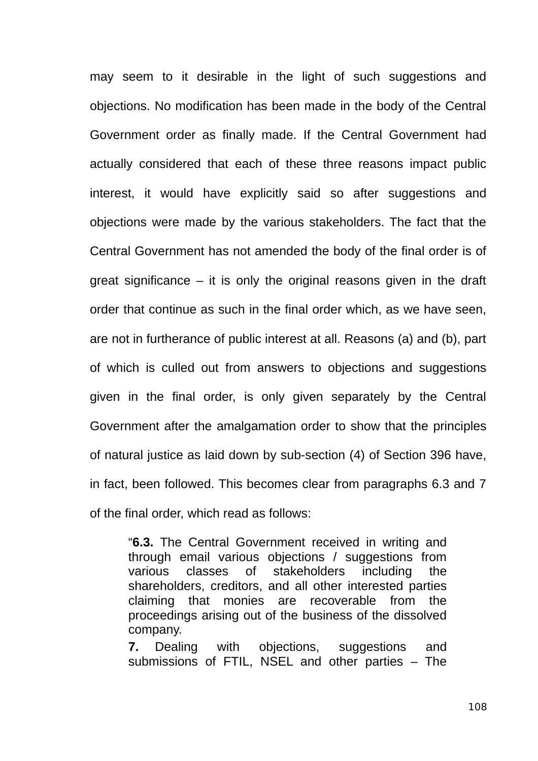may seem to it desirable in the light of such suggestions and objections. No modification has been made in the body of the Central Government order as finally made. If the Central Government had actually considered that each of these three reasons impact public interest, it would have explicitly said so after suggestions and objections were made by the various stakeholders. The fact that the Central Government has not amended the body of the final order is of great significance – it is only the original reasons given in the draft order that continue as such in the final order which, as we have seen, are not in furtherance of public interest at all. Reasons (a) and (b), part of which is culled out from answers to objections and suggestions given in the final order, is only given separately by the Central Government after the amalgamation order to show that the principles of natural justice as laid down by sub-section (4) of Section 396 have, in fact, been followed. This becomes clear from paragraphs 6.3 and 7 of the final order, which read as follows:

> "**6.3.** The Central Government received in writing and through email various objections / suggestions from various classes of stakeholders including the shareholders, creditors, and all other interested parties claiming that monies are recoverable from the proceedings arising out of the business of the dissolved company.
>
> **7.** Dealing with objections, suggestions and submissions of FTIL, NSEL and other parties – The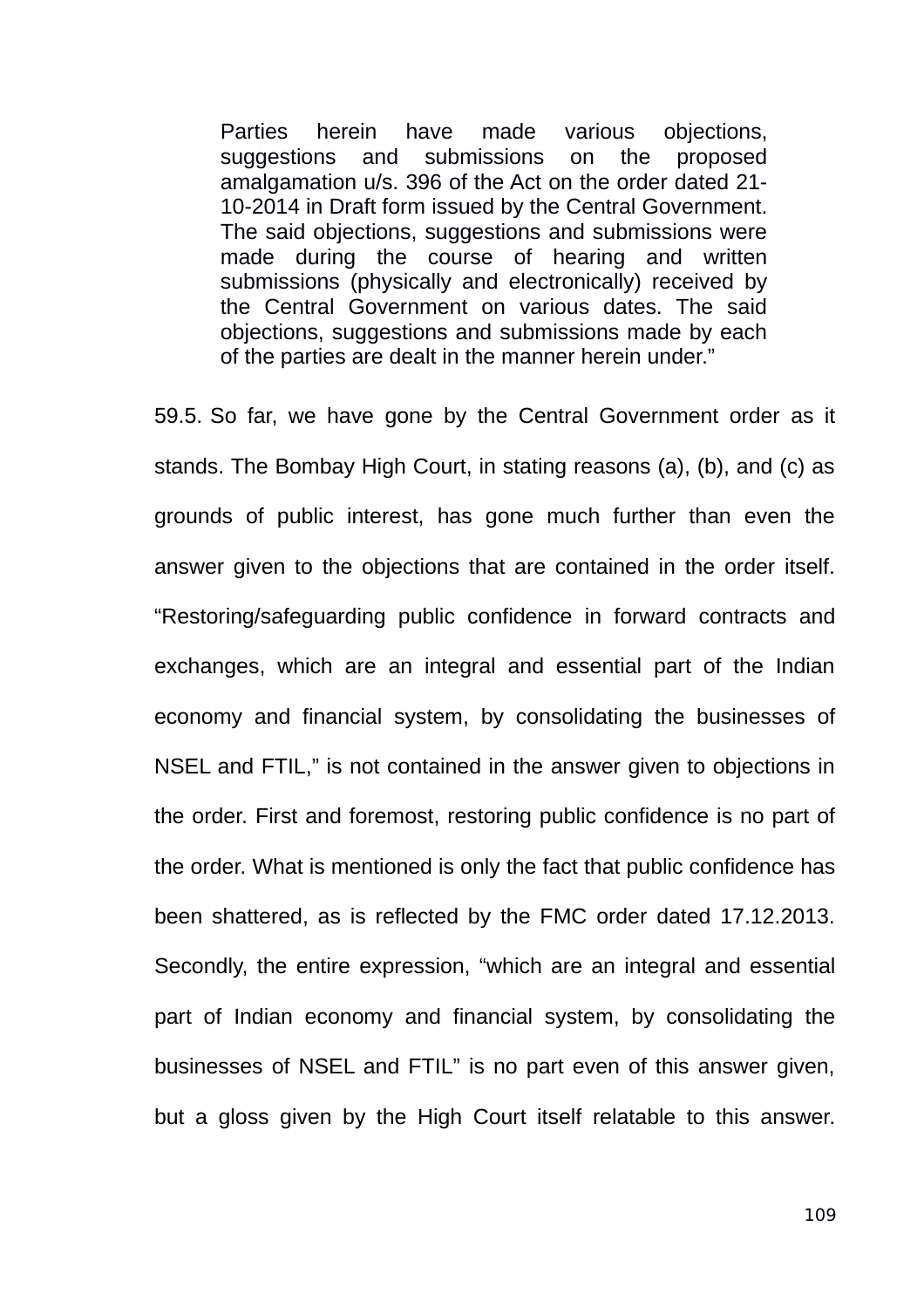> Parties herein have made various objections, suggestions and submissions on the proposed amalgamation u/s. 396 of the Act on the order dated 21-10-2014 in Draft form issued by the Central Government. The said objections, suggestions and submissions were made during the course of hearing and written submissions (physically and electronically) received by the Central Government on various dates. The said objections, suggestions and submissions made by each of the parties are dealt in the manner herein under."

59.5. So far, we have gone by the Central Government order as it stands. The Bombay High Court, in stating reasons (a), (b), and (c) as grounds of public interest, has gone much further than even the answer given to the objections that are contained in the order itself. "Restoring/safeguarding public confidence in forward contracts and exchanges, which are an integral and essential part of the Indian economy and financial system, by consolidating the businesses of NSEL and FTIL," is not contained in the answer given to objections in the order. First and foremost, restoring public confidence is no part of the order. What is mentioned is only the fact that public confidence has been shattered, as is reflected by the FMC order dated 17.12.2013. Secondly, the entire expression, "which are an integral and essential part of Indian economy and financial system, by consolidating the businesses of NSEL and FTIL" is no part even of this answer given, but a gloss given by the High Court itself relatable to this answer.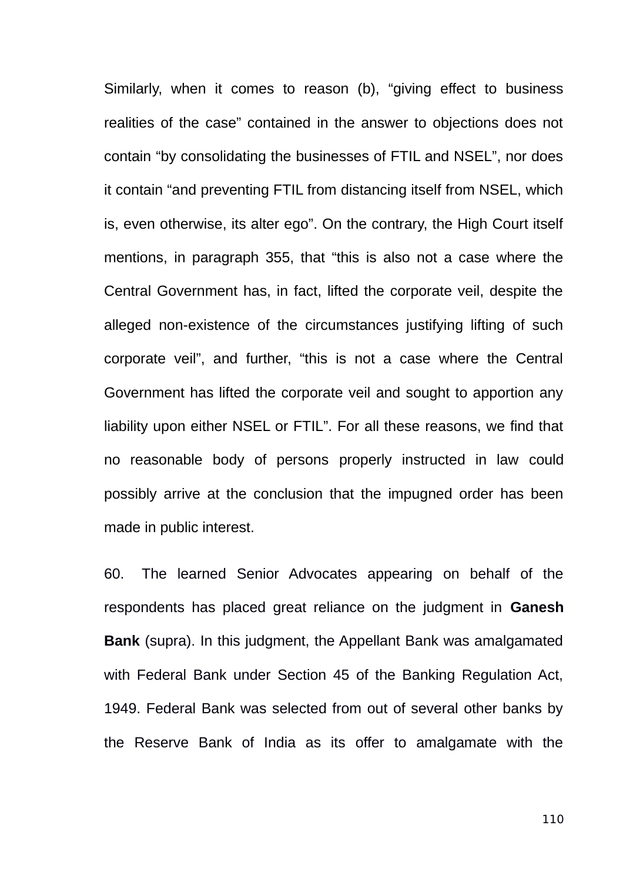Similarly, when it comes to reason (b), "giving effect to business realities of the case" contained in the answer to objections does not contain "by consolidating the businesses of FTIL and NSEL", nor does it contain "and preventing FTIL from distancing itself from NSEL, which is, even otherwise, its alter ego". On the contrary, the High Court itself mentions, in paragraph 355, that "this is also not a case where the Central Government has, in fact, lifted the corporate veil, despite the alleged non-existence of the circumstances justifying lifting of such corporate veil", and further, "this is not a case where the Central Government has lifted the corporate veil and sought to apportion any liability upon either NSEL or FTIL". For all these reasons, we find that no reasonable body of persons properly instructed in law could possibly arrive at the conclusion that the impugned order has been made in public interest.

60. The learned Senior Advocates appearing on behalf of the respondents has placed great reliance on the judgment in **Ganesh Bank** (supra). In this judgment, the Appellant Bank was amalgamated with Federal Bank under Section 45 of the Banking Regulation Act, 1949. Federal Bank was selected from out of several other banks by the Reserve Bank of India as its offer to amalgamate with the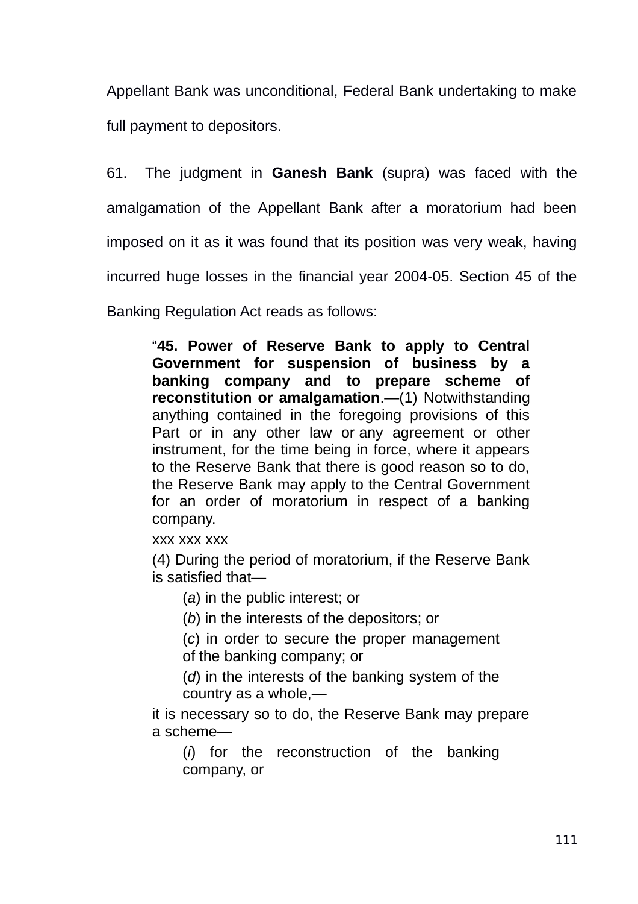Appellant Bank was unconditional, Federal Bank undertaking to make full payment to depositors.

61. The judgment in **Ganesh Bank** (supra) was faced with the amalgamation of the Appellant Bank after a moratorium had been imposed on it as it was found that its position was very weak, having incurred huge losses in the financial year 2004-05. Section 45 of the Banking Regulation Act reads as follows:

> "**45. Power of Reserve Bank to apply to Central Government for suspension of business by a banking company and to prepare scheme of reconstitution or amalgamation**.—(1) Notwithstanding anything contained in the foregoing provisions of this Part or in any other law or any agreement or other instrument, for the time being in force, where it appears to the Reserve Bank that there is good reason so to do, the Reserve Bank may apply to the Central Government for an order of moratorium in respect of a banking company.
>
> xxx xxx xxx
>
> (4) During the period of moratorium, if the Reserve Bank is satisfied that—
>
> > (*a*) in the public interest; or
> >
> > (*b*) in the interests of the depositors; or
> >
> > (*c*) in order to secure the proper management of the banking company; or
> >
> > (*d*) in the interests of the banking system of the country as a whole,—
>
> it is necessary so to do, the Reserve Bank may prepare a scheme—
>
> > (*i*) for the reconstruction of the banking company, or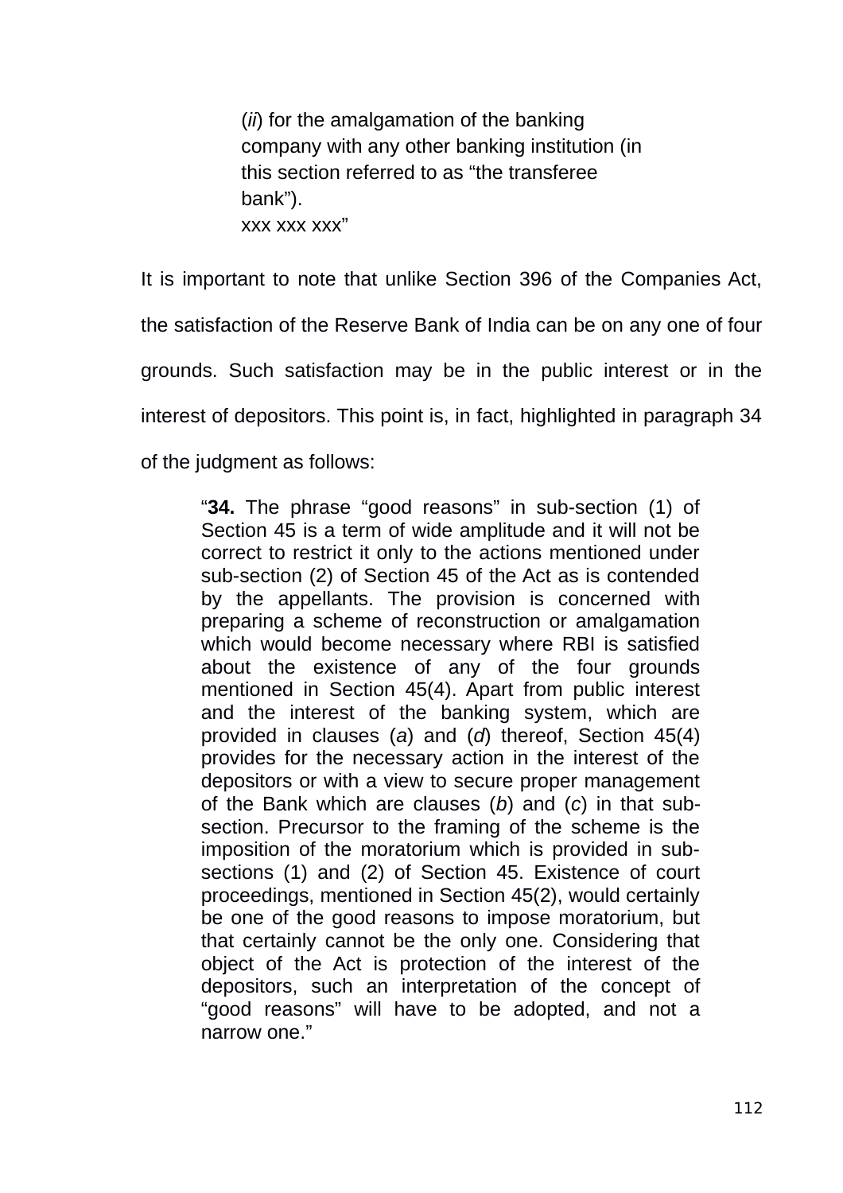> (*ii*) for the amalgamation of the banking company with any other banking institution (in this section referred to as "the transferee bank").
> xxx xxx xxx"

It is important to note that unlike Section 396 of the Companies Act, the satisfaction of the Reserve Bank of India can be on any one of four grounds. Such satisfaction may be in the public interest or in the interest of depositors. This point is, in fact, highlighted in paragraph 34 of the judgment as follows:

> "**34.** The phrase "good reasons" in sub-section (1) of Section 45 is a term of wide amplitude and it will not be correct to restrict it only to the actions mentioned under sub-section (2) of Section 45 of the Act as is contended by the appellants. The provision is concerned with preparing a scheme of reconstruction or amalgamation which would become necessary where RBI is satisfied about the existence of any of the four grounds mentioned in Section 45(4). Apart from public interest and the interest of the banking system, which are provided in clauses (*a*) and (*d*) thereof, Section 45(4) provides for the necessary action in the interest of the depositors or with a view to secure proper management of the Bank which are clauses (*b*) and (*c*) in that sub-section. Precursor to the framing of the scheme is the imposition of the moratorium which is provided in sub-sections (1) and (2) of Section 45. Existence of court proceedings, mentioned in Section 45(2), would certainly be one of the good reasons to impose moratorium, but that certainly cannot be the only one. Considering that object of the Act is protection of the interest of the depositors, such an interpretation of the concept of "good reasons" will have to be adopted, and not a narrow one."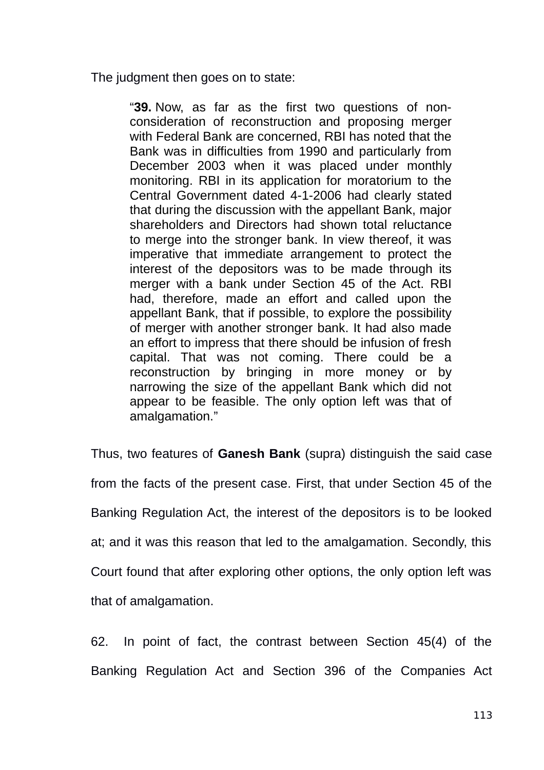The judgment then goes on to state:

> "**39.** Now, as far as the first two questions of non-consideration of reconstruction and proposing merger with Federal Bank are concerned, RBI has noted that the Bank was in difficulties from 1990 and particularly from December 2003 when it was placed under monthly monitoring. RBI in its application for moratorium to the Central Government dated 4-1-2006 had clearly stated that during the discussion with the appellant Bank, major shareholders and Directors had shown total reluctance to merge into the stronger bank. In view thereof, it was imperative that immediate arrangement to protect the interest of the depositors was to be made through its merger with a bank under Section 45 of the Act. RBI had, therefore, made an effort and called upon the appellant Bank, that if possible, to explore the possibility of merger with another stronger bank. It had also made an effort to impress that there should be infusion of fresh capital. That was not coming. There could be a reconstruction by bringing in more money or by narrowing the size of the appellant Bank which did not appear to be feasible. The only option left was that of amalgamation."

Thus, two features of **Ganesh Bank** (supra) distinguish the said case from the facts of the present case. First, that under Section 45 of the Banking Regulation Act, the interest of the depositors is to be looked at; and it was this reason that led to the amalgamation. Secondly, this Court found that after exploring other options, the only option left was that of amalgamation.

62. In point of fact, the contrast between Section 45(4) of the Banking Regulation Act and Section 396 of the Companies Act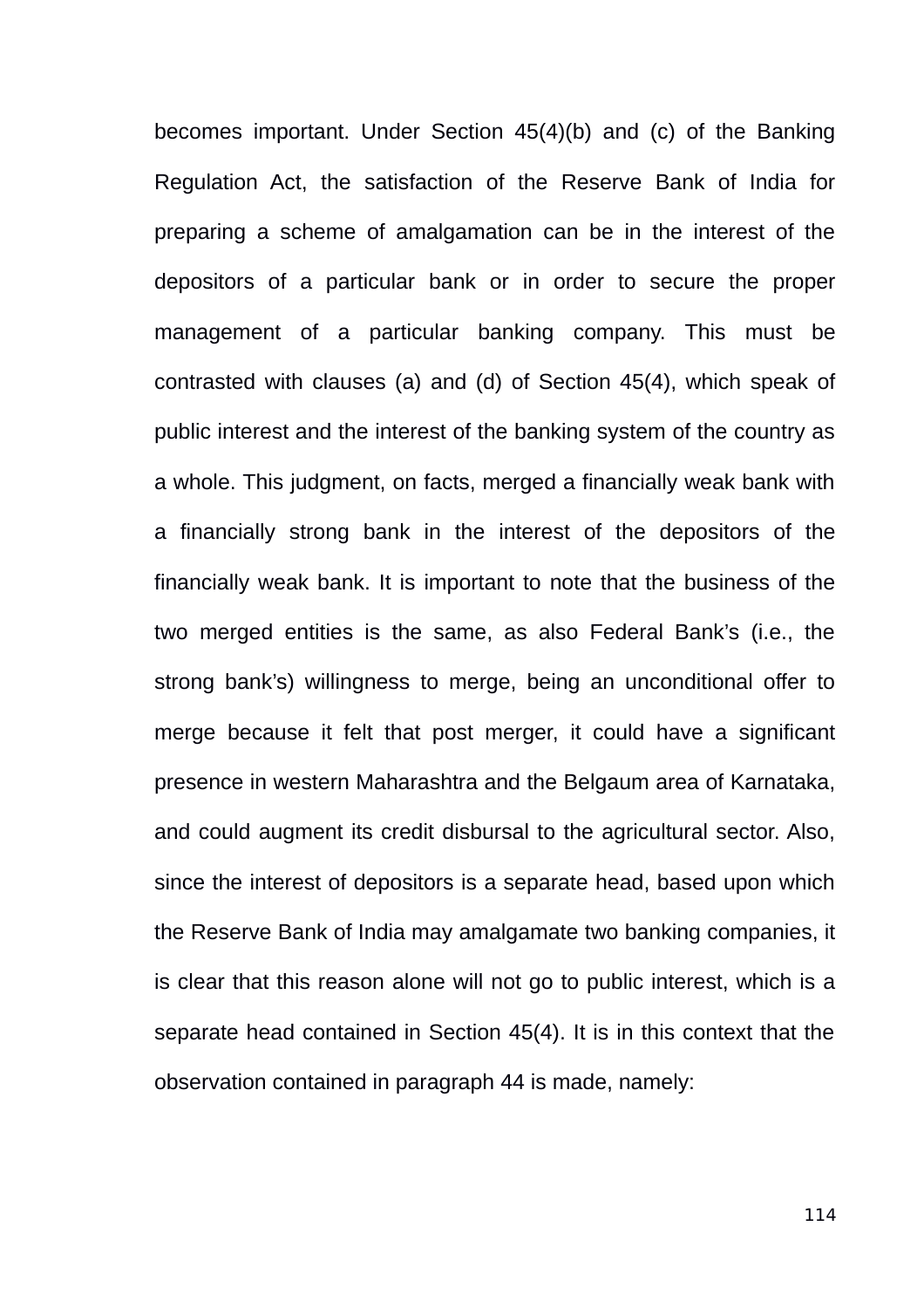becomes important. Under Section 45(4)(b) and (c) of the Banking Regulation Act, the satisfaction of the Reserve Bank of India for preparing a scheme of amalgamation can be in the interest of the depositors of a particular bank or in order to secure the proper management of a particular banking company. This must be contrasted with clauses (a) and (d) of Section 45(4), which speak of public interest and the interest of the banking system of the country as a whole. This judgment, on facts, merged a financially weak bank with a financially strong bank in the interest of the depositors of the financially weak bank. It is important to note that the business of the two merged entities is the same, as also Federal Bank's (i.e., the strong bank's) willingness to merge, being an unconditional offer to merge because it felt that post merger, it could have a significant presence in western Maharashtra and the Belgaum area of Karnataka, and could augment its credit disbursal to the agricultural sector. Also, since the interest of depositors is a separate head, based upon which the Reserve Bank of India may amalgamate two banking companies, it is clear that this reason alone will not go to public interest, which is a separate head contained in Section 45(4). It is in this context that the observation contained in paragraph 44 is made, namely: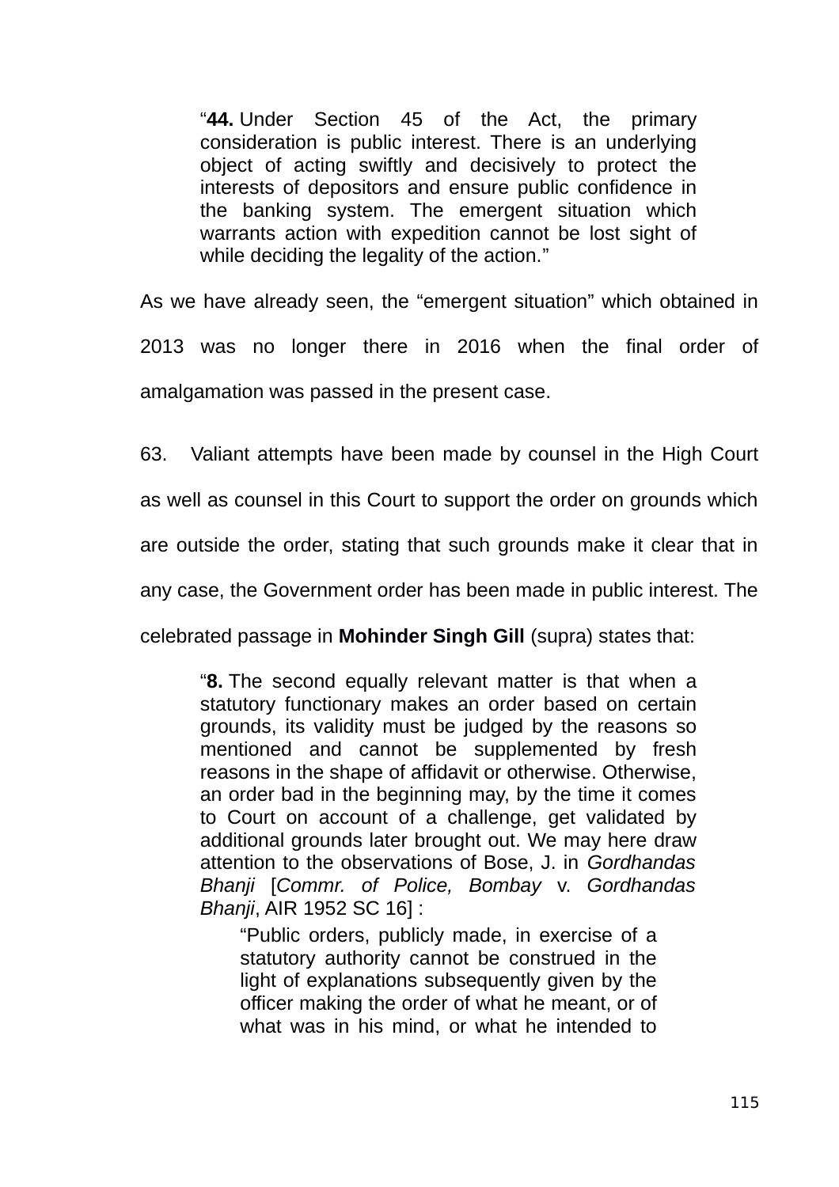> "**44.** Under Section 45 of the Act, the primary consideration is public interest. There is an underlying object of acting swiftly and decisively to protect the interests of depositors and ensure public confidence in the banking system. The emergent situation which warrants action with expedition cannot be lost sight of while deciding the legality of the action."

As we have already seen, the "emergent situation" which obtained in 2013 was no longer there in 2016 when the final order of amalgamation was passed in the present case.

63. Valiant attempts have been made by counsel in the High Court as well as counsel in this Court to support the order on grounds which are outside the order, stating that such grounds make it clear that in any case, the Government order has been made in public interest. The celebrated passage in **Mohinder Singh Gill** (supra) states that:

> "**8.** The second equally relevant matter is that when a statutory functionary makes an order based on certain grounds, its validity must be judged by the reasons so mentioned and cannot be supplemented by fresh reasons in the shape of affidavit or otherwise. Otherwise, an order bad in the beginning may, by the time it comes to Court on account of a challenge, get validated by additional grounds later brought out. We may here draw attention to the observations of Bose, J. in *Gordhandas Bhanji* [*Commr. of Police, Bombay* v. *Gordhandas Bhanji*, AIR 1952 SC 16] :
>
> > "Public orders, publicly made, in exercise of a statutory authority cannot be construed in the light of explanations subsequently given by the officer making the order of what he meant, or of what was in his mind, or what he intended to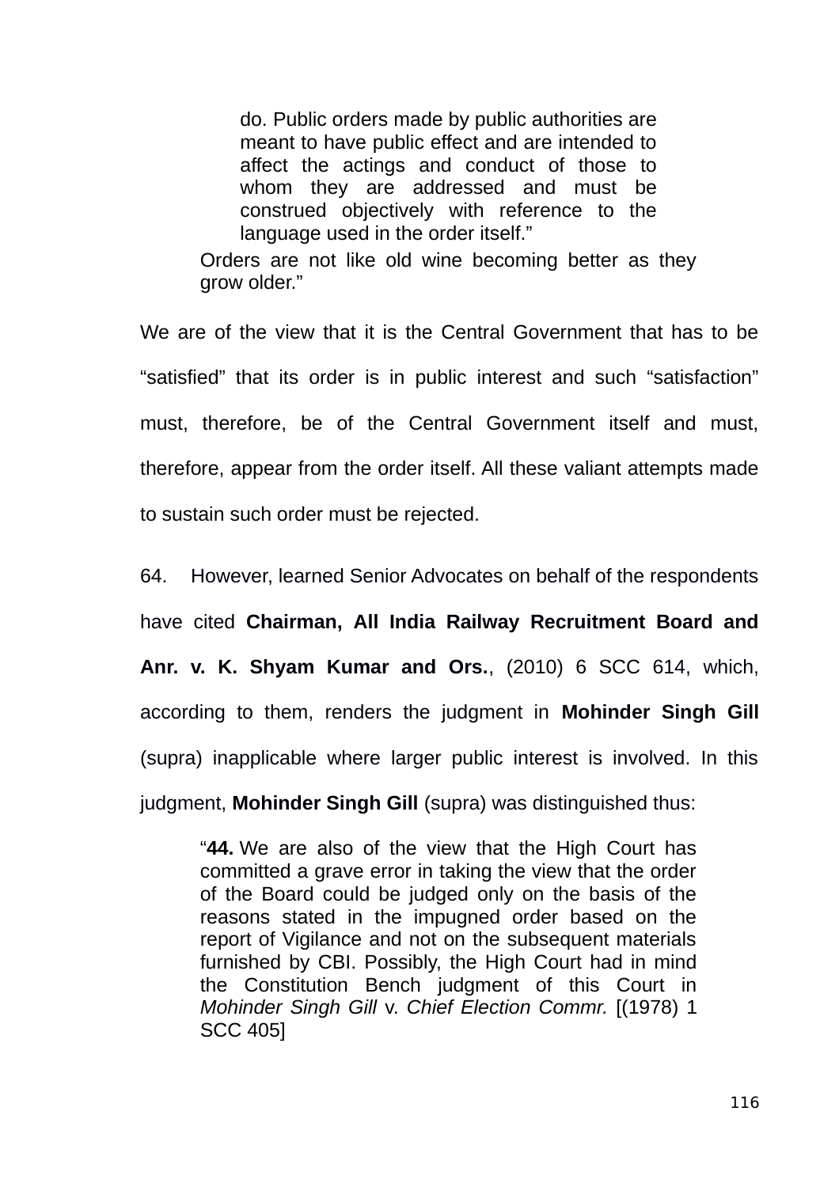> do. Public orders made by public authorities are meant to have public effect and are intended to affect the actings and conduct of those to whom they are addressed and must be construed objectively with reference to the language used in the order itself."
>
> Orders are not like old wine becoming better as they grow older."

We are of the view that it is the Central Government that has to be "satisfied" that its order is in public interest and such "satisfaction" must, therefore, be of the Central Government itself and must, therefore, appear from the order itself. All these valiant attempts made to sustain such order must be rejected.

64. However, learned Senior Advocates on behalf of the respondents have cited **Chairman, All India Railway Recruitment Board and Anr. v. K. Shyam Kumar and Ors.**, (2010) 6 SCC 614, which, according to them, renders the judgment in **Mohinder Singh Gill** (supra) inapplicable where larger public interest is involved. In this judgment, **Mohinder Singh Gill** (supra) was distinguished thus:

> "**44.** We are also of the view that the High Court has committed a grave error in taking the view that the order of the Board could be judged only on the basis of the reasons stated in the impugned order based on the report of Vigilance and not on the subsequent materials furnished by CBI. Possibly, the High Court had in mind the Constitution Bench judgment of this Court in *Mohinder Singh Gill* v. *Chief Election Commr.* [(1978) 1 SCC 405]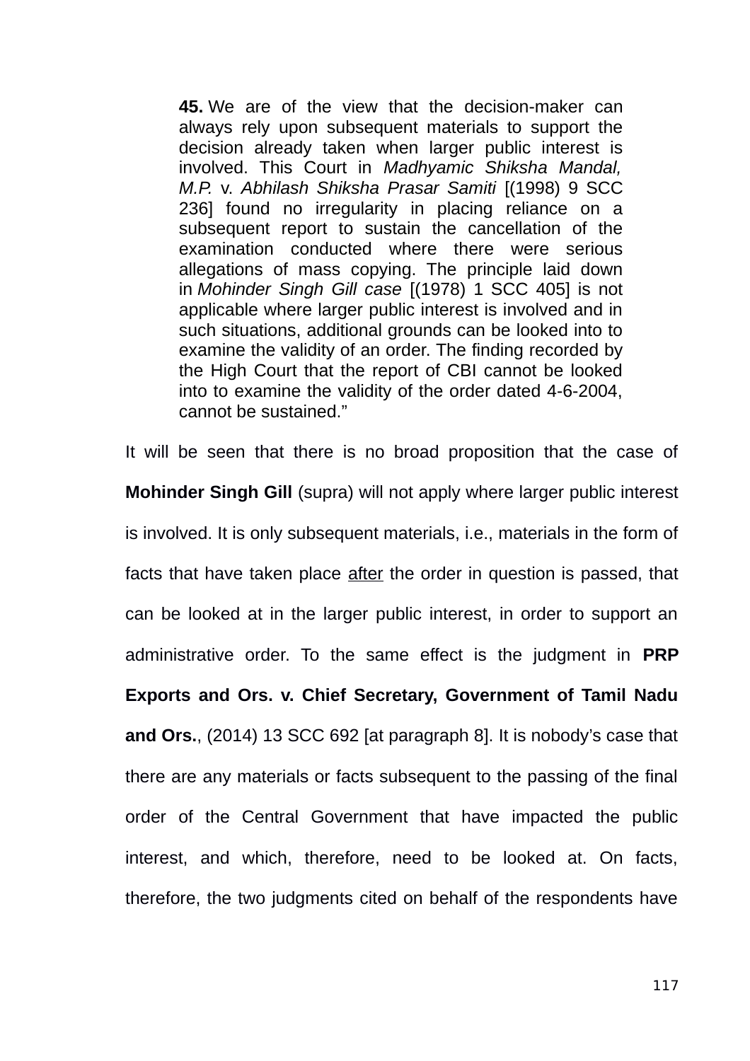> **45.** We are of the view that the decision-maker can always rely upon subsequent materials to support the decision already taken when larger public interest is involved. This Court in *Madhyamic Shiksha Mandal, M.P.* v. *Abhilash Shiksha Prasar Samiti* [(1998) 9 SCC 236] found no irregularity in placing reliance on a subsequent report to sustain the cancellation of the examination conducted where there were serious allegations of mass copying. The principle laid down in *Mohinder Singh Gill case* [(1978) 1 SCC 405] is not applicable where larger public interest is involved and in such situations, additional grounds can be looked into to examine the validity of an order. The finding recorded by the High Court that the report of CBI cannot be looked into to examine the validity of the order dated 4-6-2004, cannot be sustained."

It will be seen that there is no broad proposition that the case of **Mohinder Singh Gill** (supra) will not apply where larger public interest is involved. It is only subsequent materials, i.e., materials in the form of facts that have taken place <u>after</u> the order in question is passed, that can be looked at in the larger public interest, in order to support an administrative order. To the same effect is the judgment in **PRP Exports and Ors. v. Chief Secretary, Government of Tamil Nadu and Ors.**, (2014) 13 SCC 692 [at paragraph 8]. It is nobody's case that there are any materials or facts subsequent to the passing of the final order of the Central Government that have impacted the public interest, and which, therefore, need to be looked at. On facts, therefore, the two judgments cited on behalf of the respondents have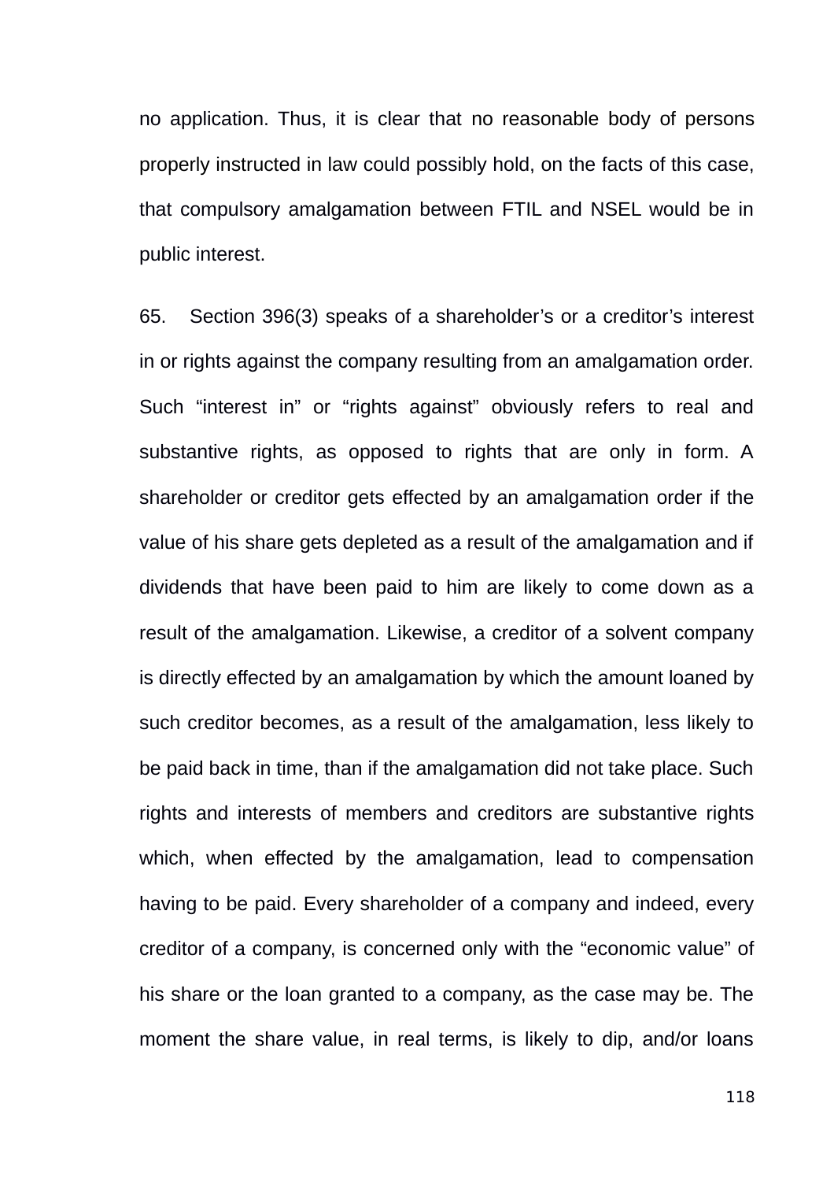no application. Thus, it is clear that no reasonable body of persons properly instructed in law could possibly hold, on the facts of this case, that compulsory amalgamation between FTIL and NSEL would be in public interest.

65. Section 396(3) speaks of a shareholder's or a creditor's interest in or rights against the company resulting from an amalgamation order. Such "interest in" or "rights against" obviously refers to real and substantive rights, as opposed to rights that are only in form. A shareholder or creditor gets effected by an amalgamation order if the value of his share gets depleted as a result of the amalgamation and if dividends that have been paid to him are likely to come down as a result of the amalgamation. Likewise, a creditor of a solvent company is directly effected by an amalgamation by which the amount loaned by such creditor becomes, as a result of the amalgamation, less likely to be paid back in time, than if the amalgamation did not take place. Such rights and interests of members and creditors are substantive rights which, when effected by the amalgamation, lead to compensation having to be paid. Every shareholder of a company and indeed, every creditor of a company, is concerned only with the "economic value" of his share or the loan granted to a company, as the case may be. The moment the share value, in real terms, is likely to dip, and/or loans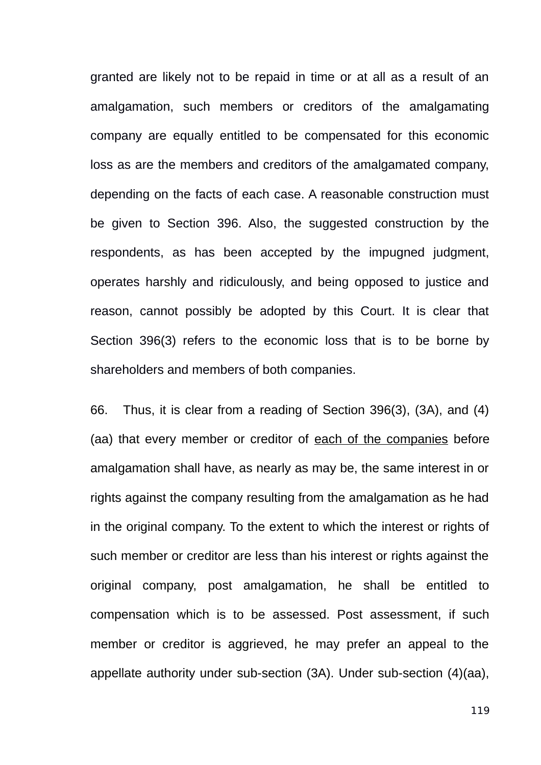granted are likely not to be repaid in time or at all as a result of an amalgamation, such members or creditors of the amalgamating company are equally entitled to be compensated for this economic loss as are the members and creditors of the amalgamated company, depending on the facts of each case. A reasonable construction must be given to Section 396. Also, the suggested construction by the respondents, as has been accepted by the impugned judgment, operates harshly and ridiculously, and being opposed to justice and reason, cannot possibly be adopted by this Court. It is clear that Section 396(3) refers to the economic loss that is to be borne by shareholders and members of both companies.

66. Thus, it is clear from a reading of Section 396(3), (3A), and (4)(aa) that every member or creditor of <u>each of the companies</u> before amalgamation shall have, as nearly as may be, the same interest in or rights against the company resulting from the amalgamation as he had in the original company. To the extent to which the interest or rights of such member or creditor are less than his interest or rights against the original company, post amalgamation, he shall be entitled to compensation which is to be assessed. Post assessment, if such member or creditor is aggrieved, he may prefer an appeal to the appellate authority under sub-section (3A). Under sub-section (4)(aa),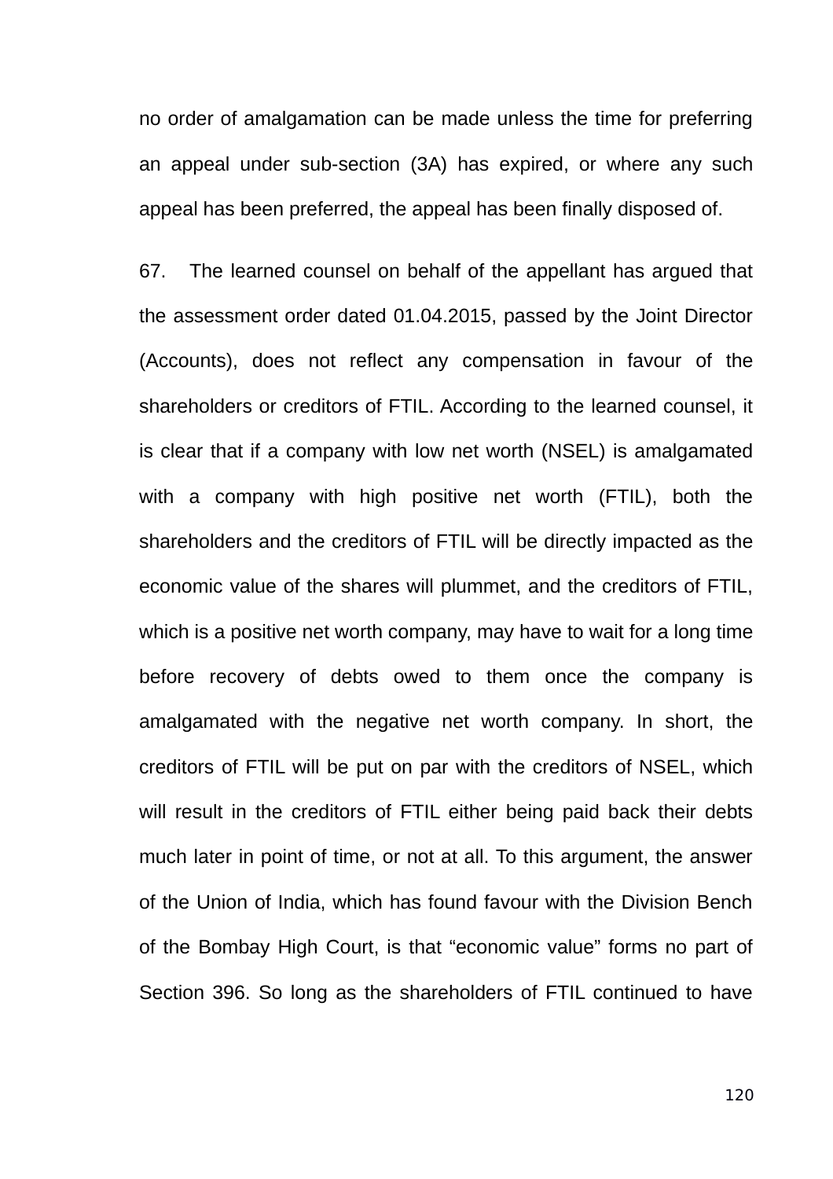no order of amalgamation can be made unless the time for preferring an appeal under sub-section (3A) has expired, or where any such appeal has been preferred, the appeal has been finally disposed of.

67. The learned counsel on behalf of the appellant has argued that the assessment order dated 01.04.2015, passed by the Joint Director (Accounts), does not reflect any compensation in favour of the shareholders or creditors of FTIL. According to the learned counsel, it is clear that if a company with low net worth (NSEL) is amalgamated with a company with high positive net worth (FTIL), both the shareholders and the creditors of FTIL will be directly impacted as the economic value of the shares will plummet, and the creditors of FTIL, which is a positive net worth company, may have to wait for a long time before recovery of debts owed to them once the company is amalgamated with the negative net worth company. In short, the creditors of FTIL will be put on par with the creditors of NSEL, which will result in the creditors of FTIL either being paid back their debts much later in point of time, or not at all. To this argument, the answer of the Union of India, which has found favour with the Division Bench of the Bombay High Court, is that "economic value" forms no part of Section 396. So long as the shareholders of FTIL continued to have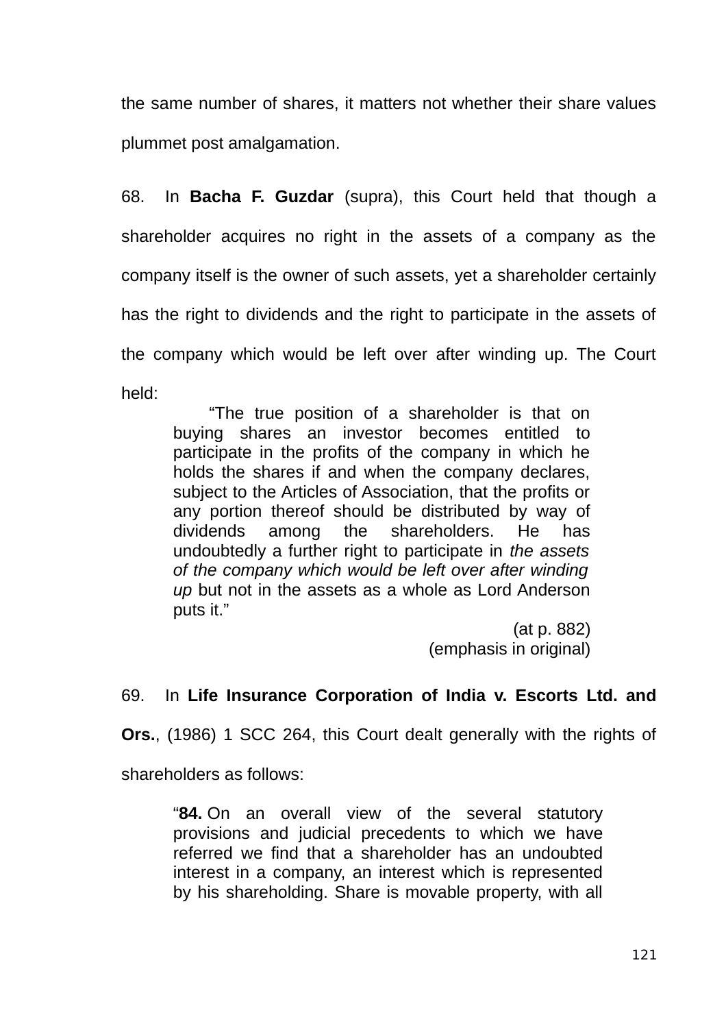the same number of shares, it matters not whether their share values plummet post amalgamation.

68. In **Bacha F. Guzdar** (supra), this Court held that though a shareholder acquires no right in the assets of a company as the company itself is the owner of such assets, yet a shareholder certainly has the right to dividends and the right to participate in the assets of the company which would be left over after winding up. The Court held:

> "The true position of a shareholder is that on buying shares an investor becomes entitled to participate in the profits of the company in which he holds the shares if and when the company declares, subject to the Articles of Association, that the profits or any portion thereof should be distributed by way of dividends among the shareholders. He has undoubtedly a further right to participate in *the assets of the company which would be left over after winding up* but not in the assets as a whole as Lord Anderson puts it."
>
> (at p. 882)
> (emphasis in original)

69. In **Life Insurance Corporation of India v. Escorts Ltd. and Ors.**, (1986) 1 SCC 264, this Court dealt generally with the rights of shareholders as follows:

> "**84.** On an overall view of the several statutory provisions and judicial precedents to which we have referred we find that a shareholder has an undoubted interest in a company, an interest which is represented by his shareholding. Share is movable property, with all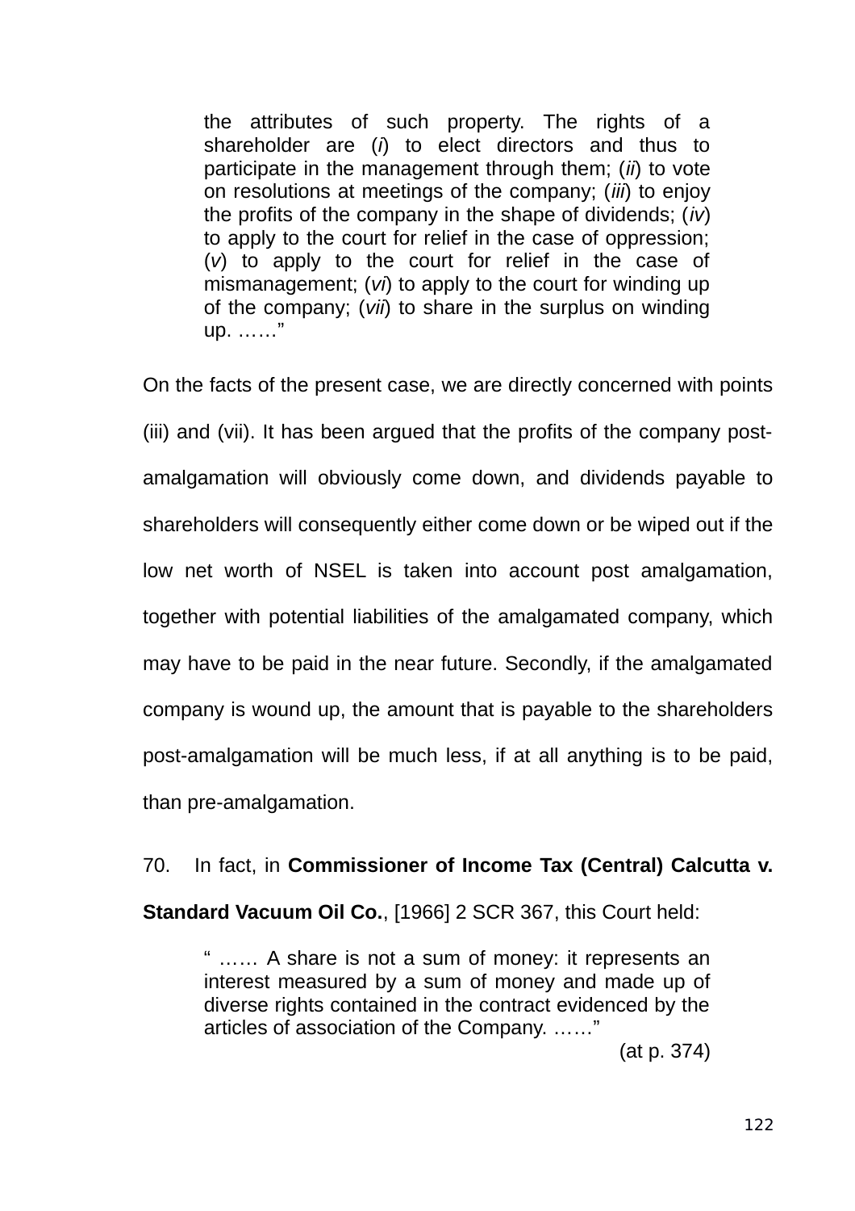> the attributes of such property. The rights of a shareholder are (*i*) to elect directors and thus to participate in the management through them; (*ii*) to vote on resolutions at meetings of the company; (*iii*) to enjoy the profits of the company in the shape of dividends; (*iv*) to apply to the court for relief in the case of oppression; (*v*) to apply to the court for relief in the case of mismanagement; (*vi*) to apply to the court for winding up of the company; (*vii*) to share in the surplus on winding up. ……"

On the facts of the present case, we are directly concerned with points (iii) and (vii). It has been argued that the profits of the company post-amalgamation will obviously come down, and dividends payable to shareholders will consequently either come down or be wiped out if the low net worth of NSEL is taken into account post amalgamation, together with potential liabilities of the amalgamated company, which may have to be paid in the near future. Secondly, if the amalgamated company is wound up, the amount that is payable to the shareholders post-amalgamation will be much less, if at all anything is to be paid, than pre-amalgamation.

70. In fact, in **Commissioner of Income Tax (Central) Calcutta v. Standard Vacuum Oil Co.**, [1966] 2 SCR 367, this Court held:

> " …… A share is not a sum of money: it represents an interest measured by a sum of money and made up of diverse rights contained in the contract evidenced by the articles of association of the Company. ……"
>
> (at p. 374)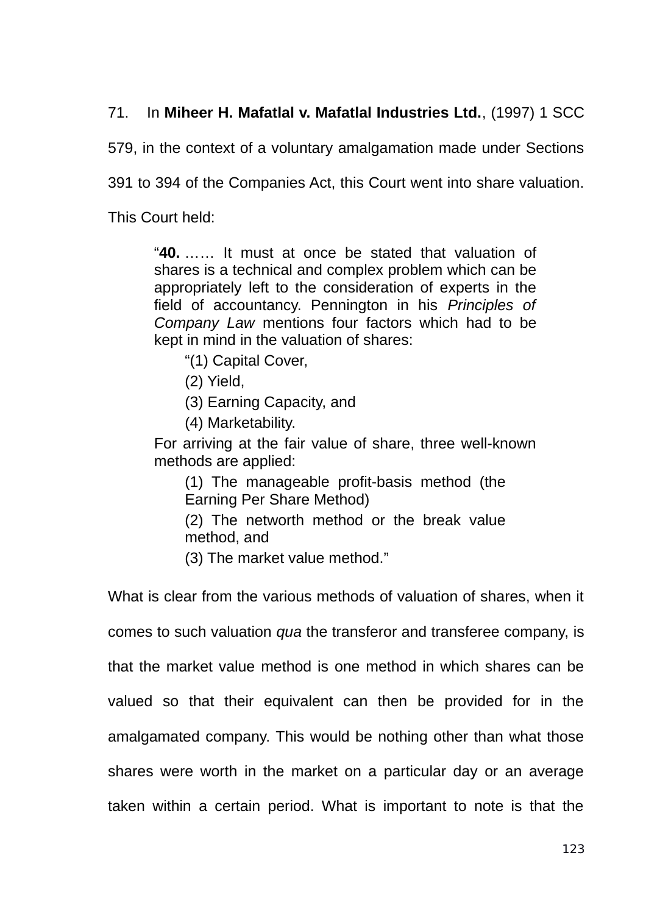71. In **Miheer H. Mafatlal v. Mafatlal Industries Ltd.**, (1997) 1 SCC 579, in the context of a voluntary amalgamation made under Sections 391 to 394 of the Companies Act, this Court went into share valuation. This Court held:

> "**40.** …… It must at once be stated that valuation of shares is a technical and complex problem which can be appropriately left to the consideration of experts in the field of accountancy. Pennington in his *Principles of Company Law* mentions four factors which had to be kept in mind in the valuation of shares:
>
> > "(1) Capital Cover,
> >
> > (2) Yield,
> >
> > (3) Earning Capacity, and
> >
> > (4) Marketability.
>
> For arriving at the fair value of share, three well-known methods are applied:
>
> > (1) The manageable profit-basis method (the Earning Per Share Method)
> >
> > (2) The networth method or the break value method, and
> >
> > (3) The market value method."

What is clear from the various methods of valuation of shares, when it comes to such valuation *qua* the transferor and transferee company, is that the market value method is one method in which shares can be valued so that their equivalent can then be provided for in the amalgamated company. This would be nothing other than what those shares were worth in the market on a particular day or an average taken within a certain period. What is important to note is that the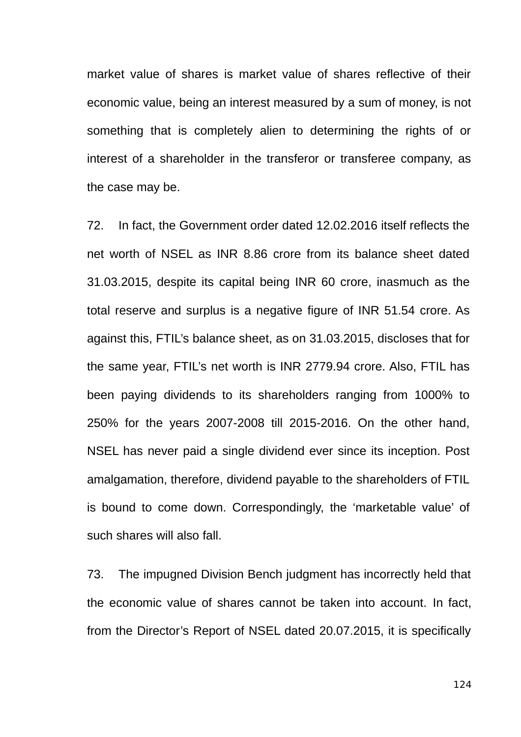market value of shares is market value of shares reflective of their economic value, being an interest measured by a sum of money, is not something that is completely alien to determining the rights of or interest of a shareholder in the transferor or transferee company, as the case may be.

72. In fact, the Government order dated 12.02.2016 itself reflects the net worth of NSEL as INR 8.86 crore from its balance sheet dated 31.03.2015, despite its capital being INR 60 crore, inasmuch as the total reserve and surplus is a negative figure of INR 51.54 crore. As against this, FTIL's balance sheet, as on 31.03.2015, discloses that for the same year, FTIL's net worth is INR 2779.94 crore. Also, FTIL has been paying dividends to its shareholders ranging from 1000% to 250% for the years 2007-2008 till 2015-2016. On the other hand, NSEL has never paid a single dividend ever since its inception. Post amalgamation, therefore, dividend payable to the shareholders of FTIL is bound to come down. Correspondingly, the 'marketable value' of such shares will also fall.

73. The impugned Division Bench judgment has incorrectly held that the economic value of shares cannot be taken into account. In fact, from the Director's Report of NSEL dated 20.07.2015, it is specifically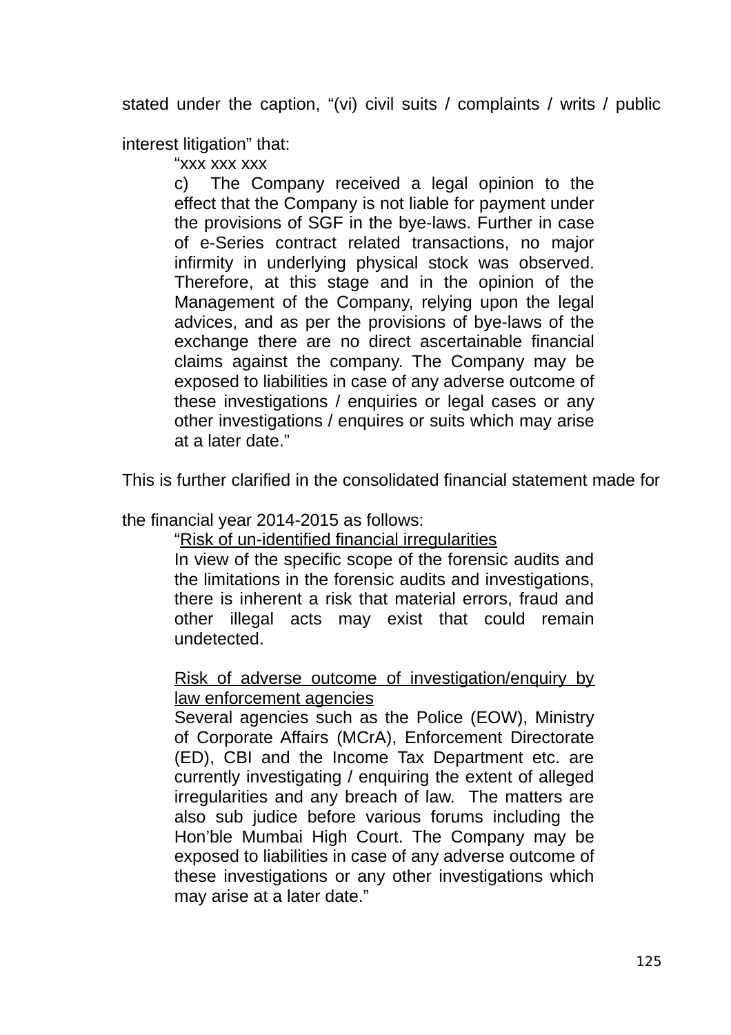stated under the caption, "(vi) civil suits / complaints / writs / public interest litigation" that:

> "xxx xxx xxx
>
> c) The Company received a legal opinion to the effect that the Company is not liable for payment under the provisions of SGF in the bye-laws. Further in case of e-Series contract related transactions, no major infirmity in underlying physical stock was observed. Therefore, at this stage and in the opinion of the Management of the Company, relying upon the legal advices, and as per the provisions of bye-laws of the exchange there are no direct ascertainable financial claims against the company. The Company may be exposed to liabilities in case of any adverse outcome of these investigations / enquiries or legal cases or any other investigations / enquires or suits which may arise at a later date."

This is further clarified in the consolidated financial statement made for the financial year 2014-2015 as follows:

> "<u>Risk of un-identified financial irregularities</u>
>
> In view of the specific scope of the forensic audits and the limitations in the forensic audits and investigations, there is inherent a risk that material errors, fraud and other illegal acts may exist that could remain undetected.
>
> <u>Risk of adverse outcome of investigation/enquiry by law enforcement agencies</u>
>
> Several agencies such as the Police (EOW), Ministry of Corporate Affairs (MCrA), Enforcement Directorate (ED), CBI and the Income Tax Department etc. are currently investigating / enquiring the extent of alleged irregularities and any breach of law. The matters are also sub judice before various forums including the Hon'ble Mumbai High Court. The Company may be exposed to liabilities in case of any adverse outcome of these investigations or any other investigations which may arise at a later date."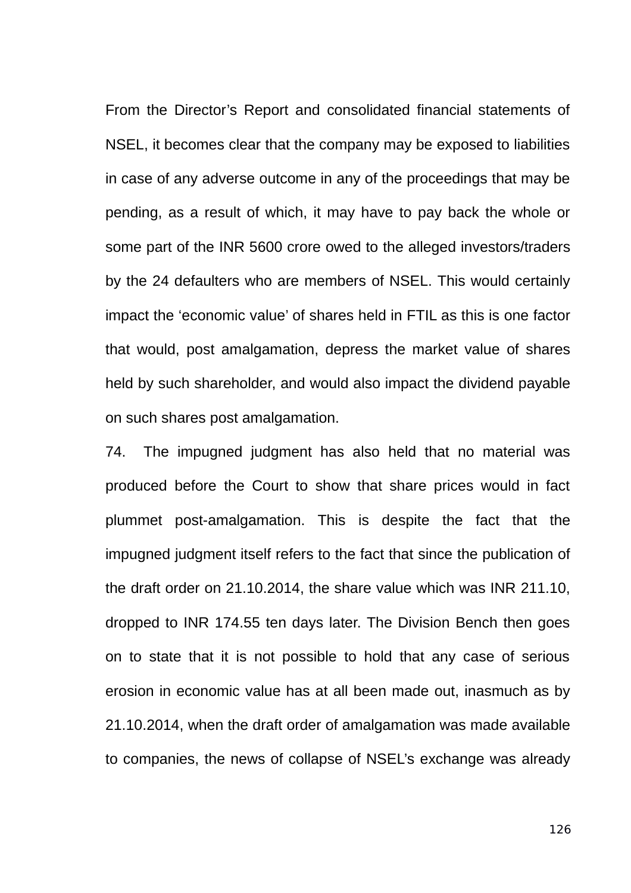From the Director's Report and consolidated financial statements of NSEL, it becomes clear that the company may be exposed to liabilities in case of any adverse outcome in any of the proceedings that may be pending, as a result of which, it may have to pay back the whole or some part of the INR 5600 crore owed to the alleged investors/traders by the 24 defaulters who are members of NSEL. This would certainly impact the 'economic value' of shares held in FTIL as this is one factor that would, post amalgamation, depress the market value of shares held by such shareholder, and would also impact the dividend payable on such shares post amalgamation.

74. The impugned judgment has also held that no material was produced before the Court to show that share prices would in fact plummet post-amalgamation. This is despite the fact that the impugned judgment itself refers to the fact that since the publication of the draft order on 21.10.2014, the share value which was INR 211.10, dropped to INR 174.55 ten days later. The Division Bench then goes on to state that it is not possible to hold that any case of serious erosion in economic value has at all been made out, inasmuch as by 21.10.2014, when the draft order of amalgamation was made available to companies, the news of collapse of NSEL's exchange was already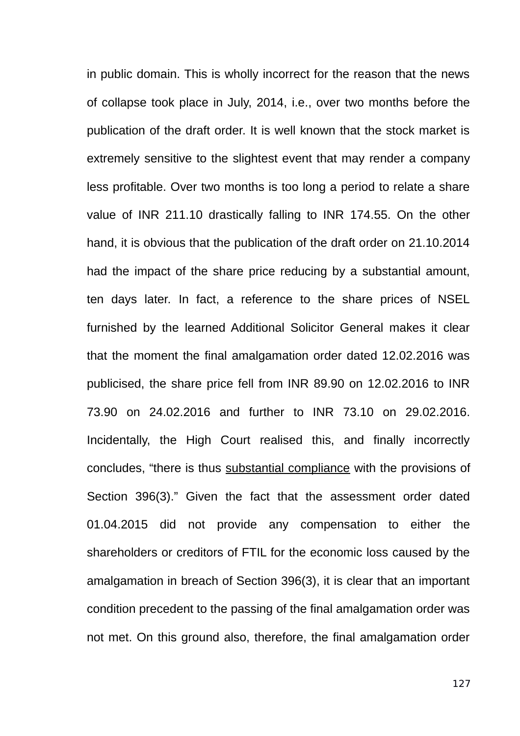in public domain. This is wholly incorrect for the reason that the news of collapse took place in July, 2014, i.e., over two months before the publication of the draft order. It is well known that the stock market is extremely sensitive to the slightest event that may render a company less profitable. Over two months is too long a period to relate a share value of INR 211.10 drastically falling to INR 174.55. On the other hand, it is obvious that the publication of the draft order on 21.10.2014 had the impact of the share price reducing by a substantial amount, ten days later. In fact, a reference to the share prices of NSEL furnished by the learned Additional Solicitor General makes it clear that the moment the final amalgamation order dated 12.02.2016 was publicised, the share price fell from INR 89.90 on 12.02.2016 to INR 73.90 on 24.02.2016 and further to INR 73.10 on 29.02.2016. Incidentally, the High Court realised this, and finally incorrectly concludes, "there is thus <u>substantial compliance</u> with the provisions of Section 396(3)." Given the fact that the assessment order dated 01.04.2015 did not provide any compensation to either the shareholders or creditors of FTIL for the economic loss caused by the amalgamation in breach of Section 396(3), it is clear that an important condition precedent to the passing of the final amalgamation order was not met. On this ground also, therefore, the final amalgamation order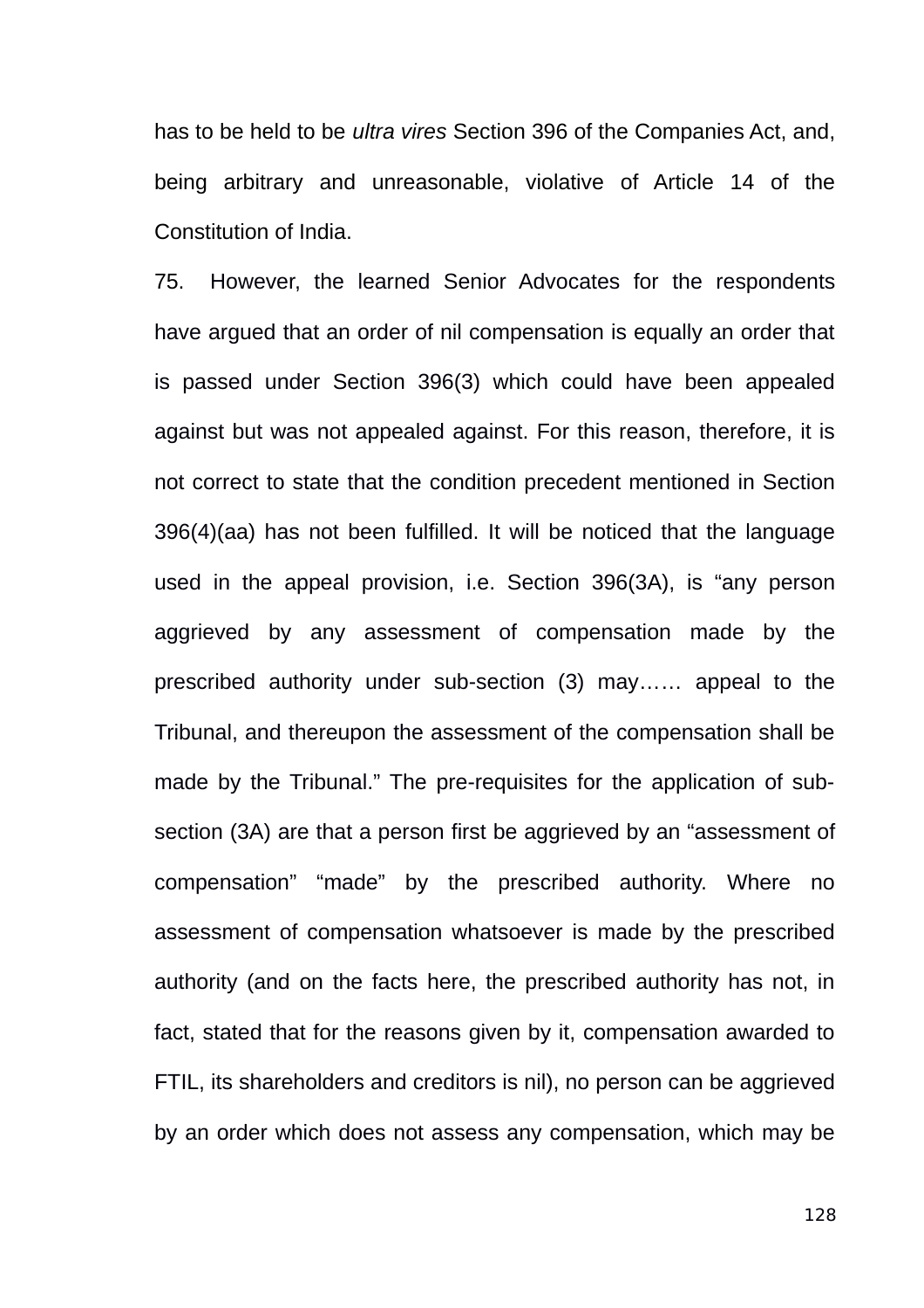has to be held to be *ultra vires* Section 396 of the Companies Act, and, being arbitrary and unreasonable, violative of Article 14 of the Constitution of India.

75. However, the learned Senior Advocates for the respondents have argued that an order of nil compensation is equally an order that is passed under Section 396(3) which could have been appealed against but was not appealed against. For this reason, therefore, it is not correct to state that the condition precedent mentioned in Section 396(4)(aa) has not been fulfilled. It will be noticed that the language used in the appeal provision, i.e. Section 396(3A), is "any person aggrieved by any assessment of compensation made by the prescribed authority under sub-section (3) may…… appeal to the Tribunal, and thereupon the assessment of the compensation shall be made by the Tribunal." The pre-requisites for the application of sub-section (3A) are that a person first be aggrieved by an "assessment of compensation" "made" by the prescribed authority. Where no assessment of compensation whatsoever is made by the prescribed authority (and on the facts here, the prescribed authority has not, in fact, stated that for the reasons given by it, compensation awarded to FTIL, its shareholders and creditors is nil), no person can be aggrieved by an order which does not assess any compensation, which may be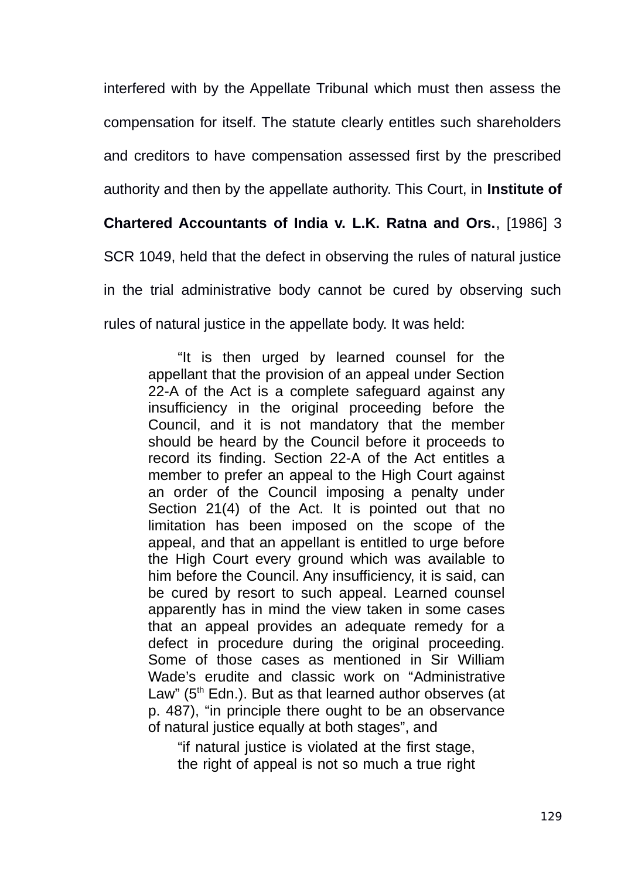interfered with by the Appellate Tribunal which must then assess the compensation for itself. The statute clearly entitles such shareholders and creditors to have compensation assessed first by the prescribed authority and then by the appellate authority. This Court, in **Institute of Chartered Accountants of India v. L.K. Ratna and Ors.**, [1986] 3 SCR 1049, held that the defect in observing the rules of natural justice in the trial administrative body cannot be cured by observing such rules of natural justice in the appellate body. It was held:

> "It is then urged by learned counsel for the appellant that the provision of an appeal under Section 22-A of the Act is a complete safeguard against any insufficiency in the original proceeding before the Council, and it is not mandatory that the member should be heard by the Council before it proceeds to record its finding. Section 22-A of the Act entitles a member to prefer an appeal to the High Court against an order of the Council imposing a penalty under Section 21(4) of the Act. It is pointed out that no limitation has been imposed on the scope of the appeal, and that an appellant is entitled to urge before the High Court every ground which was available to him before the Council. Any insufficiency, it is said, can be cured by resort to such appeal. Learned counsel apparently has in mind the view taken in some cases that an appeal provides an adequate remedy for a defect in procedure during the original proceeding. Some of those cases as mentioned in Sir William Wade's erudite and classic work on "Administrative Law" (5th Edn.). But as that learned author observes (at p. 487), "in principle there ought to be an observance of natural justice equally at both stages", and
>
> > "if natural justice is violated at the first stage, the right of appeal is not so much a true right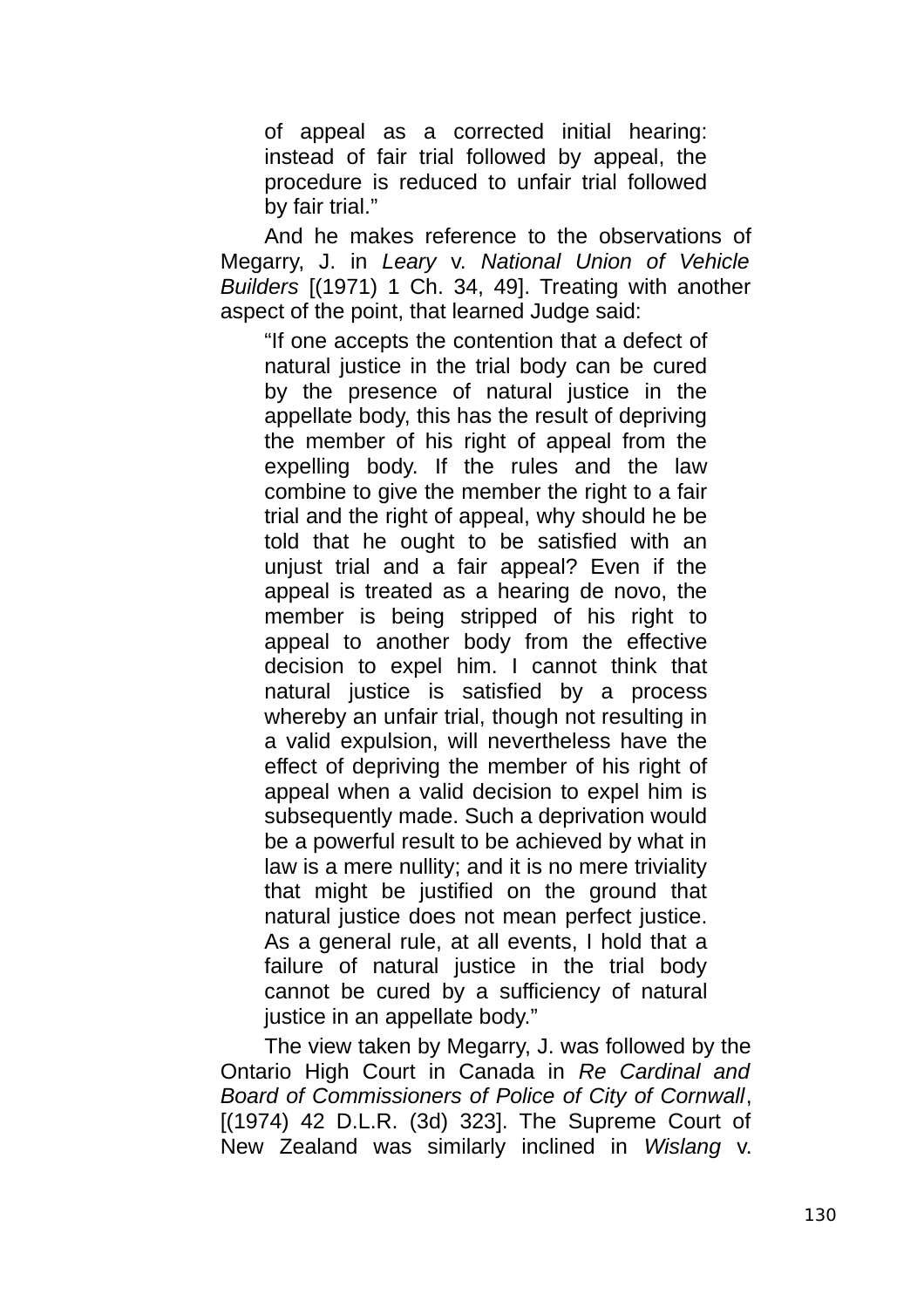> of appeal as a corrected initial hearing: instead of fair trial followed by appeal, the procedure is reduced to unfair trial followed by fair trial."

And he makes reference to the observations of Megarry, J. in *Leary* v. *National Union of Vehicle Builders* [(1971) 1 Ch. 34, 49]. Treating with another aspect of the point, that learned Judge said:

> "If one accepts the contention that a defect of natural justice in the trial body can be cured by the presence of natural justice in the appellate body, this has the result of depriving the member of his right of appeal from the expelling body. If the rules and the law combine to give the member the right to a fair trial and the right of appeal, why should he be told that he ought to be satisfied with an unjust trial and a fair appeal? Even if the appeal is treated as a hearing de novo, the member is being stripped of his right to appeal to another body from the effective decision to expel him. I cannot think that natural justice is satisfied by a process whereby an unfair trial, though not resulting in a valid expulsion, will nevertheless have the effect of depriving the member of his right of appeal when a valid decision to expel him is subsequently made. Such a deprivation would be a powerful result to be achieved by what in law is a mere nullity; and it is no mere triviality that might be justified on the ground that natural justice does not mean perfect justice. As a general rule, at all events, I hold that a failure of natural justice in the trial body cannot be cured by a sufficiency of natural justice in an appellate body."

The view taken by Megarry, J. was followed by the Ontario High Court in Canada in *Re Cardinal and Board of Commissioners of Police of City of Cornwall*, [(1974) 42 D.L.R. (3d) 323]. The Supreme Court of New Zealand was similarly inclined in *Wislang* v.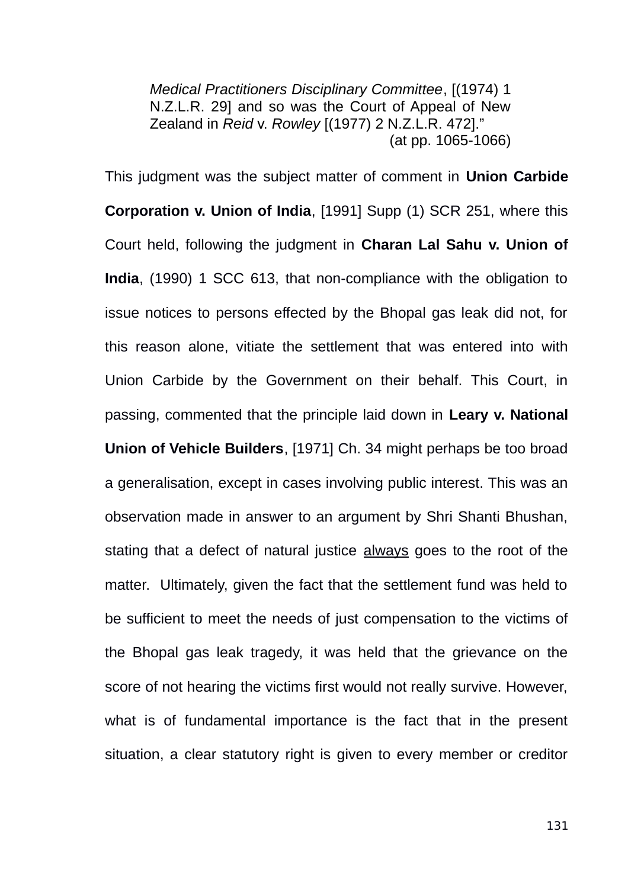> *Medical Practitioners Disciplinary Committee*, [(1974) 1 N.Z.L.R. 29] and so was the Court of Appeal of New Zealand in *Reid* v. *Rowley* [(1977) 2 N.Z.L.R. 472]."
>
> (at pp. 1065-1066)

This judgment was the subject matter of comment in **Union Carbide Corporation v. Union of India**, [1991] Supp (1) SCR 251, where this Court held, following the judgment in **Charan Lal Sahu v. Union of India**, (1990) 1 SCC 613, that non-compliance with the obligation to issue notices to persons effected by the Bhopal gas leak did not, for this reason alone, vitiate the settlement that was entered into with Union Carbide by the Government on their behalf. This Court, in passing, commented that the principle laid down in **Leary v. National Union of Vehicle Builders**, [1971] Ch. 34 might perhaps be too broad a generalisation, except in cases involving public interest. This was an observation made in answer to an argument by Shri Shanti Bhushan, stating that a defect of natural justice <u>always</u> goes to the root of the matter. Ultimately, given the fact that the settlement fund was held to be sufficient to meet the needs of just compensation to the victims of the Bhopal gas leak tragedy, it was held that the grievance on the score of not hearing the victims first would not really survive. However, what is of fundamental importance is the fact that in the present situation, a clear statutory right is given to every member or creditor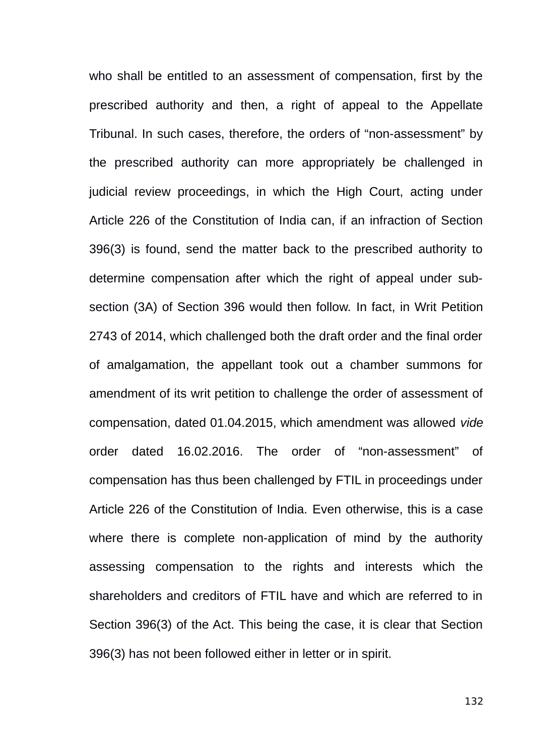who shall be entitled to an assessment of compensation, first by the prescribed authority and then, a right of appeal to the Appellate Tribunal. In such cases, therefore, the orders of "non-assessment" by the prescribed authority can more appropriately be challenged in judicial review proceedings, in which the High Court, acting under Article 226 of the Constitution of India can, if an infraction of Section 396(3) is found, send the matter back to the prescribed authority to determine compensation after which the right of appeal under sub-section (3A) of Section 396 would then follow. In fact, in Writ Petition 2743 of 2014, which challenged both the draft order and the final order of amalgamation, the appellant took out a chamber summons for amendment of its writ petition to challenge the order of assessment of compensation, dated 01.04.2015, which amendment was allowed *vide* order dated 16.02.2016. The order of "non-assessment" of compensation has thus been challenged by FTIL in proceedings under Article 226 of the Constitution of India. Even otherwise, this is a case where there is complete non-application of mind by the authority assessing compensation to the rights and interests which the shareholders and creditors of FTIL have and which are referred to in Section 396(3) of the Act. This being the case, it is clear that Section 396(3) has not been followed either in letter or in spirit.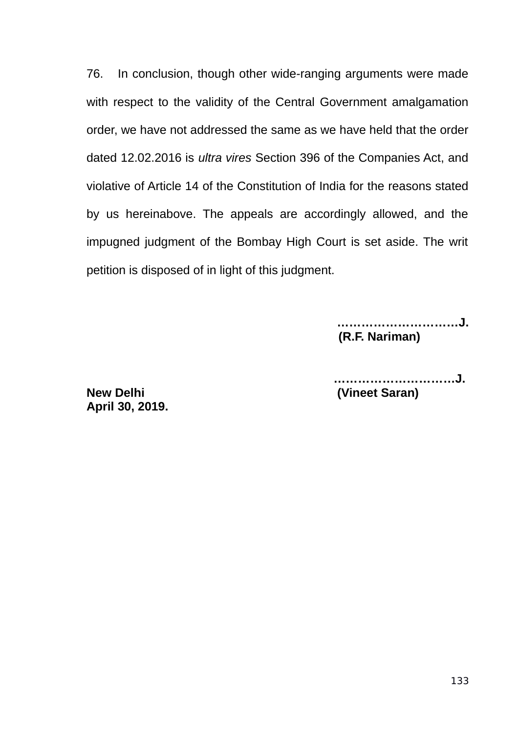76. In conclusion, though other wide-ranging arguments were made with respect to the validity of the Central Government amalgamation order, we have not addressed the same as we have held that the order dated 12.02.2016 is *ultra vires* Section 396 of the Companies Act, and violative of Article 14 of the Constitution of India for the reasons stated by us hereinabove. The appeals are accordingly allowed, and the impugned judgment of the Bombay High Court is set aside. The writ petition is disposed of in light of this judgment.

**…………………………J.**
**(R.F. Nariman)**

**…………………………J.**
**(Vineet Saran)**

**New Delhi**
**April 30, 2019.**